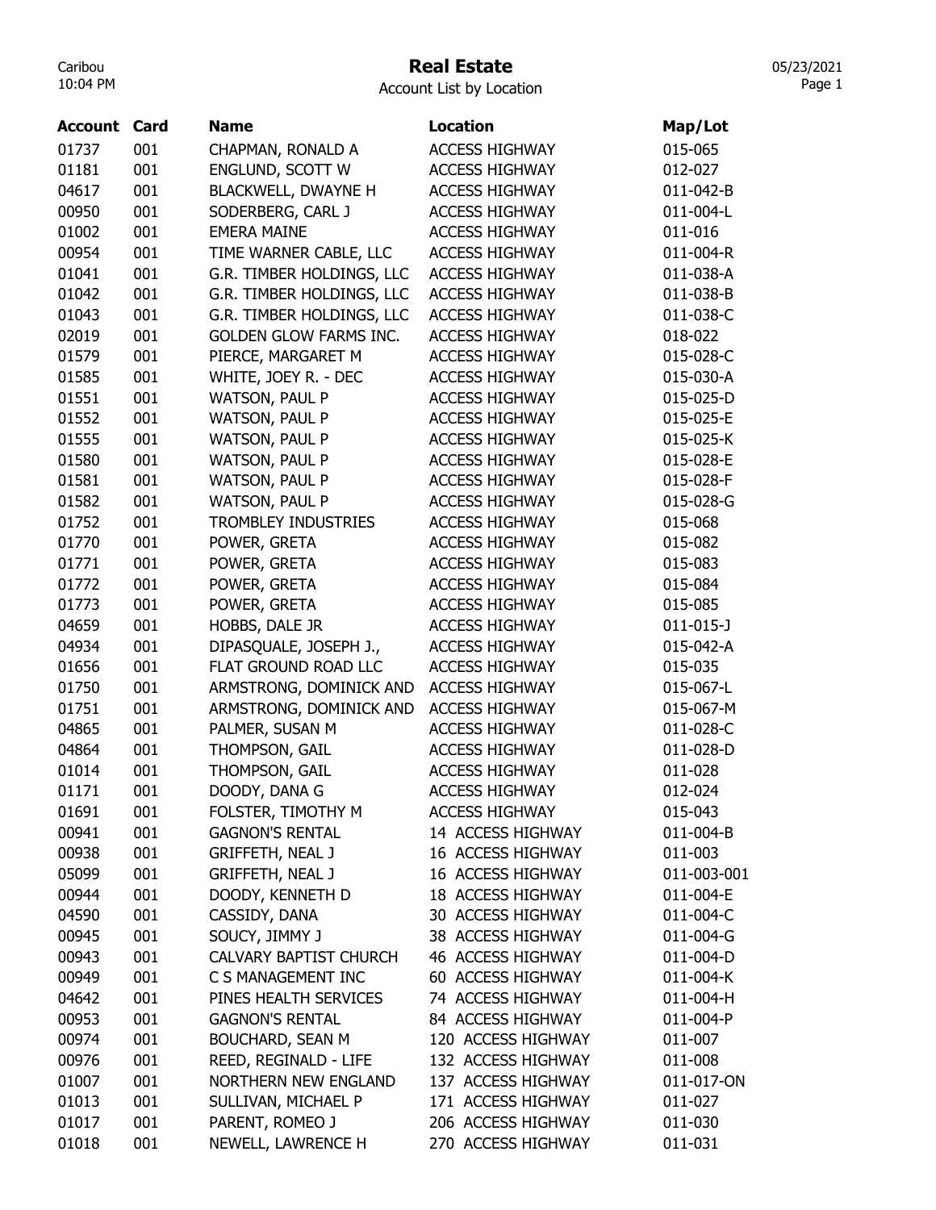# Real Estate

Account List by Location

| Account | Card | Name | Location | Map/Lot |
|---|---|---|---|---|
| 01737 | 001 | CHAPMAN, RONALD A | ACCESS HIGHWAY | 015-065 |
| 01181 | 001 | ENGLUND, SCOTT W | ACCESS HIGHWAY | 012-027 |
| 04617 | 001 | BLACKWELL, DWAYNE H | ACCESS HIGHWAY | 011-042-B |
| 00950 | 001 | SODERBERG, CARL J | ACCESS HIGHWAY | 011-004-L |
| 01002 | 001 | EMERA MAINE | ACCESS HIGHWAY | 011-016 |
| 00954 | 001 | TIME WARNER CABLE, LLC | ACCESS HIGHWAY | 011-004-R |
| 01041 | 001 | G.R. TIMBER HOLDINGS, LLC | ACCESS HIGHWAY | 011-038-A |
| 01042 | 001 | G.R. TIMBER HOLDINGS, LLC | ACCESS HIGHWAY | 011-038-B |
| 01043 | 001 | G.R. TIMBER HOLDINGS, LLC | ACCESS HIGHWAY | 011-038-C |
| 02019 | 001 | GOLDEN GLOW FARMS INC. | ACCESS HIGHWAY | 018-022 |
| 01579 | 001 | PIERCE, MARGARET M | ACCESS HIGHWAY | 015-028-C |
| 01585 | 001 | WHITE, JOEY R. - DEC | ACCESS HIGHWAY | 015-030-A |
| 01551 | 001 | WATSON, PAUL P | ACCESS HIGHWAY | 015-025-D |
| 01552 | 001 | WATSON, PAUL P | ACCESS HIGHWAY | 015-025-E |
| 01555 | 001 | WATSON, PAUL P | ACCESS HIGHWAY | 015-025-K |
| 01580 | 001 | WATSON, PAUL P | ACCESS HIGHWAY | 015-028-E |
| 01581 | 001 | WATSON, PAUL P | ACCESS HIGHWAY | 015-028-F |
| 01582 | 001 | WATSON, PAUL P | ACCESS HIGHWAY | 015-028-G |
| 01752 | 001 | TROMBLEY INDUSTRIES | ACCESS HIGHWAY | 015-068 |
| 01770 | 001 | POWER, GRETA | ACCESS HIGHWAY | 015-082 |
| 01771 | 001 | POWER, GRETA | ACCESS HIGHWAY | 015-083 |
| 01772 | 001 | POWER, GRETA | ACCESS HIGHWAY | 015-084 |
| 01773 | 001 | POWER, GRETA | ACCESS HIGHWAY | 015-085 |
| 04659 | 001 | HOBBS, DALE JR | ACCESS HIGHWAY | 011-015-J |
| 04934 | 001 | DIPASQUALE, JOSEPH J., | ACCESS HIGHWAY | 015-042-A |
| 01656 | 001 | FLAT GROUND ROAD LLC | ACCESS HIGHWAY | 015-035 |
| 01750 | 001 | ARMSTRONG, DOMINICK AND | ACCESS HIGHWAY | 015-067-L |
| 01751 | 001 | ARMSTRONG, DOMINICK AND | ACCESS HIGHWAY | 015-067-M |
| 04865 | 001 | PALMER, SUSAN M | ACCESS HIGHWAY | 011-028-C |
| 04864 | 001 | THOMPSON, GAIL | ACCESS HIGHWAY | 011-028-D |
| 01014 | 001 | THOMPSON, GAIL | ACCESS HIGHWAY | 011-028 |
| 01171 | 001 | DOODY, DANA G | ACCESS HIGHWAY | 012-024 |
| 01691 | 001 | FOLSTER, TIMOTHY M | ACCESS HIGHWAY | 015-043 |
| 00941 | 001 | GAGNON'S RENTAL | 14 ACCESS HIGHWAY | 011-004-B |
| 00938 | 001 | GRIFFETH, NEAL J | 16 ACCESS HIGHWAY | 011-003 |
| 05099 | 001 | GRIFFETH, NEAL J | 16 ACCESS HIGHWAY | 011-003-001 |
| 00944 | 001 | DOODY, KENNETH D | 18 ACCESS HIGHWAY | 011-004-E |
| 04590 | 001 | CASSIDY, DANA | 30 ACCESS HIGHWAY | 011-004-C |
| 00945 | 001 | SOUCY, JIMMY J | 38 ACCESS HIGHWAY | 011-004-G |
| 00943 | 001 | CALVARY BAPTIST CHURCH | 46 ACCESS HIGHWAY | 011-004-D |
| 00949 | 001 | C S MANAGEMENT INC | 60 ACCESS HIGHWAY | 011-004-K |
| 04642 | 001 | PINES HEALTH SERVICES | 74 ACCESS HIGHWAY | 011-004-H |
| 00953 | 001 | GAGNON'S RENTAL | 84 ACCESS HIGHWAY | 011-004-P |
| 00974 | 001 | BOUCHARD, SEAN M | 120 ACCESS HIGHWAY | 011-007 |
| 00976 | 001 | REED, REGINALD - LIFE | 132 ACCESS HIGHWAY | 011-008 |
| 01007 | 001 | NORTHERN NEW ENGLAND | 137 ACCESS HIGHWAY | 011-017-ON |
| 01013 | 001 | SULLIVAN, MICHAEL P | 171 ACCESS HIGHWAY | 011-027 |
| 01017 | 001 | PARENT, ROMEO J | 206 ACCESS HIGHWAY | 011-030 |
| 01018 | 001 | NEWELL, LAWRENCE H | 270 ACCESS HIGHWAY | 011-031 |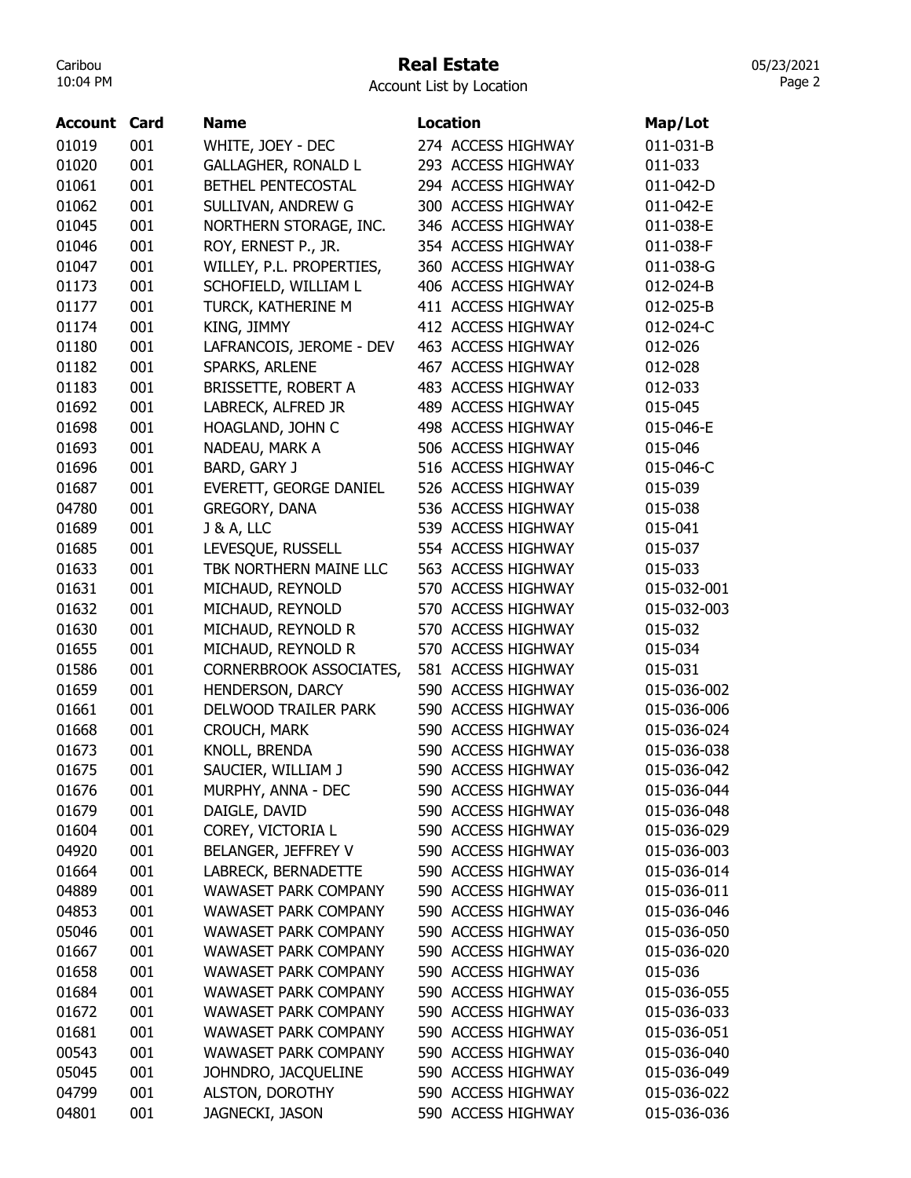# Real Estate

Account List by Location

| Account | Card | Name | Location | Map/Lot |
|---|---|---|---|---|
| 01019 | 001 | WHITE, JOEY - DEC | 274 ACCESS HIGHWAY | 011-031-B |
| 01020 | 001 | GALLAGHER, RONALD L | 293 ACCESS HIGHWAY | 011-033 |
| 01061 | 001 | BETHEL PENTECOSTAL | 294 ACCESS HIGHWAY | 011-042-D |
| 01062 | 001 | SULLIVAN, ANDREW G | 300 ACCESS HIGHWAY | 011-042-E |
| 01045 | 001 | NORTHERN STORAGE, INC. | 346 ACCESS HIGHWAY | 011-038-E |
| 01046 | 001 | ROY, ERNEST P., JR. | 354 ACCESS HIGHWAY | 011-038-F |
| 01047 | 001 | WILLEY, P.L. PROPERTIES, | 360 ACCESS HIGHWAY | 011-038-G |
| 01173 | 001 | SCHOFIELD, WILLIAM L | 406 ACCESS HIGHWAY | 012-024-B |
| 01177 | 001 | TURCK, KATHERINE M | 411 ACCESS HIGHWAY | 012-025-B |
| 01174 | 001 | KING, JIMMY | 412 ACCESS HIGHWAY | 012-024-C |
| 01180 | 001 | LAFRANCOIS, JEROME - DEV | 463 ACCESS HIGHWAY | 012-026 |
| 01182 | 001 | SPARKS, ARLENE | 467 ACCESS HIGHWAY | 012-028 |
| 01183 | 001 | BRISSETTE, ROBERT A | 483 ACCESS HIGHWAY | 012-033 |
| 01692 | 001 | LABRECK, ALFRED JR | 489 ACCESS HIGHWAY | 015-045 |
| 01698 | 001 | HOAGLAND, JOHN C | 498 ACCESS HIGHWAY | 015-046-E |
| 01693 | 001 | NADEAU, MARK A | 506 ACCESS HIGHWAY | 015-046 |
| 01696 | 001 | BARD, GARY J | 516 ACCESS HIGHWAY | 015-046-C |
| 01687 | 001 | EVERETT, GEORGE DANIEL | 526 ACCESS HIGHWAY | 015-039 |
| 04780 | 001 | GREGORY, DANA | 536 ACCESS HIGHWAY | 015-038 |
| 01689 | 001 | J & A, LLC | 539 ACCESS HIGHWAY | 015-041 |
| 01685 | 001 | LEVESQUE, RUSSELL | 554 ACCESS HIGHWAY | 015-037 |
| 01633 | 001 | TBK NORTHERN MAINE LLC | 563 ACCESS HIGHWAY | 015-033 |
| 01631 | 001 | MICHAUD, REYNOLD | 570 ACCESS HIGHWAY | 015-032-001 |
| 01632 | 001 | MICHAUD, REYNOLD | 570 ACCESS HIGHWAY | 015-032-003 |
| 01630 | 001 | MICHAUD, REYNOLD R | 570 ACCESS HIGHWAY | 015-032 |
| 01655 | 001 | MICHAUD, REYNOLD R | 570 ACCESS HIGHWAY | 015-034 |
| 01586 | 001 | CORNERBROOK ASSOCIATES, | 581 ACCESS HIGHWAY | 015-031 |
| 01659 | 001 | HENDERSON, DARCY | 590 ACCESS HIGHWAY | 015-036-002 |
| 01661 | 001 | DELWOOD TRAILER PARK | 590 ACCESS HIGHWAY | 015-036-006 |
| 01668 | 001 | CROUCH, MARK | 590 ACCESS HIGHWAY | 015-036-024 |
| 01673 | 001 | KNOLL, BRENDA | 590 ACCESS HIGHWAY | 015-036-038 |
| 01675 | 001 | SAUCIER, WILLIAM J | 590 ACCESS HIGHWAY | 015-036-042 |
| 01676 | 001 | MURPHY, ANNA - DEC | 590 ACCESS HIGHWAY | 015-036-044 |
| 01679 | 001 | DAIGLE, DAVID | 590 ACCESS HIGHWAY | 015-036-048 |
| 01604 | 001 | COREY, VICTORIA L | 590 ACCESS HIGHWAY | 015-036-029 |
| 04920 | 001 | BELANGER, JEFFREY V | 590 ACCESS HIGHWAY | 015-036-003 |
| 01664 | 001 | LABRECK, BERNADETTE | 590 ACCESS HIGHWAY | 015-036-014 |
| 04889 | 001 | WAWASET PARK COMPANY | 590 ACCESS HIGHWAY | 015-036-011 |
| 04853 | 001 | WAWASET PARK COMPANY | 590 ACCESS HIGHWAY | 015-036-046 |
| 05046 | 001 | WAWASET PARK COMPANY | 590 ACCESS HIGHWAY | 015-036-050 |
| 01667 | 001 | WAWASET PARK COMPANY | 590 ACCESS HIGHWAY | 015-036-020 |
| 01658 | 001 | WAWASET PARK COMPANY | 590 ACCESS HIGHWAY | 015-036 |
| 01684 | 001 | WAWASET PARK COMPANY | 590 ACCESS HIGHWAY | 015-036-055 |
| 01672 | 001 | WAWASET PARK COMPANY | 590 ACCESS HIGHWAY | 015-036-033 |
| 01681 | 001 | WAWASET PARK COMPANY | 590 ACCESS HIGHWAY | 015-036-051 |
| 00543 | 001 | WAWASET PARK COMPANY | 590 ACCESS HIGHWAY | 015-036-040 |
| 05045 | 001 | JOHNDRO, JACQUELINE | 590 ACCESS HIGHWAY | 015-036-049 |
| 04799 | 001 | ALSTON, DOROTHY | 590 ACCESS HIGHWAY | 015-036-022 |
| 04801 | 001 | JAGNECKI, JASON | 590 ACCESS HIGHWAY | 015-036-036 |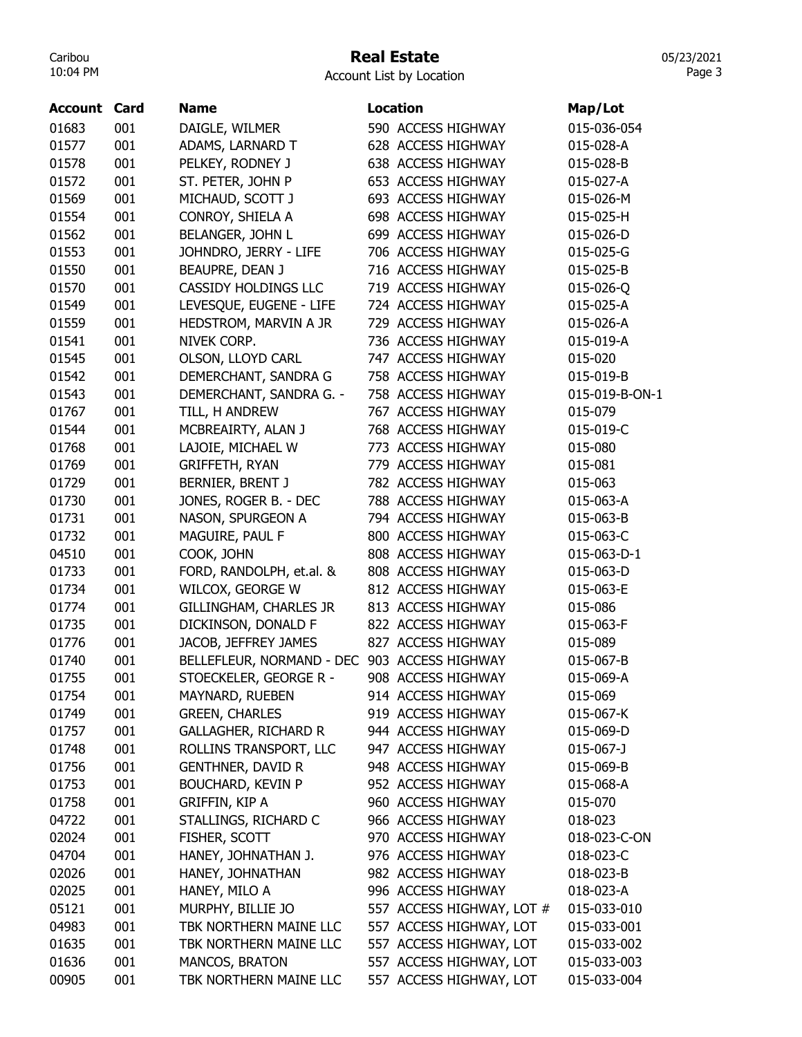# Real Estate

Account List by Location

| Account | Card | Name | Location | Map/Lot |
|---|---|---|---|---|
| 01683 | 001 | DAIGLE, WILMER | 590 ACCESS HIGHWAY | 015-036-054 |
| 01577 | 001 | ADAMS, LARNARD T | 628 ACCESS HIGHWAY | 015-028-A |
| 01578 | 001 | PELKEY, RODNEY J | 638 ACCESS HIGHWAY | 015-028-B |
| 01572 | 001 | ST. PETER, JOHN P | 653 ACCESS HIGHWAY | 015-027-A |
| 01569 | 001 | MICHAUD, SCOTT J | 693 ACCESS HIGHWAY | 015-026-M |
| 01554 | 001 | CONROY, SHIELA A | 698 ACCESS HIGHWAY | 015-025-H |
| 01562 | 001 | BELANGER, JOHN L | 699 ACCESS HIGHWAY | 015-026-D |
| 01553 | 001 | JOHNDRO, JERRY - LIFE | 706 ACCESS HIGHWAY | 015-025-G |
| 01550 | 001 | BEAUPRE, DEAN J | 716 ACCESS HIGHWAY | 015-025-B |
| 01570 | 001 | CASSIDY HOLDINGS LLC | 719 ACCESS HIGHWAY | 015-026-Q |
| 01549 | 001 | LEVESQUE, EUGENE - LIFE | 724 ACCESS HIGHWAY | 015-025-A |
| 01559 | 001 | HEDSTROM, MARVIN A JR | 729 ACCESS HIGHWAY | 015-026-A |
| 01541 | 001 | NIVEK CORP. | 736 ACCESS HIGHWAY | 015-019-A |
| 01545 | 001 | OLSON, LLOYD CARL | 747 ACCESS HIGHWAY | 015-020 |
| 01542 | 001 | DEMERCHANT, SANDRA G | 758 ACCESS HIGHWAY | 015-019-B |
| 01543 | 001 | DEMERCHANT, SANDRA G. - | 758 ACCESS HIGHWAY | 015-019-B-ON-1 |
| 01767 | 001 | TILL, H ANDREW | 767 ACCESS HIGHWAY | 015-079 |
| 01544 | 001 | MCBREAIRTY, ALAN J | 768 ACCESS HIGHWAY | 015-019-C |
| 01768 | 001 | LAJOIE, MICHAEL W | 773 ACCESS HIGHWAY | 015-080 |
| 01769 | 001 | GRIFFETH, RYAN | 779 ACCESS HIGHWAY | 015-081 |
| 01729 | 001 | BERNIER, BRENT J | 782 ACCESS HIGHWAY | 015-063 |
| 01730 | 001 | JONES, ROGER B. - DEC | 788 ACCESS HIGHWAY | 015-063-A |
| 01731 | 001 | NASON, SPURGEON A | 794 ACCESS HIGHWAY | 015-063-B |
| 01732 | 001 | MAGUIRE, PAUL F | 800 ACCESS HIGHWAY | 015-063-C |
| 04510 | 001 | COOK, JOHN | 808 ACCESS HIGHWAY | 015-063-D-1 |
| 01733 | 001 | FORD, RANDOLPH, et.al. & | 808 ACCESS HIGHWAY | 015-063-D |
| 01734 | 001 | WILCOX, GEORGE W | 812 ACCESS HIGHWAY | 015-063-E |
| 01774 | 001 | GILLINGHAM, CHARLES JR | 813 ACCESS HIGHWAY | 015-086 |
| 01735 | 001 | DICKINSON, DONALD F | 822 ACCESS HIGHWAY | 015-063-F |
| 01776 | 001 | JACOB, JEFFREY JAMES | 827 ACCESS HIGHWAY | 015-089 |
| 01740 | 001 | BELLEFLEUR, NORMAND - DEC | 903 ACCESS HIGHWAY | 015-067-B |
| 01755 | 001 | STOECKELER, GEORGE R - | 908 ACCESS HIGHWAY | 015-069-A |
| 01754 | 001 | MAYNARD, RUEBEN | 914 ACCESS HIGHWAY | 015-069 |
| 01749 | 001 | GREEN, CHARLES | 919 ACCESS HIGHWAY | 015-067-K |
| 01757 | 001 | GALLAGHER, RICHARD R | 944 ACCESS HIGHWAY | 015-069-D |
| 01748 | 001 | ROLLINS TRANSPORT, LLC | 947 ACCESS HIGHWAY | 015-067-J |
| 01756 | 001 | GENTHNER, DAVID R | 948 ACCESS HIGHWAY | 015-069-B |
| 01753 | 001 | BOUCHARD, KEVIN P | 952 ACCESS HIGHWAY | 015-068-A |
| 01758 | 001 | GRIFFIN, KIP A | 960 ACCESS HIGHWAY | 015-070 |
| 04722 | 001 | STALLINGS, RICHARD C | 966 ACCESS HIGHWAY | 018-023 |
| 02024 | 001 | FISHER, SCOTT | 970 ACCESS HIGHWAY | 018-023-C-ON |
| 04704 | 001 | HANEY, JOHNATHAN J. | 976 ACCESS HIGHWAY | 018-023-C |
| 02026 | 001 | HANEY, JOHNATHAN | 982 ACCESS HIGHWAY | 018-023-B |
| 02025 | 001 | HANEY, MILO A | 996 ACCESS HIGHWAY | 018-023-A |
| 05121 | 001 | MURPHY, BILLIE JO | 557 ACCESS HIGHWAY, LOT # | 015-033-010 |
| 04983 | 001 | TBK NORTHERN MAINE LLC | 557 ACCESS HIGHWAY, LOT | 015-033-001 |
| 01635 | 001 | TBK NORTHERN MAINE LLC | 557 ACCESS HIGHWAY, LOT | 015-033-002 |
| 01636 | 001 | MANCOS, BRATON | 557 ACCESS HIGHWAY, LOT | 015-033-003 |
| 00905 | 001 | TBK NORTHERN MAINE LLC | 557 ACCESS HIGHWAY, LOT | 015-033-004 |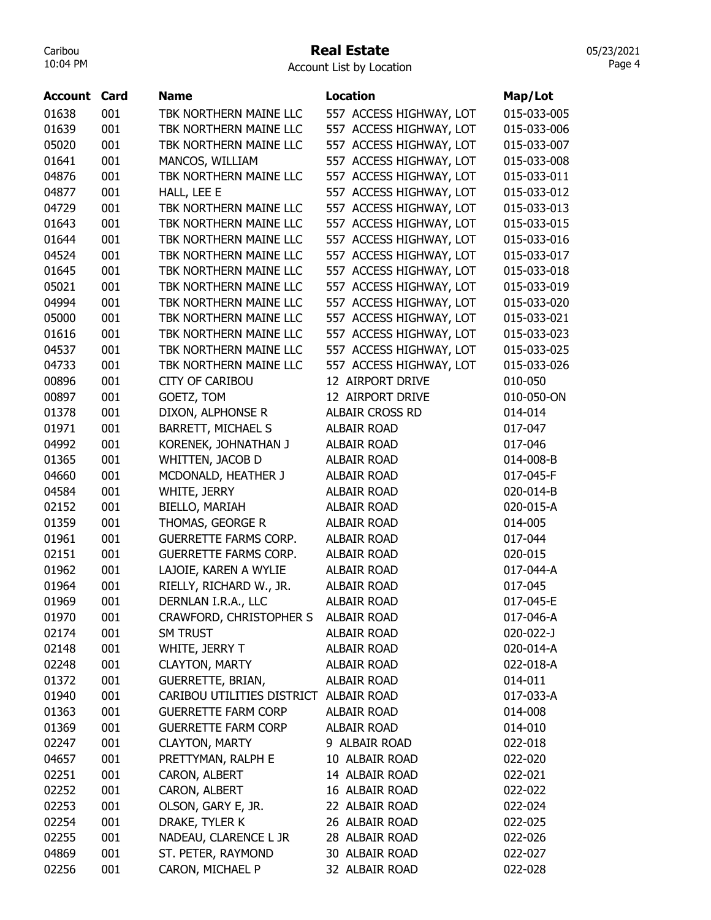# Real Estate

Account List by Location

| Account | Card | Name | Location | Map/Lot |
|---|---|---|---|---|
| 01638 | 001 | TBK NORTHERN MAINE LLC | 557 ACCESS HIGHWAY, LOT | 015-033-005 |
| 01639 | 001 | TBK NORTHERN MAINE LLC | 557 ACCESS HIGHWAY, LOT | 015-033-006 |
| 05020 | 001 | TBK NORTHERN MAINE LLC | 557 ACCESS HIGHWAY, LOT | 015-033-007 |
| 01641 | 001 | MANCOS, WILLIAM | 557 ACCESS HIGHWAY, LOT | 015-033-008 |
| 04876 | 001 | TBK NORTHERN MAINE LLC | 557 ACCESS HIGHWAY, LOT | 015-033-011 |
| 04877 | 001 | HALL, LEE E | 557 ACCESS HIGHWAY, LOT | 015-033-012 |
| 04729 | 001 | TBK NORTHERN MAINE LLC | 557 ACCESS HIGHWAY, LOT | 015-033-013 |
| 01643 | 001 | TBK NORTHERN MAINE LLC | 557 ACCESS HIGHWAY, LOT | 015-033-015 |
| 01644 | 001 | TBK NORTHERN MAINE LLC | 557 ACCESS HIGHWAY, LOT | 015-033-016 |
| 04524 | 001 | TBK NORTHERN MAINE LLC | 557 ACCESS HIGHWAY, LOT | 015-033-017 |
| 01645 | 001 | TBK NORTHERN MAINE LLC | 557 ACCESS HIGHWAY, LOT | 015-033-018 |
| 05021 | 001 | TBK NORTHERN MAINE LLC | 557 ACCESS HIGHWAY, LOT | 015-033-019 |
| 04994 | 001 | TBK NORTHERN MAINE LLC | 557 ACCESS HIGHWAY, LOT | 015-033-020 |
| 05000 | 001 | TBK NORTHERN MAINE LLC | 557 ACCESS HIGHWAY, LOT | 015-033-021 |
| 01616 | 001 | TBK NORTHERN MAINE LLC | 557 ACCESS HIGHWAY, LOT | 015-033-023 |
| 04537 | 001 | TBK NORTHERN MAINE LLC | 557 ACCESS HIGHWAY, LOT | 015-033-025 |
| 04733 | 001 | TBK NORTHERN MAINE LLC | 557 ACCESS HIGHWAY, LOT | 015-033-026 |
| 00896 | 001 | CITY OF CARIBOU | 12 AIRPORT DRIVE | 010-050 |
| 00897 | 001 | GOETZ, TOM | 12 AIRPORT DRIVE | 010-050-ON |
| 01378 | 001 | DIXON, ALPHONSE R | ALBAIR CROSS RD | 014-014 |
| 01971 | 001 | BARRETT, MICHAEL S | ALBAIR ROAD | 017-047 |
| 04992 | 001 | KORENEK, JOHNATHAN J | ALBAIR ROAD | 017-046 |
| 01365 | 001 | WHITTEN, JACOB D | ALBAIR ROAD | 014-008-B |
| 04660 | 001 | MCDONALD, HEATHER J | ALBAIR ROAD | 017-045-F |
| 04584 | 001 | WHITE, JERRY | ALBAIR ROAD | 020-014-B |
| 02152 | 001 | BIELLO, MARIAH | ALBAIR ROAD | 020-015-A |
| 01359 | 001 | THOMAS, GEORGE R | ALBAIR ROAD | 014-005 |
| 01961 | 001 | GUERRETTE FARMS CORP. | ALBAIR ROAD | 017-044 |
| 02151 | 001 | GUERRETTE FARMS CORP. | ALBAIR ROAD | 020-015 |
| 01962 | 001 | LAJOIE, KAREN A WYLIE | ALBAIR ROAD | 017-044-A |
| 01964 | 001 | RIELLY, RICHARD W., JR. | ALBAIR ROAD | 017-045 |
| 01969 | 001 | DERNLAN I.R.A., LLC | ALBAIR ROAD | 017-045-E |
| 01970 | 001 | CRAWFORD, CHRISTOPHER S | ALBAIR ROAD | 017-046-A |
| 02174 | 001 | SM TRUST | ALBAIR ROAD | 020-022-J |
| 02148 | 001 | WHITE, JERRY T | ALBAIR ROAD | 020-014-A |
| 02248 | 001 | CLAYTON, MARTY | ALBAIR ROAD | 022-018-A |
| 01372 | 001 | GUERRETTE, BRIAN, | ALBAIR ROAD | 014-011 |
| 01940 | 001 | CARIBOU UTILITIES DISTRICT | ALBAIR ROAD | 017-033-A |
| 01363 | 001 | GUERRETTE FARM CORP | ALBAIR ROAD | 014-008 |
| 01369 | 001 | GUERRETTE FARM CORP | ALBAIR ROAD | 014-010 |
| 02247 | 001 | CLAYTON, MARTY | 9 ALBAIR ROAD | 022-018 |
| 04657 | 001 | PRETTYMAN, RALPH E | 10 ALBAIR ROAD | 022-020 |
| 02251 | 001 | CARON, ALBERT | 14 ALBAIR ROAD | 022-021 |
| 02252 | 001 | CARON, ALBERT | 16 ALBAIR ROAD | 022-022 |
| 02253 | 001 | OLSON, GARY E, JR. | 22 ALBAIR ROAD | 022-024 |
| 02254 | 001 | DRAKE, TYLER K | 26 ALBAIR ROAD | 022-025 |
| 02255 | 001 | NADEAU, CLARENCE L JR | 28 ALBAIR ROAD | 022-026 |
| 04869 | 001 | ST. PETER, RAYMOND | 30 ALBAIR ROAD | 022-027 |
| 02256 | 001 | CARON, MICHAEL P | 32 ALBAIR ROAD | 022-028 |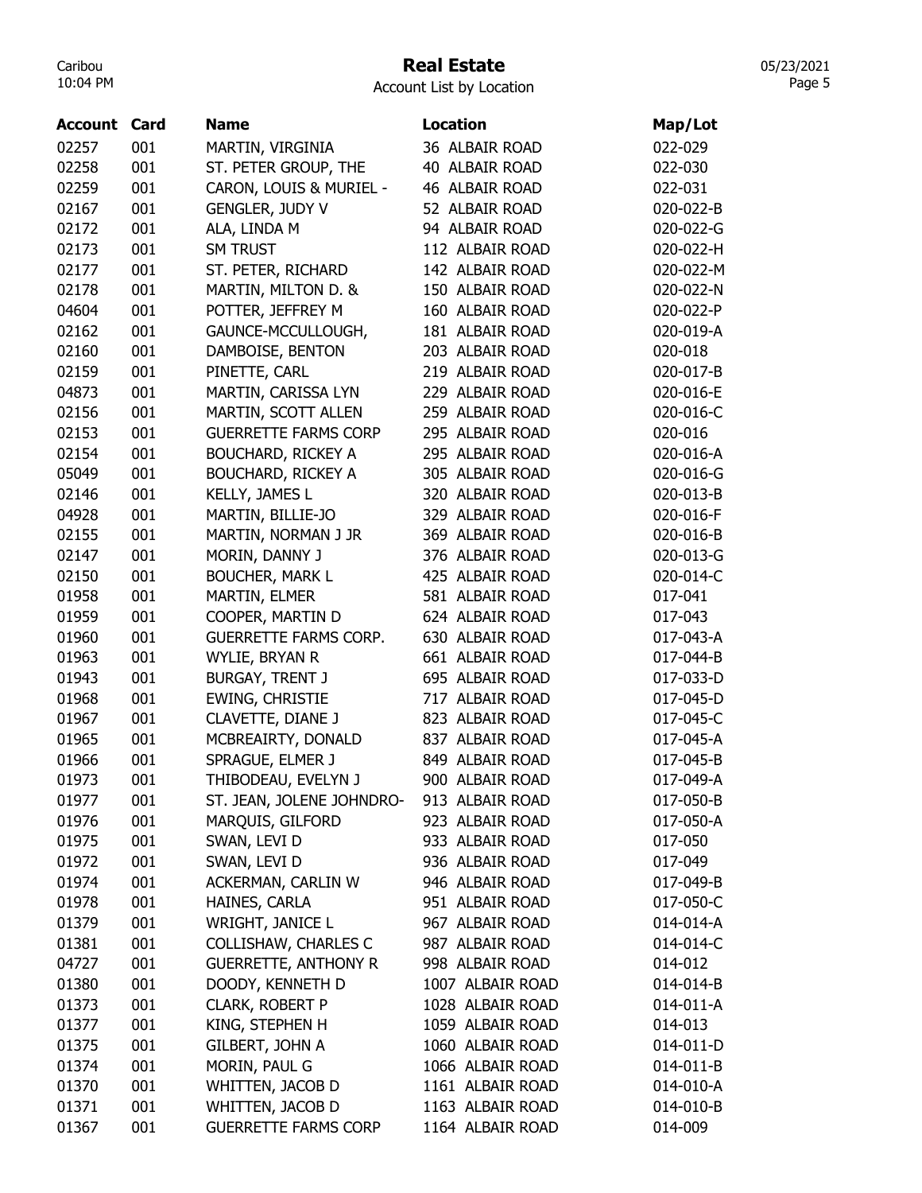# Real Estate

Account List by Location

| Account | Card | Name | Location | Map/Lot |
|---|---|---|---|---|
| 02257 | 001 | MARTIN, VIRGINIA | 36 ALBAIR ROAD | 022-029 |
| 02258 | 001 | ST. PETER GROUP, THE | 40 ALBAIR ROAD | 022-030 |
| 02259 | 001 | CARON, LOUIS & MURIEL - | 46 ALBAIR ROAD | 022-031 |
| 02167 | 001 | GENGLER, JUDY V | 52 ALBAIR ROAD | 020-022-B |
| 02172 | 001 | ALA, LINDA M | 94 ALBAIR ROAD | 020-022-G |
| 02173 | 001 | SM TRUST | 112 ALBAIR ROAD | 020-022-H |
| 02177 | 001 | ST. PETER, RICHARD | 142 ALBAIR ROAD | 020-022-M |
| 02178 | 001 | MARTIN, MILTON D. & | 150 ALBAIR ROAD | 020-022-N |
| 04604 | 001 | POTTER, JEFFREY M | 160 ALBAIR ROAD | 020-022-P |
| 02162 | 001 | GAUNCE-MCCULLOUGH, | 181 ALBAIR ROAD | 020-019-A |
| 02160 | 001 | DAMBOISE, BENTON | 203 ALBAIR ROAD | 020-018 |
| 02159 | 001 | PINETTE, CARL | 219 ALBAIR ROAD | 020-017-B |
| 04873 | 001 | MARTIN, CARISSA LYN | 229 ALBAIR ROAD | 020-016-E |
| 02156 | 001 | MARTIN, SCOTT ALLEN | 259 ALBAIR ROAD | 020-016-C |
| 02153 | 001 | GUERRETTE FARMS CORP | 295 ALBAIR ROAD | 020-016 |
| 02154 | 001 | BOUCHARD, RICKEY A | 295 ALBAIR ROAD | 020-016-A |
| 05049 | 001 | BOUCHARD, RICKEY A | 305 ALBAIR ROAD | 020-016-G |
| 02146 | 001 | KELLY, JAMES L | 320 ALBAIR ROAD | 020-013-B |
| 04928 | 001 | MARTIN, BILLIE-JO | 329 ALBAIR ROAD | 020-016-F |
| 02155 | 001 | MARTIN, NORMAN J JR | 369 ALBAIR ROAD | 020-016-B |
| 02147 | 001 | MORIN, DANNY J | 376 ALBAIR ROAD | 020-013-G |
| 02150 | 001 | BOUCHER, MARK L | 425 ALBAIR ROAD | 020-014-C |
| 01958 | 001 | MARTIN, ELMER | 581 ALBAIR ROAD | 017-041 |
| 01959 | 001 | COOPER, MARTIN D | 624 ALBAIR ROAD | 017-043 |
| 01960 | 001 | GUERRETTE FARMS CORP. | 630 ALBAIR ROAD | 017-043-A |
| 01963 | 001 | WYLIE, BRYAN R | 661 ALBAIR ROAD | 017-044-B |
| 01943 | 001 | BURGAY, TRENT J | 695 ALBAIR ROAD | 017-033-D |
| 01968 | 001 | EWING, CHRISTIE | 717 ALBAIR ROAD | 017-045-D |
| 01967 | 001 | CLAVETTE, DIANE J | 823 ALBAIR ROAD | 017-045-C |
| 01965 | 001 | MCBREAIRTY, DONALD | 837 ALBAIR ROAD | 017-045-A |
| 01966 | 001 | SPRAGUE, ELMER J | 849 ALBAIR ROAD | 017-045-B |
| 01973 | 001 | THIBODEAU, EVELYN J | 900 ALBAIR ROAD | 017-049-A |
| 01977 | 001 | ST. JEAN, JOLENE JOHNDRO- | 913 ALBAIR ROAD | 017-050-B |
| 01976 | 001 | MARQUIS, GILFORD | 923 ALBAIR ROAD | 017-050-A |
| 01975 | 001 | SWAN, LEVI D | 933 ALBAIR ROAD | 017-050 |
| 01972 | 001 | SWAN, LEVI D | 936 ALBAIR ROAD | 017-049 |
| 01974 | 001 | ACKERMAN, CARLIN W | 946 ALBAIR ROAD | 017-049-B |
| 01978 | 001 | HAINES, CARLA | 951 ALBAIR ROAD | 017-050-C |
| 01379 | 001 | WRIGHT, JANICE L | 967 ALBAIR ROAD | 014-014-A |
| 01381 | 001 | COLLISHAW, CHARLES C | 987 ALBAIR ROAD | 014-014-C |
| 04727 | 001 | GUERRETTE, ANTHONY R | 998 ALBAIR ROAD | 014-012 |
| 01380 | 001 | DOODY, KENNETH D | 1007 ALBAIR ROAD | 014-014-B |
| 01373 | 001 | CLARK, ROBERT P | 1028 ALBAIR ROAD | 014-011-A |
| 01377 | 001 | KING, STEPHEN H | 1059 ALBAIR ROAD | 014-013 |
| 01375 | 001 | GILBERT, JOHN A | 1060 ALBAIR ROAD | 014-011-D |
| 01374 | 001 | MORIN, PAUL G | 1066 ALBAIR ROAD | 014-011-B |
| 01370 | 001 | WHITTEN, JACOB D | 1161 ALBAIR ROAD | 014-010-A |
| 01371 | 001 | WHITTEN, JACOB D | 1163 ALBAIR ROAD | 014-010-B |
| 01367 | 001 | GUERRETTE FARMS CORP | 1164 ALBAIR ROAD | 014-009 |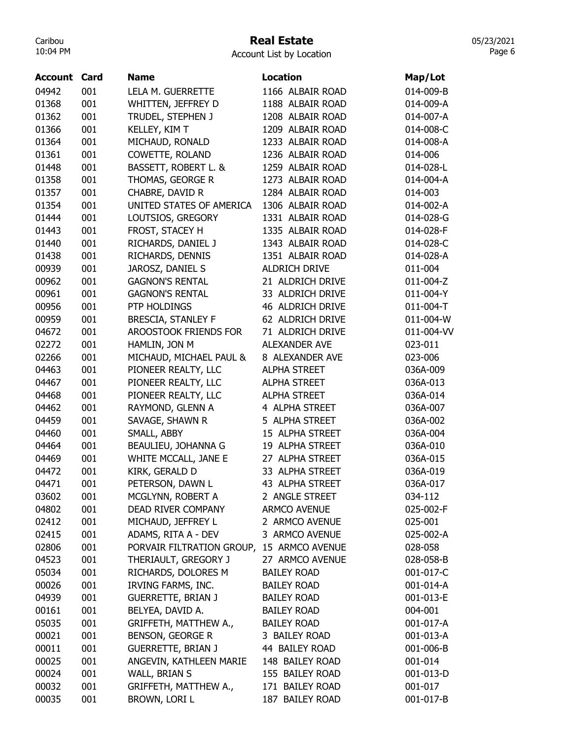# Real Estate

Account List by Location

| Account | Card | Name | Location | Map/Lot |
|---|---|---|---|---|
| 04942 | 001 | LELA M. GUERRETTE | 1166 ALBAIR ROAD | 014-009-B |
| 01368 | 001 | WHITTEN, JEFFREY D | 1188 ALBAIR ROAD | 014-009-A |
| 01362 | 001 | TRUDEL, STEPHEN J | 1208 ALBAIR ROAD | 014-007-A |
| 01366 | 001 | KELLEY, KIM T | 1209 ALBAIR ROAD | 014-008-C |
| 01364 | 001 | MICHAUD, RONALD | 1233 ALBAIR ROAD | 014-008-A |
| 01361 | 001 | COWETTE, ROLAND | 1236 ALBAIR ROAD | 014-006 |
| 01448 | 001 | BASSETT, ROBERT L. & | 1259 ALBAIR ROAD | 014-028-L |
| 01358 | 001 | THOMAS, GEORGE R | 1273 ALBAIR ROAD | 014-004-A |
| 01357 | 001 | CHABRE, DAVID R | 1284 ALBAIR ROAD | 014-003 |
| 01354 | 001 | UNITED STATES OF AMERICA | 1306 ALBAIR ROAD | 014-002-A |
| 01444 | 001 | LOUTSIOS, GREGORY | 1331 ALBAIR ROAD | 014-028-G |
| 01443 | 001 | FROST, STACEY H | 1335 ALBAIR ROAD | 014-028-F |
| 01440 | 001 | RICHARDS, DANIEL J | 1343 ALBAIR ROAD | 014-028-C |
| 01438 | 001 | RICHARDS, DENNIS | 1351 ALBAIR ROAD | 014-028-A |
| 00939 | 001 | JAROSZ, DANIEL S | ALDRICH DRIVE | 011-004 |
| 00962 | 001 | GAGNON'S RENTAL | 21 ALDRICH DRIVE | 011-004-Z |
| 00961 | 001 | GAGNON'S RENTAL | 33 ALDRICH DRIVE | 011-004-Y |
| 00956 | 001 | PTP HOLDINGS | 46 ALDRICH DRIVE | 011-004-T |
| 00959 | 001 | BRESCIA, STANLEY F | 62 ALDRICH DRIVE | 011-004-W |
| 04672 | 001 | AROOSTOOK FRIENDS FOR | 71 ALDRICH DRIVE | 011-004-VV |
| 02272 | 001 | HAMLIN, JON M | ALEXANDER AVE | 023-011 |
| 02266 | 001 | MICHAUD, MICHAEL PAUL & | 8 ALEXANDER AVE | 023-006 |
| 04463 | 001 | PIONEER REALTY, LLC | ALPHA STREET | 036A-009 |
| 04467 | 001 | PIONEER REALTY, LLC | ALPHA STREET | 036A-013 |
| 04468 | 001 | PIONEER REALTY, LLC | ALPHA STREET | 036A-014 |
| 04462 | 001 | RAYMOND, GLENN A | 4 ALPHA STREET | 036A-007 |
| 04459 | 001 | SAVAGE, SHAWN R | 5 ALPHA STREET | 036A-002 |
| 04460 | 001 | SMALL, ABBY | 15 ALPHA STREET | 036A-004 |
| 04464 | 001 | BEAULIEU, JOHANNA G | 19 ALPHA STREET | 036A-010 |
| 04469 | 001 | WHITE MCCALL, JANE E | 27 ALPHA STREET | 036A-015 |
| 04472 | 001 | KIRK, GERALD D | 33 ALPHA STREET | 036A-019 |
| 04471 | 001 | PETERSON, DAWN L | 43 ALPHA STREET | 036A-017 |
| 03602 | 001 | MCGLYNN, ROBERT A | 2 ANGLE STREET | 034-112 |
| 04802 | 001 | DEAD RIVER COMPANY | ARMCO AVENUE | 025-002-F |
| 02412 | 001 | MICHAUD, JEFFREY L | 2 ARMCO AVENUE | 025-001 |
| 02415 | 001 | ADAMS, RITA A - DEV | 3 ARMCO AVENUE | 025-002-A |
| 02806 | 001 | PORVAIR FILTRATION GROUP, | 15 ARMCO AVENUE | 028-058 |
| 04523 | 001 | THERIAULT, GREGORY J | 27 ARMCO AVENUE | 028-058-B |
| 05034 | 001 | RICHARDS, DOLORES M | BAILEY ROAD | 001-017-C |
| 00026 | 001 | IRVING FARMS, INC. | BAILEY ROAD | 001-014-A |
| 04939 | 001 | GUERRETTE, BRIAN J | BAILEY ROAD | 001-013-E |
| 00161 | 001 | BELYEA, DAVID A. | BAILEY ROAD | 004-001 |
| 05035 | 001 | GRIFFETH, MATTHEW A., | BAILEY ROAD | 001-017-A |
| 00021 | 001 | BENSON, GEORGE R | 3 BAILEY ROAD | 001-013-A |
| 00011 | 001 | GUERRETTE, BRIAN J | 44 BAILEY ROAD | 001-006-B |
| 00025 | 001 | ANGEVIN, KATHLEEN MARIE | 148 BAILEY ROAD | 001-014 |
| 00024 | 001 | WALL, BRIAN S | 155 BAILEY ROAD | 001-013-D |
| 00032 | 001 | GRIFFETH, MATTHEW A., | 171 BAILEY ROAD | 001-017 |
| 00035 | 001 | BROWN, LORI L | 187 BAILEY ROAD | 001-017-B |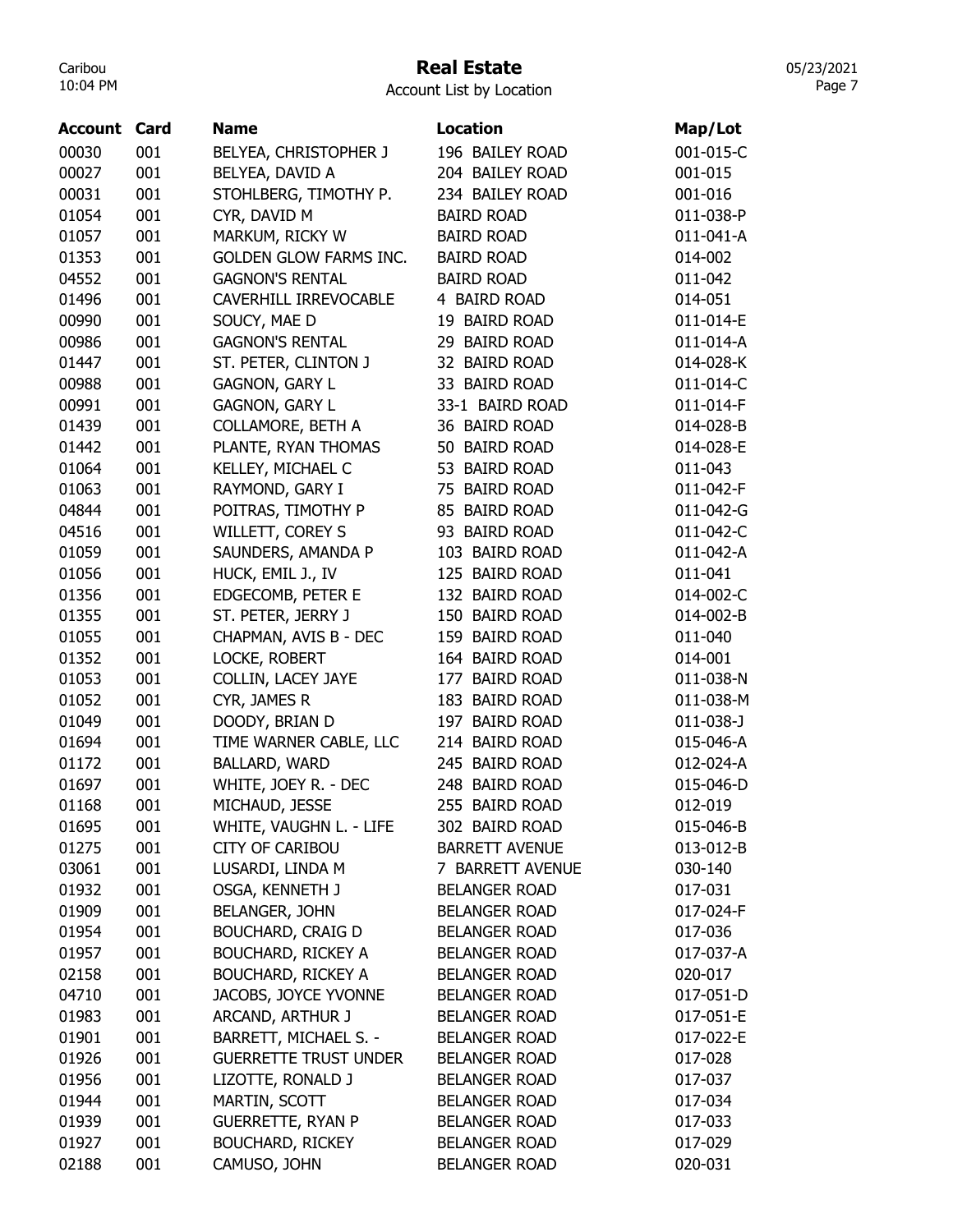# Real Estate

Account List by Location

| Account | Card | Name | Location | Map/Lot |
|---|---|---|---|---|
| 00030 | 001 | BELYEA, CHRISTOPHER J | 196 BAILEY ROAD | 001-015-C |
| 00027 | 001 | BELYEA, DAVID A | 204 BAILEY ROAD | 001-015 |
| 00031 | 001 | STOHLBERG, TIMOTHY P. | 234 BAILEY ROAD | 001-016 |
| 01054 | 001 | CYR, DAVID M | BAIRD ROAD | 011-038-P |
| 01057 | 001 | MARKUM, RICKY W | BAIRD ROAD | 011-041-A |
| 01353 | 001 | GOLDEN GLOW FARMS INC. | BAIRD ROAD | 014-002 |
| 04552 | 001 | GAGNON'S RENTAL | BAIRD ROAD | 011-042 |
| 01496 | 001 | CAVERHILL IRREVOCABLE | 4 BAIRD ROAD | 014-051 |
| 00990 | 001 | SOUCY, MAE D | 19 BAIRD ROAD | 011-014-E |
| 00986 | 001 | GAGNON'S RENTAL | 29 BAIRD ROAD | 011-014-A |
| 01447 | 001 | ST. PETER, CLINTON J | 32 BAIRD ROAD | 014-028-K |
| 00988 | 001 | GAGNON, GARY L | 33 BAIRD ROAD | 011-014-C |
| 00991 | 001 | GAGNON, GARY L | 33-1 BAIRD ROAD | 011-014-F |
| 01439 | 001 | COLLAMORE, BETH A | 36 BAIRD ROAD | 014-028-B |
| 01442 | 001 | PLANTE, RYAN THOMAS | 50 BAIRD ROAD | 014-028-E |
| 01064 | 001 | KELLEY, MICHAEL C | 53 BAIRD ROAD | 011-043 |
| 01063 | 001 | RAYMOND, GARY I | 75 BAIRD ROAD | 011-042-F |
| 04844 | 001 | POITRAS, TIMOTHY P | 85 BAIRD ROAD | 011-042-G |
| 04516 | 001 | WILLETT, COREY S | 93 BAIRD ROAD | 011-042-C |
| 01059 | 001 | SAUNDERS, AMANDA P | 103 BAIRD ROAD | 011-042-A |
| 01056 | 001 | HUCK, EMIL J., IV | 125 BAIRD ROAD | 011-041 |
| 01356 | 001 | EDGECOMB, PETER E | 132 BAIRD ROAD | 014-002-C |
| 01355 | 001 | ST. PETER, JERRY J | 150 BAIRD ROAD | 014-002-B |
| 01055 | 001 | CHAPMAN, AVIS B - DEC | 159 BAIRD ROAD | 011-040 |
| 01352 | 001 | LOCKE, ROBERT | 164 BAIRD ROAD | 014-001 |
| 01053 | 001 | COLLIN, LACEY JAYE | 177 BAIRD ROAD | 011-038-N |
| 01052 | 001 | CYR, JAMES R | 183 BAIRD ROAD | 011-038-M |
| 01049 | 001 | DOODY, BRIAN D | 197 BAIRD ROAD | 011-038-J |
| 01694 | 001 | TIME WARNER CABLE, LLC | 214 BAIRD ROAD | 015-046-A |
| 01172 | 001 | BALLARD, WARD | 245 BAIRD ROAD | 012-024-A |
| 01697 | 001 | WHITE, JOEY R. - DEC | 248 BAIRD ROAD | 015-046-D |
| 01168 | 001 | MICHAUD, JESSE | 255 BAIRD ROAD | 012-019 |
| 01695 | 001 | WHITE, VAUGHN L. - LIFE | 302 BAIRD ROAD | 015-046-B |
| 01275 | 001 | CITY OF CARIBOU | BARRETT AVENUE | 013-012-B |
| 03061 | 001 | LUSARDI, LINDA M | 7 BARRETT AVENUE | 030-140 |
| 01932 | 001 | OSGA, KENNETH J | BELANGER ROAD | 017-031 |
| 01909 | 001 | BELANGER, JOHN | BELANGER ROAD | 017-024-F |
| 01954 | 001 | BOUCHARD, CRAIG D | BELANGER ROAD | 017-036 |
| 01957 | 001 | BOUCHARD, RICKEY A | BELANGER ROAD | 017-037-A |
| 02158 | 001 | BOUCHARD, RICKEY A | BELANGER ROAD | 020-017 |
| 04710 | 001 | JACOBS, JOYCE YVONNE | BELANGER ROAD | 017-051-D |
| 01983 | 001 | ARCAND, ARTHUR J | BELANGER ROAD | 017-051-E |
| 01901 | 001 | BARRETT, MICHAEL S. - | BELANGER ROAD | 017-022-E |
| 01926 | 001 | GUERRETTE TRUST UNDER | BELANGER ROAD | 017-028 |
| 01956 | 001 | LIZOTTE, RONALD J | BELANGER ROAD | 017-037 |
| 01944 | 001 | MARTIN, SCOTT | BELANGER ROAD | 017-034 |
| 01939 | 001 | GUERRETTE, RYAN P | BELANGER ROAD | 017-033 |
| 01927 | 001 | BOUCHARD, RICKEY | BELANGER ROAD | 017-029 |
| 02188 | 001 | CAMUSO, JOHN | BELANGER ROAD | 020-031 |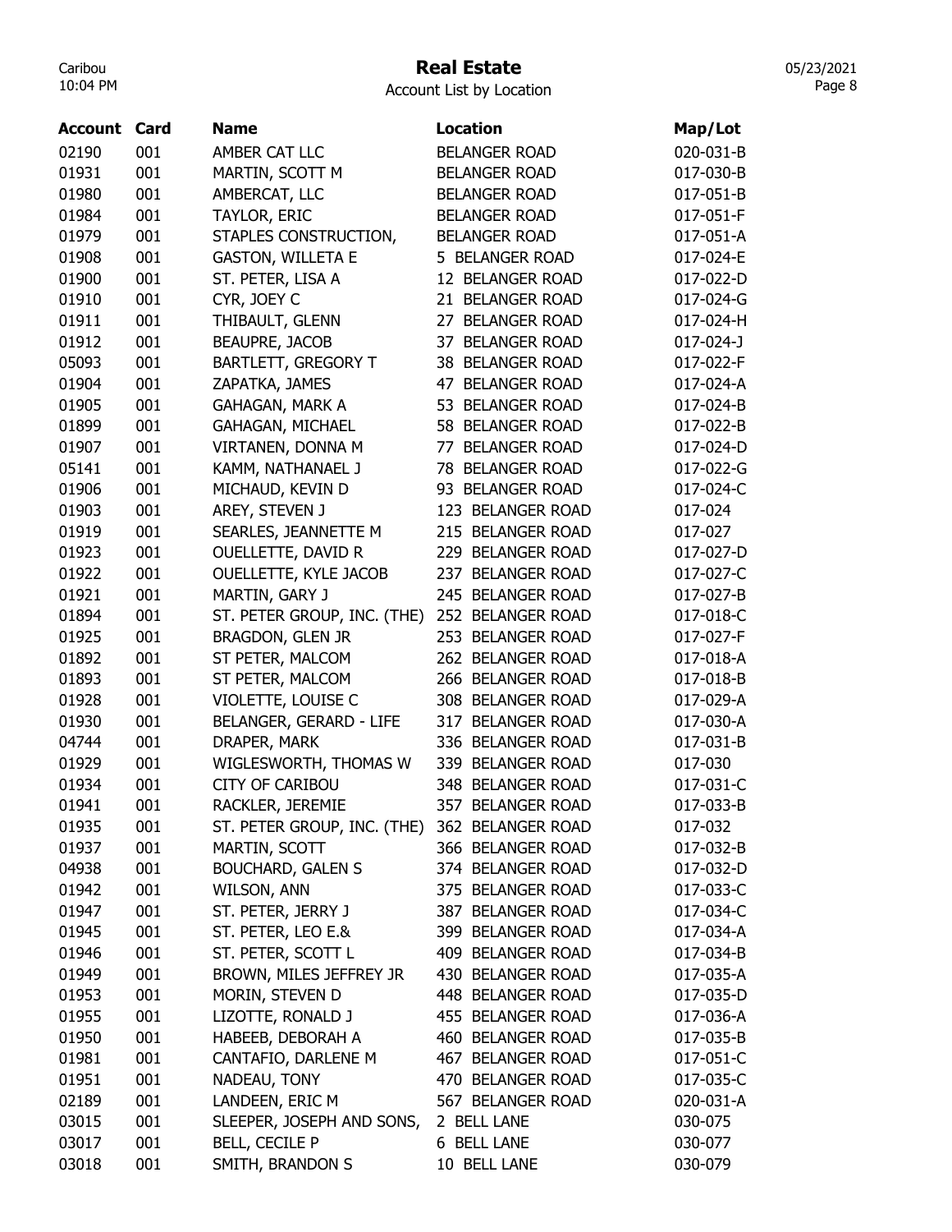# Real Estate

Account List by Location

| Account | Card | Name | Location | Map/Lot |
|---|---|---|---|---|
| 02190 | 001 | AMBER CAT LLC | BELANGER ROAD | 020-031-B |
| 01931 | 001 | MARTIN, SCOTT M | BELANGER ROAD | 017-030-B |
| 01980 | 001 | AMBERCAT, LLC | BELANGER ROAD | 017-051-B |
| 01984 | 001 | TAYLOR, ERIC | BELANGER ROAD | 017-051-F |
| 01979 | 001 | STAPLES CONSTRUCTION, | BELANGER ROAD | 017-051-A |
| 01908 | 001 | GASTON, WILLETA E | 5 BELANGER ROAD | 017-024-E |
| 01900 | 001 | ST. PETER, LISA A | 12 BELANGER ROAD | 017-022-D |
| 01910 | 001 | CYR, JOEY C | 21 BELANGER ROAD | 017-024-G |
| 01911 | 001 | THIBAULT, GLENN | 27 BELANGER ROAD | 017-024-H |
| 01912 | 001 | BEAUPRE, JACOB | 37 BELANGER ROAD | 017-024-J |
| 05093 | 001 | BARTLETT, GREGORY T | 38 BELANGER ROAD | 017-022-F |
| 01904 | 001 | ZAPATKA, JAMES | 47 BELANGER ROAD | 017-024-A |
| 01905 | 001 | GAHAGAN, MARK A | 53 BELANGER ROAD | 017-024-B |
| 01899 | 001 | GAHAGAN, MICHAEL | 58 BELANGER ROAD | 017-022-B |
| 01907 | 001 | VIRTANEN, DONNA M | 77 BELANGER ROAD | 017-024-D |
| 05141 | 001 | KAMM, NATHANAEL J | 78 BELANGER ROAD | 017-022-G |
| 01906 | 001 | MICHAUD, KEVIN D | 93 BELANGER ROAD | 017-024-C |
| 01903 | 001 | AREY, STEVEN J | 123 BELANGER ROAD | 017-024 |
| 01919 | 001 | SEARLES, JEANNETTE M | 215 BELANGER ROAD | 017-027 |
| 01923 | 001 | OUELLETTE, DAVID R | 229 BELANGER ROAD | 017-027-D |
| 01922 | 001 | OUELLETTE, KYLE JACOB | 237 BELANGER ROAD | 017-027-C |
| 01921 | 001 | MARTIN, GARY J | 245 BELANGER ROAD | 017-027-B |
| 01894 | 001 | ST. PETER GROUP, INC. (THE) | 252 BELANGER ROAD | 017-018-C |
| 01925 | 001 | BRAGDON, GLEN JR | 253 BELANGER ROAD | 017-027-F |
| 01892 | 001 | ST PETER, MALCOM | 262 BELANGER ROAD | 017-018-A |
| 01893 | 001 | ST PETER, MALCOM | 266 BELANGER ROAD | 017-018-B |
| 01928 | 001 | VIOLETTE, LOUISE C | 308 BELANGER ROAD | 017-029-A |
| 01930 | 001 | BELANGER, GERARD - LIFE | 317 BELANGER ROAD | 017-030-A |
| 04744 | 001 | DRAPER, MARK | 336 BELANGER ROAD | 017-031-B |
| 01929 | 001 | WIGLESWORTH, THOMAS W | 339 BELANGER ROAD | 017-030 |
| 01934 | 001 | CITY OF CARIBOU | 348 BELANGER ROAD | 017-031-C |
| 01941 | 001 | RACKLER, JEREMIE | 357 BELANGER ROAD | 017-033-B |
| 01935 | 001 | ST. PETER GROUP, INC. (THE) | 362 BELANGER ROAD | 017-032 |
| 01937 | 001 | MARTIN, SCOTT | 366 BELANGER ROAD | 017-032-B |
| 04938 | 001 | BOUCHARD, GALEN S | 374 BELANGER ROAD | 017-032-D |
| 01942 | 001 | WILSON, ANN | 375 BELANGER ROAD | 017-033-C |
| 01947 | 001 | ST. PETER, JERRY J | 387 BELANGER ROAD | 017-034-C |
| 01945 | 001 | ST. PETER, LEO E.& | 399 BELANGER ROAD | 017-034-A |
| 01946 | 001 | ST. PETER, SCOTT L | 409 BELANGER ROAD | 017-034-B |
| 01949 | 001 | BROWN, MILES JEFFREY JR | 430 BELANGER ROAD | 017-035-A |
| 01953 | 001 | MORIN, STEVEN D | 448 BELANGER ROAD | 017-035-D |
| 01955 | 001 | LIZOTTE, RONALD J | 455 BELANGER ROAD | 017-036-A |
| 01950 | 001 | HABEEB, DEBORAH A | 460 BELANGER ROAD | 017-035-B |
| 01981 | 001 | CANTAFIO, DARLENE M | 467 BELANGER ROAD | 017-051-C |
| 01951 | 001 | NADEAU, TONY | 470 BELANGER ROAD | 017-035-C |
| 02189 | 001 | LANDEEN, ERIC M | 567 BELANGER ROAD | 020-031-A |
| 03015 | 001 | SLEEPER, JOSEPH AND SONS, | 2 BELL LANE | 030-075 |
| 03017 | 001 | BELL, CECILE P | 6 BELL LANE | 030-077 |
| 03018 | 001 | SMITH, BRANDON S | 10 BELL LANE | 030-079 |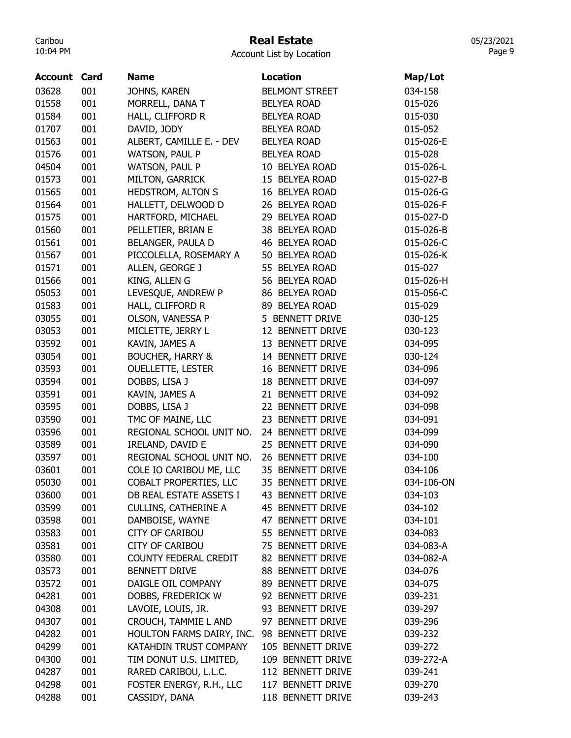# Real Estate

Account List by Location

| Account | Card | Name | Location | Map/Lot |
|---|---|---|---|---|
| 03628 | 001 | JOHNS, KAREN | BELMONT STREET | 034-158 |
| 01558 | 001 | MORRELL, DANA T | BELYEA ROAD | 015-026 |
| 01584 | 001 | HALL, CLIFFORD R | BELYEA ROAD | 015-030 |
| 01707 | 001 | DAVID, JODY | BELYEA ROAD | 015-052 |
| 01563 | 001 | ALBERT, CAMILLE E. - DEV | BELYEA ROAD | 015-026-E |
| 01576 | 001 | WATSON, PAUL P | BELYEA ROAD | 015-028 |
| 04504 | 001 | WATSON, PAUL P | 10 BELYEA ROAD | 015-026-L |
| 01573 | 001 | MILTON, GARRICK | 15 BELYEA ROAD | 015-027-B |
| 01565 | 001 | HEDSTROM, ALTON S | 16 BELYEA ROAD | 015-026-G |
| 01564 | 001 | HALLETT, DELWOOD D | 26 BELYEA ROAD | 015-026-F |
| 01575 | 001 | HARTFORD, MICHAEL | 29 BELYEA ROAD | 015-027-D |
| 01560 | 001 | PELLETIER, BRIAN E | 38 BELYEA ROAD | 015-026-B |
| 01561 | 001 | BELANGER, PAULA D | 46 BELYEA ROAD | 015-026-C |
| 01567 | 001 | PICCOLELLA, ROSEMARY A | 50 BELYEA ROAD | 015-026-K |
| 01571 | 001 | ALLEN, GEORGE J | 55 BELYEA ROAD | 015-027 |
| 01566 | 001 | KING, ALLEN G | 56 BELYEA ROAD | 015-026-H |
| 05053 | 001 | LEVESQUE, ANDREW P | 86 BELYEA ROAD | 015-056-C |
| 01583 | 001 | HALL, CLIFFORD R | 89 BELYEA ROAD | 015-029 |
| 03055 | 001 | OLSON, VANESSA P | 5 BENNETT DRIVE | 030-125 |
| 03053 | 001 | MICLETTE, JERRY L | 12 BENNETT DRIVE | 030-123 |
| 03592 | 001 | KAVIN, JAMES A | 13 BENNETT DRIVE | 034-095 |
| 03054 | 001 | BOUCHER, HARRY & | 14 BENNETT DRIVE | 030-124 |
| 03593 | 001 | OUELLETTE, LESTER | 16 BENNETT DRIVE | 034-096 |
| 03594 | 001 | DOBBS, LISA J | 18 BENNETT DRIVE | 034-097 |
| 03591 | 001 | KAVIN, JAMES A | 21 BENNETT DRIVE | 034-092 |
| 03595 | 001 | DOBBS, LISA J | 22 BENNETT DRIVE | 034-098 |
| 03590 | 001 | TMC OF MAINE, LLC | 23 BENNETT DRIVE | 034-091 |
| 03596 | 001 | REGIONAL SCHOOL UNIT NO. | 24 BENNETT DRIVE | 034-099 |
| 03589 | 001 | IRELAND, DAVID E | 25 BENNETT DRIVE | 034-090 |
| 03597 | 001 | REGIONAL SCHOOL UNIT NO. | 26 BENNETT DRIVE | 034-100 |
| 03601 | 001 | COLE IO CARIBOU ME, LLC | 35 BENNETT DRIVE | 034-106 |
| 05030 | 001 | COBALT PROPERTIES, LLC | 35 BENNETT DRIVE | 034-106-ON |
| 03600 | 001 | DB REAL ESTATE ASSETS I | 43 BENNETT DRIVE | 034-103 |
| 03599 | 001 | CULLINS, CATHERINE A | 45 BENNETT DRIVE | 034-102 |
| 03598 | 001 | DAMBOISE, WAYNE | 47 BENNETT DRIVE | 034-101 |
| 03583 | 001 | CITY OF CARIBOU | 55 BENNETT DRIVE | 034-083 |
| 03581 | 001 | CITY OF CARIBOU | 75 BENNETT DRIVE | 034-083-A |
| 03580 | 001 | COUNTY FEDERAL CREDIT | 82 BENNETT DRIVE | 034-082-A |
| 03573 | 001 | BENNETT DRIVE | 88 BENNETT DRIVE | 034-076 |
| 03572 | 001 | DAIGLE OIL COMPANY | 89 BENNETT DRIVE | 034-075 |
| 04281 | 001 | DOBBS, FREDERICK W | 92 BENNETT DRIVE | 039-231 |
| 04308 | 001 | LAVOIE, LOUIS, JR. | 93 BENNETT DRIVE | 039-297 |
| 04307 | 001 | CROUCH, TAMMIE L AND | 97 BENNETT DRIVE | 039-296 |
| 04282 | 001 | HOULTON FARMS DAIRY, INC. | 98 BENNETT DRIVE | 039-232 |
| 04299 | 001 | KATAHDIN TRUST COMPANY | 105 BENNETT DRIVE | 039-272 |
| 04300 | 001 | TIM DONUT U.S. LIMITED, | 109 BENNETT DRIVE | 039-272-A |
| 04287 | 001 | RARED CARIBOU, L.L.C. | 112 BENNETT DRIVE | 039-241 |
| 04298 | 001 | FOSTER ENERGY, R.H., LLC | 117 BENNETT DRIVE | 039-270 |
| 04288 | 001 | CASSIDY, DANA | 118 BENNETT DRIVE | 039-243 |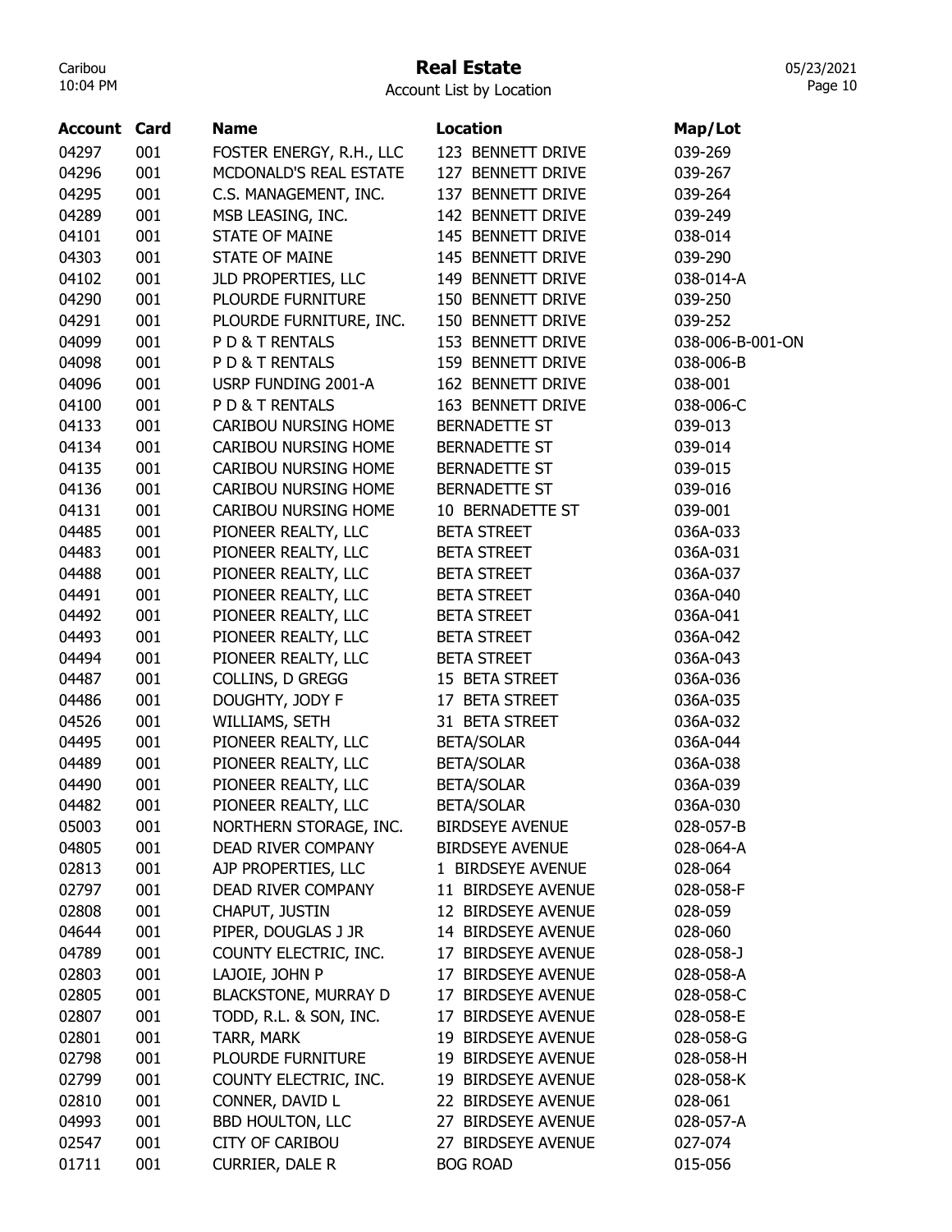# Real Estate

Account List by Location

| Account | Card | Name | Location | Map/Lot |
|---|---|---|---|---|
| 04297 | 001 | FOSTER ENERGY, R.H., LLC | 123 BENNETT DRIVE | 039-269 |
| 04296 | 001 | MCDONALD'S REAL ESTATE | 127 BENNETT DRIVE | 039-267 |
| 04295 | 001 | C.S. MANAGEMENT, INC. | 137 BENNETT DRIVE | 039-264 |
| 04289 | 001 | MSB LEASING, INC. | 142 BENNETT DRIVE | 039-249 |
| 04101 | 001 | STATE OF MAINE | 145 BENNETT DRIVE | 038-014 |
| 04303 | 001 | STATE OF MAINE | 145 BENNETT DRIVE | 039-290 |
| 04102 | 001 | JLD PROPERTIES, LLC | 149 BENNETT DRIVE | 038-014-A |
| 04290 | 001 | PLOURDE FURNITURE | 150 BENNETT DRIVE | 039-250 |
| 04291 | 001 | PLOURDE FURNITURE, INC. | 150 BENNETT DRIVE | 039-252 |
| 04099 | 001 | P D & T RENTALS | 153 BENNETT DRIVE | 038-006-B-001-ON |
| 04098 | 001 | P D & T RENTALS | 159 BENNETT DRIVE | 038-006-B |
| 04096 | 001 | USRP FUNDING 2001-A | 162 BENNETT DRIVE | 038-001 |
| 04100 | 001 | P D & T RENTALS | 163 BENNETT DRIVE | 038-006-C |
| 04133 | 001 | CARIBOU NURSING HOME | BERNADETTE ST | 039-013 |
| 04134 | 001 | CARIBOU NURSING HOME | BERNADETTE ST | 039-014 |
| 04135 | 001 | CARIBOU NURSING HOME | BERNADETTE ST | 039-015 |
| 04136 | 001 | CARIBOU NURSING HOME | BERNADETTE ST | 039-016 |
| 04131 | 001 | CARIBOU NURSING HOME | 10 BERNADETTE ST | 039-001 |
| 04485 | 001 | PIONEER REALTY, LLC | BETA STREET | 036A-033 |
| 04483 | 001 | PIONEER REALTY, LLC | BETA STREET | 036A-031 |
| 04488 | 001 | PIONEER REALTY, LLC | BETA STREET | 036A-037 |
| 04491 | 001 | PIONEER REALTY, LLC | BETA STREET | 036A-040 |
| 04492 | 001 | PIONEER REALTY, LLC | BETA STREET | 036A-041 |
| 04493 | 001 | PIONEER REALTY, LLC | BETA STREET | 036A-042 |
| 04494 | 001 | PIONEER REALTY, LLC | BETA STREET | 036A-043 |
| 04487 | 001 | COLLINS, D GREGG | 15 BETA STREET | 036A-036 |
| 04486 | 001 | DOUGHTY, JODY F | 17 BETA STREET | 036A-035 |
| 04526 | 001 | WILLIAMS, SETH | 31 BETA STREET | 036A-032 |
| 04495 | 001 | PIONEER REALTY, LLC | BETA/SOLAR | 036A-044 |
| 04489 | 001 | PIONEER REALTY, LLC | BETA/SOLAR | 036A-038 |
| 04490 | 001 | PIONEER REALTY, LLC | BETA/SOLAR | 036A-039 |
| 04482 | 001 | PIONEER REALTY, LLC | BETA/SOLAR | 036A-030 |
| 05003 | 001 | NORTHERN STORAGE, INC. | BIRDSEYE AVENUE | 028-057-B |
| 04805 | 001 | DEAD RIVER COMPANY | BIRDSEYE AVENUE | 028-064-A |
| 02813 | 001 | AJP PROPERTIES, LLC | 1 BIRDSEYE AVENUE | 028-064 |
| 02797 | 001 | DEAD RIVER COMPANY | 11 BIRDSEYE AVENUE | 028-058-F |
| 02808 | 001 | CHAPUT, JUSTIN | 12 BIRDSEYE AVENUE | 028-059 |
| 04644 | 001 | PIPER, DOUGLAS J JR | 14 BIRDSEYE AVENUE | 028-060 |
| 04789 | 001 | COUNTY ELECTRIC, INC. | 17 BIRDSEYE AVENUE | 028-058-J |
| 02803 | 001 | LAJOIE, JOHN P | 17 BIRDSEYE AVENUE | 028-058-A |
| 02805 | 001 | BLACKSTONE, MURRAY D | 17 BIRDSEYE AVENUE | 028-058-C |
| 02807 | 001 | TODD, R.L. & SON, INC. | 17 BIRDSEYE AVENUE | 028-058-E |
| 02801 | 001 | TARR, MARK | 19 BIRDSEYE AVENUE | 028-058-G |
| 02798 | 001 | PLOURDE FURNITURE | 19 BIRDSEYE AVENUE | 028-058-H |
| 02799 | 001 | COUNTY ELECTRIC, INC. | 19 BIRDSEYE AVENUE | 028-058-K |
| 02810 | 001 | CONNER, DAVID L | 22 BIRDSEYE AVENUE | 028-061 |
| 04993 | 001 | BBD HOULTON, LLC | 27 BIRDSEYE AVENUE | 028-057-A |
| 02547 | 001 | CITY OF CARIBOU | 27 BIRDSEYE AVENUE | 027-074 |
| 01711 | 001 | CURRIER, DALE R | BOG ROAD | 015-056 |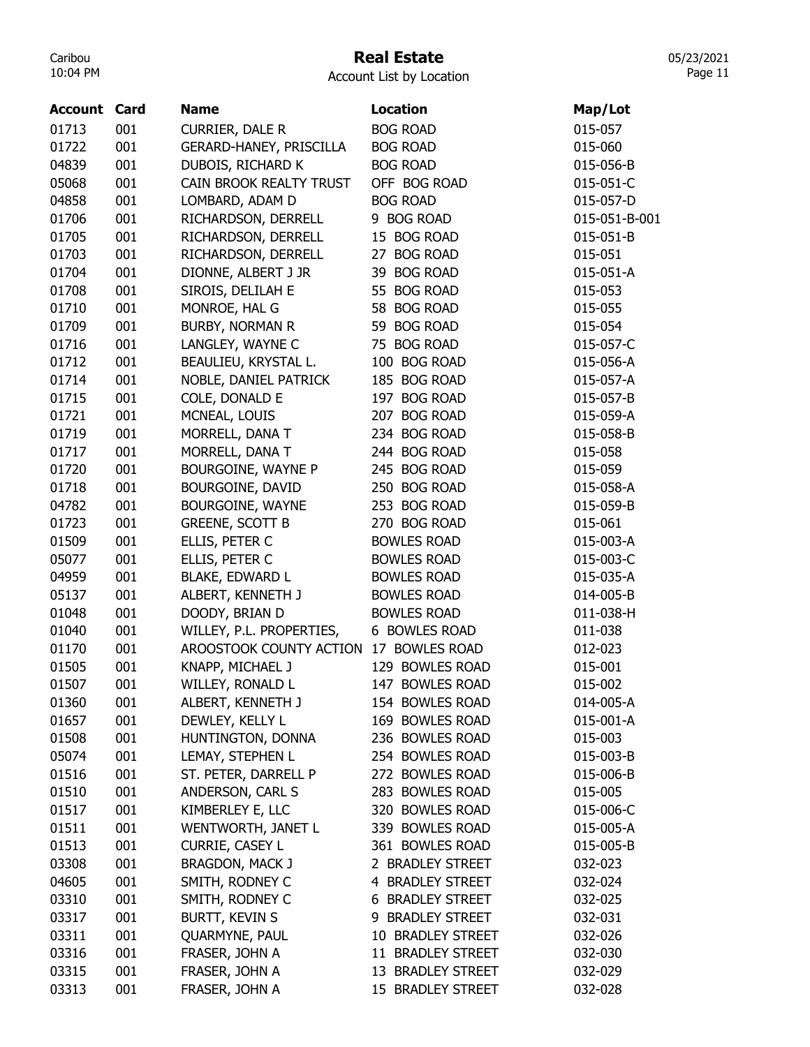# Real Estate

Account List by Location

| Account | Card | Name | Location | Map/Lot |
|---|---|---|---|---|
| 01713 | 001 | CURRIER, DALE R | BOG ROAD | 015-057 |
| 01722 | 001 | GERARD-HANEY, PRISCILLA | BOG ROAD | 015-060 |
| 04839 | 001 | DUBOIS, RICHARD K | BOG ROAD | 015-056-B |
| 05068 | 001 | CAIN BROOK REALTY TRUST | OFF BOG ROAD | 015-051-C |
| 04858 | 001 | LOMBARD, ADAM D | BOG ROAD | 015-057-D |
| 01706 | 001 | RICHARDSON, DERRELL | 9 BOG ROAD | 015-051-B-001 |
| 01705 | 001 | RICHARDSON, DERRELL | 15 BOG ROAD | 015-051-B |
| 01703 | 001 | RICHARDSON, DERRELL | 27 BOG ROAD | 015-051 |
| 01704 | 001 | DIONNE, ALBERT J JR | 39 BOG ROAD | 015-051-A |
| 01708 | 001 | SIROIS, DELILAH E | 55 BOG ROAD | 015-053 |
| 01710 | 001 | MONROE, HAL G | 58 BOG ROAD | 015-055 |
| 01709 | 001 | BURBY, NORMAN R | 59 BOG ROAD | 015-054 |
| 01716 | 001 | LANGLEY, WAYNE C | 75 BOG ROAD | 015-057-C |
| 01712 | 001 | BEAULIEU, KRYSTAL L. | 100 BOG ROAD | 015-056-A |
| 01714 | 001 | NOBLE, DANIEL PATRICK | 185 BOG ROAD | 015-057-A |
| 01715 | 001 | COLE, DONALD E | 197 BOG ROAD | 015-057-B |
| 01721 | 001 | MCNEAL, LOUIS | 207 BOG ROAD | 015-059-A |
| 01719 | 001 | MORRELL, DANA T | 234 BOG ROAD | 015-058-B |
| 01717 | 001 | MORRELL, DANA T | 244 BOG ROAD | 015-058 |
| 01720 | 001 | BOURGOINE, WAYNE P | 245 BOG ROAD | 015-059 |
| 01718 | 001 | BOURGOINE, DAVID | 250 BOG ROAD | 015-058-A |
| 04782 | 001 | BOURGOINE, WAYNE | 253 BOG ROAD | 015-059-B |
| 01723 | 001 | GREENE, SCOTT B | 270 BOG ROAD | 015-061 |
| 01509 | 001 | ELLIS, PETER C | BOWLES ROAD | 015-003-A |
| 05077 | 001 | ELLIS, PETER C | BOWLES ROAD | 015-003-C |
| 04959 | 001 | BLAKE, EDWARD L | BOWLES ROAD | 015-035-A |
| 05137 | 001 | ALBERT, KENNETH J | BOWLES ROAD | 014-005-B |
| 01048 | 001 | DOODY, BRIAN D | BOWLES ROAD | 011-038-H |
| 01040 | 001 | WILLEY, P.L. PROPERTIES, | 6 BOWLES ROAD | 011-038 |
| 01170 | 001 | AROOSTOOK COUNTY ACTION | 17 BOWLES ROAD | 012-023 |
| 01505 | 001 | KNAPP, MICHAEL J | 129 BOWLES ROAD | 015-001 |
| 01507 | 001 | WILLEY, RONALD L | 147 BOWLES ROAD | 015-002 |
| 01360 | 001 | ALBERT, KENNETH J | 154 BOWLES ROAD | 014-005-A |
| 01657 | 001 | DEWLEY, KELLY L | 169 BOWLES ROAD | 015-001-A |
| 01508 | 001 | HUNTINGTON, DONNA | 236 BOWLES ROAD | 015-003 |
| 05074 | 001 | LEMAY, STEPHEN L | 254 BOWLES ROAD | 015-003-B |
| 01516 | 001 | ST. PETER, DARRELL P | 272 BOWLES ROAD | 015-006-B |
| 01510 | 001 | ANDERSON, CARL S | 283 BOWLES ROAD | 015-005 |
| 01517 | 001 | KIMBERLEY E, LLC | 320 BOWLES ROAD | 015-006-C |
| 01511 | 001 | WENTWORTH, JANET L | 339 BOWLES ROAD | 015-005-A |
| 01513 | 001 | CURRIE, CASEY L | 361 BOWLES ROAD | 015-005-B |
| 03308 | 001 | BRAGDON, MACK J | 2 BRADLEY STREET | 032-023 |
| 04605 | 001 | SMITH, RODNEY C | 4 BRADLEY STREET | 032-024 |
| 03310 | 001 | SMITH, RODNEY C | 6 BRADLEY STREET | 032-025 |
| 03317 | 001 | BURTT, KEVIN S | 9 BRADLEY STREET | 032-031 |
| 03311 | 001 | QUARMYNE, PAUL | 10 BRADLEY STREET | 032-026 |
| 03316 | 001 | FRASER, JOHN A | 11 BRADLEY STREET | 032-030 |
| 03315 | 001 | FRASER, JOHN A | 13 BRADLEY STREET | 032-029 |
| 03313 | 001 | FRASER, JOHN A | 15 BRADLEY STREET | 032-028 |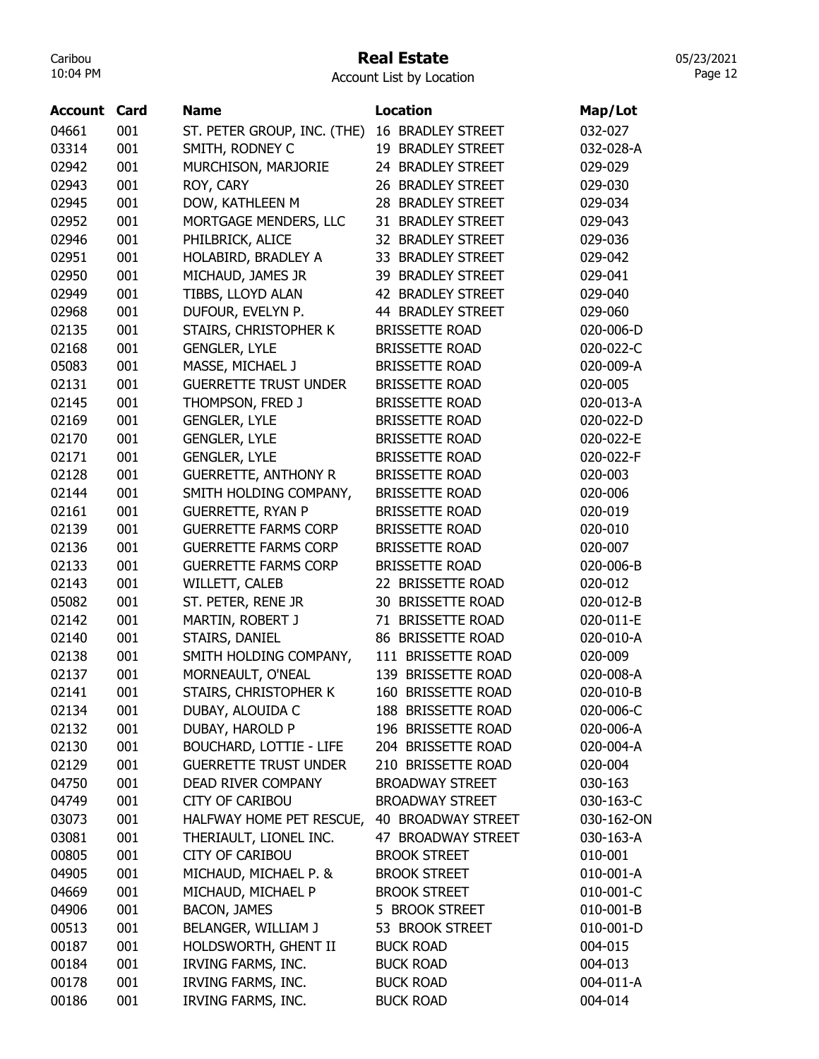# Real Estate

Account List by Location

| Account | Card | Name | Location | Map/Lot |
|---|---|---|---|---|
| 04661 | 001 | ST. PETER GROUP, INC. (THE) | 16 BRADLEY STREET | 032-027 |
| 03314 | 001 | SMITH, RODNEY C | 19 BRADLEY STREET | 032-028-A |
| 02942 | 001 | MURCHISON, MARJORIE | 24 BRADLEY STREET | 029-029 |
| 02943 | 001 | ROY, CARY | 26 BRADLEY STREET | 029-030 |
| 02945 | 001 | DOW, KATHLEEN M | 28 BRADLEY STREET | 029-034 |
| 02952 | 001 | MORTGAGE MENDERS, LLC | 31 BRADLEY STREET | 029-043 |
| 02946 | 001 | PHILBRICK, ALICE | 32 BRADLEY STREET | 029-036 |
| 02951 | 001 | HOLABIRD, BRADLEY A | 33 BRADLEY STREET | 029-042 |
| 02950 | 001 | MICHAUD, JAMES JR | 39 BRADLEY STREET | 029-041 |
| 02949 | 001 | TIBBS, LLOYD ALAN | 42 BRADLEY STREET | 029-040 |
| 02968 | 001 | DUFOUR, EVELYN P. | 44 BRADLEY STREET | 029-060 |
| 02135 | 001 | STAIRS, CHRISTOPHER K | BRISSETTE ROAD | 020-006-D |
| 02168 | 001 | GENGLER, LYLE | BRISSETTE ROAD | 020-022-C |
| 05083 | 001 | MASSE, MICHAEL J | BRISSETTE ROAD | 020-009-A |
| 02131 | 001 | GUERRETTE TRUST UNDER | BRISSETTE ROAD | 020-005 |
| 02145 | 001 | THOMPSON, FRED J | BRISSETTE ROAD | 020-013-A |
| 02169 | 001 | GENGLER, LYLE | BRISSETTE ROAD | 020-022-D |
| 02170 | 001 | GENGLER, LYLE | BRISSETTE ROAD | 020-022-E |
| 02171 | 001 | GENGLER, LYLE | BRISSETTE ROAD | 020-022-F |
| 02128 | 001 | GUERRETTE, ANTHONY R | BRISSETTE ROAD | 020-003 |
| 02144 | 001 | SMITH HOLDING COMPANY, | BRISSETTE ROAD | 020-006 |
| 02161 | 001 | GUERRETTE, RYAN P | BRISSETTE ROAD | 020-019 |
| 02139 | 001 | GUERRETTE FARMS CORP | BRISSETTE ROAD | 020-010 |
| 02136 | 001 | GUERRETTE FARMS CORP | BRISSETTE ROAD | 020-007 |
| 02133 | 001 | GUERRETTE FARMS CORP | BRISSETTE ROAD | 020-006-B |
| 02143 | 001 | WILLETT, CALEB | 22 BRISSETTE ROAD | 020-012 |
| 05082 | 001 | ST. PETER, RENE JR | 30 BRISSETTE ROAD | 020-012-B |
| 02142 | 001 | MARTIN, ROBERT J | 71 BRISSETTE ROAD | 020-011-E |
| 02140 | 001 | STAIRS, DANIEL | 86 BRISSETTE ROAD | 020-010-A |
| 02138 | 001 | SMITH HOLDING COMPANY, | 111 BRISSETTE ROAD | 020-009 |
| 02137 | 001 | MORNEAULT, O'NEAL | 139 BRISSETTE ROAD | 020-008-A |
| 02141 | 001 | STAIRS, CHRISTOPHER K | 160 BRISSETTE ROAD | 020-010-B |
| 02134 | 001 | DUBAY, ALOUIDA C | 188 BRISSETTE ROAD | 020-006-C |
| 02132 | 001 | DUBAY, HAROLD P | 196 BRISSETTE ROAD | 020-006-A |
| 02130 | 001 | BOUCHARD, LOTTIE - LIFE | 204 BRISSETTE ROAD | 020-004-A |
| 02129 | 001 | GUERRETTE TRUST UNDER | 210 BRISSETTE ROAD | 020-004 |
| 04750 | 001 | DEAD RIVER COMPANY | BROADWAY STREET | 030-163 |
| 04749 | 001 | CITY OF CARIBOU | BROADWAY STREET | 030-163-C |
| 03073 | 001 | HALFWAY HOME PET RESCUE, | 40 BROADWAY STREET | 030-162-ON |
| 03081 | 001 | THERIAULT, LIONEL INC. | 47 BROADWAY STREET | 030-163-A |
| 00805 | 001 | CITY OF CARIBOU | BROOK STREET | 010-001 |
| 04905 | 001 | MICHAUD, MICHAEL P. & | BROOK STREET | 010-001-A |
| 04669 | 001 | MICHAUD, MICHAEL P | BROOK STREET | 010-001-C |
| 04906 | 001 | BACON, JAMES | 5 BROOK STREET | 010-001-B |
| 00513 | 001 | BELANGER, WILLIAM J | 53 BROOK STREET | 010-001-D |
| 00187 | 001 | HOLDSWORTH, GHENT II | BUCK ROAD | 004-015 |
| 00184 | 001 | IRVING FARMS, INC. | BUCK ROAD | 004-013 |
| 00178 | 001 | IRVING FARMS, INC. | BUCK ROAD | 004-011-A |
| 00186 | 001 | IRVING FARMS, INC. | BUCK ROAD | 004-014 |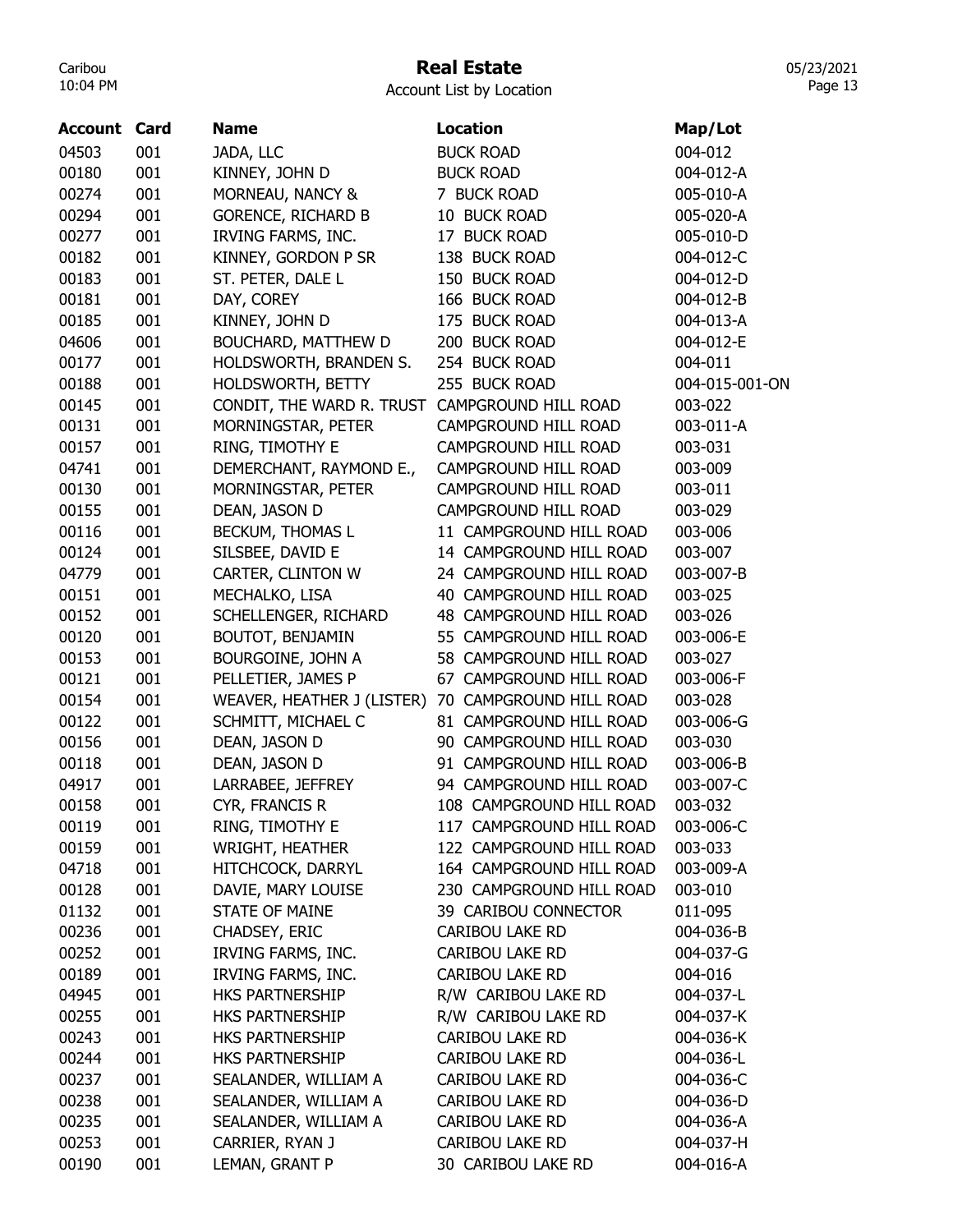# Real Estate

Account List by Location

| Account | Card | Name | Location | Map/Lot |
|---|---|---|---|---|
| 04503 | 001 | JADA, LLC | BUCK ROAD | 004-012 |
| 00180 | 001 | KINNEY, JOHN D | BUCK ROAD | 004-012-A |
| 00274 | 001 | MORNEAU, NANCY & | 7 BUCK ROAD | 005-010-A |
| 00294 | 001 | GORENCE, RICHARD B | 10 BUCK ROAD | 005-020-A |
| 00277 | 001 | IRVING FARMS, INC. | 17 BUCK ROAD | 005-010-D |
| 00182 | 001 | KINNEY, GORDON P SR | 138 BUCK ROAD | 004-012-C |
| 00183 | 001 | ST. PETER, DALE L | 150 BUCK ROAD | 004-012-D |
| 00181 | 001 | DAY, COREY | 166 BUCK ROAD | 004-012-B |
| 00185 | 001 | KINNEY, JOHN D | 175 BUCK ROAD | 004-013-A |
| 04606 | 001 | BOUCHARD, MATTHEW D | 200 BUCK ROAD | 004-012-E |
| 00177 | 001 | HOLDSWORTH, BRANDEN S. | 254 BUCK ROAD | 004-011 |
| 00188 | 001 | HOLDSWORTH, BETTY | 255 BUCK ROAD | 004-015-001-ON |
| 00145 | 001 | CONDIT, THE WARD R. TRUST | CAMPGROUND HILL ROAD | 003-022 |
| 00131 | 001 | MORNINGSTAR, PETER | CAMPGROUND HILL ROAD | 003-011-A |
| 00157 | 001 | RING, TIMOTHY E | CAMPGROUND HILL ROAD | 003-031 |
| 04741 | 001 | DEMERCHANT, RAYMOND E., | CAMPGROUND HILL ROAD | 003-009 |
| 00130 | 001 | MORNINGSTAR, PETER | CAMPGROUND HILL ROAD | 003-011 |
| 00155 | 001 | DEAN, JASON D | CAMPGROUND HILL ROAD | 003-029 |
| 00116 | 001 | BECKUM, THOMAS L | 11 CAMPGROUND HILL ROAD | 003-006 |
| 00124 | 001 | SILSBEE, DAVID E | 14 CAMPGROUND HILL ROAD | 003-007 |
| 04779 | 001 | CARTER, CLINTON W | 24 CAMPGROUND HILL ROAD | 003-007-B |
| 00151 | 001 | MECHALKO, LISA | 40 CAMPGROUND HILL ROAD | 003-025 |
| 00152 | 001 | SCHELLENGER, RICHARD | 48 CAMPGROUND HILL ROAD | 003-026 |
| 00120 | 001 | BOUTOT, BENJAMIN | 55 CAMPGROUND HILL ROAD | 003-006-E |
| 00153 | 001 | BOURGOINE, JOHN A | 58 CAMPGROUND HILL ROAD | 003-027 |
| 00121 | 001 | PELLETIER, JAMES P | 67 CAMPGROUND HILL ROAD | 003-006-F |
| 00154 | 001 | WEAVER, HEATHER J (LISTER) | 70 CAMPGROUND HILL ROAD | 003-028 |
| 00122 | 001 | SCHMITT, MICHAEL C | 81 CAMPGROUND HILL ROAD | 003-006-G |
| 00156 | 001 | DEAN, JASON D | 90 CAMPGROUND HILL ROAD | 003-030 |
| 00118 | 001 | DEAN, JASON D | 91 CAMPGROUND HILL ROAD | 003-006-B |
| 04917 | 001 | LARRABEE, JEFFREY | 94 CAMPGROUND HILL ROAD | 003-007-C |
| 00158 | 001 | CYR, FRANCIS R | 108 CAMPGROUND HILL ROAD | 003-032 |
| 00119 | 001 | RING, TIMOTHY E | 117 CAMPGROUND HILL ROAD | 003-006-C |
| 00159 | 001 | WRIGHT, HEATHER | 122 CAMPGROUND HILL ROAD | 003-033 |
| 04718 | 001 | HITCHCOCK, DARRYL | 164 CAMPGROUND HILL ROAD | 003-009-A |
| 00128 | 001 | DAVIE, MARY LOUISE | 230 CAMPGROUND HILL ROAD | 003-010 |
| 01132 | 001 | STATE OF MAINE | 39 CARIBOU CONNECTOR | 011-095 |
| 00236 | 001 | CHADSEY, ERIC | CARIBOU LAKE RD | 004-036-B |
| 00252 | 001 | IRVING FARMS, INC. | CARIBOU LAKE RD | 004-037-G |
| 00189 | 001 | IRVING FARMS, INC. | CARIBOU LAKE RD | 004-016 |
| 04945 | 001 | HKS PARTNERSHIP | R/W CARIBOU LAKE RD | 004-037-L |
| 00255 | 001 | HKS PARTNERSHIP | R/W CARIBOU LAKE RD | 004-037-K |
| 00243 | 001 | HKS PARTNERSHIP | CARIBOU LAKE RD | 004-036-K |
| 00244 | 001 | HKS PARTNERSHIP | CARIBOU LAKE RD | 004-036-L |
| 00237 | 001 | SEALANDER, WILLIAM A | CARIBOU LAKE RD | 004-036-C |
| 00238 | 001 | SEALANDER, WILLIAM A | CARIBOU LAKE RD | 004-036-D |
| 00235 | 001 | SEALANDER, WILLIAM A | CARIBOU LAKE RD | 004-036-A |
| 00253 | 001 | CARRIER, RYAN J | CARIBOU LAKE RD | 004-037-H |
| 00190 | 001 | LEMAN, GRANT P | 30 CARIBOU LAKE RD | 004-016-A |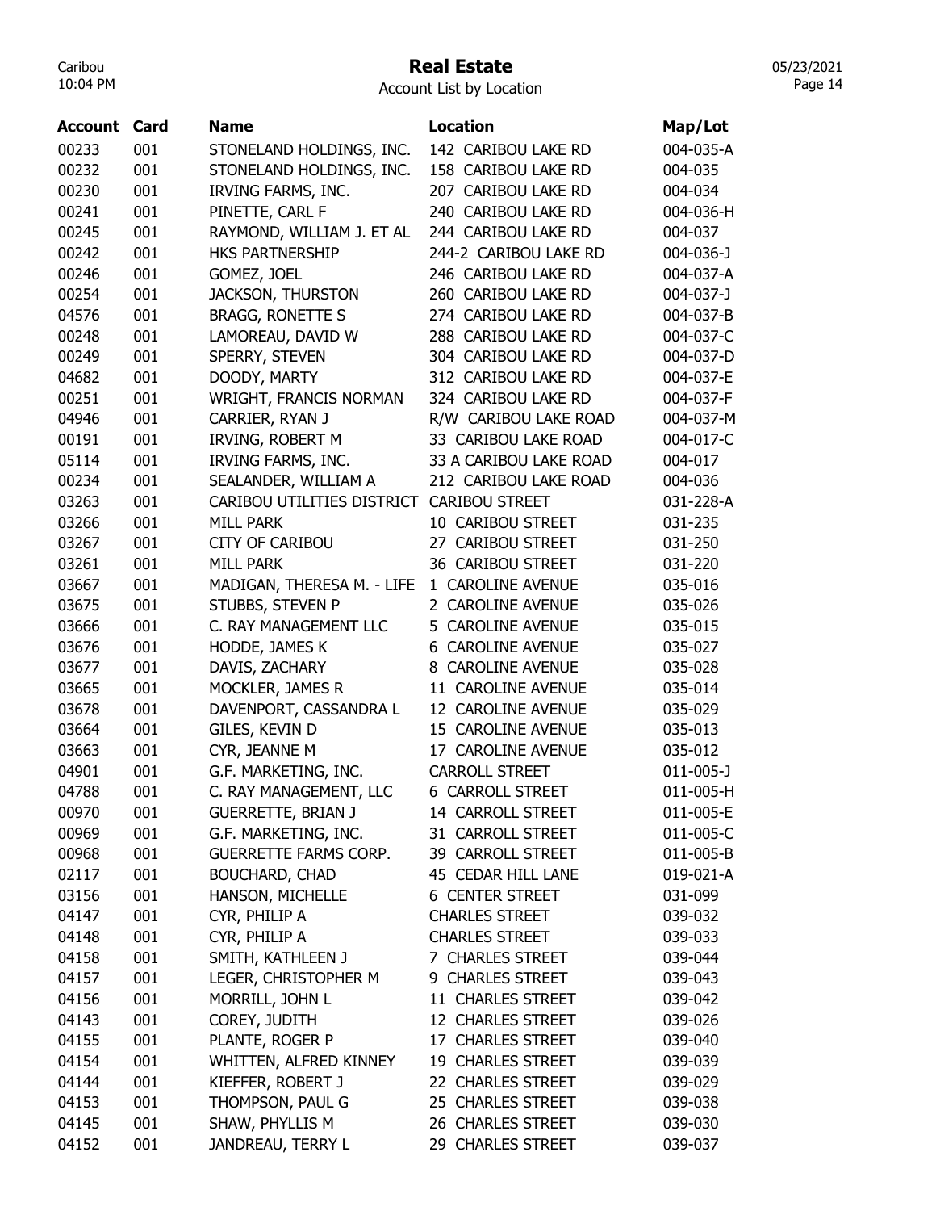# Real Estate

Account List by Location

| Account | Card | Name | Location | Map/Lot |
|---|---|---|---|---|
| 00233 | 001 | STONELAND HOLDINGS, INC. | 142 CARIBOU LAKE RD | 004-035-A |
| 00232 | 001 | STONELAND HOLDINGS, INC. | 158 CARIBOU LAKE RD | 004-035 |
| 00230 | 001 | IRVING FARMS, INC. | 207 CARIBOU LAKE RD | 004-034 |
| 00241 | 001 | PINETTE, CARL F | 240 CARIBOU LAKE RD | 004-036-H |
| 00245 | 001 | RAYMOND, WILLIAM J. ET AL | 244 CARIBOU LAKE RD | 004-037 |
| 00242 | 001 | HKS PARTNERSHIP | 244-2 CARIBOU LAKE RD | 004-036-J |
| 00246 | 001 | GOMEZ, JOEL | 246 CARIBOU LAKE RD | 004-037-A |
| 00254 | 001 | JACKSON, THURSTON | 260 CARIBOU LAKE RD | 004-037-J |
| 04576 | 001 | BRAGG, RONETTE S | 274 CARIBOU LAKE RD | 004-037-B |
| 00248 | 001 | LAMOREAU, DAVID W | 288 CARIBOU LAKE RD | 004-037-C |
| 00249 | 001 | SPERRY, STEVEN | 304 CARIBOU LAKE RD | 004-037-D |
| 04682 | 001 | DOODY, MARTY | 312 CARIBOU LAKE RD | 004-037-E |
| 00251 | 001 | WRIGHT, FRANCIS NORMAN | 324 CARIBOU LAKE RD | 004-037-F |
| 04946 | 001 | CARRIER, RYAN J | R/W CARIBOU LAKE ROAD | 004-037-M |
| 00191 | 001 | IRVING, ROBERT M | 33 CARIBOU LAKE ROAD | 004-017-C |
| 05114 | 001 | IRVING FARMS, INC. | 33 A CARIBOU LAKE ROAD | 004-017 |
| 00234 | 001 | SEALANDER, WILLIAM A | 212 CARIBOU LAKE ROAD | 004-036 |
| 03263 | 001 | CARIBOU UTILITIES DISTRICT | CARIBOU STREET | 031-228-A |
| 03266 | 001 | MILL PARK | 10 CARIBOU STREET | 031-235 |
| 03267 | 001 | CITY OF CARIBOU | 27 CARIBOU STREET | 031-250 |
| 03261 | 001 | MILL PARK | 36 CARIBOU STREET | 031-220 |
| 03667 | 001 | MADIGAN, THERESA M. - LIFE | 1 CAROLINE AVENUE | 035-016 |
| 03675 | 001 | STUBBS, STEVEN P | 2 CAROLINE AVENUE | 035-026 |
| 03666 | 001 | C. RAY MANAGEMENT LLC | 5 CAROLINE AVENUE | 035-015 |
| 03676 | 001 | HODDE, JAMES K | 6 CAROLINE AVENUE | 035-027 |
| 03677 | 001 | DAVIS, ZACHARY | 8 CAROLINE AVENUE | 035-028 |
| 03665 | 001 | MOCKLER, JAMES R | 11 CAROLINE AVENUE | 035-014 |
| 03678 | 001 | DAVENPORT, CASSANDRA L | 12 CAROLINE AVENUE | 035-029 |
| 03664 | 001 | GILES, KEVIN D | 15 CAROLINE AVENUE | 035-013 |
| 03663 | 001 | CYR, JEANNE M | 17 CAROLINE AVENUE | 035-012 |
| 04901 | 001 | G.F. MARKETING, INC. | CARROLL STREET | 011-005-J |
| 04788 | 001 | C. RAY MANAGEMENT, LLC | 6 CARROLL STREET | 011-005-H |
| 00970 | 001 | GUERRETTE, BRIAN J | 14 CARROLL STREET | 011-005-E |
| 00969 | 001 | G.F. MARKETING, INC. | 31 CARROLL STREET | 011-005-C |
| 00968 | 001 | GUERRETTE FARMS CORP. | 39 CARROLL STREET | 011-005-B |
| 02117 | 001 | BOUCHARD, CHAD | 45 CEDAR HILL LANE | 019-021-A |
| 03156 | 001 | HANSON, MICHELLE | 6 CENTER STREET | 031-099 |
| 04147 | 001 | CYR, PHILIP A | CHARLES STREET | 039-032 |
| 04148 | 001 | CYR, PHILIP A | CHARLES STREET | 039-033 |
| 04158 | 001 | SMITH, KATHLEEN J | 7 CHARLES STREET | 039-044 |
| 04157 | 001 | LEGER, CHRISTOPHER M | 9 CHARLES STREET | 039-043 |
| 04156 | 001 | MORRILL, JOHN L | 11 CHARLES STREET | 039-042 |
| 04143 | 001 | COREY, JUDITH | 12 CHARLES STREET | 039-026 |
| 04155 | 001 | PLANTE, ROGER P | 17 CHARLES STREET | 039-040 |
| 04154 | 001 | WHITTEN, ALFRED KINNEY | 19 CHARLES STREET | 039-039 |
| 04144 | 001 | KIEFFER, ROBERT J | 22 CHARLES STREET | 039-029 |
| 04153 | 001 | THOMPSON, PAUL G | 25 CHARLES STREET | 039-038 |
| 04145 | 001 | SHAW, PHYLLIS M | 26 CHARLES STREET | 039-030 |
| 04152 | 001 | JANDREAU, TERRY L | 29 CHARLES STREET | 039-037 |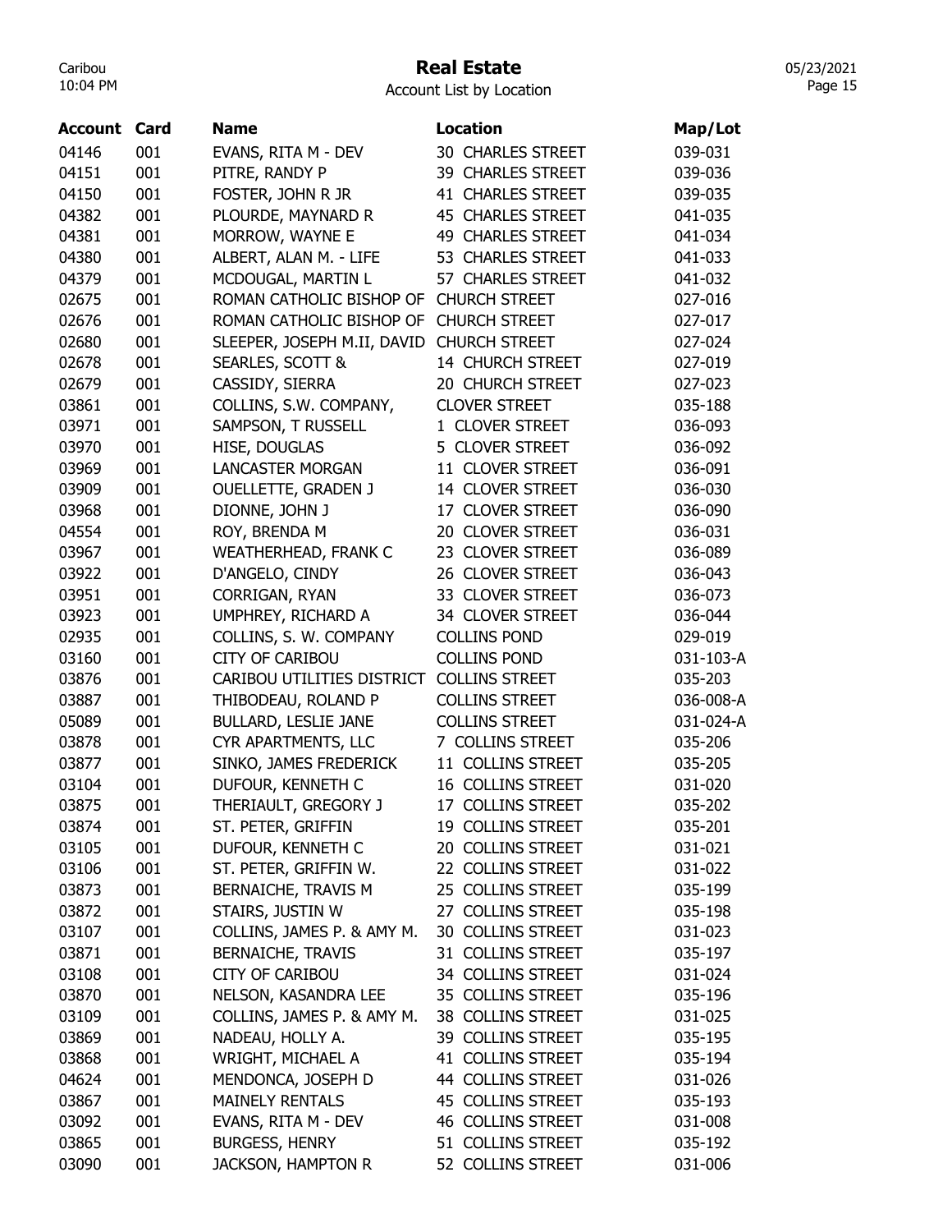# Real Estate

Account List by Location

| Account | Card | Name | Location | Map/Lot |
|---|---|---|---|---|
| 04146 | 001 | EVANS, RITA M - DEV | 30 CHARLES STREET | 039-031 |
| 04151 | 001 | PITRE, RANDY P | 39 CHARLES STREET | 039-036 |
| 04150 | 001 | FOSTER, JOHN R JR | 41 CHARLES STREET | 039-035 |
| 04382 | 001 | PLOURDE, MAYNARD R | 45 CHARLES STREET | 041-035 |
| 04381 | 001 | MORROW, WAYNE E | 49 CHARLES STREET | 041-034 |
| 04380 | 001 | ALBERT, ALAN M. - LIFE | 53 CHARLES STREET | 041-033 |
| 04379 | 001 | MCDOUGAL, MARTIN L | 57 CHARLES STREET | 041-032 |
| 02675 | 001 | ROMAN CATHOLIC BISHOP OF | CHURCH STREET | 027-016 |
| 02676 | 001 | ROMAN CATHOLIC BISHOP OF | CHURCH STREET | 027-017 |
| 02680 | 001 | SLEEPER, JOSEPH M.II, DAVID | CHURCH STREET | 027-024 |
| 02678 | 001 | SEARLES, SCOTT & | 14 CHURCH STREET | 027-019 |
| 02679 | 001 | CASSIDY, SIERRA | 20 CHURCH STREET | 027-023 |
| 03861 | 001 | COLLINS, S.W. COMPANY, | CLOVER STREET | 035-188 |
| 03971 | 001 | SAMPSON, T RUSSELL | 1 CLOVER STREET | 036-093 |
| 03970 | 001 | HISE, DOUGLAS | 5 CLOVER STREET | 036-092 |
| 03969 | 001 | LANCASTER MORGAN | 11 CLOVER STREET | 036-091 |
| 03909 | 001 | OUELLETTE, GRADEN J | 14 CLOVER STREET | 036-030 |
| 03968 | 001 | DIONNE, JOHN J | 17 CLOVER STREET | 036-090 |
| 04554 | 001 | ROY, BRENDA M | 20 CLOVER STREET | 036-031 |
| 03967 | 001 | WEATHERHEAD, FRANK C | 23 CLOVER STREET | 036-089 |
| 03922 | 001 | D'ANGELO, CINDY | 26 CLOVER STREET | 036-043 |
| 03951 | 001 | CORRIGAN, RYAN | 33 CLOVER STREET | 036-073 |
| 03923 | 001 | UMPHREY, RICHARD A | 34 CLOVER STREET | 036-044 |
| 02935 | 001 | COLLINS, S. W. COMPANY | COLLINS POND | 029-019 |
| 03160 | 001 | CITY OF CARIBOU | COLLINS POND | 031-103-A |
| 03876 | 001 | CARIBOU UTILITIES DISTRICT | COLLINS STREET | 035-203 |
| 03887 | 001 | THIBODEAU, ROLAND P | COLLINS STREET | 036-008-A |
| 05089 | 001 | BULLARD, LESLIE JANE | COLLINS STREET | 031-024-A |
| 03878 | 001 | CYR APARTMENTS, LLC | 7 COLLINS STREET | 035-206 |
| 03877 | 001 | SINKO, JAMES FREDERICK | 11 COLLINS STREET | 035-205 |
| 03104 | 001 | DUFOUR, KENNETH C | 16 COLLINS STREET | 031-020 |
| 03875 | 001 | THERIAULT, GREGORY J | 17 COLLINS STREET | 035-202 |
| 03874 | 001 | ST. PETER, GRIFFIN | 19 COLLINS STREET | 035-201 |
| 03105 | 001 | DUFOUR, KENNETH C | 20 COLLINS STREET | 031-021 |
| 03106 | 001 | ST. PETER, GRIFFIN W. | 22 COLLINS STREET | 031-022 |
| 03873 | 001 | BERNAICHE, TRAVIS M | 25 COLLINS STREET | 035-199 |
| 03872 | 001 | STAIRS, JUSTIN W | 27 COLLINS STREET | 035-198 |
| 03107 | 001 | COLLINS, JAMES P. & AMY M. | 30 COLLINS STREET | 031-023 |
| 03871 | 001 | BERNAICHE, TRAVIS | 31 COLLINS STREET | 035-197 |
| 03108 | 001 | CITY OF CARIBOU | 34 COLLINS STREET | 031-024 |
| 03870 | 001 | NELSON, KASANDRA LEE | 35 COLLINS STREET | 035-196 |
| 03109 | 001 | COLLINS, JAMES P. & AMY M. | 38 COLLINS STREET | 031-025 |
| 03869 | 001 | NADEAU, HOLLY A. | 39 COLLINS STREET | 035-195 |
| 03868 | 001 | WRIGHT, MICHAEL A | 41 COLLINS STREET | 035-194 |
| 04624 | 001 | MENDONCA, JOSEPH D | 44 COLLINS STREET | 031-026 |
| 03867 | 001 | MAINELY RENTALS | 45 COLLINS STREET | 035-193 |
| 03092 | 001 | EVANS, RITA M - DEV | 46 COLLINS STREET | 031-008 |
| 03865 | 001 | BURGESS, HENRY | 51 COLLINS STREET | 035-192 |
| 03090 | 001 | JACKSON, HAMPTON R | 52 COLLINS STREET | 031-006 |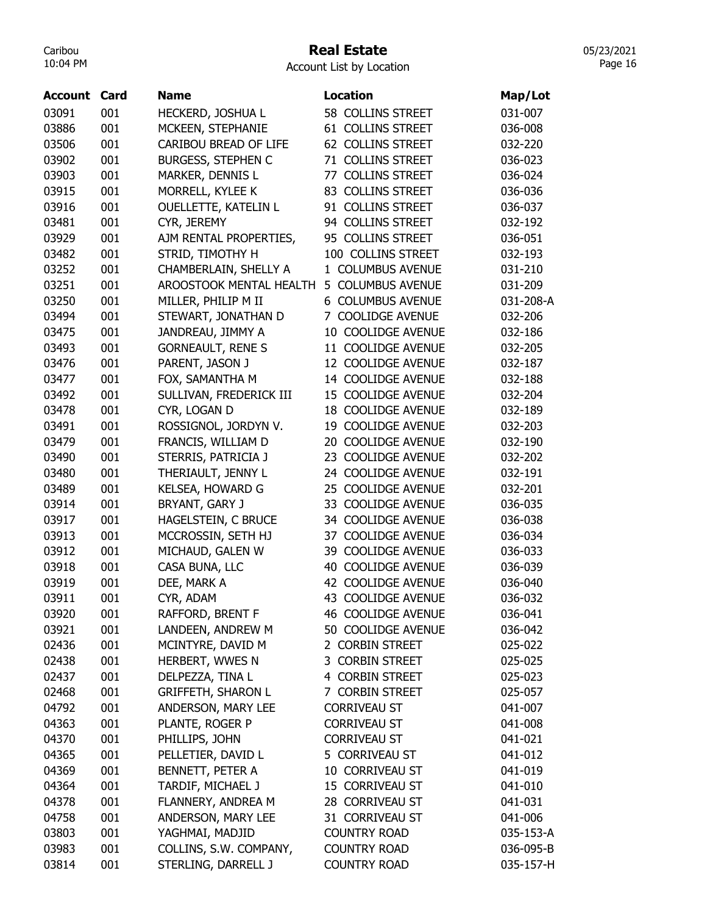# Real Estate

Account List by Location

| Account | Card | Name | Location | Map/Lot |
|---|---|---|---|---|
| 03091 | 001 | HECKERD, JOSHUA L | 58 COLLINS STREET | 031-007 |
| 03886 | 001 | MCKEEN, STEPHANIE | 61 COLLINS STREET | 036-008 |
| 03506 | 001 | CARIBOU BREAD OF LIFE | 62 COLLINS STREET | 032-220 |
| 03902 | 001 | BURGESS, STEPHEN C | 71 COLLINS STREET | 036-023 |
| 03903 | 001 | MARKER, DENNIS L | 77 COLLINS STREET | 036-024 |
| 03915 | 001 | MORRELL, KYLEE K | 83 COLLINS STREET | 036-036 |
| 03916 | 001 | OUELLETTE, KATELIN L | 91 COLLINS STREET | 036-037 |
| 03481 | 001 | CYR, JEREMY | 94 COLLINS STREET | 032-192 |
| 03929 | 001 | AJM RENTAL PROPERTIES, | 95 COLLINS STREET | 036-051 |
| 03482 | 001 | STRID, TIMOTHY H | 100 COLLINS STREET | 032-193 |
| 03252 | 001 | CHAMBERLAIN, SHELLY A | 1 COLUMBUS AVENUE | 031-210 |
| 03251 | 001 | AROOSTOOK MENTAL HEALTH | 5 COLUMBUS AVENUE | 031-209 |
| 03250 | 001 | MILLER, PHILIP M II | 6 COLUMBUS AVENUE | 031-208-A |
| 03494 | 001 | STEWART, JONATHAN D | 7 COOLIDGE AVENUE | 032-206 |
| 03475 | 001 | JANDREAU, JIMMY A | 10 COOLIDGE AVENUE | 032-186 |
| 03493 | 001 | GORNEAULT, RENE S | 11 COOLIDGE AVENUE | 032-205 |
| 03476 | 001 | PARENT, JASON J | 12 COOLIDGE AVENUE | 032-187 |
| 03477 | 001 | FOX, SAMANTHA M | 14 COOLIDGE AVENUE | 032-188 |
| 03492 | 001 | SULLIVAN, FREDERICK III | 15 COOLIDGE AVENUE | 032-204 |
| 03478 | 001 | CYR, LOGAN D | 18 COOLIDGE AVENUE | 032-189 |
| 03491 | 001 | ROSSIGNOL, JORDYN V. | 19 COOLIDGE AVENUE | 032-203 |
| 03479 | 001 | FRANCIS, WILLIAM D | 20 COOLIDGE AVENUE | 032-190 |
| 03490 | 001 | STERRIS, PATRICIA J | 23 COOLIDGE AVENUE | 032-202 |
| 03480 | 001 | THERIAULT, JENNY L | 24 COOLIDGE AVENUE | 032-191 |
| 03489 | 001 | KELSEA, HOWARD G | 25 COOLIDGE AVENUE | 032-201 |
| 03914 | 001 | BRYANT, GARY J | 33 COOLIDGE AVENUE | 036-035 |
| 03917 | 001 | HAGELSTEIN, C BRUCE | 34 COOLIDGE AVENUE | 036-038 |
| 03913 | 001 | MCCROSSIN, SETH HJ | 37 COOLIDGE AVENUE | 036-034 |
| 03912 | 001 | MICHAUD, GALEN W | 39 COOLIDGE AVENUE | 036-033 |
| 03918 | 001 | CASA BUNA, LLC | 40 COOLIDGE AVENUE | 036-039 |
| 03919 | 001 | DEE, MARK A | 42 COOLIDGE AVENUE | 036-040 |
| 03911 | 001 | CYR, ADAM | 43 COOLIDGE AVENUE | 036-032 |
| 03920 | 001 | RAFFORD, BRENT F | 46 COOLIDGE AVENUE | 036-041 |
| 03921 | 001 | LANDEEN, ANDREW M | 50 COOLIDGE AVENUE | 036-042 |
| 02436 | 001 | MCINTYRE, DAVID M | 2 CORBIN STREET | 025-022 |
| 02438 | 001 | HERBERT, WWES N | 3 CORBIN STREET | 025-025 |
| 02437 | 001 | DELPEZZA, TINA L | 4 CORBIN STREET | 025-023 |
| 02468 | 001 | GRIFFETH, SHARON L | 7 CORBIN STREET | 025-057 |
| 04792 | 001 | ANDERSON, MARY LEE | CORRIVEAU ST | 041-007 |
| 04363 | 001 | PLANTE, ROGER P | CORRIVEAU ST | 041-008 |
| 04370 | 001 | PHILLIPS, JOHN | CORRIVEAU ST | 041-021 |
| 04365 | 001 | PELLETIER, DAVID L | 5 CORRIVEAU ST | 041-012 |
| 04369 | 001 | BENNETT, PETER A | 10 CORRIVEAU ST | 041-019 |
| 04364 | 001 | TARDIF, MICHAEL J | 15 CORRIVEAU ST | 041-010 |
| 04378 | 001 | FLANNERY, ANDREA M | 28 CORRIVEAU ST | 041-031 |
| 04758 | 001 | ANDERSON, MARY LEE | 31 CORRIVEAU ST | 041-006 |
| 03803 | 001 | YAGHMAI, MADJID | COUNTRY ROAD | 035-153-A |
| 03983 | 001 | COLLINS, S.W. COMPANY, | COUNTRY ROAD | 036-095-B |
| 03814 | 001 | STERLING, DARRELL J | COUNTRY ROAD | 035-157-H |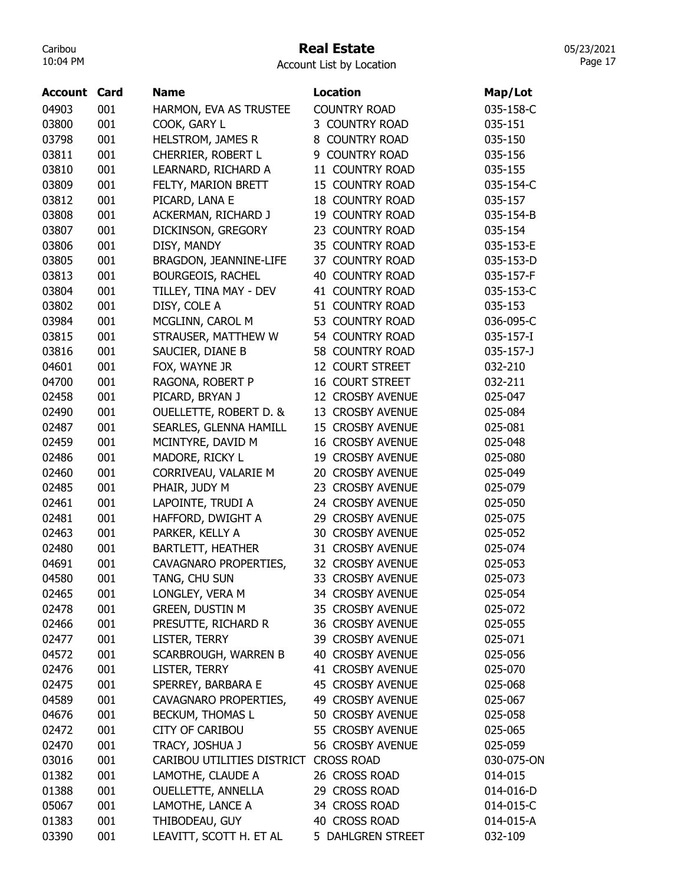# Real Estate

Account List by Location

| Account | Card | Name | Location | Map/Lot |
|---|---|---|---|---|
| 04903 | 001 | HARMON, EVA AS TRUSTEE | COUNTRY ROAD | 035-158-C |
| 03800 | 001 | COOK, GARY L | 3 COUNTRY ROAD | 035-151 |
| 03798 | 001 | HELSTROM, JAMES R | 8 COUNTRY ROAD | 035-150 |
| 03811 | 001 | CHERRIER, ROBERT L | 9 COUNTRY ROAD | 035-156 |
| 03810 | 001 | LEARNARD, RICHARD A | 11 COUNTRY ROAD | 035-155 |
| 03809 | 001 | FELTY, MARION BRETT | 15 COUNTRY ROAD | 035-154-C |
| 03812 | 001 | PICARD, LANA E | 18 COUNTRY ROAD | 035-157 |
| 03808 | 001 | ACKERMAN, RICHARD J | 19 COUNTRY ROAD | 035-154-B |
| 03807 | 001 | DICKINSON, GREGORY | 23 COUNTRY ROAD | 035-154 |
| 03806 | 001 | DISY, MANDY | 35 COUNTRY ROAD | 035-153-E |
| 03805 | 001 | BRAGDON, JEANNINE-LIFE | 37 COUNTRY ROAD | 035-153-D |
| 03813 | 001 | BOURGEOIS, RACHEL | 40 COUNTRY ROAD | 035-157-F |
| 03804 | 001 | TILLEY, TINA MAY - DEV | 41 COUNTRY ROAD | 035-153-C |
| 03802 | 001 | DISY, COLE A | 51 COUNTRY ROAD | 035-153 |
| 03984 | 001 | MCGLINN, CAROL M | 53 COUNTRY ROAD | 036-095-C |
| 03815 | 001 | STRAUSER, MATTHEW W | 54 COUNTRY ROAD | 035-157-I |
| 03816 | 001 | SAUCIER, DIANE B | 58 COUNTRY ROAD | 035-157-J |
| 04601 | 001 | FOX, WAYNE JR | 12 COURT STREET | 032-210 |
| 04700 | 001 | RAGONA, ROBERT P | 16 COURT STREET | 032-211 |
| 02458 | 001 | PICARD, BRYAN J | 12 CROSBY AVENUE | 025-047 |
| 02490 | 001 | OUELLETTE, ROBERT D. & | 13 CROSBY AVENUE | 025-084 |
| 02487 | 001 | SEARLES, GLENNA HAMILL | 15 CROSBY AVENUE | 025-081 |
| 02459 | 001 | MCINTYRE, DAVID M | 16 CROSBY AVENUE | 025-048 |
| 02486 | 001 | MADORE, RICKY L | 19 CROSBY AVENUE | 025-080 |
| 02460 | 001 | CORRIVEAU, VALARIE M | 20 CROSBY AVENUE | 025-049 |
| 02485 | 001 | PHAIR, JUDY M | 23 CROSBY AVENUE | 025-079 |
| 02461 | 001 | LAPOINTE, TRUDI A | 24 CROSBY AVENUE | 025-050 |
| 02481 | 001 | HAFFORD, DWIGHT A | 29 CROSBY AVENUE | 025-075 |
| 02463 | 001 | PARKER, KELLY A | 30 CROSBY AVENUE | 025-052 |
| 02480 | 001 | BARTLETT, HEATHER | 31 CROSBY AVENUE | 025-074 |
| 04691 | 001 | CAVAGNARO PROPERTIES, | 32 CROSBY AVENUE | 025-053 |
| 04580 | 001 | TANG, CHU SUN | 33 CROSBY AVENUE | 025-073 |
| 02465 | 001 | LONGLEY, VERA M | 34 CROSBY AVENUE | 025-054 |
| 02478 | 001 | GREEN, DUSTIN M | 35 CROSBY AVENUE | 025-072 |
| 02466 | 001 | PRESUTTE, RICHARD R | 36 CROSBY AVENUE | 025-055 |
| 02477 | 001 | LISTER, TERRY | 39 CROSBY AVENUE | 025-071 |
| 04572 | 001 | SCARBROUGH, WARREN B | 40 CROSBY AVENUE | 025-056 |
| 02476 | 001 | LISTER, TERRY | 41 CROSBY AVENUE | 025-070 |
| 02475 | 001 | SPERREY, BARBARA E | 45 CROSBY AVENUE | 025-068 |
| 04589 | 001 | CAVAGNARO PROPERTIES, | 49 CROSBY AVENUE | 025-067 |
| 04676 | 001 | BECKUM, THOMAS L | 50 CROSBY AVENUE | 025-058 |
| 02472 | 001 | CITY OF CARIBOU | 55 CROSBY AVENUE | 025-065 |
| 02470 | 001 | TRACY, JOSHUA J | 56 CROSBY AVENUE | 025-059 |
| 03016 | 001 | CARIBOU UTILITIES DISTRICT | CROSS ROAD | 030-075-ON |
| 01382 | 001 | LAMOTHE, CLAUDE A | 26 CROSS ROAD | 014-015 |
| 01388 | 001 | OUELLETTE, ANNELLA | 29 CROSS ROAD | 014-016-D |
| 05067 | 001 | LAMOTHE, LANCE A | 34 CROSS ROAD | 014-015-C |
| 01383 | 001 | THIBODEAU, GUY | 40 CROSS ROAD | 014-015-A |
| 03390 | 001 | LEAVITT, SCOTT H. ET AL | 5 DAHLGREN STREET | 032-109 |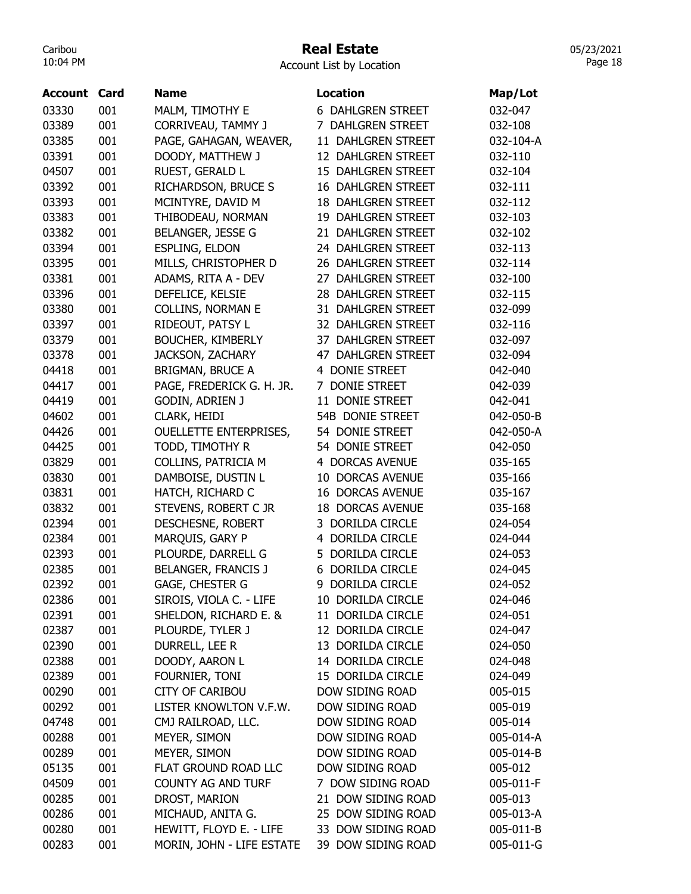# Real Estate

Account List by Location

| Account | Card | Name | Location | Map/Lot |
|---|---|---|---|---|
| 03330 | 001 | MALM, TIMOTHY E | 6 DAHLGREN STREET | 032-047 |
| 03389 | 001 | CORRIVEAU, TAMMY J | 7 DAHLGREN STREET | 032-108 |
| 03385 | 001 | PAGE, GAHAGAN, WEAVER, | 11 DAHLGREN STREET | 032-104-A |
| 03391 | 001 | DOODY, MATTHEW J | 12 DAHLGREN STREET | 032-110 |
| 04507 | 001 | RUEST, GERALD L | 15 DAHLGREN STREET | 032-104 |
| 03392 | 001 | RICHARDSON, BRUCE S | 16 DAHLGREN STREET | 032-111 |
| 03393 | 001 | MCINTYRE, DAVID M | 18 DAHLGREN STREET | 032-112 |
| 03383 | 001 | THIBODEAU, NORMAN | 19 DAHLGREN STREET | 032-103 |
| 03382 | 001 | BELANGER, JESSE G | 21 DAHLGREN STREET | 032-102 |
| 03394 | 001 | ESPLING, ELDON | 24 DAHLGREN STREET | 032-113 |
| 03395 | 001 | MILLS, CHRISTOPHER D | 26 DAHLGREN STREET | 032-114 |
| 03381 | 001 | ADAMS, RITA A - DEV | 27 DAHLGREN STREET | 032-100 |
| 03396 | 001 | DEFELICE, KELSIE | 28 DAHLGREN STREET | 032-115 |
| 03380 | 001 | COLLINS, NORMAN E | 31 DAHLGREN STREET | 032-099 |
| 03397 | 001 | RIDEOUT, PATSY L | 32 DAHLGREN STREET | 032-116 |
| 03379 | 001 | BOUCHER, KIMBERLY | 37 DAHLGREN STREET | 032-097 |
| 03378 | 001 | JACKSON, ZACHARY | 47 DAHLGREN STREET | 032-094 |
| 04418 | 001 | BRIGMAN, BRUCE A | 4 DONIE STREET | 042-040 |
| 04417 | 001 | PAGE, FREDERICK G. H. JR. | 7 DONIE STREET | 042-039 |
| 04419 | 001 | GODIN, ADRIEN J | 11 DONIE STREET | 042-041 |
| 04602 | 001 | CLARK, HEIDI | 54B DONIE STREET | 042-050-B |
| 04426 | 001 | OUELLETTE ENTERPRISES, | 54 DONIE STREET | 042-050-A |
| 04425 | 001 | TODD, TIMOTHY R | 54 DONIE STREET | 042-050 |
| 03829 | 001 | COLLINS, PATRICIA M | 4 DORCAS AVENUE | 035-165 |
| 03830 | 001 | DAMBOISE, DUSTIN L | 10 DORCAS AVENUE | 035-166 |
| 03831 | 001 | HATCH, RICHARD C | 16 DORCAS AVENUE | 035-167 |
| 03832 | 001 | STEVENS, ROBERT C JR | 18 DORCAS AVENUE | 035-168 |
| 02394 | 001 | DESCHESNE, ROBERT | 3 DORILDA CIRCLE | 024-054 |
| 02384 | 001 | MARQUIS, GARY P | 4 DORILDA CIRCLE | 024-044 |
| 02393 | 001 | PLOURDE, DARRELL G | 5 DORILDA CIRCLE | 024-053 |
| 02385 | 001 | BELANGER, FRANCIS J | 6 DORILDA CIRCLE | 024-045 |
| 02392 | 001 | GAGE, CHESTER G | 9 DORILDA CIRCLE | 024-052 |
| 02386 | 001 | SIROIS, VIOLA C. - LIFE | 10 DORILDA CIRCLE | 024-046 |
| 02391 | 001 | SHELDON, RICHARD E. & | 11 DORILDA CIRCLE | 024-051 |
| 02387 | 001 | PLOURDE, TYLER J | 12 DORILDA CIRCLE | 024-047 |
| 02390 | 001 | DURRELL, LEE R | 13 DORILDA CIRCLE | 024-050 |
| 02388 | 001 | DOODY, AARON L | 14 DORILDA CIRCLE | 024-048 |
| 02389 | 001 | FOURNIER, TONI | 15 DORILDA CIRCLE | 024-049 |
| 00290 | 001 | CITY OF CARIBOU | DOW SIDING ROAD | 005-015 |
| 00292 | 001 | LISTER KNOWLTON V.F.W. | DOW SIDING ROAD | 005-019 |
| 04748 | 001 | CMJ RAILROAD, LLC. | DOW SIDING ROAD | 005-014 |
| 00288 | 001 | MEYER, SIMON | DOW SIDING ROAD | 005-014-A |
| 00289 | 001 | MEYER, SIMON | DOW SIDING ROAD | 005-014-B |
| 05135 | 001 | FLAT GROUND ROAD LLC | DOW SIDING ROAD | 005-012 |
| 04509 | 001 | COUNTY AG AND TURF | 7 DOW SIDING ROAD | 005-011-F |
| 00285 | 001 | DROST, MARION | 21 DOW SIDING ROAD | 005-013 |
| 00286 | 001 | MICHAUD, ANITA G. | 25 DOW SIDING ROAD | 005-013-A |
| 00280 | 001 | HEWITT, FLOYD E. - LIFE | 33 DOW SIDING ROAD | 005-011-B |
| 00283 | 001 | MORIN, JOHN - LIFE ESTATE | 39 DOW SIDING ROAD | 005-011-G |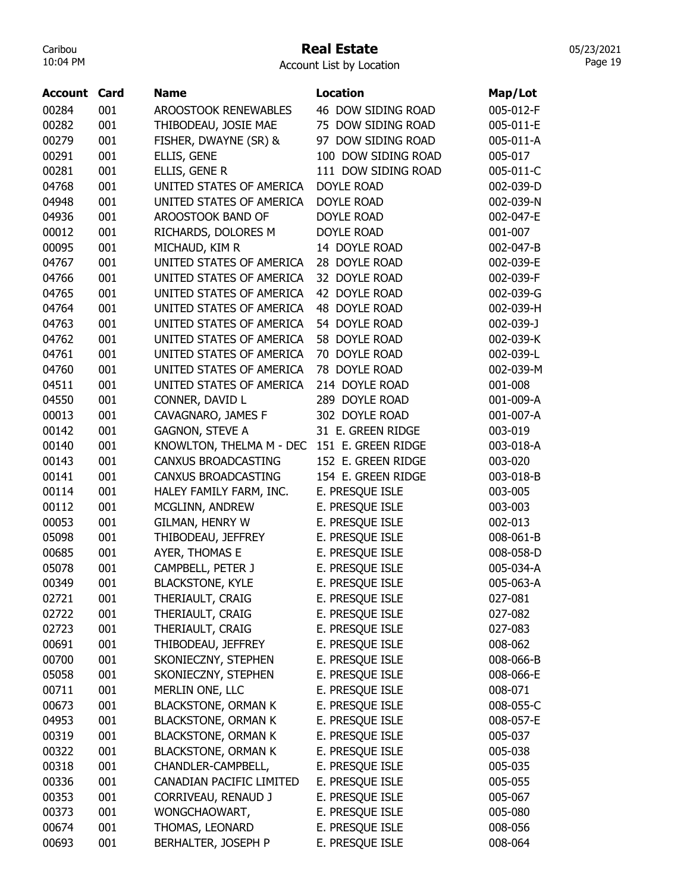# Real Estate

Account List by Location

| Account | Card | Name | Location | Map/Lot |
|---|---|---|---|---|
| 00284 | 001 | AROOSTOOK RENEWABLES | 46 DOW SIDING ROAD | 005-012-F |
| 00282 | 001 | THIBODEAU, JOSIE MAE | 75 DOW SIDING ROAD | 005-011-E |
| 00279 | 001 | FISHER, DWAYNE (SR) & | 97 DOW SIDING ROAD | 005-011-A |
| 00291 | 001 | ELLIS, GENE | 100 DOW SIDING ROAD | 005-017 |
| 00281 | 001 | ELLIS, GENE R | 111 DOW SIDING ROAD | 005-011-C |
| 04768 | 001 | UNITED STATES OF AMERICA | DOYLE ROAD | 002-039-D |
| 04948 | 001 | UNITED STATES OF AMERICA | DOYLE ROAD | 002-039-N |
| 04936 | 001 | AROOSTOOK BAND OF | DOYLE ROAD | 002-047-E |
| 00012 | 001 | RICHARDS, DOLORES M | DOYLE ROAD | 001-007 |
| 00095 | 001 | MICHAUD, KIM R | 14 DOYLE ROAD | 002-047-B |
| 04767 | 001 | UNITED STATES OF AMERICA | 28 DOYLE ROAD | 002-039-E |
| 04766 | 001 | UNITED STATES OF AMERICA | 32 DOYLE ROAD | 002-039-F |
| 04765 | 001 | UNITED STATES OF AMERICA | 42 DOYLE ROAD | 002-039-G |
| 04764 | 001 | UNITED STATES OF AMERICA | 48 DOYLE ROAD | 002-039-H |
| 04763 | 001 | UNITED STATES OF AMERICA | 54 DOYLE ROAD | 002-039-J |
| 04762 | 001 | UNITED STATES OF AMERICA | 58 DOYLE ROAD | 002-039-K |
| 04761 | 001 | UNITED STATES OF AMERICA | 70 DOYLE ROAD | 002-039-L |
| 04760 | 001 | UNITED STATES OF AMERICA | 78 DOYLE ROAD | 002-039-M |
| 04511 | 001 | UNITED STATES OF AMERICA | 214 DOYLE ROAD | 001-008 |
| 04550 | 001 | CONNER, DAVID L | 289 DOYLE ROAD | 001-009-A |
| 00013 | 001 | CAVAGNARO, JAMES F | 302 DOYLE ROAD | 001-007-A |
| 00142 | 001 | GAGNON, STEVE A | 31 E. GREEN RIDGE | 003-019 |
| 00140 | 001 | KNOWLTON, THELMA M - DEC | 151 E. GREEN RIDGE | 003-018-A |
| 00143 | 001 | CANXUS BROADCASTING | 152 E. GREEN RIDGE | 003-020 |
| 00141 | 001 | CANXUS BROADCASTING | 154 E. GREEN RIDGE | 003-018-B |
| 00114 | 001 | HALEY FAMILY FARM, INC. | E. PRESQUE ISLE | 003-005 |
| 00112 | 001 | MCGLINN, ANDREW | E. PRESQUE ISLE | 003-003 |
| 00053 | 001 | GILMAN, HENRY W | E. PRESQUE ISLE | 002-013 |
| 05098 | 001 | THIBODEAU, JEFFREY | E. PRESQUE ISLE | 008-061-B |
| 00685 | 001 | AYER, THOMAS E | E. PRESQUE ISLE | 008-058-D |
| 05078 | 001 | CAMPBELL, PETER J | E. PRESQUE ISLE | 005-034-A |
| 00349 | 001 | BLACKSTONE, KYLE | E. PRESQUE ISLE | 005-063-A |
| 02721 | 001 | THERIAULT, CRAIG | E. PRESQUE ISLE | 027-081 |
| 02722 | 001 | THERIAULT, CRAIG | E. PRESQUE ISLE | 027-082 |
| 02723 | 001 | THERIAULT, CRAIG | E. PRESQUE ISLE | 027-083 |
| 00691 | 001 | THIBODEAU, JEFFREY | E. PRESQUE ISLE | 008-062 |
| 00700 | 001 | SKONIECZNY, STEPHEN | E. PRESQUE ISLE | 008-066-B |
| 05058 | 001 | SKONIECZNY, STEPHEN | E. PRESQUE ISLE | 008-066-E |
| 00711 | 001 | MERLIN ONE, LLC | E. PRESQUE ISLE | 008-071 |
| 00673 | 001 | BLACKSTONE, ORMAN K | E. PRESQUE ISLE | 008-055-C |
| 04953 | 001 | BLACKSTONE, ORMAN K | E. PRESQUE ISLE | 008-057-E |
| 00319 | 001 | BLACKSTONE, ORMAN K | E. PRESQUE ISLE | 005-037 |
| 00322 | 001 | BLACKSTONE, ORMAN K | E. PRESQUE ISLE | 005-038 |
| 00318 | 001 | CHANDLER-CAMPBELL, | E. PRESQUE ISLE | 005-035 |
| 00336 | 001 | CANADIAN PACIFIC LIMITED | E. PRESQUE ISLE | 005-055 |
| 00353 | 001 | CORRIVEAU, RENAUD J | E. PRESQUE ISLE | 005-067 |
| 00373 | 001 | WONGCHAOWART, | E. PRESQUE ISLE | 005-080 |
| 00674 | 001 | THOMAS, LEONARD | E. PRESQUE ISLE | 008-056 |
| 00693 | 001 | BERHALTER, JOSEPH P | E. PRESQUE ISLE | 008-064 |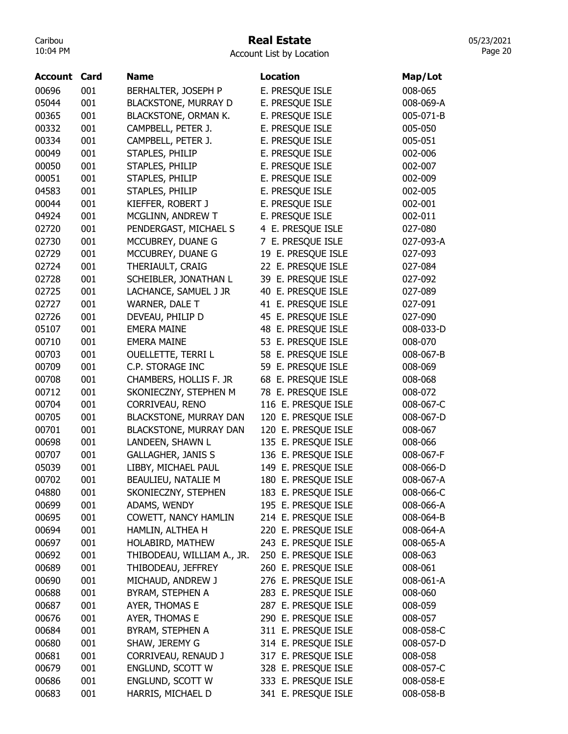# Real Estate

Account List by Location

| Account | Card | Name | Location | Map/Lot |
|---|---|---|---|---|
| 00696 | 001 | BERHALTER, JOSEPH P | E. PRESQUE ISLE | 008-065 |
| 05044 | 001 | BLACKSTONE, MURRAY D | E. PRESQUE ISLE | 008-069-A |
| 00365 | 001 | BLACKSTONE, ORMAN K. | E. PRESQUE ISLE | 005-071-B |
| 00332 | 001 | CAMPBELL, PETER J. | E. PRESQUE ISLE | 005-050 |
| 00334 | 001 | CAMPBELL, PETER J. | E. PRESQUE ISLE | 005-051 |
| 00049 | 001 | STAPLES, PHILIP | E. PRESQUE ISLE | 002-006 |
| 00050 | 001 | STAPLES, PHILIP | E. PRESQUE ISLE | 002-007 |
| 00051 | 001 | STAPLES, PHILIP | E. PRESQUE ISLE | 002-009 |
| 04583 | 001 | STAPLES, PHILIP | E. PRESQUE ISLE | 002-005 |
| 00044 | 001 | KIEFFER, ROBERT J | E. PRESQUE ISLE | 002-001 |
| 04924 | 001 | MCGLINN, ANDREW T | E. PRESQUE ISLE | 002-011 |
| 02720 | 001 | PENDERGAST, MICHAEL S | 4 E. PRESQUE ISLE | 027-080 |
| 02730 | 001 | MCCUBREY, DUANE G | 7 E. PRESQUE ISLE | 027-093-A |
| 02729 | 001 | MCCUBREY, DUANE G | 19 E. PRESQUE ISLE | 027-093 |
| 02724 | 001 | THERIAULT, CRAIG | 22 E. PRESQUE ISLE | 027-084 |
| 02728 | 001 | SCHEIBLER, JONATHAN L | 39 E. PRESQUE ISLE | 027-092 |
| 02725 | 001 | LACHANCE, SAMUEL J JR | 40 E. PRESQUE ISLE | 027-089 |
| 02727 | 001 | WARNER, DALE T | 41 E. PRESQUE ISLE | 027-091 |
| 02726 | 001 | DEVEAU, PHILIP D | 45 E. PRESQUE ISLE | 027-090 |
| 05107 | 001 | EMERA MAINE | 48 E. PRESQUE ISLE | 008-033-D |
| 00710 | 001 | EMERA MAINE | 53 E. PRESQUE ISLE | 008-070 |
| 00703 | 001 | OUELLETTE, TERRI L | 58 E. PRESQUE ISLE | 008-067-B |
| 00709 | 001 | C.P. STORAGE INC | 59 E. PRESQUE ISLE | 008-069 |
| 00708 | 001 | CHAMBERS, HOLLIS F. JR | 68 E. PRESQUE ISLE | 008-068 |
| 00712 | 001 | SKONIECZNY, STEPHEN M | 78 E. PRESQUE ISLE | 008-072 |
| 00704 | 001 | CORRIVEAU, RENO | 116 E. PRESQUE ISLE | 008-067-C |
| 00705 | 001 | BLACKSTONE, MURRAY DAN | 120 E. PRESQUE ISLE | 008-067-D |
| 00701 | 001 | BLACKSTONE, MURRAY DAN | 120 E. PRESQUE ISLE | 008-067 |
| 00698 | 001 | LANDEEN, SHAWN L | 135 E. PRESQUE ISLE | 008-066 |
| 00707 | 001 | GALLAGHER, JANIS S | 136 E. PRESQUE ISLE | 008-067-F |
| 05039 | 001 | LIBBY, MICHAEL PAUL | 149 E. PRESQUE ISLE | 008-066-D |
| 00702 | 001 | BEAULIEU, NATALIE M | 180 E. PRESQUE ISLE | 008-067-A |
| 04880 | 001 | SKONIECZNY, STEPHEN | 183 E. PRESQUE ISLE | 008-066-C |
| 00699 | 001 | ADAMS, WENDY | 195 E. PRESQUE ISLE | 008-066-A |
| 00695 | 001 | COWETT, NANCY HAMLIN | 214 E. PRESQUE ISLE | 008-064-B |
| 00694 | 001 | HAMLIN, ALTHEA H | 220 E. PRESQUE ISLE | 008-064-A |
| 00697 | 001 | HOLABIRD, MATHEW | 243 E. PRESQUE ISLE | 008-065-A |
| 00692 | 001 | THIBODEAU, WILLIAM A., JR. | 250 E. PRESQUE ISLE | 008-063 |
| 00689 | 001 | THIBODEAU, JEFFREY | 260 E. PRESQUE ISLE | 008-061 |
| 00690 | 001 | MICHAUD, ANDREW J | 276 E. PRESQUE ISLE | 008-061-A |
| 00688 | 001 | BYRAM, STEPHEN A | 283 E. PRESQUE ISLE | 008-060 |
| 00687 | 001 | AYER, THOMAS E | 287 E. PRESQUE ISLE | 008-059 |
| 00676 | 001 | AYER, THOMAS E | 290 E. PRESQUE ISLE | 008-057 |
| 00684 | 001 | BYRAM, STEPHEN A | 311 E. PRESQUE ISLE | 008-058-C |
| 00680 | 001 | SHAW, JEREMY G | 314 E. PRESQUE ISLE | 008-057-D |
| 00681 | 001 | CORRIVEAU, RENAUD J | 317 E. PRESQUE ISLE | 008-058 |
| 00679 | 001 | ENGLUND, SCOTT W | 328 E. PRESQUE ISLE | 008-057-C |
| 00686 | 001 | ENGLUND, SCOTT W | 333 E. PRESQUE ISLE | 008-058-E |
| 00683 | 001 | HARRIS, MICHAEL D | 341 E. PRESQUE ISLE | 008-058-B |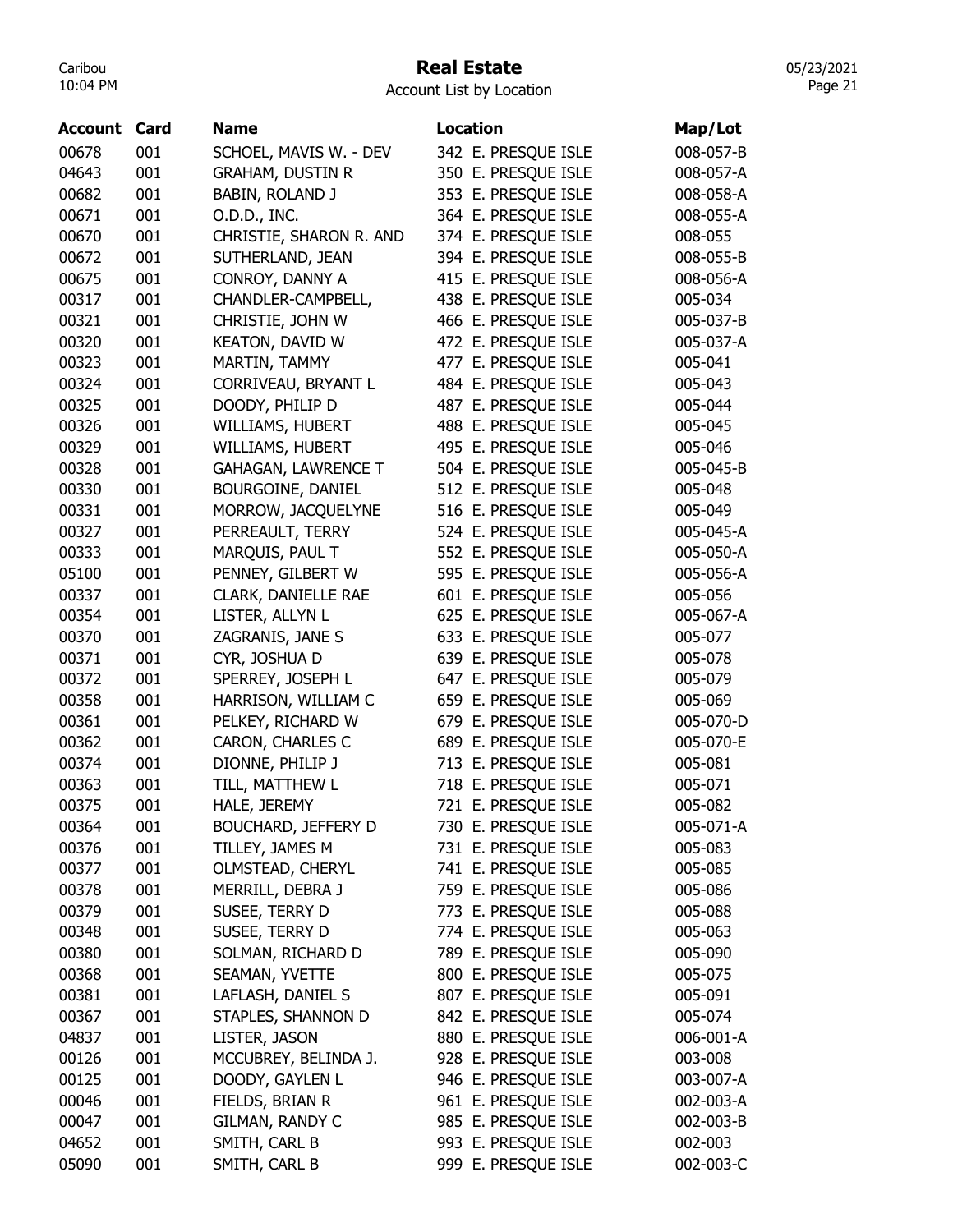# Real Estate

Account List by Location

| Account | Card | Name | Location | Map/Lot |
|---|---|---|---|---|
| 00678 | 001 | SCHOEL, MAVIS W. - DEV | 342 E. PRESQUE ISLE | 008-057-B |
| 04643 | 001 | GRAHAM, DUSTIN R | 350 E. PRESQUE ISLE | 008-057-A |
| 00682 | 001 | BABIN, ROLAND J | 353 E. PRESQUE ISLE | 008-058-A |
| 00671 | 001 | O.D.D., INC. | 364 E. PRESQUE ISLE | 008-055-A |
| 00670 | 001 | CHRISTIE, SHARON R. AND | 374 E. PRESQUE ISLE | 008-055 |
| 00672 | 001 | SUTHERLAND, JEAN | 394 E. PRESQUE ISLE | 008-055-B |
| 00675 | 001 | CONROY, DANNY A | 415 E. PRESQUE ISLE | 008-056-A |
| 00317 | 001 | CHANDLER-CAMPBELL, | 438 E. PRESQUE ISLE | 005-034 |
| 00321 | 001 | CHRISTIE, JOHN W | 466 E. PRESQUE ISLE | 005-037-B |
| 00320 | 001 | KEATON, DAVID W | 472 E. PRESQUE ISLE | 005-037-A |
| 00323 | 001 | MARTIN, TAMMY | 477 E. PRESQUE ISLE | 005-041 |
| 00324 | 001 | CORRIVEAU, BRYANT L | 484 E. PRESQUE ISLE | 005-043 |
| 00325 | 001 | DOODY, PHILIP D | 487 E. PRESQUE ISLE | 005-044 |
| 00326 | 001 | WILLIAMS, HUBERT | 488 E. PRESQUE ISLE | 005-045 |
| 00329 | 001 | WILLIAMS, HUBERT | 495 E. PRESQUE ISLE | 005-046 |
| 00328 | 001 | GAHAGAN, LAWRENCE T | 504 E. PRESQUE ISLE | 005-045-B |
| 00330 | 001 | BOURGOINE, DANIEL | 512 E. PRESQUE ISLE | 005-048 |
| 00331 | 001 | MORROW, JACQUELYNE | 516 E. PRESQUE ISLE | 005-049 |
| 00327 | 001 | PERREAULT, TERRY | 524 E. PRESQUE ISLE | 005-045-A |
| 00333 | 001 | MARQUIS, PAUL T | 552 E. PRESQUE ISLE | 005-050-A |
| 05100 | 001 | PENNEY, GILBERT W | 595 E. PRESQUE ISLE | 005-056-A |
| 00337 | 001 | CLARK, DANIELLE RAE | 601 E. PRESQUE ISLE | 005-056 |
| 00354 | 001 | LISTER, ALLYN L | 625 E. PRESQUE ISLE | 005-067-A |
| 00370 | 001 | ZAGRANIS, JANE S | 633 E. PRESQUE ISLE | 005-077 |
| 00371 | 001 | CYR, JOSHUA D | 639 E. PRESQUE ISLE | 005-078 |
| 00372 | 001 | SPERREY, JOSEPH L | 647 E. PRESQUE ISLE | 005-079 |
| 00358 | 001 | HARRISON, WILLIAM C | 659 E. PRESQUE ISLE | 005-069 |
| 00361 | 001 | PELKEY, RICHARD W | 679 E. PRESQUE ISLE | 005-070-D |
| 00362 | 001 | CARON, CHARLES C | 689 E. PRESQUE ISLE | 005-070-E |
| 00374 | 001 | DIONNE, PHILIP J | 713 E. PRESQUE ISLE | 005-081 |
| 00363 | 001 | TILL, MATTHEW L | 718 E. PRESQUE ISLE | 005-071 |
| 00375 | 001 | HALE, JEREMY | 721 E. PRESQUE ISLE | 005-082 |
| 00364 | 001 | BOUCHARD, JEFFERY D | 730 E. PRESQUE ISLE | 005-071-A |
| 00376 | 001 | TILLEY, JAMES M | 731 E. PRESQUE ISLE | 005-083 |
| 00377 | 001 | OLMSTEAD, CHERYL | 741 E. PRESQUE ISLE | 005-085 |
| 00378 | 001 | MERRILL, DEBRA J | 759 E. PRESQUE ISLE | 005-086 |
| 00379 | 001 | SUSEE, TERRY D | 773 E. PRESQUE ISLE | 005-088 |
| 00348 | 001 | SUSEE, TERRY D | 774 E. PRESQUE ISLE | 005-063 |
| 00380 | 001 | SOLMAN, RICHARD D | 789 E. PRESQUE ISLE | 005-090 |
| 00368 | 001 | SEAMAN, YVETTE | 800 E. PRESQUE ISLE | 005-075 |
| 00381 | 001 | LAFLASH, DANIEL S | 807 E. PRESQUE ISLE | 005-091 |
| 00367 | 001 | STAPLES, SHANNON D | 842 E. PRESQUE ISLE | 005-074 |
| 04837 | 001 | LISTER, JASON | 880 E. PRESQUE ISLE | 006-001-A |
| 00126 | 001 | MCCUBREY, BELINDA J. | 928 E. PRESQUE ISLE | 003-008 |
| 00125 | 001 | DOODY, GAYLEN L | 946 E. PRESQUE ISLE | 003-007-A |
| 00046 | 001 | FIELDS, BRIAN R | 961 E. PRESQUE ISLE | 002-003-A |
| 00047 | 001 | GILMAN, RANDY C | 985 E. PRESQUE ISLE | 002-003-B |
| 04652 | 001 | SMITH, CARL B | 993 E. PRESQUE ISLE | 002-003 |
| 05090 | 001 | SMITH, CARL B | 999 E. PRESQUE ISLE | 002-003-C |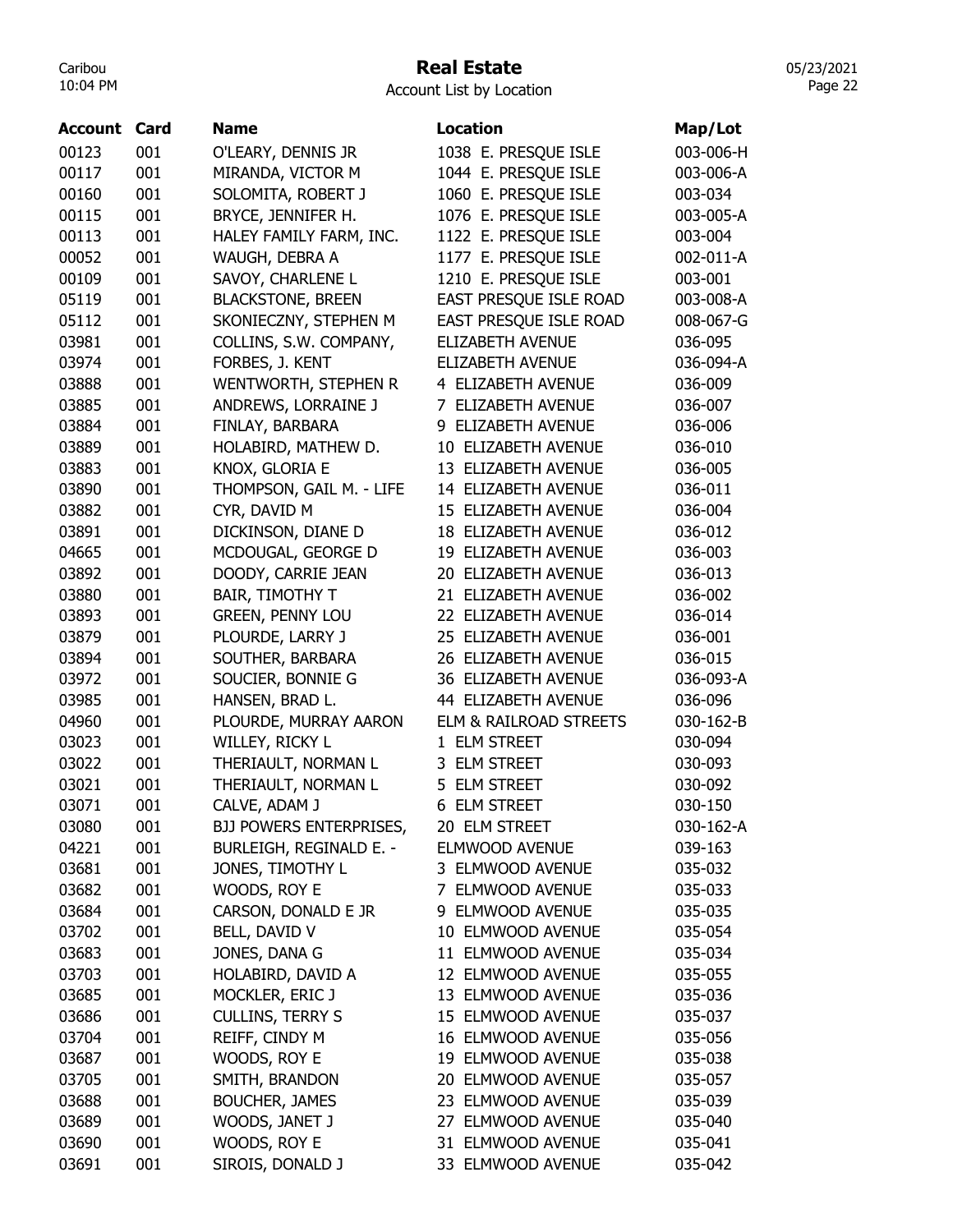# Real Estate

Account List by Location

| Account | Card | Name | Location | Map/Lot |
|---|---|---|---|---|
| 00123 | 001 | O'LEARY, DENNIS JR | 1038 E. PRESQUE ISLE | 003-006-H |
| 00117 | 001 | MIRANDA, VICTOR M | 1044 E. PRESQUE ISLE | 003-006-A |
| 00160 | 001 | SOLOMITA, ROBERT J | 1060 E. PRESQUE ISLE | 003-034 |
| 00115 | 001 | BRYCE, JENNIFER H. | 1076 E. PRESQUE ISLE | 003-005-A |
| 00113 | 001 | HALEY FAMILY FARM, INC. | 1122 E. PRESQUE ISLE | 003-004 |
| 00052 | 001 | WAUGH, DEBRA A | 1177 E. PRESQUE ISLE | 002-011-A |
| 00109 | 001 | SAVOY, CHARLENE L | 1210 E. PRESQUE ISLE | 003-001 |
| 05119 | 001 | BLACKSTONE, BREEN | EAST PRESQUE ISLE ROAD | 003-008-A |
| 05112 | 001 | SKONIECZNY, STEPHEN M | EAST PRESQUE ISLE ROAD | 008-067-G |
| 03981 | 001 | COLLINS, S.W. COMPANY, | ELIZABETH AVENUE | 036-095 |
| 03974 | 001 | FORBES, J. KENT | ELIZABETH AVENUE | 036-094-A |
| 03888 | 001 | WENTWORTH, STEPHEN R | 4 ELIZABETH AVENUE | 036-009 |
| 03885 | 001 | ANDREWS, LORRAINE J | 7 ELIZABETH AVENUE | 036-007 |
| 03884 | 001 | FINLAY, BARBARA | 9 ELIZABETH AVENUE | 036-006 |
| 03889 | 001 | HOLABIRD, MATHEW D. | 10 ELIZABETH AVENUE | 036-010 |
| 03883 | 001 | KNOX, GLORIA E | 13 ELIZABETH AVENUE | 036-005 |
| 03890 | 001 | THOMPSON, GAIL M. - LIFE | 14 ELIZABETH AVENUE | 036-011 |
| 03882 | 001 | CYR, DAVID M | 15 ELIZABETH AVENUE | 036-004 |
| 03891 | 001 | DICKINSON, DIANE D | 18 ELIZABETH AVENUE | 036-012 |
| 04665 | 001 | MCDOUGAL, GEORGE D | 19 ELIZABETH AVENUE | 036-003 |
| 03892 | 001 | DOODY, CARRIE JEAN | 20 ELIZABETH AVENUE | 036-013 |
| 03880 | 001 | BAIR, TIMOTHY T | 21 ELIZABETH AVENUE | 036-002 |
| 03893 | 001 | GREEN, PENNY LOU | 22 ELIZABETH AVENUE | 036-014 |
| 03879 | 001 | PLOURDE, LARRY J | 25 ELIZABETH AVENUE | 036-001 |
| 03894 | 001 | SOUTHER, BARBARA | 26 ELIZABETH AVENUE | 036-015 |
| 03972 | 001 | SOUCIER, BONNIE G | 36 ELIZABETH AVENUE | 036-093-A |
| 03985 | 001 | HANSEN, BRAD L. | 44 ELIZABETH AVENUE | 036-096 |
| 04960 | 001 | PLOURDE, MURRAY AARON | ELM & RAILROAD STREETS | 030-162-B |
| 03023 | 001 | WILLEY, RICKY L | 1 ELM STREET | 030-094 |
| 03022 | 001 | THERIAULT, NORMAN L | 3 ELM STREET | 030-093 |
| 03021 | 001 | THERIAULT, NORMAN L | 5 ELM STREET | 030-092 |
| 03071 | 001 | CALVE, ADAM J | 6 ELM STREET | 030-150 |
| 03080 | 001 | BJJ POWERS ENTERPRISES, | 20 ELM STREET | 030-162-A |
| 04221 | 001 | BURLEIGH, REGINALD E. - | ELMWOOD AVENUE | 039-163 |
| 03681 | 001 | JONES, TIMOTHY L | 3 ELMWOOD AVENUE | 035-032 |
| 03682 | 001 | WOODS, ROY E | 7 ELMWOOD AVENUE | 035-033 |
| 03684 | 001 | CARSON, DONALD E JR | 9 ELMWOOD AVENUE | 035-035 |
| 03702 | 001 | BELL, DAVID V | 10 ELMWOOD AVENUE | 035-054 |
| 03683 | 001 | JONES, DANA G | 11 ELMWOOD AVENUE | 035-034 |
| 03703 | 001 | HOLABIRD, DAVID A | 12 ELMWOOD AVENUE | 035-055 |
| 03685 | 001 | MOCKLER, ERIC J | 13 ELMWOOD AVENUE | 035-036 |
| 03686 | 001 | CULLINS, TERRY S | 15 ELMWOOD AVENUE | 035-037 |
| 03704 | 001 | REIFF, CINDY M | 16 ELMWOOD AVENUE | 035-056 |
| 03687 | 001 | WOODS, ROY E | 19 ELMWOOD AVENUE | 035-038 |
| 03705 | 001 | SMITH, BRANDON | 20 ELMWOOD AVENUE | 035-057 |
| 03688 | 001 | BOUCHER, JAMES | 23 ELMWOOD AVENUE | 035-039 |
| 03689 | 001 | WOODS, JANET J | 27 ELMWOOD AVENUE | 035-040 |
| 03690 | 001 | WOODS, ROY E | 31 ELMWOOD AVENUE | 035-041 |
| 03691 | 001 | SIROIS, DONALD J | 33 ELMWOOD AVENUE | 035-042 |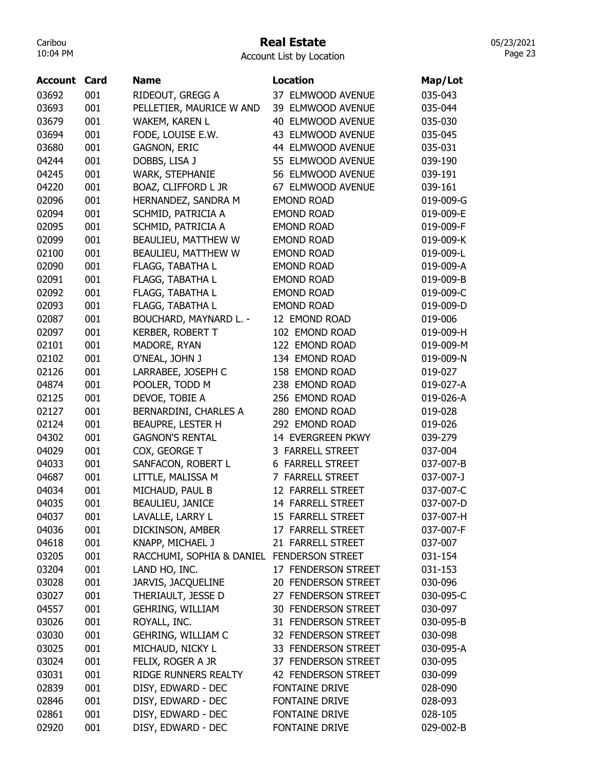# Real Estate

Account List by Location

| Account | Card | Name | Location | Map/Lot |
|---|---|---|---|---|
| 03692 | 001 | RIDEOUT, GREGG A | 37 ELMWOOD AVENUE | 035-043 |
| 03693 | 001 | PELLETIER, MAURICE W AND | 39 ELMWOOD AVENUE | 035-044 |
| 03679 | 001 | WAKEM, KAREN L | 40 ELMWOOD AVENUE | 035-030 |
| 03694 | 001 | FODE, LOUISE E.W. | 43 ELMWOOD AVENUE | 035-045 |
| 03680 | 001 | GAGNON, ERIC | 44 ELMWOOD AVENUE | 035-031 |
| 04244 | 001 | DOBBS, LISA J | 55 ELMWOOD AVENUE | 039-190 |
| 04245 | 001 | WARK, STEPHANIE | 56 ELMWOOD AVENUE | 039-191 |
| 04220 | 001 | BOAZ, CLIFFORD L JR | 67 ELMWOOD AVENUE | 039-161 |
| 02096 | 001 | HERNANDEZ, SANDRA M | EMOND ROAD | 019-009-G |
| 02094 | 001 | SCHMID, PATRICIA A | EMOND ROAD | 019-009-E |
| 02095 | 001 | SCHMID, PATRICIA A | EMOND ROAD | 019-009-F |
| 02099 | 001 | BEAULIEU, MATTHEW W | EMOND ROAD | 019-009-K |
| 02100 | 001 | BEAULIEU, MATTHEW W | EMOND ROAD | 019-009-L |
| 02090 | 001 | FLAGG, TABATHA L | EMOND ROAD | 019-009-A |
| 02091 | 001 | FLAGG, TABATHA L | EMOND ROAD | 019-009-B |
| 02092 | 001 | FLAGG, TABATHA L | EMOND ROAD | 019-009-C |
| 02093 | 001 | FLAGG, TABATHA L | EMOND ROAD | 019-009-D |
| 02087 | 001 | BOUCHARD, MAYNARD L. - | 12 EMOND ROAD | 019-006 |
| 02097 | 001 | KERBER, ROBERT T | 102 EMOND ROAD | 019-009-H |
| 02101 | 001 | MADORE, RYAN | 122 EMOND ROAD | 019-009-M |
| 02102 | 001 | O'NEAL, JOHN J | 134 EMOND ROAD | 019-009-N |
| 02126 | 001 | LARRABEE, JOSEPH C | 158 EMOND ROAD | 019-027 |
| 04874 | 001 | POOLER, TODD M | 238 EMOND ROAD | 019-027-A |
| 02125 | 001 | DEVOE, TOBIE A | 256 EMOND ROAD | 019-026-A |
| 02127 | 001 | BERNARDINI, CHARLES A | 280 EMOND ROAD | 019-028 |
| 02124 | 001 | BEAUPRE, LESTER H | 292 EMOND ROAD | 019-026 |
| 04302 | 001 | GAGNON'S RENTAL | 14 EVERGREEN PKWY | 039-279 |
| 04029 | 001 | COX, GEORGE T | 3 FARRELL STREET | 037-004 |
| 04033 | 001 | SANFACON, ROBERT L | 6 FARRELL STREET | 037-007-B |
| 04687 | 001 | LITTLE, MALISSA M | 7 FARRELL STREET | 037-007-J |
| 04034 | 001 | MICHAUD, PAUL B | 12 FARRELL STREET | 037-007-C |
| 04035 | 001 | BEAULIEU, JANICE | 14 FARRELL STREET | 037-007-D |
| 04037 | 001 | LAVALLE, LARRY L | 15 FARRELL STREET | 037-007-H |
| 04036 | 001 | DICKINSON, AMBER | 17 FARRELL STREET | 037-007-F |
| 04618 | 001 | KNAPP, MICHAEL J | 21 FARRELL STREET | 037-007 |
| 03205 | 001 | RACCHUMI, SOPHIA & DANIEL | FENDERSON STREET | 031-154 |
| 03204 | 001 | LAND HO, INC. | 17 FENDERSON STREET | 031-153 |
| 03028 | 001 | JARVIS, JACQUELINE | 20 FENDERSON STREET | 030-096 |
| 03027 | 001 | THERIAULT, JESSE D | 27 FENDERSON STREET | 030-095-C |
| 04557 | 001 | GEHRING, WILLIAM | 30 FENDERSON STREET | 030-097 |
| 03026 | 001 | ROYALL, INC. | 31 FENDERSON STREET | 030-095-B |
| 03030 | 001 | GEHRING, WILLIAM C | 32 FENDERSON STREET | 030-098 |
| 03025 | 001 | MICHAUD, NICKY L | 33 FENDERSON STREET | 030-095-A |
| 03024 | 001 | FELIX, ROGER A JR | 37 FENDERSON STREET | 030-095 |
| 03031 | 001 | RIDGE RUNNERS REALTY | 42 FENDERSON STREET | 030-099 |
| 02839 | 001 | DISY, EDWARD - DEC | FONTAINE DRIVE | 028-090 |
| 02846 | 001 | DISY, EDWARD - DEC | FONTAINE DRIVE | 028-093 |
| 02861 | 001 | DISY, EDWARD - DEC | FONTAINE DRIVE | 028-105 |
| 02920 | 001 | DISY, EDWARD - DEC | FONTAINE DRIVE | 029-002-B |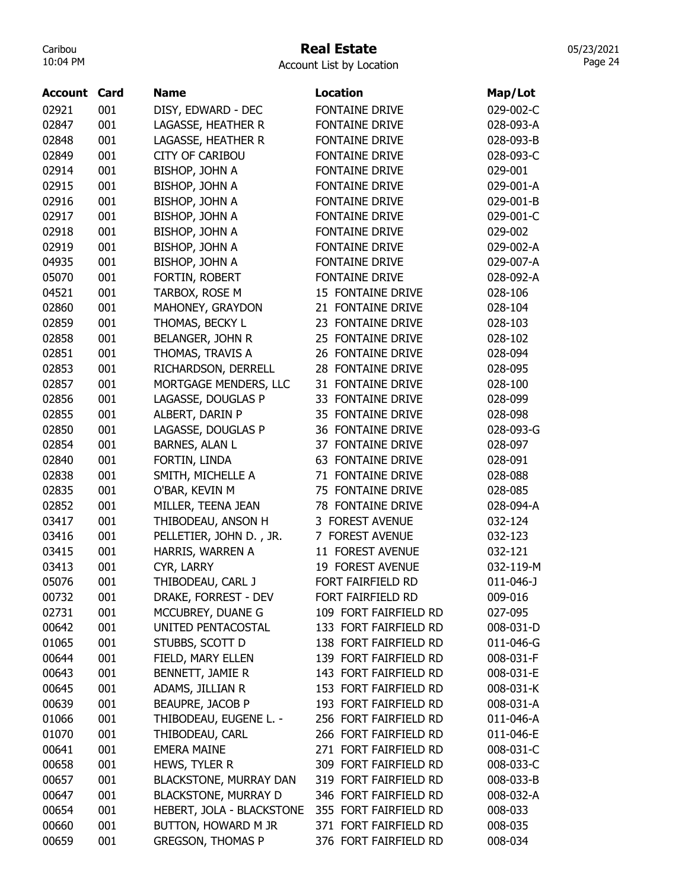# Real Estate

Account List by Location

| Account | Card | Name | Location | Map/Lot |
|---|---|---|---|---|
| 02921 | 001 | DISY, EDWARD - DEC | FONTAINE DRIVE | 029-002-C |
| 02847 | 001 | LAGASSE, HEATHER R | FONTAINE DRIVE | 028-093-A |
| 02848 | 001 | LAGASSE, HEATHER R | FONTAINE DRIVE | 028-093-B |
| 02849 | 001 | CITY OF CARIBOU | FONTAINE DRIVE | 028-093-C |
| 02914 | 001 | BISHOP, JOHN A | FONTAINE DRIVE | 029-001 |
| 02915 | 001 | BISHOP, JOHN A | FONTAINE DRIVE | 029-001-A |
| 02916 | 001 | BISHOP, JOHN A | FONTAINE DRIVE | 029-001-B |
| 02917 | 001 | BISHOP, JOHN A | FONTAINE DRIVE | 029-001-C |
| 02918 | 001 | BISHOP, JOHN A | FONTAINE DRIVE | 029-002 |
| 02919 | 001 | BISHOP, JOHN A | FONTAINE DRIVE | 029-002-A |
| 04935 | 001 | BISHOP, JOHN A | FONTAINE DRIVE | 029-007-A |
| 05070 | 001 | FORTIN, ROBERT | FONTAINE DRIVE | 028-092-A |
| 04521 | 001 | TARBOX, ROSE M | 15 FONTAINE DRIVE | 028-106 |
| 02860 | 001 | MAHONEY, GRAYDON | 21 FONTAINE DRIVE | 028-104 |
| 02859 | 001 | THOMAS, BECKY L | 23 FONTAINE DRIVE | 028-103 |
| 02858 | 001 | BELANGER, JOHN R | 25 FONTAINE DRIVE | 028-102 |
| 02851 | 001 | THOMAS, TRAVIS A | 26 FONTAINE DRIVE | 028-094 |
| 02853 | 001 | RICHARDSON, DERRELL | 28 FONTAINE DRIVE | 028-095 |
| 02857 | 001 | MORTGAGE MENDERS, LLC | 31 FONTAINE DRIVE | 028-100 |
| 02856 | 001 | LAGASSE, DOUGLAS P | 33 FONTAINE DRIVE | 028-099 |
| 02855 | 001 | ALBERT, DARIN P | 35 FONTAINE DRIVE | 028-098 |
| 02850 | 001 | LAGASSE, DOUGLAS P | 36 FONTAINE DRIVE | 028-093-G |
| 02854 | 001 | BARNES, ALAN L | 37 FONTAINE DRIVE | 028-097 |
| 02840 | 001 | FORTIN, LINDA | 63 FONTAINE DRIVE | 028-091 |
| 02838 | 001 | SMITH, MICHELLE A | 71 FONTAINE DRIVE | 028-088 |
| 02835 | 001 | O'BAR, KEVIN M | 75 FONTAINE DRIVE | 028-085 |
| 02852 | 001 | MILLER, TEENA JEAN | 78 FONTAINE DRIVE | 028-094-A |
| 03417 | 001 | THIBODEAU, ANSON H | 3 FOREST AVENUE | 032-124 |
| 03416 | 001 | PELLETIER, JOHN D. , JR. | 7 FOREST AVENUE | 032-123 |
| 03415 | 001 | HARRIS, WARREN A | 11 FOREST AVENUE | 032-121 |
| 03413 | 001 | CYR, LARRY | 19 FOREST AVENUE | 032-119-M |
| 05076 | 001 | THIBODEAU, CARL J | FORT FAIRFIELD RD | 011-046-J |
| 00732 | 001 | DRAKE, FORREST - DEV | FORT FAIRFIELD RD | 009-016 |
| 02731 | 001 | MCCUBREY, DUANE G | 109 FORT FAIRFIELD RD | 027-095 |
| 00642 | 001 | UNITED PENTACOSTAL | 133 FORT FAIRFIELD RD | 008-031-D |
| 01065 | 001 | STUBBS, SCOTT D | 138 FORT FAIRFIELD RD | 011-046-G |
| 00644 | 001 | FIELD, MARY ELLEN | 139 FORT FAIRFIELD RD | 008-031-F |
| 00643 | 001 | BENNETT, JAMIE R | 143 FORT FAIRFIELD RD | 008-031-E |
| 00645 | 001 | ADAMS, JILLIAN R | 153 FORT FAIRFIELD RD | 008-031-K |
| 00639 | 001 | BEAUPRE, JACOB P | 193 FORT FAIRFIELD RD | 008-031-A |
| 01066 | 001 | THIBODEAU, EUGENE L. - | 256 FORT FAIRFIELD RD | 011-046-A |
| 01070 | 001 | THIBODEAU, CARL | 266 FORT FAIRFIELD RD | 011-046-E |
| 00641 | 001 | EMERA MAINE | 271 FORT FAIRFIELD RD | 008-031-C |
| 00658 | 001 | HEWS, TYLER R | 309 FORT FAIRFIELD RD | 008-033-C |
| 00657 | 001 | BLACKSTONE, MURRAY DAN | 319 FORT FAIRFIELD RD | 008-033-B |
| 00647 | 001 | BLACKSTONE, MURRAY D | 346 FORT FAIRFIELD RD | 008-032-A |
| 00654 | 001 | HEBERT, JOLA - BLACKSTONE | 355 FORT FAIRFIELD RD | 008-033 |
| 00660 | 001 | BUTTON, HOWARD M JR | 371 FORT FAIRFIELD RD | 008-035 |
| 00659 | 001 | GREGSON, THOMAS P | 376 FORT FAIRFIELD RD | 008-034 |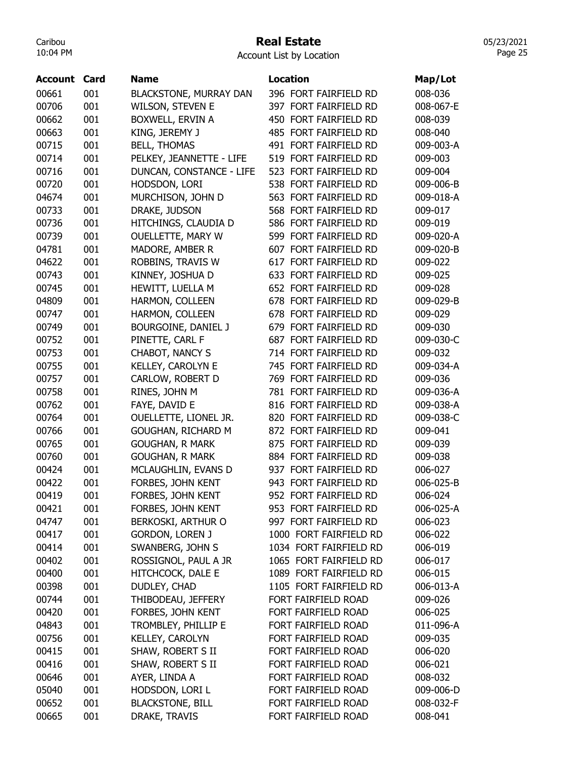# Real Estate

Account List by Location

| Account | Card | Name | Location | Map/Lot |
|---|---|---|---|---|
| 00661 | 001 | BLACKSTONE, MURRAY DAN | 396 FORT FAIRFIELD RD | 008-036 |
| 00706 | 001 | WILSON, STEVEN E | 397 FORT FAIRFIELD RD | 008-067-E |
| 00662 | 001 | BOXWELL, ERVIN A | 450 FORT FAIRFIELD RD | 008-039 |
| 00663 | 001 | KING, JEREMY J | 485 FORT FAIRFIELD RD | 008-040 |
| 00715 | 001 | BELL, THOMAS | 491 FORT FAIRFIELD RD | 009-003-A |
| 00714 | 001 | PELKEY, JEANNETTE - LIFE | 519 FORT FAIRFIELD RD | 009-003 |
| 00716 | 001 | DUNCAN, CONSTANCE - LIFE | 523 FORT FAIRFIELD RD | 009-004 |
| 00720 | 001 | HODSDON, LORI | 538 FORT FAIRFIELD RD | 009-006-B |
| 04674 | 001 | MURCHISON, JOHN D | 563 FORT FAIRFIELD RD | 009-018-A |
| 00733 | 001 | DRAKE, JUDSON | 568 FORT FAIRFIELD RD | 009-017 |
| 00736 | 001 | HITCHINGS, CLAUDIA D | 586 FORT FAIRFIELD RD | 009-019 |
| 00739 | 001 | OUELLETTE, MARY W | 599 FORT FAIRFIELD RD | 009-020-A |
| 04781 | 001 | MADORE, AMBER R | 607 FORT FAIRFIELD RD | 009-020-B |
| 04622 | 001 | ROBBINS, TRAVIS W | 617 FORT FAIRFIELD RD | 009-022 |
| 00743 | 001 | KINNEY, JOSHUA D | 633 FORT FAIRFIELD RD | 009-025 |
| 00745 | 001 | HEWITT, LUELLA M | 652 FORT FAIRFIELD RD | 009-028 |
| 04809 | 001 | HARMON, COLLEEN | 678 FORT FAIRFIELD RD | 009-029-B |
| 00747 | 001 | HARMON, COLLEEN | 678 FORT FAIRFIELD RD | 009-029 |
| 00749 | 001 | BOURGOINE, DANIEL J | 679 FORT FAIRFIELD RD | 009-030 |
| 00752 | 001 | PINETTE, CARL F | 687 FORT FAIRFIELD RD | 009-030-C |
| 00753 | 001 | CHABOT, NANCY S | 714 FORT FAIRFIELD RD | 009-032 |
| 00755 | 001 | KELLEY, CAROLYN E | 745 FORT FAIRFIELD RD | 009-034-A |
| 00757 | 001 | CARLOW, ROBERT D | 769 FORT FAIRFIELD RD | 009-036 |
| 00758 | 001 | RINES, JOHN M | 781 FORT FAIRFIELD RD | 009-036-A |
| 00762 | 001 | FAYE, DAVID E | 816 FORT FAIRFIELD RD | 009-038-A |
| 00764 | 001 | OUELLETTE, LIONEL JR. | 820 FORT FAIRFIELD RD | 009-038-C |
| 00766 | 001 | GOUGHAN, RICHARD M | 872 FORT FAIRFIELD RD | 009-041 |
| 00765 | 001 | GOUGHAN, R MARK | 875 FORT FAIRFIELD RD | 009-039 |
| 00760 | 001 | GOUGHAN, R MARK | 884 FORT FAIRFIELD RD | 009-038 |
| 00424 | 001 | MCLAUGHLIN, EVANS D | 937 FORT FAIRFIELD RD | 006-027 |
| 00422 | 001 | FORBES, JOHN KENT | 943 FORT FAIRFIELD RD | 006-025-B |
| 00419 | 001 | FORBES, JOHN KENT | 952 FORT FAIRFIELD RD | 006-024 |
| 00421 | 001 | FORBES, JOHN KENT | 953 FORT FAIRFIELD RD | 006-025-A |
| 04747 | 001 | BERKOSKI, ARTHUR O | 997 FORT FAIRFIELD RD | 006-023 |
| 00417 | 001 | GORDON, LOREN J | 1000 FORT FAIRFIELD RD | 006-022 |
| 00414 | 001 | SWANBERG, JOHN S | 1034 FORT FAIRFIELD RD | 006-019 |
| 00402 | 001 | ROSSIGNOL, PAUL A JR | 1065 FORT FAIRFIELD RD | 006-017 |
| 00400 | 001 | HITCHCOCK, DALE E | 1089 FORT FAIRFIELD RD | 006-015 |
| 00398 | 001 | DUDLEY, CHAD | 1105 FORT FAIRFIELD RD | 006-013-A |
| 00744 | 001 | THIBODEAU, JEFFERY | FORT FAIRFIELD ROAD | 009-026 |
| 00420 | 001 | FORBES, JOHN KENT | FORT FAIRFIELD ROAD | 006-025 |
| 04843 | 001 | TROMBLEY, PHILLIP E | FORT FAIRFIELD ROAD | 011-096-A |
| 00756 | 001 | KELLEY, CAROLYN | FORT FAIRFIELD ROAD | 009-035 |
| 00415 | 001 | SHAW, ROBERT S II | FORT FAIRFIELD ROAD | 006-020 |
| 00416 | 001 | SHAW, ROBERT S II | FORT FAIRFIELD ROAD | 006-021 |
| 00646 | 001 | AYER, LINDA A | FORT FAIRFIELD ROAD | 008-032 |
| 05040 | 001 | HODSDON, LORI L | FORT FAIRFIELD ROAD | 009-006-D |
| 00652 | 001 | BLACKSTONE, BILL | FORT FAIRFIELD ROAD | 008-032-F |
| 00665 | 001 | DRAKE, TRAVIS | FORT FAIRFIELD ROAD | 008-041 |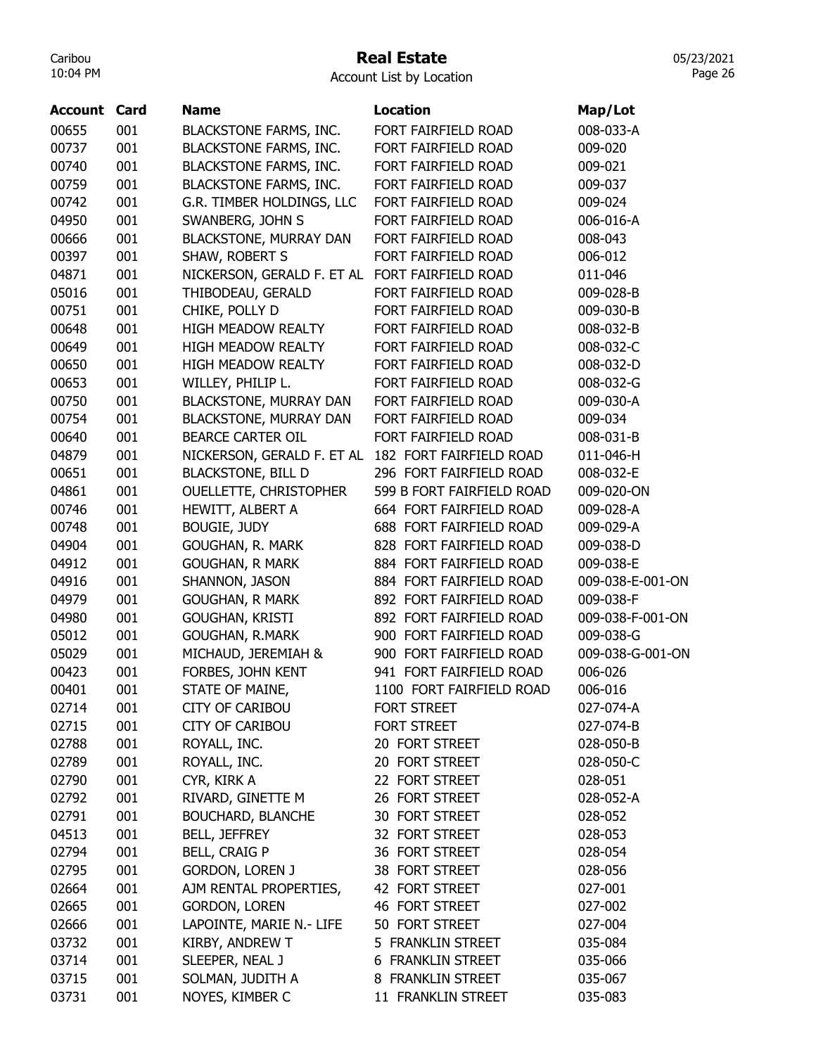# Real Estate

Account List by Location

| Account | Card | Name | Location | Map/Lot |
|---|---|---|---|---|
| 00655 | 001 | BLACKSTONE FARMS, INC. | FORT FAIRFIELD ROAD | 008-033-A |
| 00737 | 001 | BLACKSTONE FARMS, INC. | FORT FAIRFIELD ROAD | 009-020 |
| 00740 | 001 | BLACKSTONE FARMS, INC. | FORT FAIRFIELD ROAD | 009-021 |
| 00759 | 001 | BLACKSTONE FARMS, INC. | FORT FAIRFIELD ROAD | 009-037 |
| 00742 | 001 | G.R. TIMBER HOLDINGS, LLC | FORT FAIRFIELD ROAD | 009-024 |
| 04950 | 001 | SWANBERG, JOHN S | FORT FAIRFIELD ROAD | 006-016-A |
| 00666 | 001 | BLACKSTONE, MURRAY DAN | FORT FAIRFIELD ROAD | 008-043 |
| 00397 | 001 | SHAW, ROBERT S | FORT FAIRFIELD ROAD | 006-012 |
| 04871 | 001 | NICKERSON, GERALD F. ET AL | FORT FAIRFIELD ROAD | 011-046 |
| 05016 | 001 | THIBODEAU, GERALD | FORT FAIRFIELD ROAD | 009-028-B |
| 00751 | 001 | CHIKE, POLLY D | FORT FAIRFIELD ROAD | 009-030-B |
| 00648 | 001 | HIGH MEADOW REALTY | FORT FAIRFIELD ROAD | 008-032-B |
| 00649 | 001 | HIGH MEADOW REALTY | FORT FAIRFIELD ROAD | 008-032-C |
| 00650 | 001 | HIGH MEADOW REALTY | FORT FAIRFIELD ROAD | 008-032-D |
| 00653 | 001 | WILLEY, PHILIP L. | FORT FAIRFIELD ROAD | 008-032-G |
| 00750 | 001 | BLACKSTONE, MURRAY DAN | FORT FAIRFIELD ROAD | 009-030-A |
| 00754 | 001 | BLACKSTONE, MURRAY DAN | FORT FAIRFIELD ROAD | 009-034 |
| 00640 | 001 | BEARCE CARTER OIL | FORT FAIRFIELD ROAD | 008-031-B |
| 04879 | 001 | NICKERSON, GERALD F. ET AL | 182 FORT FAIRFIELD ROAD | 011-046-H |
| 00651 | 001 | BLACKSTONE, BILL D | 296 FORT FAIRFIELD ROAD | 008-032-E |
| 04861 | 001 | OUELLETTE, CHRISTOPHER | 599 B FORT FAIRFIELD ROAD | 009-020-ON |
| 00746 | 001 | HEWITT, ALBERT A | 664 FORT FAIRFIELD ROAD | 009-028-A |
| 00748 | 001 | BOUGIE, JUDY | 688 FORT FAIRFIELD ROAD | 009-029-A |
| 04904 | 001 | GOUGHAN, R. MARK | 828 FORT FAIRFIELD ROAD | 009-038-D |
| 04912 | 001 | GOUGHAN, R MARK | 884 FORT FAIRFIELD ROAD | 009-038-E |
| 04916 | 001 | SHANNON, JASON | 884 FORT FAIRFIELD ROAD | 009-038-E-001-ON |
| 04979 | 001 | GOUGHAN, R MARK | 892 FORT FAIRFIELD ROAD | 009-038-F |
| 04980 | 001 | GOUGHAN, KRISTI | 892 FORT FAIRFIELD ROAD | 009-038-F-001-ON |
| 05012 | 001 | GOUGHAN, R.MARK | 900 FORT FAIRFIELD ROAD | 009-038-G |
| 05029 | 001 | MICHAUD, JEREMIAH & | 900 FORT FAIRFIELD ROAD | 009-038-G-001-ON |
| 00423 | 001 | FORBES, JOHN KENT | 941 FORT FAIRFIELD ROAD | 006-026 |
| 00401 | 001 | STATE OF MAINE, | 1100 FORT FAIRFIELD ROAD | 006-016 |
| 02714 | 001 | CITY OF CARIBOU | FORT STREET | 027-074-A |
| 02715 | 001 | CITY OF CARIBOU | FORT STREET | 027-074-B |
| 02788 | 001 | ROYALL, INC. | 20 FORT STREET | 028-050-B |
| 02789 | 001 | ROYALL, INC. | 20 FORT STREET | 028-050-C |
| 02790 | 001 | CYR, KIRK A | 22 FORT STREET | 028-051 |
| 02792 | 001 | RIVARD, GINETTE M | 26 FORT STREET | 028-052-A |
| 02791 | 001 | BOUCHARD, BLANCHE | 30 FORT STREET | 028-052 |
| 04513 | 001 | BELL, JEFFREY | 32 FORT STREET | 028-053 |
| 02794 | 001 | BELL, CRAIG P | 36 FORT STREET | 028-054 |
| 02795 | 001 | GORDON, LOREN J | 38 FORT STREET | 028-056 |
| 02664 | 001 | AJM RENTAL PROPERTIES, | 42 FORT STREET | 027-001 |
| 02665 | 001 | GORDON, LOREN | 46 FORT STREET | 027-002 |
| 02666 | 001 | LAPOINTE, MARIE N.- LIFE | 50 FORT STREET | 027-004 |
| 03732 | 001 | KIRBY, ANDREW T | 5 FRANKLIN STREET | 035-084 |
| 03714 | 001 | SLEEPER, NEAL J | 6 FRANKLIN STREET | 035-066 |
| 03715 | 001 | SOLMAN, JUDITH A | 8 FRANKLIN STREET | 035-067 |
| 03731 | 001 | NOYES, KIMBER C | 11 FRANKLIN STREET | 035-083 |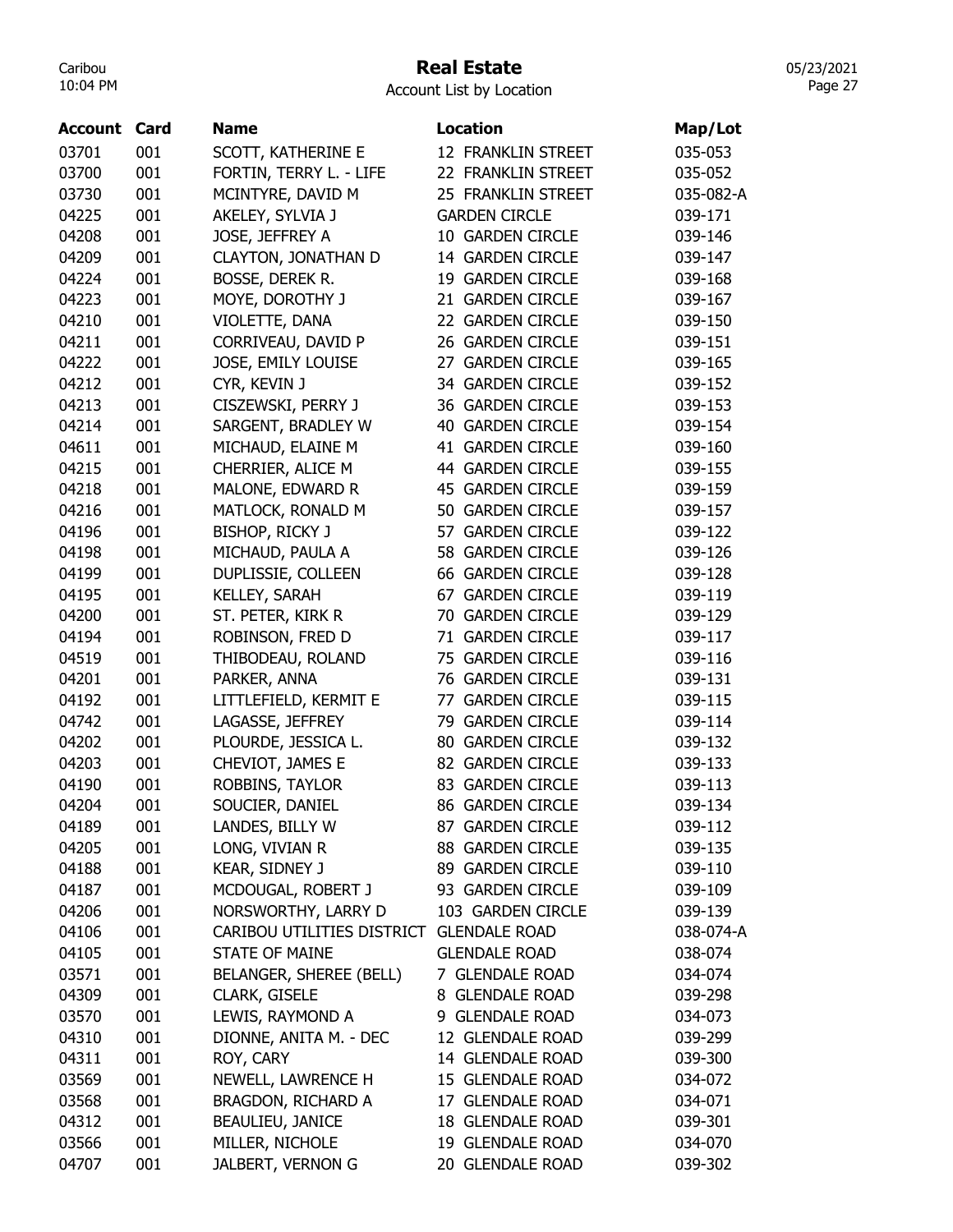# Real Estate

Account List by Location

| Account | Card | Name | Location | Map/Lot |
|---|---|---|---|---|
| 03701 | 001 | SCOTT, KATHERINE E | 12 FRANKLIN STREET | 035-053 |
| 03700 | 001 | FORTIN, TERRY L. - LIFE | 22 FRANKLIN STREET | 035-052 |
| 03730 | 001 | MCINTYRE, DAVID M | 25 FRANKLIN STREET | 035-082-A |
| 04225 | 001 | AKELEY, SYLVIA J | GARDEN CIRCLE | 039-171 |
| 04208 | 001 | JOSE, JEFFREY A | 10 GARDEN CIRCLE | 039-146 |
| 04209 | 001 | CLAYTON, JONATHAN D | 14 GARDEN CIRCLE | 039-147 |
| 04224 | 001 | BOSSE, DEREK R. | 19 GARDEN CIRCLE | 039-168 |
| 04223 | 001 | MOYE, DOROTHY J | 21 GARDEN CIRCLE | 039-167 |
| 04210 | 001 | VIOLETTE, DANA | 22 GARDEN CIRCLE | 039-150 |
| 04211 | 001 | CORRIVEAU, DAVID P | 26 GARDEN CIRCLE | 039-151 |
| 04222 | 001 | JOSE, EMILY LOUISE | 27 GARDEN CIRCLE | 039-165 |
| 04212 | 001 | CYR, KEVIN J | 34 GARDEN CIRCLE | 039-152 |
| 04213 | 001 | CISZEWSKI, PERRY J | 36 GARDEN CIRCLE | 039-153 |
| 04214 | 001 | SARGENT, BRADLEY W | 40 GARDEN CIRCLE | 039-154 |
| 04611 | 001 | MICHAUD, ELAINE M | 41 GARDEN CIRCLE | 039-160 |
| 04215 | 001 | CHERRIER, ALICE M | 44 GARDEN CIRCLE | 039-155 |
| 04218 | 001 | MALONE, EDWARD R | 45 GARDEN CIRCLE | 039-159 |
| 04216 | 001 | MATLOCK, RONALD M | 50 GARDEN CIRCLE | 039-157 |
| 04196 | 001 | BISHOP, RICKY J | 57 GARDEN CIRCLE | 039-122 |
| 04198 | 001 | MICHAUD, PAULA A | 58 GARDEN CIRCLE | 039-126 |
| 04199 | 001 | DUPLISSIE, COLLEEN | 66 GARDEN CIRCLE | 039-128 |
| 04195 | 001 | KELLEY, SARAH | 67 GARDEN CIRCLE | 039-119 |
| 04200 | 001 | ST. PETER, KIRK R | 70 GARDEN CIRCLE | 039-129 |
| 04194 | 001 | ROBINSON, FRED D | 71 GARDEN CIRCLE | 039-117 |
| 04519 | 001 | THIBODEAU, ROLAND | 75 GARDEN CIRCLE | 039-116 |
| 04201 | 001 | PARKER, ANNA | 76 GARDEN CIRCLE | 039-131 |
| 04192 | 001 | LITTLEFIELD, KERMIT E | 77 GARDEN CIRCLE | 039-115 |
| 04742 | 001 | LAGASSE, JEFFREY | 79 GARDEN CIRCLE | 039-114 |
| 04202 | 001 | PLOURDE, JESSICA L. | 80 GARDEN CIRCLE | 039-132 |
| 04203 | 001 | CHEVIOT, JAMES E | 82 GARDEN CIRCLE | 039-133 |
| 04190 | 001 | ROBBINS, TAYLOR | 83 GARDEN CIRCLE | 039-113 |
| 04204 | 001 | SOUCIER, DANIEL | 86 GARDEN CIRCLE | 039-134 |
| 04189 | 001 | LANDES, BILLY W | 87 GARDEN CIRCLE | 039-112 |
| 04205 | 001 | LONG, VIVIAN R | 88 GARDEN CIRCLE | 039-135 |
| 04188 | 001 | KEAR, SIDNEY J | 89 GARDEN CIRCLE | 039-110 |
| 04187 | 001 | MCDOUGAL, ROBERT J | 93 GARDEN CIRCLE | 039-109 |
| 04206 | 001 | NORSWORTHY, LARRY D | 103 GARDEN CIRCLE | 039-139 |
| 04106 | 001 | CARIBOU UTILITIES DISTRICT | GLENDALE ROAD | 038-074-A |
| 04105 | 001 | STATE OF MAINE | GLENDALE ROAD | 038-074 |
| 03571 | 001 | BELANGER, SHEREE (BELL) | 7 GLENDALE ROAD | 034-074 |
| 04309 | 001 | CLARK, GISELE | 8 GLENDALE ROAD | 039-298 |
| 03570 | 001 | LEWIS, RAYMOND A | 9 GLENDALE ROAD | 034-073 |
| 04310 | 001 | DIONNE, ANITA M. - DEC | 12 GLENDALE ROAD | 039-299 |
| 04311 | 001 | ROY, CARY | 14 GLENDALE ROAD | 039-300 |
| 03569 | 001 | NEWELL, LAWRENCE H | 15 GLENDALE ROAD | 034-072 |
| 03568 | 001 | BRAGDON, RICHARD A | 17 GLENDALE ROAD | 034-071 |
| 04312 | 001 | BEAULIEU, JANICE | 18 GLENDALE ROAD | 039-301 |
| 03566 | 001 | MILLER, NICHOLE | 19 GLENDALE ROAD | 034-070 |
| 04707 | 001 | JALBERT, VERNON G | 20 GLENDALE ROAD | 039-302 |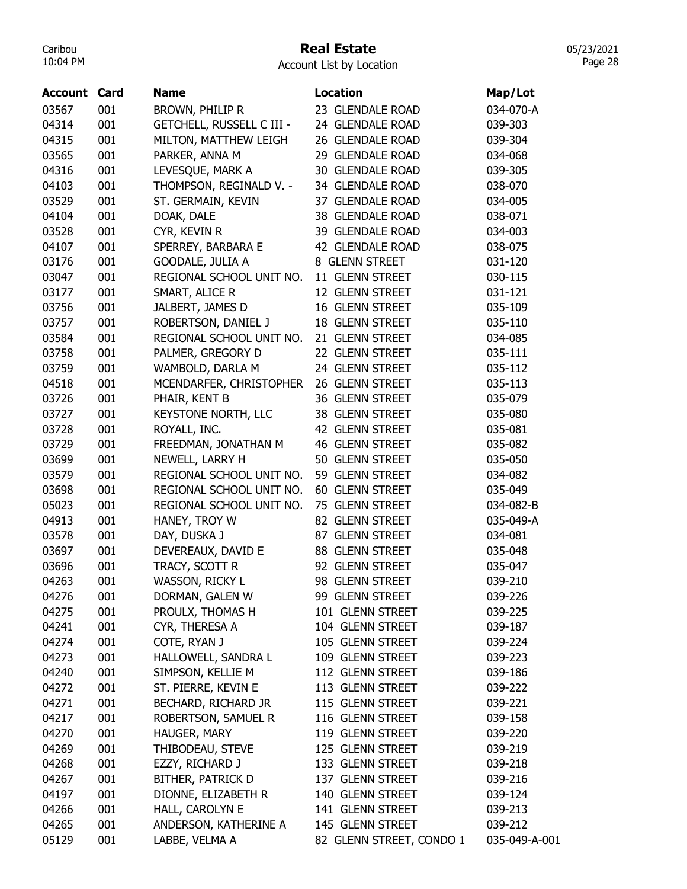# Real Estate

Account List by Location

| Account | Card | Name | Location | Map/Lot |
|---|---|---|---|---|
| 03567 | 001 | BROWN, PHILIP R | 23 GLENDALE ROAD | 034-070-A |
| 04314 | 001 | GETCHELL, RUSSELL C III - | 24 GLENDALE ROAD | 039-303 |
| 04315 | 001 | MILTON, MATTHEW LEIGH | 26 GLENDALE ROAD | 039-304 |
| 03565 | 001 | PARKER, ANNA M | 29 GLENDALE ROAD | 034-068 |
| 04316 | 001 | LEVESQUE, MARK A | 30 GLENDALE ROAD | 039-305 |
| 04103 | 001 | THOMPSON, REGINALD V. - | 34 GLENDALE ROAD | 038-070 |
| 03529 | 001 | ST. GERMAIN, KEVIN | 37 GLENDALE ROAD | 034-005 |
| 04104 | 001 | DOAK, DALE | 38 GLENDALE ROAD | 038-071 |
| 03528 | 001 | CYR, KEVIN R | 39 GLENDALE ROAD | 034-003 |
| 04107 | 001 | SPERREY, BARBARA E | 42 GLENDALE ROAD | 038-075 |
| 03176 | 001 | GOODALE, JULIA A | 8 GLENN STREET | 031-120 |
| 03047 | 001 | REGIONAL SCHOOL UNIT NO. | 11 GLENN STREET | 030-115 |
| 03177 | 001 | SMART, ALICE R | 12 GLENN STREET | 031-121 |
| 03756 | 001 | JALBERT, JAMES D | 16 GLENN STREET | 035-109 |
| 03757 | 001 | ROBERTSON, DANIEL J | 18 GLENN STREET | 035-110 |
| 03584 | 001 | REGIONAL SCHOOL UNIT NO. | 21 GLENN STREET | 034-085 |
| 03758 | 001 | PALMER, GREGORY D | 22 GLENN STREET | 035-111 |
| 03759 | 001 | WAMBOLD, DARLA M | 24 GLENN STREET | 035-112 |
| 04518 | 001 | MCENDARFER, CHRISTOPHER | 26 GLENN STREET | 035-113 |
| 03726 | 001 | PHAIR, KENT B | 36 GLENN STREET | 035-079 |
| 03727 | 001 | KEYSTONE NORTH, LLC | 38 GLENN STREET | 035-080 |
| 03728 | 001 | ROYALL, INC. | 42 GLENN STREET | 035-081 |
| 03729 | 001 | FREEDMAN, JONATHAN M | 46 GLENN STREET | 035-082 |
| 03699 | 001 | NEWELL, LARRY H | 50 GLENN STREET | 035-050 |
| 03579 | 001 | REGIONAL SCHOOL UNIT NO. | 59 GLENN STREET | 034-082 |
| 03698 | 001 | REGIONAL SCHOOL UNIT NO. | 60 GLENN STREET | 035-049 |
| 05023 | 001 | REGIONAL SCHOOL UNIT NO. | 75 GLENN STREET | 034-082-B |
| 04913 | 001 | HANEY, TROY W | 82 GLENN STREET | 035-049-A |
| 03578 | 001 | DAY, DUSKA J | 87 GLENN STREET | 034-081 |
| 03697 | 001 | DEVEREAUX, DAVID E | 88 GLENN STREET | 035-048 |
| 03696 | 001 | TRACY, SCOTT R | 92 GLENN STREET | 035-047 |
| 04263 | 001 | WASSON, RICKY L | 98 GLENN STREET | 039-210 |
| 04276 | 001 | DORMAN, GALEN W | 99 GLENN STREET | 039-226 |
| 04275 | 001 | PROULX, THOMAS H | 101 GLENN STREET | 039-225 |
| 04241 | 001 | CYR, THERESA A | 104 GLENN STREET | 039-187 |
| 04274 | 001 | COTE, RYAN J | 105 GLENN STREET | 039-224 |
| 04273 | 001 | HALLOWELL, SANDRA L | 109 GLENN STREET | 039-223 |
| 04240 | 001 | SIMPSON, KELLIE M | 112 GLENN STREET | 039-186 |
| 04272 | 001 | ST. PIERRE, KEVIN E | 113 GLENN STREET | 039-222 |
| 04271 | 001 | BECHARD, RICHARD JR | 115 GLENN STREET | 039-221 |
| 04217 | 001 | ROBERTSON, SAMUEL R | 116 GLENN STREET | 039-158 |
| 04270 | 001 | HAUGER, MARY | 119 GLENN STREET | 039-220 |
| 04269 | 001 | THIBODEAU, STEVE | 125 GLENN STREET | 039-219 |
| 04268 | 001 | EZZY, RICHARD J | 133 GLENN STREET | 039-218 |
| 04267 | 001 | BITHER, PATRICK D | 137 GLENN STREET | 039-216 |
| 04197 | 001 | DIONNE, ELIZABETH R | 140 GLENN STREET | 039-124 |
| 04266 | 001 | HALL, CAROLYN E | 141 GLENN STREET | 039-213 |
| 04265 | 001 | ANDERSON, KATHERINE A | 145 GLENN STREET | 039-212 |
| 05129 | 001 | LABBE, VELMA A | 82 GLENN STREET, CONDO 1 | 035-049-A-001 |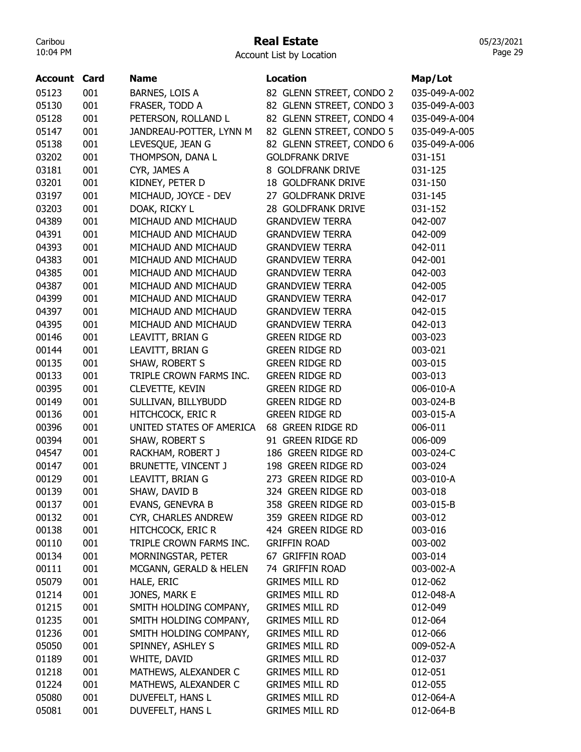# Real Estate

Account List by Location

| Account | Card | Name | Location | Map/Lot |
|---|---|---|---|---|
| 05123 | 001 | BARNES, LOIS A | 82 GLENN STREET, CONDO 2 | 035-049-A-002 |
| 05130 | 001 | FRASER, TODD A | 82 GLENN STREET, CONDO 3 | 035-049-A-003 |
| 05128 | 001 | PETERSON, ROLLAND L | 82 GLENN STREET, CONDO 4 | 035-049-A-004 |
| 05147 | 001 | JANDREAU-POTTER, LYNN M | 82 GLENN STREET, CONDO 5 | 035-049-A-005 |
| 05138 | 001 | LEVESQUE, JEAN G | 82 GLENN STREET, CONDO 6 | 035-049-A-006 |
| 03202 | 001 | THOMPSON, DANA L | GOLDFRANK DRIVE | 031-151 |
| 03181 | 001 | CYR, JAMES A | 8 GOLDFRANK DRIVE | 031-125 |
| 03201 | 001 | KIDNEY, PETER D | 18 GOLDFRANK DRIVE | 031-150 |
| 03197 | 001 | MICHAUD, JOYCE - DEV | 27 GOLDFRANK DRIVE | 031-145 |
| 03203 | 001 | DOAK, RICKY L | 28 GOLDFRANK DRIVE | 031-152 |
| 04389 | 001 | MICHAUD AND MICHAUD | GRANDVIEW TERRA | 042-007 |
| 04391 | 001 | MICHAUD AND MICHAUD | GRANDVIEW TERRA | 042-009 |
| 04393 | 001 | MICHAUD AND MICHAUD | GRANDVIEW TERRA | 042-011 |
| 04383 | 001 | MICHAUD AND MICHAUD | GRANDVIEW TERRA | 042-001 |
| 04385 | 001 | MICHAUD AND MICHAUD | GRANDVIEW TERRA | 042-003 |
| 04387 | 001 | MICHAUD AND MICHAUD | GRANDVIEW TERRA | 042-005 |
| 04399 | 001 | MICHAUD AND MICHAUD | GRANDVIEW TERRA | 042-017 |
| 04397 | 001 | MICHAUD AND MICHAUD | GRANDVIEW TERRA | 042-015 |
| 04395 | 001 | MICHAUD AND MICHAUD | GRANDVIEW TERRA | 042-013 |
| 00146 | 001 | LEAVITT, BRIAN G | GREEN RIDGE RD | 003-023 |
| 00144 | 001 | LEAVITT, BRIAN G | GREEN RIDGE RD | 003-021 |
| 00135 | 001 | SHAW, ROBERT S | GREEN RIDGE RD | 003-015 |
| 00133 | 001 | TRIPLE CROWN FARMS INC. | GREEN RIDGE RD | 003-013 |
| 00395 | 001 | CLEVETTE, KEVIN | GREEN RIDGE RD | 006-010-A |
| 00149 | 001 | SULLIVAN, BILLYBUDD | GREEN RIDGE RD | 003-024-B |
| 00136 | 001 | HITCHCOCK, ERIC R | GREEN RIDGE RD | 003-015-A |
| 00396 | 001 | UNITED STATES OF AMERICA | 68 GREEN RIDGE RD | 006-011 |
| 00394 | 001 | SHAW, ROBERT S | 91 GREEN RIDGE RD | 006-009 |
| 04547 | 001 | RACKHAM, ROBERT J | 186 GREEN RIDGE RD | 003-024-C |
| 00147 | 001 | BRUNETTE, VINCENT J | 198 GREEN RIDGE RD | 003-024 |
| 00129 | 001 | LEAVITT, BRIAN G | 273 GREEN RIDGE RD | 003-010-A |
| 00139 | 001 | SHAW, DAVID B | 324 GREEN RIDGE RD | 003-018 |
| 00137 | 001 | EVANS, GENEVRA B | 358 GREEN RIDGE RD | 003-015-B |
| 00132 | 001 | CYR, CHARLES ANDREW | 359 GREEN RIDGE RD | 003-012 |
| 00138 | 001 | HITCHCOCK, ERIC R | 424 GREEN RIDGE RD | 003-016 |
| 00110 | 001 | TRIPLE CROWN FARMS INC. | GRIFFIN ROAD | 003-002 |
| 00134 | 001 | MORNINGSTAR, PETER | 67 GRIFFIN ROAD | 003-014 |
| 00111 | 001 | MCGANN, GERALD & HELEN | 74 GRIFFIN ROAD | 003-002-A |
| 05079 | 001 | HALE, ERIC | GRIMES MILL RD | 012-062 |
| 01214 | 001 | JONES, MARK E | GRIMES MILL RD | 012-048-A |
| 01215 | 001 | SMITH HOLDING COMPANY, | GRIMES MILL RD | 012-049 |
| 01235 | 001 | SMITH HOLDING COMPANY, | GRIMES MILL RD | 012-064 |
| 01236 | 001 | SMITH HOLDING COMPANY, | GRIMES MILL RD | 012-066 |
| 05050 | 001 | SPINNEY, ASHLEY S | GRIMES MILL RD | 009-052-A |
| 01189 | 001 | WHITE, DAVID | GRIMES MILL RD | 012-037 |
| 01218 | 001 | MATHEWS, ALEXANDER C | GRIMES MILL RD | 012-051 |
| 01224 | 001 | MATHEWS, ALEXANDER C | GRIMES MILL RD | 012-055 |
| 05080 | 001 | DUVEFELT, HANS L | GRIMES MILL RD | 012-064-A |
| 05081 | 001 | DUVEFELT, HANS L | GRIMES MILL RD | 012-064-B |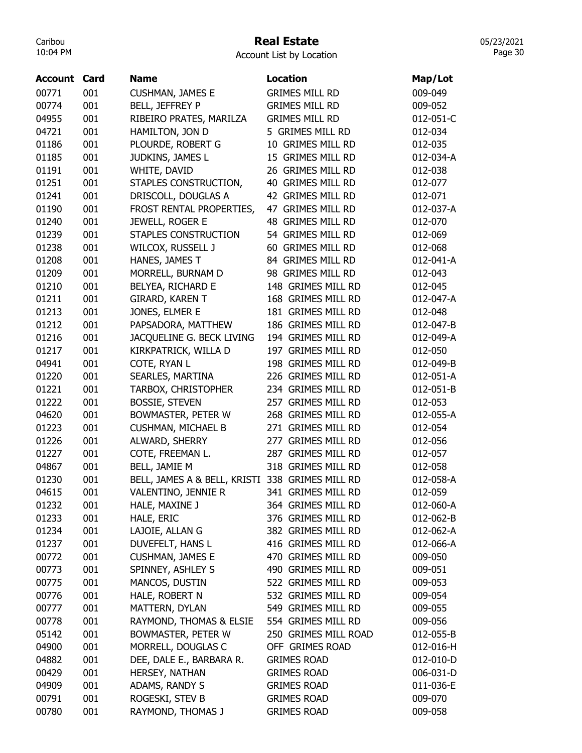# Real Estate

Account List by Location

| Account | Card | Name | Location | Map/Lot |
|---|---|---|---|---|
| 00771 | 001 | CUSHMAN, JAMES E | GRIMES MILL RD | 009-049 |
| 00774 | 001 | BELL, JEFFREY P | GRIMES MILL RD | 009-052 |
| 04955 | 001 | RIBEIRO PRATES, MARILZA | GRIMES MILL RD | 012-051-C |
| 04721 | 001 | HAMILTON, JON D | 5 GRIMES MILL RD | 012-034 |
| 01186 | 001 | PLOURDE, ROBERT G | 10 GRIMES MILL RD | 012-035 |
| 01185 | 001 | JUDKINS, JAMES L | 15 GRIMES MILL RD | 012-034-A |
| 01191 | 001 | WHITE, DAVID | 26 GRIMES MILL RD | 012-038 |
| 01251 | 001 | STAPLES CONSTRUCTION, | 40 GRIMES MILL RD | 012-077 |
| 01241 | 001 | DRISCOLL, DOUGLAS A | 42 GRIMES MILL RD | 012-071 |
| 01190 | 001 | FROST RENTAL PROPERTIES, | 47 GRIMES MILL RD | 012-037-A |
| 01240 | 001 | JEWELL, ROGER E | 48 GRIMES MILL RD | 012-070 |
| 01239 | 001 | STAPLES CONSTRUCTION | 54 GRIMES MILL RD | 012-069 |
| 01238 | 001 | WILCOX, RUSSELL J | 60 GRIMES MILL RD | 012-068 |
| 01208 | 001 | HANES, JAMES T | 84 GRIMES MILL RD | 012-041-A |
| 01209 | 001 | MORRELL, BURNAM D | 98 GRIMES MILL RD | 012-043 |
| 01210 | 001 | BELYEA, RICHARD E | 148 GRIMES MILL RD | 012-045 |
| 01211 | 001 | GIRARD, KAREN T | 168 GRIMES MILL RD | 012-047-A |
| 01213 | 001 | JONES, ELMER E | 181 GRIMES MILL RD | 012-048 |
| 01212 | 001 | PAPSADORA, MATTHEW | 186 GRIMES MILL RD | 012-047-B |
| 01216 | 001 | JACQUELINE G. BECK LIVING | 194 GRIMES MILL RD | 012-049-A |
| 01217 | 001 | KIRKPATRICK, WILLA D | 197 GRIMES MILL RD | 012-050 |
| 04941 | 001 | COTE, RYAN L | 198 GRIMES MILL RD | 012-049-B |
| 01220 | 001 | SEARLES, MARTINA | 226 GRIMES MILL RD | 012-051-A |
| 01221 | 001 | TARBOX, CHRISTOPHER | 234 GRIMES MILL RD | 012-051-B |
| 01222 | 001 | BOSSIE, STEVEN | 257 GRIMES MILL RD | 012-053 |
| 04620 | 001 | BOWMASTER, PETER W | 268 GRIMES MILL RD | 012-055-A |
| 01223 | 001 | CUSHMAN, MICHAEL B | 271 GRIMES MILL RD | 012-054 |
| 01226 | 001 | ALWARD, SHERRY | 277 GRIMES MILL RD | 012-056 |
| 01227 | 001 | COTE, FREEMAN L. | 287 GRIMES MILL RD | 012-057 |
| 04867 | 001 | BELL, JAMIE M | 318 GRIMES MILL RD | 012-058 |
| 01230 | 001 | BELL, JAMES A & BELL, KRISTI | 338 GRIMES MILL RD | 012-058-A |
| 04615 | 001 | VALENTINO, JENNIE R | 341 GRIMES MILL RD | 012-059 |
| 01232 | 001 | HALE, MAXINE J | 364 GRIMES MILL RD | 012-060-A |
| 01233 | 001 | HALE, ERIC | 376 GRIMES MILL RD | 012-062-B |
| 01234 | 001 | LAJOIE, ALLAN G | 382 GRIMES MILL RD | 012-062-A |
| 01237 | 001 | DUVEFELT, HANS L | 416 GRIMES MILL RD | 012-066-A |
| 00772 | 001 | CUSHMAN, JAMES E | 470 GRIMES MILL RD | 009-050 |
| 00773 | 001 | SPINNEY, ASHLEY S | 490 GRIMES MILL RD | 009-051 |
| 00775 | 001 | MANCOS, DUSTIN | 522 GRIMES MILL RD | 009-053 |
| 00776 | 001 | HALE, ROBERT N | 532 GRIMES MILL RD | 009-054 |
| 00777 | 001 | MATTERN, DYLAN | 549 GRIMES MILL RD | 009-055 |
| 00778 | 001 | RAYMOND, THOMAS & ELSIE | 554 GRIMES MILL RD | 009-056 |
| 05142 | 001 | BOWMASTER, PETER W | 250 GRIMES MILL ROAD | 012-055-B |
| 04900 | 001 | MORRELL, DOUGLAS C | OFF GRIMES ROAD | 012-016-H |
| 04882 | 001 | DEE, DALE E., BARBARA R. | GRIMES ROAD | 012-010-D |
| 00429 | 001 | HERSEY, NATHAN | GRIMES ROAD | 006-031-D |
| 04909 | 001 | ADAMS, RANDY S | GRIMES ROAD | 011-036-E |
| 00791 | 001 | ROGESKI, STEV B | GRIMES ROAD | 009-070 |
| 00780 | 001 | RAYMOND, THOMAS J | GRIMES ROAD | 009-058 |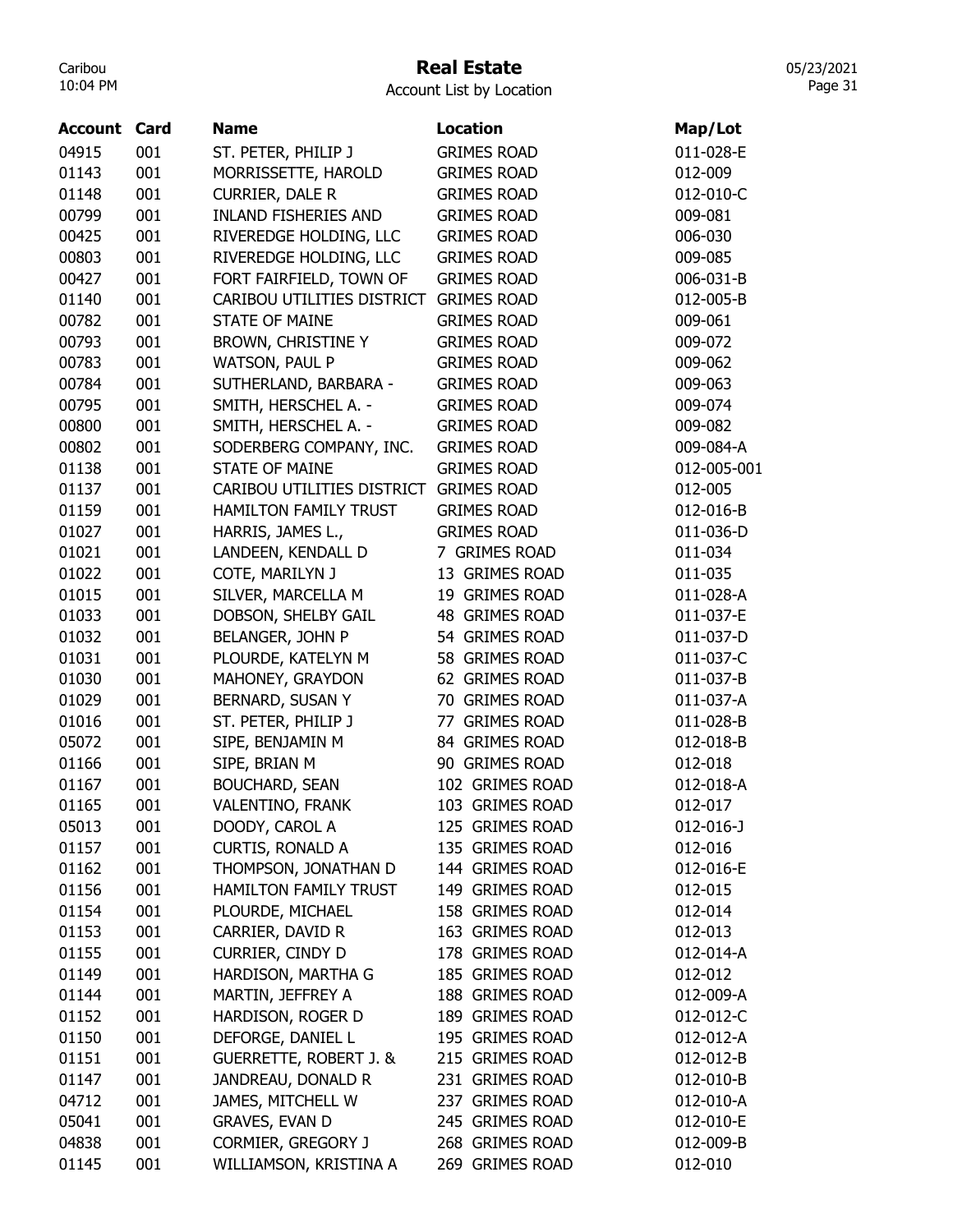# Real Estate

Account List by Location

| Account | Card | Name | Location | Map/Lot |
|---|---|---|---|---|
| 04915 | 001 | ST. PETER, PHILIP J | GRIMES ROAD | 011-028-E |
| 01143 | 001 | MORRISSETTE, HAROLD | GRIMES ROAD | 012-009 |
| 01148 | 001 | CURRIER, DALE R | GRIMES ROAD | 012-010-C |
| 00799 | 001 | INLAND FISHERIES AND | GRIMES ROAD | 009-081 |
| 00425 | 001 | RIVEREDGE HOLDING, LLC | GRIMES ROAD | 006-030 |
| 00803 | 001 | RIVEREDGE HOLDING, LLC | GRIMES ROAD | 009-085 |
| 00427 | 001 | FORT FAIRFIELD, TOWN OF | GRIMES ROAD | 006-031-B |
| 01140 | 001 | CARIBOU UTILITIES DISTRICT | GRIMES ROAD | 012-005-B |
| 00782 | 001 | STATE OF MAINE | GRIMES ROAD | 009-061 |
| 00793 | 001 | BROWN, CHRISTINE Y | GRIMES ROAD | 009-072 |
| 00783 | 001 | WATSON, PAUL P | GRIMES ROAD | 009-062 |
| 00784 | 001 | SUTHERLAND, BARBARA - | GRIMES ROAD | 009-063 |
| 00795 | 001 | SMITH, HERSCHEL A. - | GRIMES ROAD | 009-074 |
| 00800 | 001 | SMITH, HERSCHEL A. - | GRIMES ROAD | 009-082 |
| 00802 | 001 | SODERBERG COMPANY, INC. | GRIMES ROAD | 009-084-A |
| 01138 | 001 | STATE OF MAINE | GRIMES ROAD | 012-005-001 |
| 01137 | 001 | CARIBOU UTILITIES DISTRICT | GRIMES ROAD | 012-005 |
| 01159 | 001 | HAMILTON FAMILY TRUST | GRIMES ROAD | 012-016-B |
| 01027 | 001 | HARRIS, JAMES L., | GRIMES ROAD | 011-036-D |
| 01021 | 001 | LANDEEN, KENDALL D | 7 GRIMES ROAD | 011-034 |
| 01022 | 001 | COTE, MARILYN J | 13 GRIMES ROAD | 011-035 |
| 01015 | 001 | SILVER, MARCELLA M | 19 GRIMES ROAD | 011-028-A |
| 01033 | 001 | DOBSON, SHELBY GAIL | 48 GRIMES ROAD | 011-037-E |
| 01032 | 001 | BELANGER, JOHN P | 54 GRIMES ROAD | 011-037-D |
| 01031 | 001 | PLOURDE, KATELYN M | 58 GRIMES ROAD | 011-037-C |
| 01030 | 001 | MAHONEY, GRAYDON | 62 GRIMES ROAD | 011-037-B |
| 01029 | 001 | BERNARD, SUSAN Y | 70 GRIMES ROAD | 011-037-A |
| 01016 | 001 | ST. PETER, PHILIP J | 77 GRIMES ROAD | 011-028-B |
| 05072 | 001 | SIPE, BENJAMIN M | 84 GRIMES ROAD | 012-018-B |
| 01166 | 001 | SIPE, BRIAN M | 90 GRIMES ROAD | 012-018 |
| 01167 | 001 | BOUCHARD, SEAN | 102 GRIMES ROAD | 012-018-A |
| 01165 | 001 | VALENTINO, FRANK | 103 GRIMES ROAD | 012-017 |
| 05013 | 001 | DOODY, CAROL A | 125 GRIMES ROAD | 012-016-J |
| 01157 | 001 | CURTIS, RONALD A | 135 GRIMES ROAD | 012-016 |
| 01162 | 001 | THOMPSON, JONATHAN D | 144 GRIMES ROAD | 012-016-E |
| 01156 | 001 | HAMILTON FAMILY TRUST | 149 GRIMES ROAD | 012-015 |
| 01154 | 001 | PLOURDE, MICHAEL | 158 GRIMES ROAD | 012-014 |
| 01153 | 001 | CARRIER, DAVID R | 163 GRIMES ROAD | 012-013 |
| 01155 | 001 | CURRIER, CINDY D | 178 GRIMES ROAD | 012-014-A |
| 01149 | 001 | HARDISON, MARTHA G | 185 GRIMES ROAD | 012-012 |
| 01144 | 001 | MARTIN, JEFFREY A | 188 GRIMES ROAD | 012-009-A |
| 01152 | 001 | HARDISON, ROGER D | 189 GRIMES ROAD | 012-012-C |
| 01150 | 001 | DEFORGE, DANIEL L | 195 GRIMES ROAD | 012-012-A |
| 01151 | 001 | GUERRETTE, ROBERT J. & | 215 GRIMES ROAD | 012-012-B |
| 01147 | 001 | JANDREAU, DONALD R | 231 GRIMES ROAD | 012-010-B |
| 04712 | 001 | JAMES, MITCHELL W | 237 GRIMES ROAD | 012-010-A |
| 05041 | 001 | GRAVES, EVAN D | 245 GRIMES ROAD | 012-010-E |
| 04838 | 001 | CORMIER, GREGORY J | 268 GRIMES ROAD | 012-009-B |
| 01145 | 001 | WILLIAMSON, KRISTINA A | 269 GRIMES ROAD | 012-010 |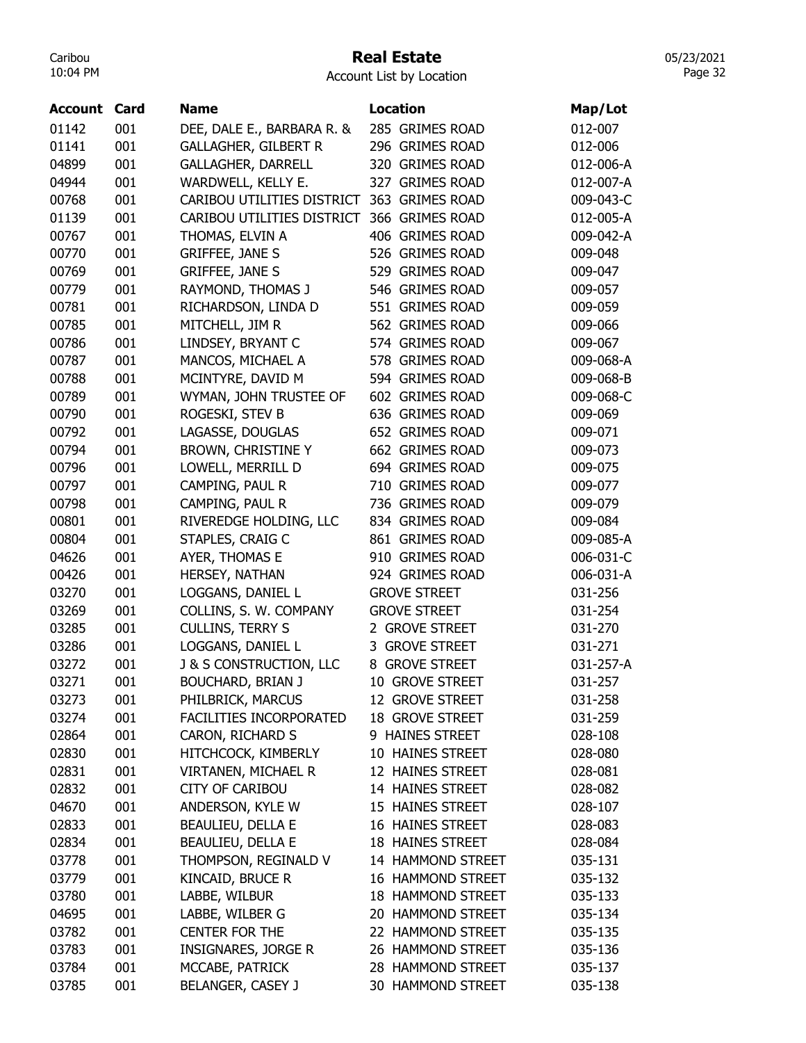# Real Estate

Account List by Location

| Account | Card | Name | Location | Map/Lot |
|---|---|---|---|---|
| 01142 | 001 | DEE, DALE E., BARBARA R. & | 285 GRIMES ROAD | 012-007 |
| 01141 | 001 | GALLAGHER, GILBERT R | 296 GRIMES ROAD | 012-006 |
| 04899 | 001 | GALLAGHER, DARRELL | 320 GRIMES ROAD | 012-006-A |
| 04944 | 001 | WARDWELL, KELLY E. | 327 GRIMES ROAD | 012-007-A |
| 00768 | 001 | CARIBOU UTILITIES DISTRICT | 363 GRIMES ROAD | 009-043-C |
| 01139 | 001 | CARIBOU UTILITIES DISTRICT | 366 GRIMES ROAD | 012-005-A |
| 00767 | 001 | THOMAS, ELVIN A | 406 GRIMES ROAD | 009-042-A |
| 00770 | 001 | GRIFFEE, JANE S | 526 GRIMES ROAD | 009-048 |
| 00769 | 001 | GRIFFEE, JANE S | 529 GRIMES ROAD | 009-047 |
| 00779 | 001 | RAYMOND, THOMAS J | 546 GRIMES ROAD | 009-057 |
| 00781 | 001 | RICHARDSON, LINDA D | 551 GRIMES ROAD | 009-059 |
| 00785 | 001 | MITCHELL, JIM R | 562 GRIMES ROAD | 009-066 |
| 00786 | 001 | LINDSEY, BRYANT C | 574 GRIMES ROAD | 009-067 |
| 00787 | 001 | MANCOS, MICHAEL A | 578 GRIMES ROAD | 009-068-A |
| 00788 | 001 | MCINTYRE, DAVID M | 594 GRIMES ROAD | 009-068-B |
| 00789 | 001 | WYMAN, JOHN TRUSTEE OF | 602 GRIMES ROAD | 009-068-C |
| 00790 | 001 | ROGESKI, STEV B | 636 GRIMES ROAD | 009-069 |
| 00792 | 001 | LAGASSE, DOUGLAS | 652 GRIMES ROAD | 009-071 |
| 00794 | 001 | BROWN, CHRISTINE Y | 662 GRIMES ROAD | 009-073 |
| 00796 | 001 | LOWELL, MERRILL D | 694 GRIMES ROAD | 009-075 |
| 00797 | 001 | CAMPING, PAUL R | 710 GRIMES ROAD | 009-077 |
| 00798 | 001 | CAMPING, PAUL R | 736 GRIMES ROAD | 009-079 |
| 00801 | 001 | RIVEREDGE HOLDING, LLC | 834 GRIMES ROAD | 009-084 |
| 00804 | 001 | STAPLES, CRAIG C | 861 GRIMES ROAD | 009-085-A |
| 04626 | 001 | AYER, THOMAS E | 910 GRIMES ROAD | 006-031-C |
| 00426 | 001 | HERSEY, NATHAN | 924 GRIMES ROAD | 006-031-A |
| 03270 | 001 | LOGGANS, DANIEL L | GROVE STREET | 031-256 |
| 03269 | 001 | COLLINS, S. W. COMPANY | GROVE STREET | 031-254 |
| 03285 | 001 | CULLINS, TERRY S | 2 GROVE STREET | 031-270 |
| 03286 | 001 | LOGGANS, DANIEL L | 3 GROVE STREET | 031-271 |
| 03272 | 001 | J & S CONSTRUCTION, LLC | 8 GROVE STREET | 031-257-A |
| 03271 | 001 | BOUCHARD, BRIAN J | 10 GROVE STREET | 031-257 |
| 03273 | 001 | PHILBRICK, MARCUS | 12 GROVE STREET | 031-258 |
| 03274 | 001 | FACILITIES INCORPORATED | 18 GROVE STREET | 031-259 |
| 02864 | 001 | CARON, RICHARD S | 9 HAINES STREET | 028-108 |
| 02830 | 001 | HITCHCOCK, KIMBERLY | 10 HAINES STREET | 028-080 |
| 02831 | 001 | VIRTANEN, MICHAEL R | 12 HAINES STREET | 028-081 |
| 02832 | 001 | CITY OF CARIBOU | 14 HAINES STREET | 028-082 |
| 04670 | 001 | ANDERSON, KYLE W | 15 HAINES STREET | 028-107 |
| 02833 | 001 | BEAULIEU, DELLA E | 16 HAINES STREET | 028-083 |
| 02834 | 001 | BEAULIEU, DELLA E | 18 HAINES STREET | 028-084 |
| 03778 | 001 | THOMPSON, REGINALD V | 14 HAMMOND STREET | 035-131 |
| 03779 | 001 | KINCAID, BRUCE R | 16 HAMMOND STREET | 035-132 |
| 03780 | 001 | LABBE, WILBUR | 18 HAMMOND STREET | 035-133 |
| 04695 | 001 | LABBE, WILBER G | 20 HAMMOND STREET | 035-134 |
| 03782 | 001 | CENTER FOR THE | 22 HAMMOND STREET | 035-135 |
| 03783 | 001 | INSIGNARES, JORGE R | 26 HAMMOND STREET | 035-136 |
| 03784 | 001 | MCCABE, PATRICK | 28 HAMMOND STREET | 035-137 |
| 03785 | 001 | BELANGER, CASEY J | 30 HAMMOND STREET | 035-138 |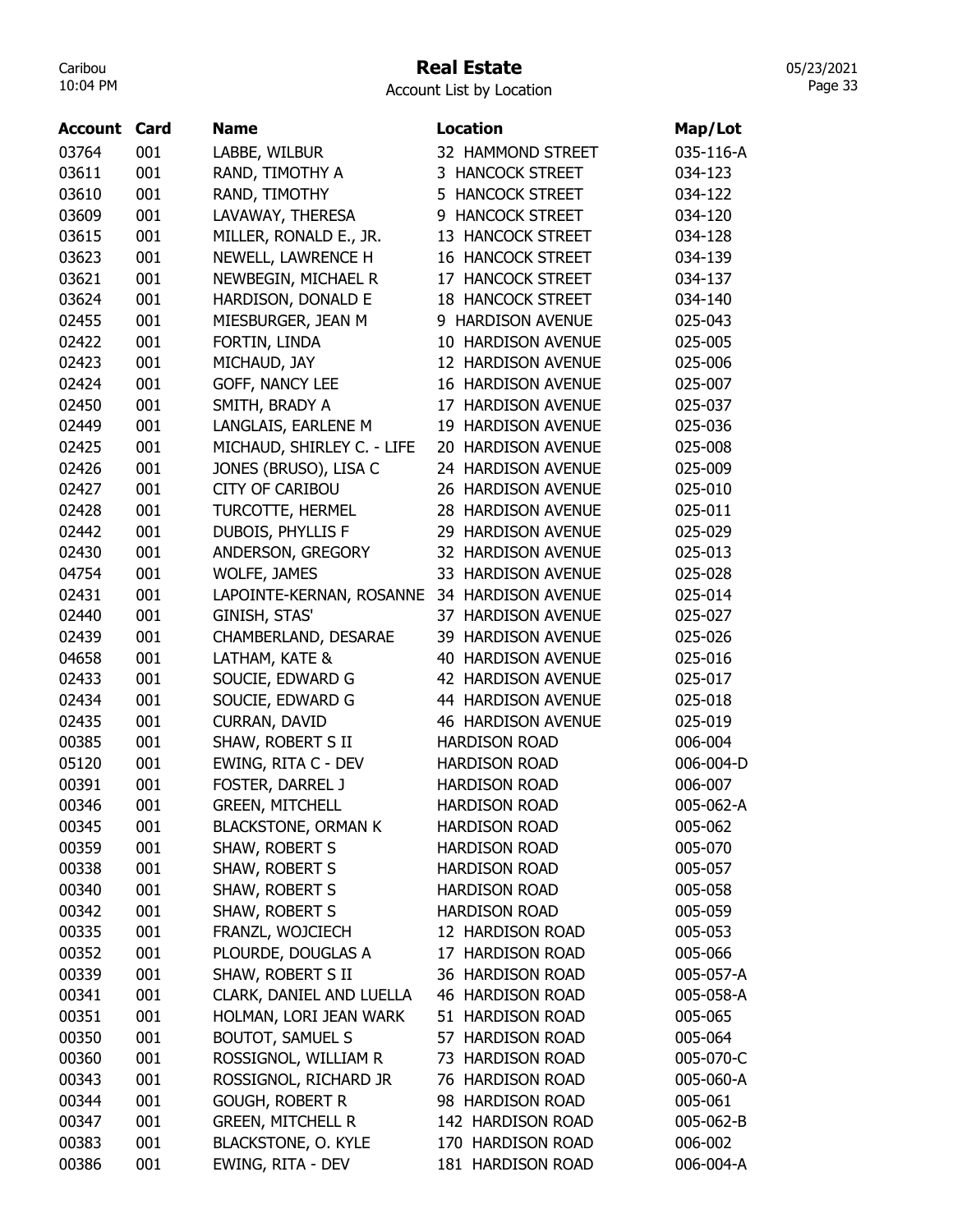# Real Estate

Account List by Location

| Account | Card | Name | Location | Map/Lot |
|---|---|---|---|---|
| 03764 | 001 | LABBE, WILBUR | 32 HAMMOND STREET | 035-116-A |
| 03611 | 001 | RAND, TIMOTHY A | 3 HANCOCK STREET | 034-123 |
| 03610 | 001 | RAND, TIMOTHY | 5 HANCOCK STREET | 034-122 |
| 03609 | 001 | LAVAWAY, THERESA | 9 HANCOCK STREET | 034-120 |
| 03615 | 001 | MILLER, RONALD E., JR. | 13 HANCOCK STREET | 034-128 |
| 03623 | 001 | NEWELL, LAWRENCE H | 16 HANCOCK STREET | 034-139 |
| 03621 | 001 | NEWBEGIN, MICHAEL R | 17 HANCOCK STREET | 034-137 |
| 03624 | 001 | HARDISON, DONALD E | 18 HANCOCK STREET | 034-140 |
| 02455 | 001 | MIESBURGER, JEAN M | 9 HARDISON AVENUE | 025-043 |
| 02422 | 001 | FORTIN, LINDA | 10 HARDISON AVENUE | 025-005 |
| 02423 | 001 | MICHAUD, JAY | 12 HARDISON AVENUE | 025-006 |
| 02424 | 001 | GOFF, NANCY LEE | 16 HARDISON AVENUE | 025-007 |
| 02450 | 001 | SMITH, BRADY A | 17 HARDISON AVENUE | 025-037 |
| 02449 | 001 | LANGLAIS, EARLENE M | 19 HARDISON AVENUE | 025-036 |
| 02425 | 001 | MICHAUD, SHIRLEY C. - LIFE | 20 HARDISON AVENUE | 025-008 |
| 02426 | 001 | JONES (BRUSO), LISA C | 24 HARDISON AVENUE | 025-009 |
| 02427 | 001 | CITY OF CARIBOU | 26 HARDISON AVENUE | 025-010 |
| 02428 | 001 | TURCOTTE, HERMEL | 28 HARDISON AVENUE | 025-011 |
| 02442 | 001 | DUBOIS, PHYLLIS F | 29 HARDISON AVENUE | 025-029 |
| 02430 | 001 | ANDERSON, GREGORY | 32 HARDISON AVENUE | 025-013 |
| 04754 | 001 | WOLFE, JAMES | 33 HARDISON AVENUE | 025-028 |
| 02431 | 001 | LAPOINTE-KERNAN, ROSANNE | 34 HARDISON AVENUE | 025-014 |
| 02440 | 001 | GINISH, STAS' | 37 HARDISON AVENUE | 025-027 |
| 02439 | 001 | CHAMBERLAND, DESARAE | 39 HARDISON AVENUE | 025-026 |
| 04658 | 001 | LATHAM, KATE & | 40 HARDISON AVENUE | 025-016 |
| 02433 | 001 | SOUCIE, EDWARD G | 42 HARDISON AVENUE | 025-017 |
| 02434 | 001 | SOUCIE, EDWARD G | 44 HARDISON AVENUE | 025-018 |
| 02435 | 001 | CURRAN, DAVID | 46 HARDISON AVENUE | 025-019 |
| 00385 | 001 | SHAW, ROBERT S II | HARDISON ROAD | 006-004 |
| 05120 | 001 | EWING, RITA C - DEV | HARDISON ROAD | 006-004-D |
| 00391 | 001 | FOSTER, DARREL J | HARDISON ROAD | 006-007 |
| 00346 | 001 | GREEN, MITCHELL | HARDISON ROAD | 005-062-A |
| 00345 | 001 | BLACKSTONE, ORMAN K | HARDISON ROAD | 005-062 |
| 00359 | 001 | SHAW, ROBERT S | HARDISON ROAD | 005-070 |
| 00338 | 001 | SHAW, ROBERT S | HARDISON ROAD | 005-057 |
| 00340 | 001 | SHAW, ROBERT S | HARDISON ROAD | 005-058 |
| 00342 | 001 | SHAW, ROBERT S | HARDISON ROAD | 005-059 |
| 00335 | 001 | FRANZL, WOJCIECH | 12 HARDISON ROAD | 005-053 |
| 00352 | 001 | PLOURDE, DOUGLAS A | 17 HARDISON ROAD | 005-066 |
| 00339 | 001 | SHAW, ROBERT S II | 36 HARDISON ROAD | 005-057-A |
| 00341 | 001 | CLARK, DANIEL AND LUELLA | 46 HARDISON ROAD | 005-058-A |
| 00351 | 001 | HOLMAN, LORI JEAN WARK | 51 HARDISON ROAD | 005-065 |
| 00350 | 001 | BOUTOT, SAMUEL S | 57 HARDISON ROAD | 005-064 |
| 00360 | 001 | ROSSIGNOL, WILLIAM R | 73 HARDISON ROAD | 005-070-C |
| 00343 | 001 | ROSSIGNOL, RICHARD JR | 76 HARDISON ROAD | 005-060-A |
| 00344 | 001 | GOUGH, ROBERT R | 98 HARDISON ROAD | 005-061 |
| 00347 | 001 | GREEN, MITCHELL R | 142 HARDISON ROAD | 005-062-B |
| 00383 | 001 | BLACKSTONE, O. KYLE | 170 HARDISON ROAD | 006-002 |
| 00386 | 001 | EWING, RITA - DEV | 181 HARDISON ROAD | 006-004-A |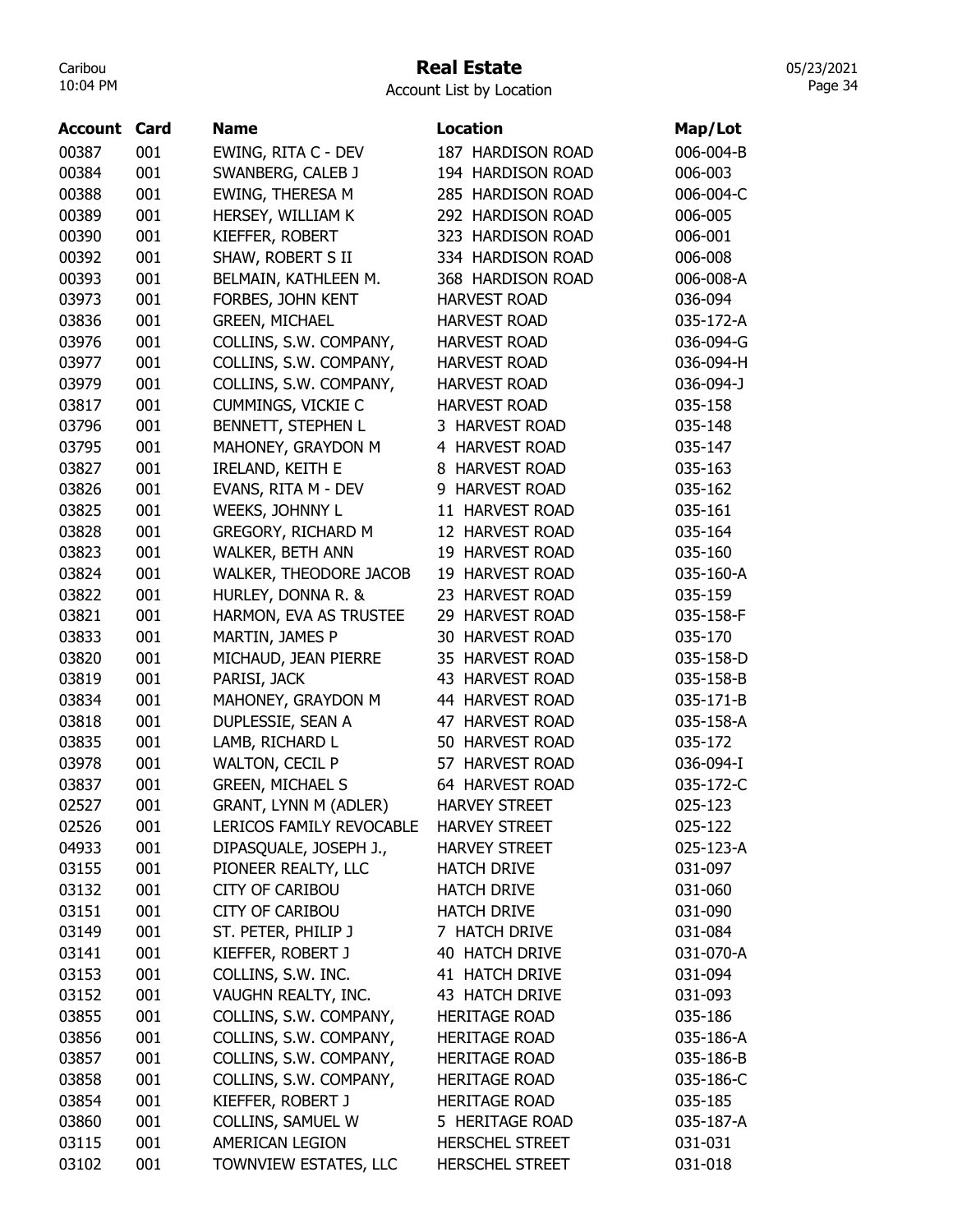# Real Estate

Account List by Location

| Account | Card | Name | Location | Map/Lot |
|---|---|---|---|---|
| 00387 | 001 | EWING, RITA C - DEV | 187 HARDISON ROAD | 006-004-B |
| 00384 | 001 | SWANBERG, CALEB J | 194 HARDISON ROAD | 006-003 |
| 00388 | 001 | EWING, THERESA M | 285 HARDISON ROAD | 006-004-C |
| 00389 | 001 | HERSEY, WILLIAM K | 292 HARDISON ROAD | 006-005 |
| 00390 | 001 | KIEFFER, ROBERT | 323 HARDISON ROAD | 006-001 |
| 00392 | 001 | SHAW, ROBERT S II | 334 HARDISON ROAD | 006-008 |
| 00393 | 001 | BELMAIN, KATHLEEN M. | 368 HARDISON ROAD | 006-008-A |
| 03973 | 001 | FORBES, JOHN KENT | HARVEST ROAD | 036-094 |
| 03836 | 001 | GREEN, MICHAEL | HARVEST ROAD | 035-172-A |
| 03976 | 001 | COLLINS, S.W. COMPANY, | HARVEST ROAD | 036-094-G |
| 03977 | 001 | COLLINS, S.W. COMPANY, | HARVEST ROAD | 036-094-H |
| 03979 | 001 | COLLINS, S.W. COMPANY, | HARVEST ROAD | 036-094-J |
| 03817 | 001 | CUMMINGS, VICKIE C | HARVEST ROAD | 035-158 |
| 03796 | 001 | BENNETT, STEPHEN L | 3 HARVEST ROAD | 035-148 |
| 03795 | 001 | MAHONEY, GRAYDON M | 4 HARVEST ROAD | 035-147 |
| 03827 | 001 | IRELAND, KEITH E | 8 HARVEST ROAD | 035-163 |
| 03826 | 001 | EVANS, RITA M - DEV | 9 HARVEST ROAD | 035-162 |
| 03825 | 001 | WEEKS, JOHNNY L | 11 HARVEST ROAD | 035-161 |
| 03828 | 001 | GREGORY, RICHARD M | 12 HARVEST ROAD | 035-164 |
| 03823 | 001 | WALKER, BETH ANN | 19 HARVEST ROAD | 035-160 |
| 03824 | 001 | WALKER, THEODORE JACOB | 19 HARVEST ROAD | 035-160-A |
| 03822 | 001 | HURLEY, DONNA R. & | 23 HARVEST ROAD | 035-159 |
| 03821 | 001 | HARMON, EVA AS TRUSTEE | 29 HARVEST ROAD | 035-158-F |
| 03833 | 001 | MARTIN, JAMES P | 30 HARVEST ROAD | 035-170 |
| 03820 | 001 | MICHAUD, JEAN PIERRE | 35 HARVEST ROAD | 035-158-D |
| 03819 | 001 | PARISI, JACK | 43 HARVEST ROAD | 035-158-B |
| 03834 | 001 | MAHONEY, GRAYDON M | 44 HARVEST ROAD | 035-171-B |
| 03818 | 001 | DUPLESSIE, SEAN A | 47 HARVEST ROAD | 035-158-A |
| 03835 | 001 | LAMB, RICHARD L | 50 HARVEST ROAD | 035-172 |
| 03978 | 001 | WALTON, CECIL P | 57 HARVEST ROAD | 036-094-I |
| 03837 | 001 | GREEN, MICHAEL S | 64 HARVEST ROAD | 035-172-C |
| 02527 | 001 | GRANT, LYNN M (ADLER) | HARVEY STREET | 025-123 |
| 02526 | 001 | LERICOS FAMILY REVOCABLE | HARVEY STREET | 025-122 |
| 04933 | 001 | DIPASQUALE, JOSEPH J., | HARVEY STREET | 025-123-A |
| 03155 | 001 | PIONEER REALTY, LLC | HATCH DRIVE | 031-097 |
| 03132 | 001 | CITY OF CARIBOU | HATCH DRIVE | 031-060 |
| 03151 | 001 | CITY OF CARIBOU | HATCH DRIVE | 031-090 |
| 03149 | 001 | ST. PETER, PHILIP J | 7 HATCH DRIVE | 031-084 |
| 03141 | 001 | KIEFFER, ROBERT J | 40 HATCH DRIVE | 031-070-A |
| 03153 | 001 | COLLINS, S.W. INC. | 41 HATCH DRIVE | 031-094 |
| 03152 | 001 | VAUGHN REALTY, INC. | 43 HATCH DRIVE | 031-093 |
| 03855 | 001 | COLLINS, S.W. COMPANY, | HERITAGE ROAD | 035-186 |
| 03856 | 001 | COLLINS, S.W. COMPANY, | HERITAGE ROAD | 035-186-A |
| 03857 | 001 | COLLINS, S.W. COMPANY, | HERITAGE ROAD | 035-186-B |
| 03858 | 001 | COLLINS, S.W. COMPANY, | HERITAGE ROAD | 035-186-C |
| 03854 | 001 | KIEFFER, ROBERT J | HERITAGE ROAD | 035-185 |
| 03860 | 001 | COLLINS, SAMUEL W | 5 HERITAGE ROAD | 035-187-A |
| 03115 | 001 | AMERICAN LEGION | HERSCHEL STREET | 031-031 |
| 03102 | 001 | TOWNVIEW ESTATES, LLC | HERSCHEL STREET | 031-018 |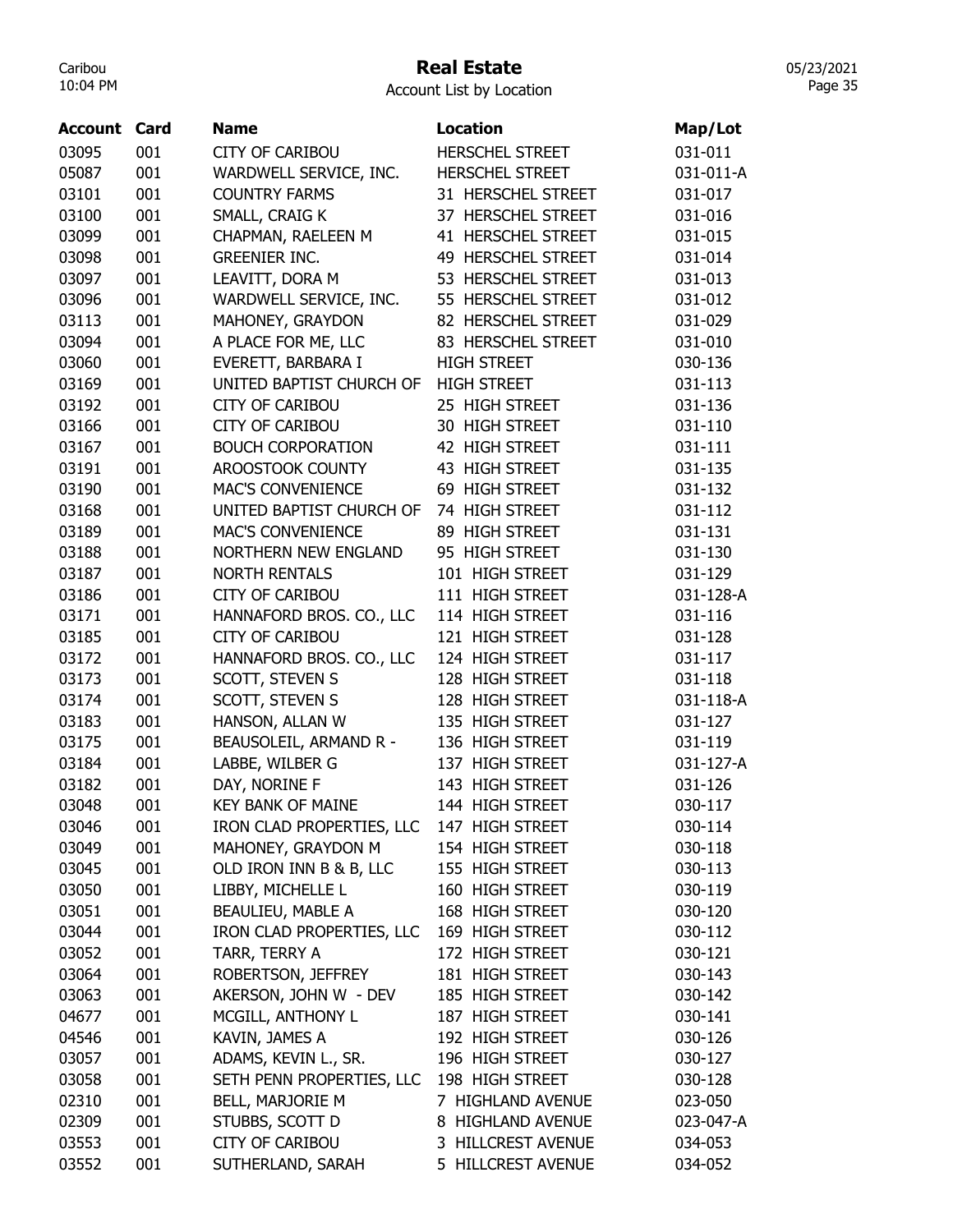# Real Estate

Account List by Location

| Account | Card | Name | Location | Map/Lot |
|---|---|---|---|---|
| 03095 | 001 | CITY OF CARIBOU | HERSCHEL STREET | 031-011 |
| 05087 | 001 | WARDWELL SERVICE, INC. | HERSCHEL STREET | 031-011-A |
| 03101 | 001 | COUNTRY FARMS | 31 HERSCHEL STREET | 031-017 |
| 03100 | 001 | SMALL, CRAIG K | 37 HERSCHEL STREET | 031-016 |
| 03099 | 001 | CHAPMAN, RAELEEN M | 41 HERSCHEL STREET | 031-015 |
| 03098 | 001 | GREENIER INC. | 49 HERSCHEL STREET | 031-014 |
| 03097 | 001 | LEAVITT, DORA M | 53 HERSCHEL STREET | 031-013 |
| 03096 | 001 | WARDWELL SERVICE, INC. | 55 HERSCHEL STREET | 031-012 |
| 03113 | 001 | MAHONEY, GRAYDON | 82 HERSCHEL STREET | 031-029 |
| 03094 | 001 | A PLACE FOR ME, LLC | 83 HERSCHEL STREET | 031-010 |
| 03060 | 001 | EVERETT, BARBARA I | HIGH STREET | 030-136 |
| 03169 | 001 | UNITED BAPTIST CHURCH OF | HIGH STREET | 031-113 |
| 03192 | 001 | CITY OF CARIBOU | 25 HIGH STREET | 031-136 |
| 03166 | 001 | CITY OF CARIBOU | 30 HIGH STREET | 031-110 |
| 03167 | 001 | BOUCH CORPORATION | 42 HIGH STREET | 031-111 |
| 03191 | 001 | AROOSTOOK COUNTY | 43 HIGH STREET | 031-135 |
| 03190 | 001 | MAC'S CONVENIENCE | 69 HIGH STREET | 031-132 |
| 03168 | 001 | UNITED BAPTIST CHURCH OF | 74 HIGH STREET | 031-112 |
| 03189 | 001 | MAC'S CONVENIENCE | 89 HIGH STREET | 031-131 |
| 03188 | 001 | NORTHERN NEW ENGLAND | 95 HIGH STREET | 031-130 |
| 03187 | 001 | NORTH RENTALS | 101 HIGH STREET | 031-129 |
| 03186 | 001 | CITY OF CARIBOU | 111 HIGH STREET | 031-128-A |
| 03171 | 001 | HANNAFORD BROS. CO., LLC | 114 HIGH STREET | 031-116 |
| 03185 | 001 | CITY OF CARIBOU | 121 HIGH STREET | 031-128 |
| 03172 | 001 | HANNAFORD BROS. CO., LLC | 124 HIGH STREET | 031-117 |
| 03173 | 001 | SCOTT, STEVEN S | 128 HIGH STREET | 031-118 |
| 03174 | 001 | SCOTT, STEVEN S | 128 HIGH STREET | 031-118-A |
| 03183 | 001 | HANSON, ALLAN W | 135 HIGH STREET | 031-127 |
| 03175 | 001 | BEAUSOLEIL, ARMAND R - | 136 HIGH STREET | 031-119 |
| 03184 | 001 | LABBE, WILBER G | 137 HIGH STREET | 031-127-A |
| 03182 | 001 | DAY, NORINE F | 143 HIGH STREET | 031-126 |
| 03048 | 001 | KEY BANK OF MAINE | 144 HIGH STREET | 030-117 |
| 03046 | 001 | IRON CLAD PROPERTIES, LLC | 147 HIGH STREET | 030-114 |
| 03049 | 001 | MAHONEY, GRAYDON M | 154 HIGH STREET | 030-118 |
| 03045 | 001 | OLD IRON INN B & B, LLC | 155 HIGH STREET | 030-113 |
| 03050 | 001 | LIBBY, MICHELLE L | 160 HIGH STREET | 030-119 |
| 03051 | 001 | BEAULIEU, MABLE A | 168 HIGH STREET | 030-120 |
| 03044 | 001 | IRON CLAD PROPERTIES, LLC | 169 HIGH STREET | 030-112 |
| 03052 | 001 | TARR, TERRY A | 172 HIGH STREET | 030-121 |
| 03064 | 001 | ROBERTSON, JEFFREY | 181 HIGH STREET | 030-143 |
| 03063 | 001 | AKERSON, JOHN W - DEV | 185 HIGH STREET | 030-142 |
| 04677 | 001 | MCGILL, ANTHONY L | 187 HIGH STREET | 030-141 |
| 04546 | 001 | KAVIN, JAMES A | 192 HIGH STREET | 030-126 |
| 03057 | 001 | ADAMS, KEVIN L., SR. | 196 HIGH STREET | 030-127 |
| 03058 | 001 | SETH PENN PROPERTIES, LLC | 198 HIGH STREET | 030-128 |
| 02310 | 001 | BELL, MARJORIE M | 7 HIGHLAND AVENUE | 023-050 |
| 02309 | 001 | STUBBS, SCOTT D | 8 HIGHLAND AVENUE | 023-047-A |
| 03553 | 001 | CITY OF CARIBOU | 3 HILLCREST AVENUE | 034-053 |
| 03552 | 001 | SUTHERLAND, SARAH | 5 HILLCREST AVENUE | 034-052 |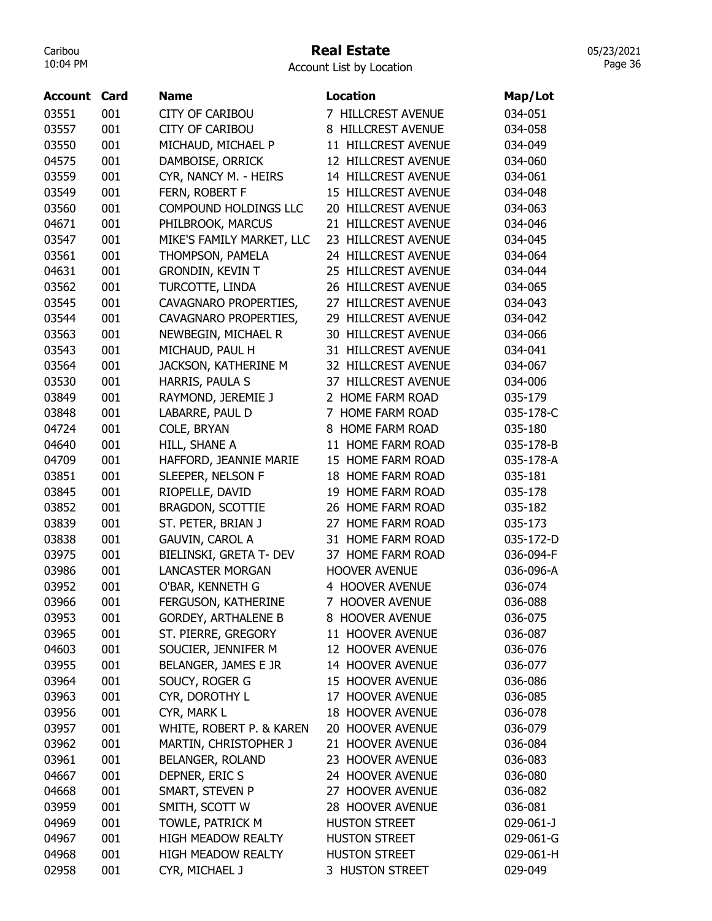# Real Estate

Account List by Location

| Account | Card | Name | Location | Map/Lot |
|---|---|---|---|---|
| 03551 | 001 | CITY OF CARIBOU | 7 HILLCREST AVENUE | 034-051 |
| 03557 | 001 | CITY OF CARIBOU | 8 HILLCREST AVENUE | 034-058 |
| 03550 | 001 | MICHAUD, MICHAEL P | 11 HILLCREST AVENUE | 034-049 |
| 04575 | 001 | DAMBOISE, ORRICK | 12 HILLCREST AVENUE | 034-060 |
| 03559 | 001 | CYR, NANCY M. - HEIRS | 14 HILLCREST AVENUE | 034-061 |
| 03549 | 001 | FERN, ROBERT F | 15 HILLCREST AVENUE | 034-048 |
| 03560 | 001 | COMPOUND HOLDINGS LLC | 20 HILLCREST AVENUE | 034-063 |
| 04671 | 001 | PHILBROOK, MARCUS | 21 HILLCREST AVENUE | 034-046 |
| 03547 | 001 | MIKE'S FAMILY MARKET, LLC | 23 HILLCREST AVENUE | 034-045 |
| 03561 | 001 | THOMPSON, PAMELA | 24 HILLCREST AVENUE | 034-064 |
| 04631 | 001 | GRONDIN, KEVIN T | 25 HILLCREST AVENUE | 034-044 |
| 03562 | 001 | TURCOTTE, LINDA | 26 HILLCREST AVENUE | 034-065 |
| 03545 | 001 | CAVAGNARO PROPERTIES, | 27 HILLCREST AVENUE | 034-043 |
| 03544 | 001 | CAVAGNARO PROPERTIES, | 29 HILLCREST AVENUE | 034-042 |
| 03563 | 001 | NEWBEGIN, MICHAEL R | 30 HILLCREST AVENUE | 034-066 |
| 03543 | 001 | MICHAUD, PAUL H | 31 HILLCREST AVENUE | 034-041 |
| 03564 | 001 | JACKSON, KATHERINE M | 32 HILLCREST AVENUE | 034-067 |
| 03530 | 001 | HARRIS, PAULA S | 37 HILLCREST AVENUE | 034-006 |
| 03849 | 001 | RAYMOND, JEREMIE J | 2 HOME FARM ROAD | 035-179 |
| 03848 | 001 | LABARRE, PAUL D | 7 HOME FARM ROAD | 035-178-C |
| 04724 | 001 | COLE, BRYAN | 8 HOME FARM ROAD | 035-180 |
| 04640 | 001 | HILL, SHANE A | 11 HOME FARM ROAD | 035-178-B |
| 04709 | 001 | HAFFORD, JEANNIE MARIE | 15 HOME FARM ROAD | 035-178-A |
| 03851 | 001 | SLEEPER, NELSON F | 18 HOME FARM ROAD | 035-181 |
| 03845 | 001 | RIOPELLE, DAVID | 19 HOME FARM ROAD | 035-178 |
| 03852 | 001 | BRAGDON, SCOTTIE | 26 HOME FARM ROAD | 035-182 |
| 03839 | 001 | ST. PETER, BRIAN J | 27 HOME FARM ROAD | 035-173 |
| 03838 | 001 | GAUVIN, CAROL A | 31 HOME FARM ROAD | 035-172-D |
| 03975 | 001 | BIELINSKI, GRETA T- DEV | 37 HOME FARM ROAD | 036-094-F |
| 03986 | 001 | LANCASTER MORGAN | HOOVER AVENUE | 036-096-A |
| 03952 | 001 | O'BAR, KENNETH G | 4 HOOVER AVENUE | 036-074 |
| 03966 | 001 | FERGUSON, KATHERINE | 7 HOOVER AVENUE | 036-088 |
| 03953 | 001 | GORDEY, ARTHALENE B | 8 HOOVER AVENUE | 036-075 |
| 03965 | 001 | ST. PIERRE, GREGORY | 11 HOOVER AVENUE | 036-087 |
| 04603 | 001 | SOUCIER, JENNIFER M | 12 HOOVER AVENUE | 036-076 |
| 03955 | 001 | BELANGER, JAMES E JR | 14 HOOVER AVENUE | 036-077 |
| 03964 | 001 | SOUCY, ROGER G | 15 HOOVER AVENUE | 036-086 |
| 03963 | 001 | CYR, DOROTHY L | 17 HOOVER AVENUE | 036-085 |
| 03956 | 001 | CYR, MARK L | 18 HOOVER AVENUE | 036-078 |
| 03957 | 001 | WHITE, ROBERT P. & KAREN | 20 HOOVER AVENUE | 036-079 |
| 03962 | 001 | MARTIN, CHRISTOPHER J | 21 HOOVER AVENUE | 036-084 |
| 03961 | 001 | BELANGER, ROLAND | 23 HOOVER AVENUE | 036-083 |
| 04667 | 001 | DEPNER, ERIC S | 24 HOOVER AVENUE | 036-080 |
| 04668 | 001 | SMART, STEVEN P | 27 HOOVER AVENUE | 036-082 |
| 03959 | 001 | SMITH, SCOTT W | 28 HOOVER AVENUE | 036-081 |
| 04969 | 001 | TOWLE, PATRICK M | HUSTON STREET | 029-061-J |
| 04967 | 001 | HIGH MEADOW REALTY | HUSTON STREET | 029-061-G |
| 04968 | 001 | HIGH MEADOW REALTY | HUSTON STREET | 029-061-H |
| 02958 | 001 | CYR, MICHAEL J | 3 HUSTON STREET | 029-049 |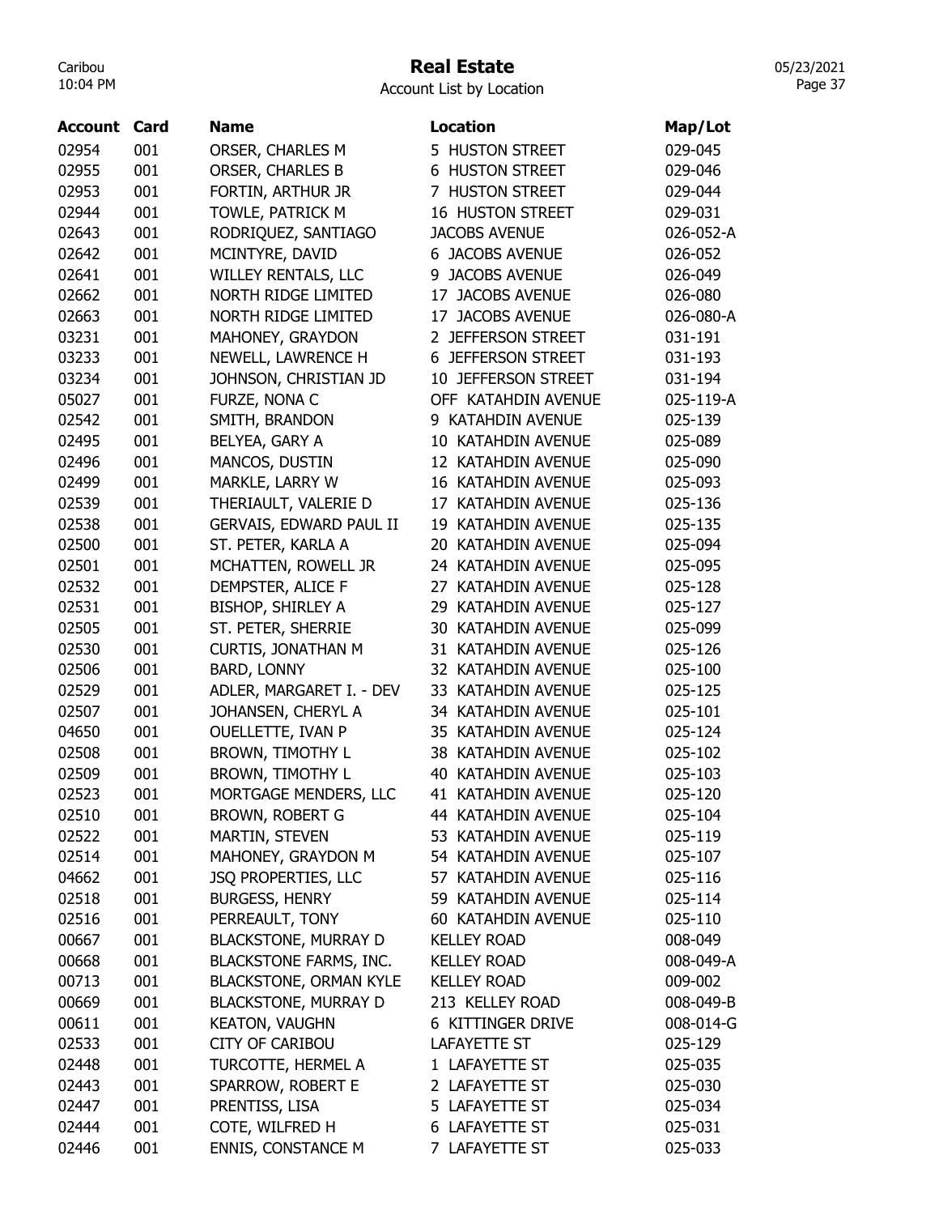# Real Estate

Account List by Location

| Account | Card | Name | Location | Map/Lot |
|---|---|---|---|---|
| 02954 | 001 | ORSER, CHARLES M | 5 HUSTON STREET | 029-045 |
| 02955 | 001 | ORSER, CHARLES B | 6 HUSTON STREET | 029-046 |
| 02953 | 001 | FORTIN, ARTHUR JR | 7 HUSTON STREET | 029-044 |
| 02944 | 001 | TOWLE, PATRICK M | 16 HUSTON STREET | 029-031 |
| 02643 | 001 | RODRIQUEZ, SANTIAGO | JACOBS AVENUE | 026-052-A |
| 02642 | 001 | MCINTYRE, DAVID | 6 JACOBS AVENUE | 026-052 |
| 02641 | 001 | WILLEY RENTALS, LLC | 9 JACOBS AVENUE | 026-049 |
| 02662 | 001 | NORTH RIDGE LIMITED | 17 JACOBS AVENUE | 026-080 |
| 02663 | 001 | NORTH RIDGE LIMITED | 17 JACOBS AVENUE | 026-080-A |
| 03231 | 001 | MAHONEY, GRAYDON | 2 JEFFERSON STREET | 031-191 |
| 03233 | 001 | NEWELL, LAWRENCE H | 6 JEFFERSON STREET | 031-193 |
| 03234 | 001 | JOHNSON, CHRISTIAN JD | 10 JEFFERSON STREET | 031-194 |
| 05027 | 001 | FURZE, NONA C | OFF KATAHDIN AVENUE | 025-119-A |
| 02542 | 001 | SMITH, BRANDON | 9 KATAHDIN AVENUE | 025-139 |
| 02495 | 001 | BELYEA, GARY A | 10 KATAHDIN AVENUE | 025-089 |
| 02496 | 001 | MANCOS, DUSTIN | 12 KATAHDIN AVENUE | 025-090 |
| 02499 | 001 | MARKLE, LARRY W | 16 KATAHDIN AVENUE | 025-093 |
| 02539 | 001 | THERIAULT, VALERIE D | 17 KATAHDIN AVENUE | 025-136 |
| 02538 | 001 | GERVAIS, EDWARD PAUL II | 19 KATAHDIN AVENUE | 025-135 |
| 02500 | 001 | ST. PETER, KARLA A | 20 KATAHDIN AVENUE | 025-094 |
| 02501 | 001 | MCHATTEN, ROWELL JR | 24 KATAHDIN AVENUE | 025-095 |
| 02532 | 001 | DEMPSTER, ALICE F | 27 KATAHDIN AVENUE | 025-128 |
| 02531 | 001 | BISHOP, SHIRLEY A | 29 KATAHDIN AVENUE | 025-127 |
| 02505 | 001 | ST. PETER, SHERRIE | 30 KATAHDIN AVENUE | 025-099 |
| 02530 | 001 | CURTIS, JONATHAN M | 31 KATAHDIN AVENUE | 025-126 |
| 02506 | 001 | BARD, LONNY | 32 KATAHDIN AVENUE | 025-100 |
| 02529 | 001 | ADLER, MARGARET I. - DEV | 33 KATAHDIN AVENUE | 025-125 |
| 02507 | 001 | JOHANSEN, CHERYL A | 34 KATAHDIN AVENUE | 025-101 |
| 04650 | 001 | OUELLETTE, IVAN P | 35 KATAHDIN AVENUE | 025-124 |
| 02508 | 001 | BROWN, TIMOTHY L | 38 KATAHDIN AVENUE | 025-102 |
| 02509 | 001 | BROWN, TIMOTHY L | 40 KATAHDIN AVENUE | 025-103 |
| 02523 | 001 | MORTGAGE MENDERS, LLC | 41 KATAHDIN AVENUE | 025-120 |
| 02510 | 001 | BROWN, ROBERT G | 44 KATAHDIN AVENUE | 025-104 |
| 02522 | 001 | MARTIN, STEVEN | 53 KATAHDIN AVENUE | 025-119 |
| 02514 | 001 | MAHONEY, GRAYDON M | 54 KATAHDIN AVENUE | 025-107 |
| 04662 | 001 | JSQ PROPERTIES, LLC | 57 KATAHDIN AVENUE | 025-116 |
| 02518 | 001 | BURGESS, HENRY | 59 KATAHDIN AVENUE | 025-114 |
| 02516 | 001 | PERREAULT, TONY | 60 KATAHDIN AVENUE | 025-110 |
| 00667 | 001 | BLACKSTONE, MURRAY D | KELLEY ROAD | 008-049 |
| 00668 | 001 | BLACKSTONE FARMS, INC. | KELLEY ROAD | 008-049-A |
| 00713 | 001 | BLACKSTONE, ORMAN KYLE | KELLEY ROAD | 009-002 |
| 00669 | 001 | BLACKSTONE, MURRAY D | 213 KELLEY ROAD | 008-049-B |
| 00611 | 001 | KEATON, VAUGHN | 6 KITTINGER DRIVE | 008-014-G |
| 02533 | 001 | CITY OF CARIBOU | LAFAYETTE ST | 025-129 |
| 02448 | 001 | TURCOTTE, HERMEL A | 1 LAFAYETTE ST | 025-035 |
| 02443 | 001 | SPARROW, ROBERT E | 2 LAFAYETTE ST | 025-030 |
| 02447 | 001 | PRENTISS, LISA | 5 LAFAYETTE ST | 025-034 |
| 02444 | 001 | COTE, WILFRED H | 6 LAFAYETTE ST | 025-031 |
| 02446 | 001 | ENNIS, CONSTANCE M | 7 LAFAYETTE ST | 025-033 |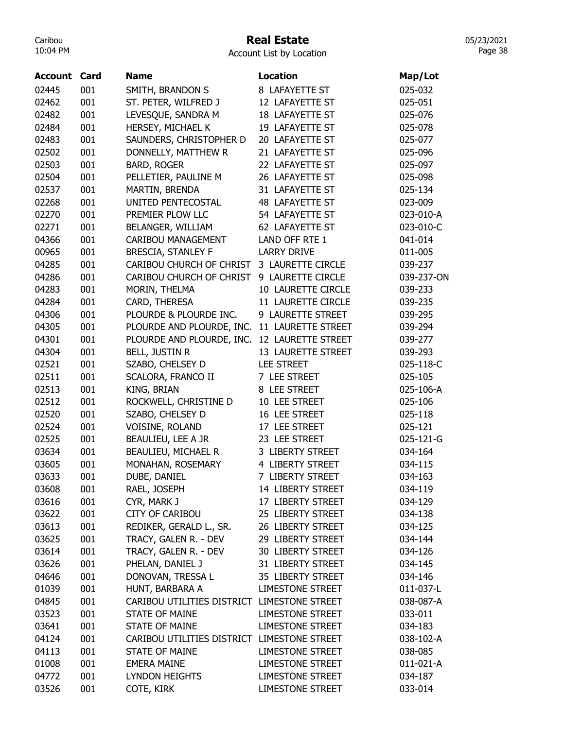# Real Estate

Account List by Location

| Account | Card | Name | Location | Map/Lot |
|---|---|---|---|---|
| 02445 | 001 | SMITH, BRANDON S | 8 LAFAYETTE ST | 025-032 |
| 02462 | 001 | ST. PETER, WILFRED J | 12 LAFAYETTE ST | 025-051 |
| 02482 | 001 | LEVESQUE, SANDRA M | 18 LAFAYETTE ST | 025-076 |
| 02484 | 001 | HERSEY, MICHAEL K | 19 LAFAYETTE ST | 025-078 |
| 02483 | 001 | SAUNDERS, CHRISTOPHER D | 20 LAFAYETTE ST | 025-077 |
| 02502 | 001 | DONNELLY, MATTHEW R | 21 LAFAYETTE ST | 025-096 |
| 02503 | 001 | BARD, ROGER | 22 LAFAYETTE ST | 025-097 |
| 02504 | 001 | PELLETIER, PAULINE M | 26 LAFAYETTE ST | 025-098 |
| 02537 | 001 | MARTIN, BRENDA | 31 LAFAYETTE ST | 025-134 |
| 02268 | 001 | UNITED PENTECOSTAL | 48 LAFAYETTE ST | 023-009 |
| 02270 | 001 | PREMIER PLOW LLC | 54 LAFAYETTE ST | 023-010-A |
| 02271 | 001 | BELANGER, WILLIAM | 62 LAFAYETTE ST | 023-010-C |
| 04366 | 001 | CARIBOU MANAGEMENT | LAND OFF RTE 1 | 041-014 |
| 00965 | 001 | BRESCIA, STANLEY F | LARRY DRIVE | 011-005 |
| 04285 | 001 | CARIBOU CHURCH OF CHRIST | 3 LAURETTE CIRCLE | 039-237 |
| 04286 | 001 | CARIBOU CHURCH OF CHRIST | 9 LAURETTE CIRCLE | 039-237-ON |
| 04283 | 001 | MORIN, THELMA | 10 LAURETTE CIRCLE | 039-233 |
| 04284 | 001 | CARD, THERESA | 11 LAURETTE CIRCLE | 039-235 |
| 04306 | 001 | PLOURDE & PLOURDE INC. | 9 LAURETTE STREET | 039-295 |
| 04305 | 001 | PLOURDE AND PLOURDE, INC. | 11 LAURETTE STREET | 039-294 |
| 04301 | 001 | PLOURDE AND PLOURDE, INC. | 12 LAURETTE STREET | 039-277 |
| 04304 | 001 | BELL, JUSTIN R | 13 LAURETTE STREET | 039-293 |
| 02521 | 001 | SZABO, CHELSEY D | LEE STREET | 025-118-C |
| 02511 | 001 | SCALORA, FRANCO II | 7 LEE STREET | 025-105 |
| 02513 | 001 | KING, BRIAN | 8 LEE STREET | 025-106-A |
| 02512 | 001 | ROCKWELL, CHRISTINE D | 10 LEE STREET | 025-106 |
| 02520 | 001 | SZABO, CHELSEY D | 16 LEE STREET | 025-118 |
| 02524 | 001 | VOISINE, ROLAND | 17 LEE STREET | 025-121 |
| 02525 | 001 | BEAULIEU, LEE A JR | 23 LEE STREET | 025-121-G |
| 03634 | 001 | BEAULIEU, MICHAEL R | 3 LIBERTY STREET | 034-164 |
| 03605 | 001 | MONAHAN, ROSEMARY | 4 LIBERTY STREET | 034-115 |
| 03633 | 001 | DUBE, DANIEL | 7 LIBERTY STREET | 034-163 |
| 03608 | 001 | RAEL, JOSEPH | 14 LIBERTY STREET | 034-119 |
| 03616 | 001 | CYR, MARK J | 17 LIBERTY STREET | 034-129 |
| 03622 | 001 | CITY OF CARIBOU | 25 LIBERTY STREET | 034-138 |
| 03613 | 001 | REDIKER, GERALD L., SR. | 26 LIBERTY STREET | 034-125 |
| 03625 | 001 | TRACY, GALEN R. - DEV | 29 LIBERTY STREET | 034-144 |
| 03614 | 001 | TRACY, GALEN R. - DEV | 30 LIBERTY STREET | 034-126 |
| 03626 | 001 | PHELAN, DANIEL J | 31 LIBERTY STREET | 034-145 |
| 04646 | 001 | DONOVAN, TRESSA L | 35 LIBERTY STREET | 034-146 |
| 01039 | 001 | HUNT, BARBARA A | LIMESTONE STREET | 011-037-L |
| 04845 | 001 | CARIBOU UTILITIES DISTRICT | LIMESTONE STREET | 038-087-A |
| 03523 | 001 | STATE OF MAINE | LIMESTONE STREET | 033-011 |
| 03641 | 001 | STATE OF MAINE | LIMESTONE STREET | 034-183 |
| 04124 | 001 | CARIBOU UTILITIES DISTRICT | LIMESTONE STREET | 038-102-A |
| 04113 | 001 | STATE OF MAINE | LIMESTONE STREET | 038-085 |
| 01008 | 001 | EMERA MAINE | LIMESTONE STREET | 011-021-A |
| 04772 | 001 | LYNDON HEIGHTS | LIMESTONE STREET | 034-187 |
| 03526 | 001 | COTE, KIRK | LIMESTONE STREET | 033-014 |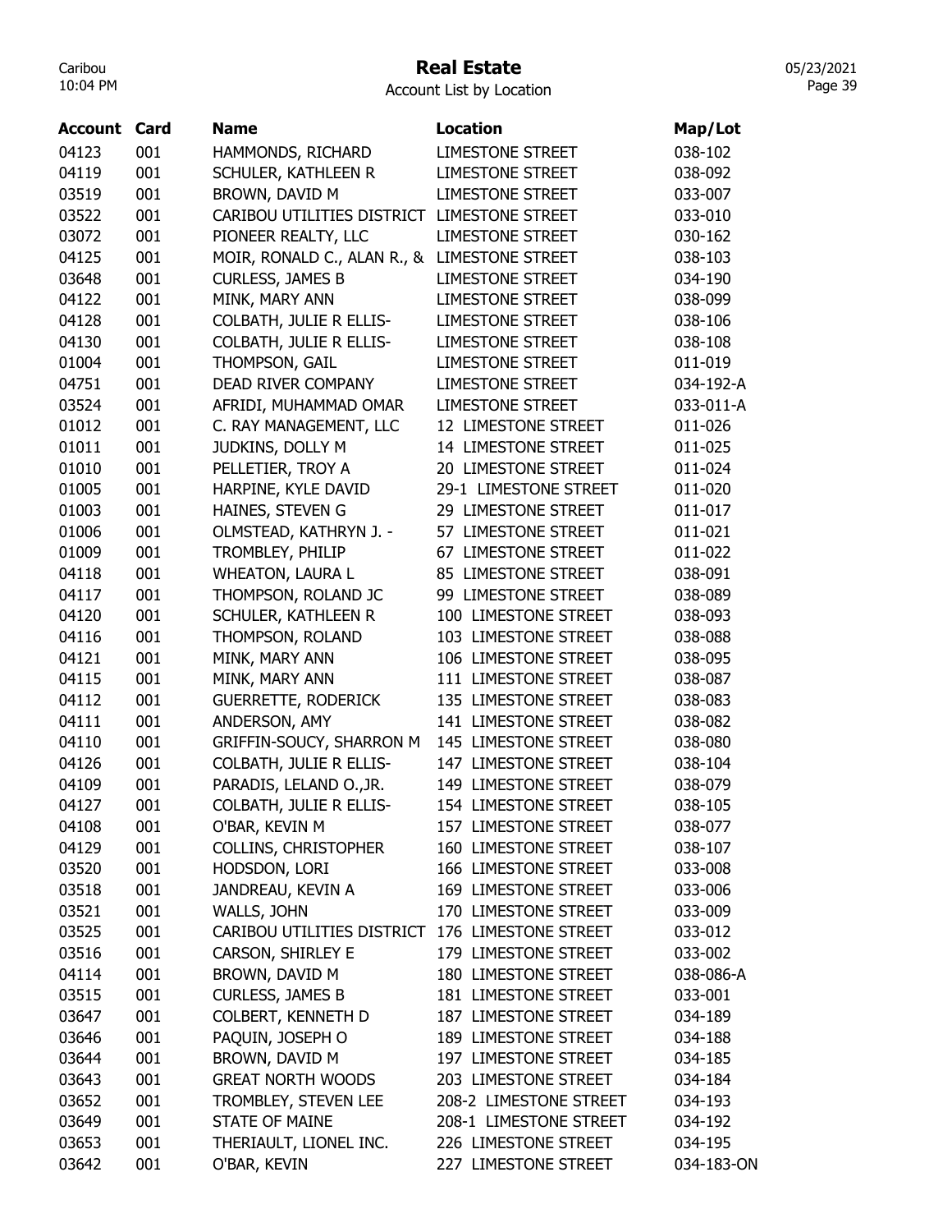# Real Estate

Account List by Location

| Account | Card | Name | Location | Map/Lot |
|---|---|---|---|---|
| 04123 | 001 | HAMMONDS, RICHARD | LIMESTONE STREET | 038-102 |
| 04119 | 001 | SCHULER, KATHLEEN R | LIMESTONE STREET | 038-092 |
| 03519 | 001 | BROWN, DAVID M | LIMESTONE STREET | 033-007 |
| 03522 | 001 | CARIBOU UTILITIES DISTRICT | LIMESTONE STREET | 033-010 |
| 03072 | 001 | PIONEER REALTY, LLC | LIMESTONE STREET | 030-162 |
| 04125 | 001 | MOIR, RONALD C., ALAN R., & | LIMESTONE STREET | 038-103 |
| 03648 | 001 | CURLESS, JAMES B | LIMESTONE STREET | 034-190 |
| 04122 | 001 | MINK, MARY ANN | LIMESTONE STREET | 038-099 |
| 04128 | 001 | COLBATH, JULIE R ELLIS- | LIMESTONE STREET | 038-106 |
| 04130 | 001 | COLBATH, JULIE R ELLIS- | LIMESTONE STREET | 038-108 |
| 01004 | 001 | THOMPSON, GAIL | LIMESTONE STREET | 011-019 |
| 04751 | 001 | DEAD RIVER COMPANY | LIMESTONE STREET | 034-192-A |
| 03524 | 001 | AFRIDI, MUHAMMAD OMAR | LIMESTONE STREET | 033-011-A |
| 01012 | 001 | C. RAY MANAGEMENT, LLC | 12 LIMESTONE STREET | 011-026 |
| 01011 | 001 | JUDKINS, DOLLY M | 14 LIMESTONE STREET | 011-025 |
| 01010 | 001 | PELLETIER, TROY A | 20 LIMESTONE STREET | 011-024 |
| 01005 | 001 | HARPINE, KYLE DAVID | 29-1 LIMESTONE STREET | 011-020 |
| 01003 | 001 | HAINES, STEVEN G | 29 LIMESTONE STREET | 011-017 |
| 01006 | 001 | OLMSTEAD, KATHRYN J. - | 57 LIMESTONE STREET | 011-021 |
| 01009 | 001 | TROMBLEY, PHILIP | 67 LIMESTONE STREET | 011-022 |
| 04118 | 001 | WHEATON, LAURA L | 85 LIMESTONE STREET | 038-091 |
| 04117 | 001 | THOMPSON, ROLAND JC | 99 LIMESTONE STREET | 038-089 |
| 04120 | 001 | SCHULER, KATHLEEN R | 100 LIMESTONE STREET | 038-093 |
| 04116 | 001 | THOMPSON, ROLAND | 103 LIMESTONE STREET | 038-088 |
| 04121 | 001 | MINK, MARY ANN | 106 LIMESTONE STREET | 038-095 |
| 04115 | 001 | MINK, MARY ANN | 111 LIMESTONE STREET | 038-087 |
| 04112 | 001 | GUERRETTE, RODERICK | 135 LIMESTONE STREET | 038-083 |
| 04111 | 001 | ANDERSON, AMY | 141 LIMESTONE STREET | 038-082 |
| 04110 | 001 | GRIFFIN-SOUCY, SHARRON M | 145 LIMESTONE STREET | 038-080 |
| 04126 | 001 | COLBATH, JULIE R ELLIS- | 147 LIMESTONE STREET | 038-104 |
| 04109 | 001 | PARADIS, LELAND O.,JR. | 149 LIMESTONE STREET | 038-079 |
| 04127 | 001 | COLBATH, JULIE R ELLIS- | 154 LIMESTONE STREET | 038-105 |
| 04108 | 001 | O'BAR, KEVIN M | 157 LIMESTONE STREET | 038-077 |
| 04129 | 001 | COLLINS, CHRISTOPHER | 160 LIMESTONE STREET | 038-107 |
| 03520 | 001 | HODSDON, LORI | 166 LIMESTONE STREET | 033-008 |
| 03518 | 001 | JANDREAU, KEVIN A | 169 LIMESTONE STREET | 033-006 |
| 03521 | 001 | WALLS, JOHN | 170 LIMESTONE STREET | 033-009 |
| 03525 | 001 | CARIBOU UTILITIES DISTRICT | 176 LIMESTONE STREET | 033-012 |
| 03516 | 001 | CARSON, SHIRLEY E | 179 LIMESTONE STREET | 033-002 |
| 04114 | 001 | BROWN, DAVID M | 180 LIMESTONE STREET | 038-086-A |
| 03515 | 001 | CURLESS, JAMES B | 181 LIMESTONE STREET | 033-001 |
| 03647 | 001 | COLBERT, KENNETH D | 187 LIMESTONE STREET | 034-189 |
| 03646 | 001 | PAQUIN, JOSEPH O | 189 LIMESTONE STREET | 034-188 |
| 03644 | 001 | BROWN, DAVID M | 197 LIMESTONE STREET | 034-185 |
| 03643 | 001 | GREAT NORTH WOODS | 203 LIMESTONE STREET | 034-184 |
| 03652 | 001 | TROMBLEY, STEVEN LEE | 208-2 LIMESTONE STREET | 034-193 |
| 03649 | 001 | STATE OF MAINE | 208-1 LIMESTONE STREET | 034-192 |
| 03653 | 001 | THERIAULT, LIONEL INC. | 226 LIMESTONE STREET | 034-195 |
| 03642 | 001 | O'BAR, KEVIN | 227 LIMESTONE STREET | 034-183-ON |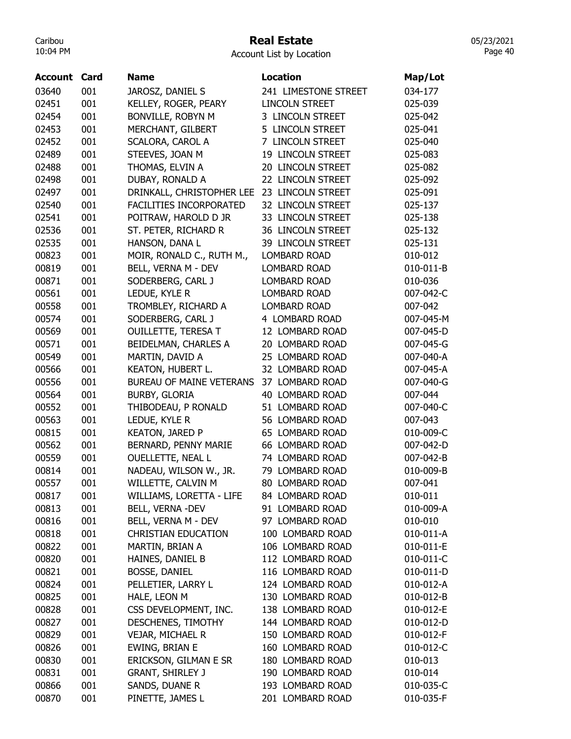# Real Estate

Account List by Location

| Account | Card | Name | Location | Map/Lot |
|---|---|---|---|---|
| 03640 | 001 | JAROSZ, DANIEL S | 241 LIMESTONE STREET | 034-177 |
| 02451 | 001 | KELLEY, ROGER, PEARY | LINCOLN STREET | 025-039 |
| 02454 | 001 | BONVILLE, ROBYN M | 3 LINCOLN STREET | 025-042 |
| 02453 | 001 | MERCHANT, GILBERT | 5 LINCOLN STREET | 025-041 |
| 02452 | 001 | SCALORA, CAROL A | 7 LINCOLN STREET | 025-040 |
| 02489 | 001 | STEEVES, JOAN M | 19 LINCOLN STREET | 025-083 |
| 02488 | 001 | THOMAS, ELVIN A | 20 LINCOLN STREET | 025-082 |
| 02498 | 001 | DUBAY, RONALD A | 22 LINCOLN STREET | 025-092 |
| 02497 | 001 | DRINKALL, CHRISTOPHER LEE | 23 LINCOLN STREET | 025-091 |
| 02540 | 001 | FACILITIES INCORPORATED | 32 LINCOLN STREET | 025-137 |
| 02541 | 001 | POITRAW, HAROLD D JR | 33 LINCOLN STREET | 025-138 |
| 02536 | 001 | ST. PETER, RICHARD R | 36 LINCOLN STREET | 025-132 |
| 02535 | 001 | HANSON, DANA L | 39 LINCOLN STREET | 025-131 |
| 00823 | 001 | MOIR, RONALD C., RUTH M., | LOMBARD ROAD | 010-012 |
| 00819 | 001 | BELL, VERNA M - DEV | LOMBARD ROAD | 010-011-B |
| 00871 | 001 | SODERBERG, CARL J | LOMBARD ROAD | 010-036 |
| 00561 | 001 | LEDUE, KYLE R | LOMBARD ROAD | 007-042-C |
| 00558 | 001 | TROMBLEY, RICHARD A | LOMBARD ROAD | 007-042 |
| 00574 | 001 | SODERBERG, CARL J | 4 LOMBARD ROAD | 007-045-M |
| 00569 | 001 | OUILLETTE, TERESA T | 12 LOMBARD ROAD | 007-045-D |
| 00571 | 001 | BEIDELMAN, CHARLES A | 20 LOMBARD ROAD | 007-045-G |
| 00549 | 001 | MARTIN, DAVID A | 25 LOMBARD ROAD | 007-040-A |
| 00566 | 001 | KEATON, HUBERT L. | 32 LOMBARD ROAD | 007-045-A |
| 00556 | 001 | BUREAU OF MAINE VETERANS | 37 LOMBARD ROAD | 007-040-G |
| 00564 | 001 | BURBY, GLORIA | 40 LOMBARD ROAD | 007-044 |
| 00552 | 001 | THIBODEAU, P RONALD | 51 LOMBARD ROAD | 007-040-C |
| 00563 | 001 | LEDUE, KYLE R | 56 LOMBARD ROAD | 007-043 |
| 00815 | 001 | KEATON, JARED P | 65 LOMBARD ROAD | 010-009-C |
| 00562 | 001 | BERNARD, PENNY MARIE | 66 LOMBARD ROAD | 007-042-D |
| 00559 | 001 | OUELLETTE, NEAL L | 74 LOMBARD ROAD | 007-042-B |
| 00814 | 001 | NADEAU, WILSON W., JR. | 79 LOMBARD ROAD | 010-009-B |
| 00557 | 001 | WILLETTE, CALVIN M | 80 LOMBARD ROAD | 007-041 |
| 00817 | 001 | WILLIAMS, LORETTA - LIFE | 84 LOMBARD ROAD | 010-011 |
| 00813 | 001 | BELL, VERNA -DEV | 91 LOMBARD ROAD | 010-009-A |
| 00816 | 001 | BELL, VERNA M - DEV | 97 LOMBARD ROAD | 010-010 |
| 00818 | 001 | CHRISTIAN EDUCATION | 100 LOMBARD ROAD | 010-011-A |
| 00822 | 001 | MARTIN, BRIAN A | 106 LOMBARD ROAD | 010-011-E |
| 00820 | 001 | HAINES, DANIEL B | 112 LOMBARD ROAD | 010-011-C |
| 00821 | 001 | BOSSE, DANIEL | 116 LOMBARD ROAD | 010-011-D |
| 00824 | 001 | PELLETIER, LARRY L | 124 LOMBARD ROAD | 010-012-A |
| 00825 | 001 | HALE, LEON M | 130 LOMBARD ROAD | 010-012-B |
| 00828 | 001 | CSS DEVELOPMENT, INC. | 138 LOMBARD ROAD | 010-012-E |
| 00827 | 001 | DESCHENES, TIMOTHY | 144 LOMBARD ROAD | 010-012-D |
| 00829 | 001 | VEJAR, MICHAEL R | 150 LOMBARD ROAD | 010-012-F |
| 00826 | 001 | EWING, BRIAN E | 160 LOMBARD ROAD | 010-012-C |
| 00830 | 001 | ERICKSON, GILMAN E SR | 180 LOMBARD ROAD | 010-013 |
| 00831 | 001 | GRANT, SHIRLEY J | 190 LOMBARD ROAD | 010-014 |
| 00866 | 001 | SANDS, DUANE R | 193 LOMBARD ROAD | 010-035-C |
| 00870 | 001 | PINETTE, JAMES L | 201 LOMBARD ROAD | 010-035-F |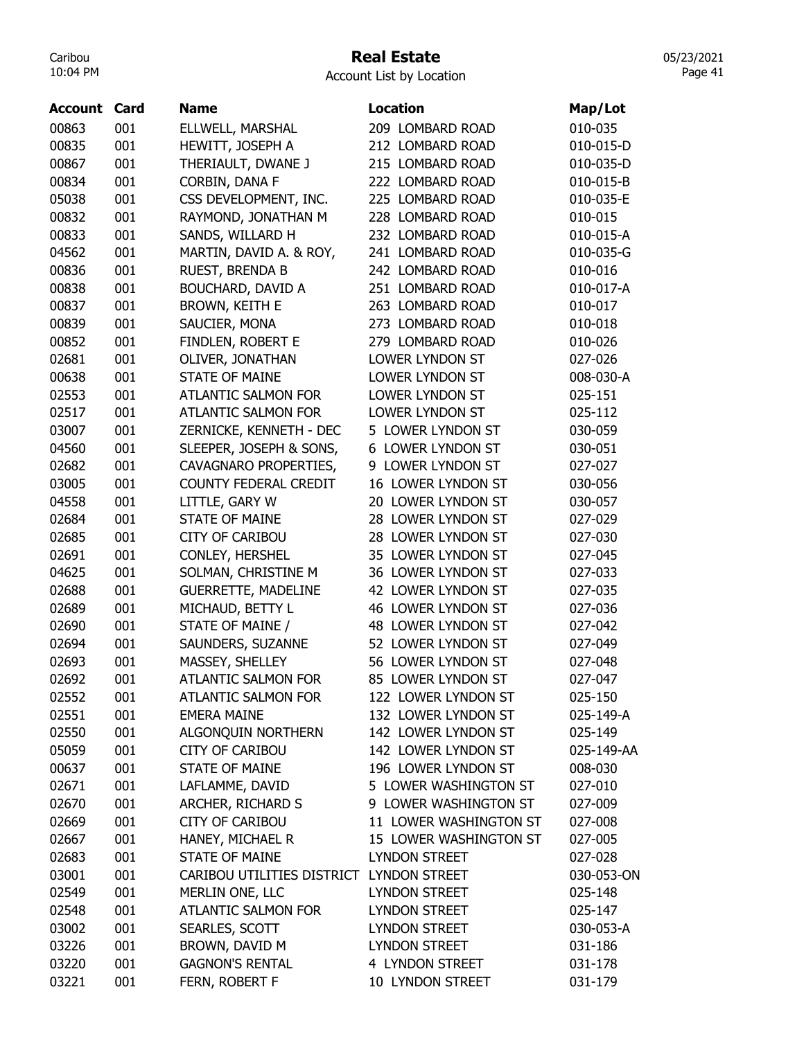# Real Estate

Account List by Location

| Account | Card | Name | Location | Map/Lot |
|---|---|---|---|---|
| 00863 | 001 | ELLWELL, MARSHAL | 209 LOMBARD ROAD | 010-035 |
| 00835 | 001 | HEWITT, JOSEPH A | 212 LOMBARD ROAD | 010-015-D |
| 00867 | 001 | THERIAULT, DWANE J | 215 LOMBARD ROAD | 010-035-D |
| 00834 | 001 | CORBIN, DANA F | 222 LOMBARD ROAD | 010-015-B |
| 05038 | 001 | CSS DEVELOPMENT, INC. | 225 LOMBARD ROAD | 010-035-E |
| 00832 | 001 | RAYMOND, JONATHAN M | 228 LOMBARD ROAD | 010-015 |
| 00833 | 001 | SANDS, WILLARD H | 232 LOMBARD ROAD | 010-015-A |
| 04562 | 001 | MARTIN, DAVID A. & ROY, | 241 LOMBARD ROAD | 010-035-G |
| 00836 | 001 | RUEST, BRENDA B | 242 LOMBARD ROAD | 010-016 |
| 00838 | 001 | BOUCHARD, DAVID A | 251 LOMBARD ROAD | 010-017-A |
| 00837 | 001 | BROWN, KEITH E | 263 LOMBARD ROAD | 010-017 |
| 00839 | 001 | SAUCIER, MONA | 273 LOMBARD ROAD | 010-018 |
| 00852 | 001 | FINDLEN, ROBERT E | 279 LOMBARD ROAD | 010-026 |
| 02681 | 001 | OLIVER, JONATHAN | LOWER LYNDON ST | 027-026 |
| 00638 | 001 | STATE OF MAINE | LOWER LYNDON ST | 008-030-A |
| 02553 | 001 | ATLANTIC SALMON FOR | LOWER LYNDON ST | 025-151 |
| 02517 | 001 | ATLANTIC SALMON FOR | LOWER LYNDON ST | 025-112 |
| 03007 | 001 | ZERNICKE, KENNETH - DEC | 5 LOWER LYNDON ST | 030-059 |
| 04560 | 001 | SLEEPER, JOSEPH & SONS, | 6 LOWER LYNDON ST | 030-051 |
| 02682 | 001 | CAVAGNARO PROPERTIES, | 9 LOWER LYNDON ST | 027-027 |
| 03005 | 001 | COUNTY FEDERAL CREDIT | 16 LOWER LYNDON ST | 030-056 |
| 04558 | 001 | LITTLE, GARY W | 20 LOWER LYNDON ST | 030-057 |
| 02684 | 001 | STATE OF MAINE | 28 LOWER LYNDON ST | 027-029 |
| 02685 | 001 | CITY OF CARIBOU | 28 LOWER LYNDON ST | 027-030 |
| 02691 | 001 | CONLEY, HERSHEL | 35 LOWER LYNDON ST | 027-045 |
| 04625 | 001 | SOLMAN, CHRISTINE M | 36 LOWER LYNDON ST | 027-033 |
| 02688 | 001 | GUERRETTE, MADELINE | 42 LOWER LYNDON ST | 027-035 |
| 02689 | 001 | MICHAUD, BETTY L | 46 LOWER LYNDON ST | 027-036 |
| 02690 | 001 | STATE OF MAINE / | 48 LOWER LYNDON ST | 027-042 |
| 02694 | 001 | SAUNDERS, SUZANNE | 52 LOWER LYNDON ST | 027-049 |
| 02693 | 001 | MASSEY, SHELLEY | 56 LOWER LYNDON ST | 027-048 |
| 02692 | 001 | ATLANTIC SALMON FOR | 85 LOWER LYNDON ST | 027-047 |
| 02552 | 001 | ATLANTIC SALMON FOR | 122 LOWER LYNDON ST | 025-150 |
| 02551 | 001 | EMERA MAINE | 132 LOWER LYNDON ST | 025-149-A |
| 02550 | 001 | ALGONQUIN NORTHERN | 142 LOWER LYNDON ST | 025-149 |
| 05059 | 001 | CITY OF CARIBOU | 142 LOWER LYNDON ST | 025-149-AA |
| 00637 | 001 | STATE OF MAINE | 196 LOWER LYNDON ST | 008-030 |
| 02671 | 001 | LAFLAMME, DAVID | 5 LOWER WASHINGTON ST | 027-010 |
| 02670 | 001 | ARCHER, RICHARD S | 9 LOWER WASHINGTON ST | 027-009 |
| 02669 | 001 | CITY OF CARIBOU | 11 LOWER WASHINGTON ST | 027-008 |
| 02667 | 001 | HANEY, MICHAEL R | 15 LOWER WASHINGTON ST | 027-005 |
| 02683 | 001 | STATE OF MAINE | LYNDON STREET | 027-028 |
| 03001 | 001 | CARIBOU UTILITIES DISTRICT | LYNDON STREET | 030-053-ON |
| 02549 | 001 | MERLIN ONE, LLC | LYNDON STREET | 025-148 |
| 02548 | 001 | ATLANTIC SALMON FOR | LYNDON STREET | 025-147 |
| 03002 | 001 | SEARLES, SCOTT | LYNDON STREET | 030-053-A |
| 03226 | 001 | BROWN, DAVID M | LYNDON STREET | 031-186 |
| 03220 | 001 | GAGNON'S RENTAL | 4 LYNDON STREET | 031-178 |
| 03221 | 001 | FERN, ROBERT F | 10 LYNDON STREET | 031-179 |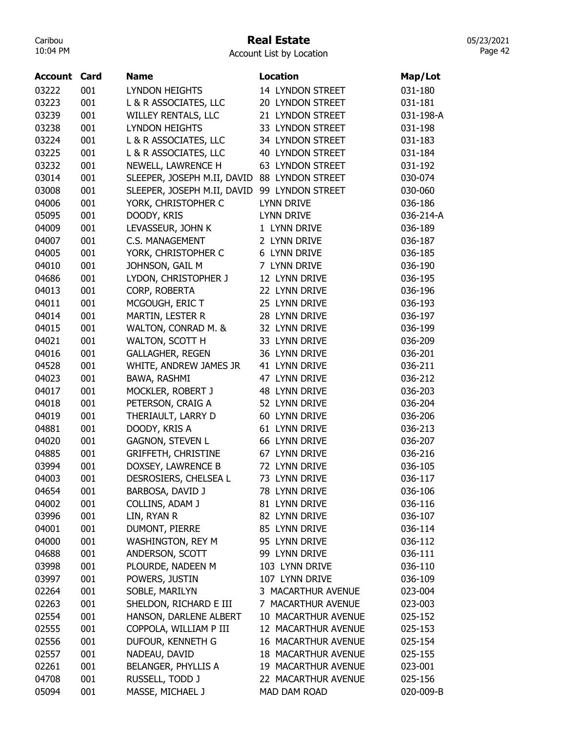# Real Estate

Account List by Location

| Account | Card | Name | Location | Map/Lot |
|---|---|---|---|---|
| 03222 | 001 | LYNDON HEIGHTS | 14 LYNDON STREET | 031-180 |
| 03223 | 001 | L & R ASSOCIATES, LLC | 20 LYNDON STREET | 031-181 |
| 03239 | 001 | WILLEY RENTALS, LLC | 21 LYNDON STREET | 031-198-A |
| 03238 | 001 | LYNDON HEIGHTS | 33 LYNDON STREET | 031-198 |
| 03224 | 001 | L & R ASSOCIATES, LLC | 34 LYNDON STREET | 031-183 |
| 03225 | 001 | L & R ASSOCIATES, LLC | 40 LYNDON STREET | 031-184 |
| 03232 | 001 | NEWELL, LAWRENCE H | 63 LYNDON STREET | 031-192 |
| 03014 | 001 | SLEEPER, JOSEPH M.II, DAVID | 88 LYNDON STREET | 030-074 |
| 03008 | 001 | SLEEPER, JOSEPH M.II, DAVID | 99 LYNDON STREET | 030-060 |
| 04006 | 001 | YORK, CHRISTOPHER C | LYNN DRIVE | 036-186 |
| 05095 | 001 | DOODY, KRIS | LYNN DRIVE | 036-214-A |
| 04009 | 001 | LEVASSEUR, JOHN K | 1 LYNN DRIVE | 036-189 |
| 04007 | 001 | C.S. MANAGEMENT | 2 LYNN DRIVE | 036-187 |
| 04005 | 001 | YORK, CHRISTOPHER C | 6 LYNN DRIVE | 036-185 |
| 04010 | 001 | JOHNSON, GAIL M | 7 LYNN DRIVE | 036-190 |
| 04686 | 001 | LYDON, CHRISTOPHER J | 12 LYNN DRIVE | 036-195 |
| 04013 | 001 | CORP, ROBERTA | 22 LYNN DRIVE | 036-196 |
| 04011 | 001 | MCGOUGH, ERIC T | 25 LYNN DRIVE | 036-193 |
| 04014 | 001 | MARTIN, LESTER R | 28 LYNN DRIVE | 036-197 |
| 04015 | 001 | WALTON, CONRAD M. & | 32 LYNN DRIVE | 036-199 |
| 04021 | 001 | WALTON, SCOTT H | 33 LYNN DRIVE | 036-209 |
| 04016 | 001 | GALLAGHER, REGEN | 36 LYNN DRIVE | 036-201 |
| 04528 | 001 | WHITE, ANDREW JAMES JR | 41 LYNN DRIVE | 036-211 |
| 04023 | 001 | BAWA, RASHMI | 47 LYNN DRIVE | 036-212 |
| 04017 | 001 | MOCKLER, ROBERT J | 48 LYNN DRIVE | 036-203 |
| 04018 | 001 | PETERSON, CRAIG A | 52 LYNN DRIVE | 036-204 |
| 04019 | 001 | THERIAULT, LARRY D | 60 LYNN DRIVE | 036-206 |
| 04881 | 001 | DOODY, KRIS A | 61 LYNN DRIVE | 036-213 |
| 04020 | 001 | GAGNON, STEVEN L | 66 LYNN DRIVE | 036-207 |
| 04885 | 001 | GRIFFETH, CHRISTINE | 67 LYNN DRIVE | 036-216 |
| 03994 | 001 | DOXSEY, LAWRENCE B | 72 LYNN DRIVE | 036-105 |
| 04003 | 001 | DESROSIERS, CHELSEA L | 73 LYNN DRIVE | 036-117 |
| 04654 | 001 | BARBOSA, DAVID J | 78 LYNN DRIVE | 036-106 |
| 04002 | 001 | COLLINS, ADAM J | 81 LYNN DRIVE | 036-116 |
| 03996 | 001 | LIN, RYAN R | 82 LYNN DRIVE | 036-107 |
| 04001 | 001 | DUMONT, PIERRE | 85 LYNN DRIVE | 036-114 |
| 04000 | 001 | WASHINGTON, REY M | 95 LYNN DRIVE | 036-112 |
| 04688 | 001 | ANDERSON, SCOTT | 99 LYNN DRIVE | 036-111 |
| 03998 | 001 | PLOURDE, NADEEN M | 103 LYNN DRIVE | 036-110 |
| 03997 | 001 | POWERS, JUSTIN | 107 LYNN DRIVE | 036-109 |
| 02264 | 001 | SOBLE, MARILYN | 3 MACARTHUR AVENUE | 023-004 |
| 02263 | 001 | SHELDON, RICHARD E III | 7 MACARTHUR AVENUE | 023-003 |
| 02554 | 001 | HANSON, DARLENE ALBERT | 10 MACARTHUR AVENUE | 025-152 |
| 02555 | 001 | COPPOLA, WILLIAM P III | 12 MACARTHUR AVENUE | 025-153 |
| 02556 | 001 | DUFOUR, KENNETH G | 16 MACARTHUR AVENUE | 025-154 |
| 02557 | 001 | NADEAU, DAVID | 18 MACARTHUR AVENUE | 025-155 |
| 02261 | 001 | BELANGER, PHYLLIS A | 19 MACARTHUR AVENUE | 023-001 |
| 04708 | 001 | RUSSELL, TODD J | 22 MACARTHUR AVENUE | 025-156 |
| 05094 | 001 | MASSE, MICHAEL J | MAD DAM ROAD | 020-009-B |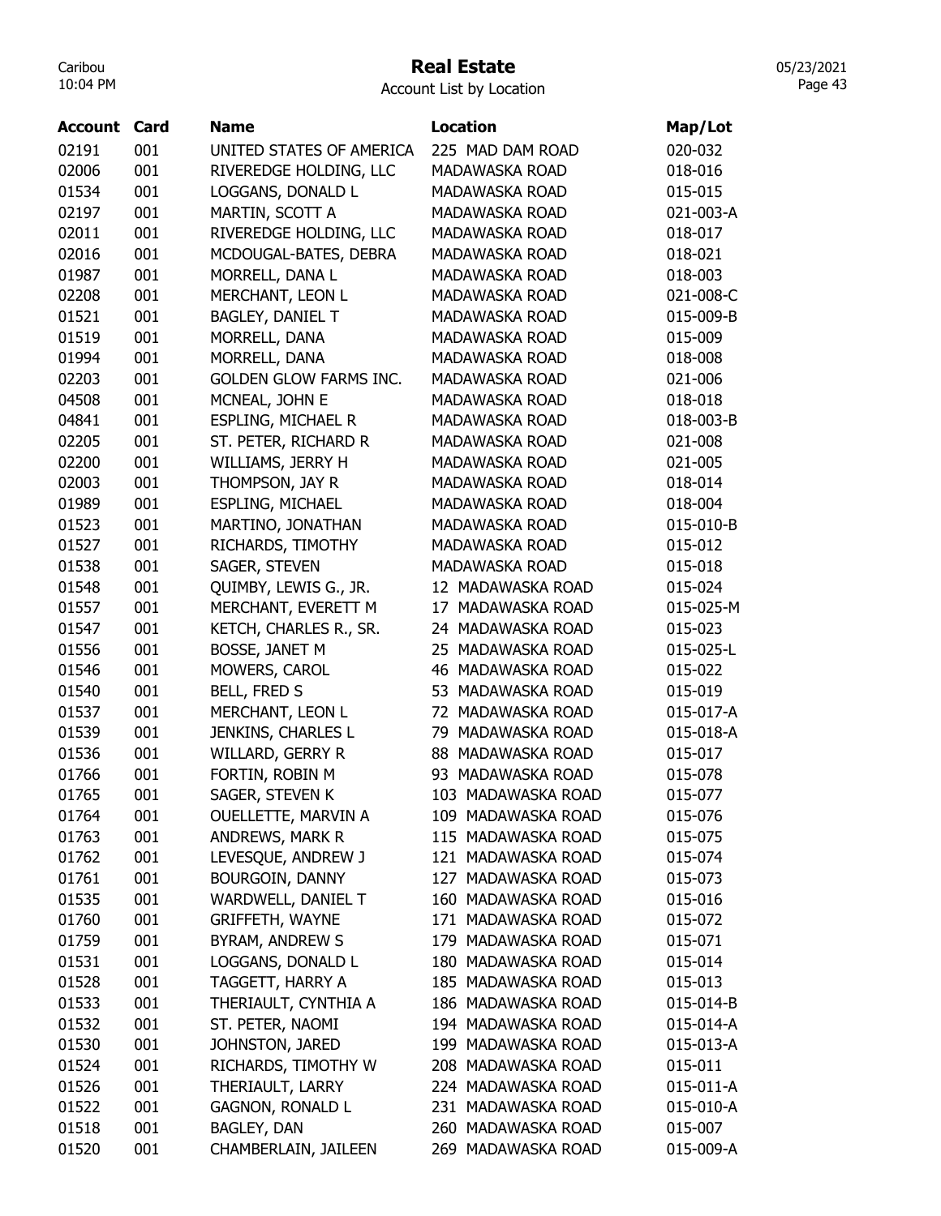# Real Estate

Account List by Location

| Account | Card | Name | Location | Map/Lot |
|---|---|---|---|---|
| 02191 | 001 | UNITED STATES OF AMERICA | 225 MAD DAM ROAD | 020-032 |
| 02006 | 001 | RIVEREDGE HOLDING, LLC | MADAWASKA ROAD | 018-016 |
| 01534 | 001 | LOGGANS, DONALD L | MADAWASKA ROAD | 015-015 |
| 02197 | 001 | MARTIN, SCOTT A | MADAWASKA ROAD | 021-003-A |
| 02011 | 001 | RIVEREDGE HOLDING, LLC | MADAWASKA ROAD | 018-017 |
| 02016 | 001 | MCDOUGAL-BATES, DEBRA | MADAWASKA ROAD | 018-021 |
| 01987 | 001 | MORRELL, DANA L | MADAWASKA ROAD | 018-003 |
| 02208 | 001 | MERCHANT, LEON L | MADAWASKA ROAD | 021-008-C |
| 01521 | 001 | BAGLEY, DANIEL T | MADAWASKA ROAD | 015-009-B |
| 01519 | 001 | MORRELL, DANA | MADAWASKA ROAD | 015-009 |
| 01994 | 001 | MORRELL, DANA | MADAWASKA ROAD | 018-008 |
| 02203 | 001 | GOLDEN GLOW FARMS INC. | MADAWASKA ROAD | 021-006 |
| 04508 | 001 | MCNEAL, JOHN E | MADAWASKA ROAD | 018-018 |
| 04841 | 001 | ESPLING, MICHAEL R | MADAWASKA ROAD | 018-003-B |
| 02205 | 001 | ST. PETER, RICHARD R | MADAWASKA ROAD | 021-008 |
| 02200 | 001 | WILLIAMS, JERRY H | MADAWASKA ROAD | 021-005 |
| 02003 | 001 | THOMPSON, JAY R | MADAWASKA ROAD | 018-014 |
| 01989 | 001 | ESPLING, MICHAEL | MADAWASKA ROAD | 018-004 |
| 01523 | 001 | MARTINO, JONATHAN | MADAWASKA ROAD | 015-010-B |
| 01527 | 001 | RICHARDS, TIMOTHY | MADAWASKA ROAD | 015-012 |
| 01538 | 001 | SAGER, STEVEN | MADAWASKA ROAD | 015-018 |
| 01548 | 001 | QUIMBY, LEWIS G., JR. | 12 MADAWASKA ROAD | 015-024 |
| 01557 | 001 | MERCHANT, EVERETT M | 17 MADAWASKA ROAD | 015-025-M |
| 01547 | 001 | KETCH, CHARLES R., SR. | 24 MADAWASKA ROAD | 015-023 |
| 01556 | 001 | BOSSE, JANET M | 25 MADAWASKA ROAD | 015-025-L |
| 01546 | 001 | MOWERS, CAROL | 46 MADAWASKA ROAD | 015-022 |
| 01540 | 001 | BELL, FRED S | 53 MADAWASKA ROAD | 015-019 |
| 01537 | 001 | MERCHANT, LEON L | 72 MADAWASKA ROAD | 015-017-A |
| 01539 | 001 | JENKINS, CHARLES L | 79 MADAWASKA ROAD | 015-018-A |
| 01536 | 001 | WILLARD, GERRY R | 88 MADAWASKA ROAD | 015-017 |
| 01766 | 001 | FORTIN, ROBIN M | 93 MADAWASKA ROAD | 015-078 |
| 01765 | 001 | SAGER, STEVEN K | 103 MADAWASKA ROAD | 015-077 |
| 01764 | 001 | OUELLETTE, MARVIN A | 109 MADAWASKA ROAD | 015-076 |
| 01763 | 001 | ANDREWS, MARK R | 115 MADAWASKA ROAD | 015-075 |
| 01762 | 001 | LEVESQUE, ANDREW J | 121 MADAWASKA ROAD | 015-074 |
| 01761 | 001 | BOURGOIN, DANNY | 127 MADAWASKA ROAD | 015-073 |
| 01535 | 001 | WARDWELL, DANIEL T | 160 MADAWASKA ROAD | 015-016 |
| 01760 | 001 | GRIFFETH, WAYNE | 171 MADAWASKA ROAD | 015-072 |
| 01759 | 001 | BYRAM, ANDREW S | 179 MADAWASKA ROAD | 015-071 |
| 01531 | 001 | LOGGANS, DONALD L | 180 MADAWASKA ROAD | 015-014 |
| 01528 | 001 | TAGGETT, HARRY A | 185 MADAWASKA ROAD | 015-013 |
| 01533 | 001 | THERIAULT, CYNTHIA A | 186 MADAWASKA ROAD | 015-014-B |
| 01532 | 001 | ST. PETER, NAOMI | 194 MADAWASKA ROAD | 015-014-A |
| 01530 | 001 | JOHNSTON, JARED | 199 MADAWASKA ROAD | 015-013-A |
| 01524 | 001 | RICHARDS, TIMOTHY W | 208 MADAWASKA ROAD | 015-011 |
| 01526 | 001 | THERIAULT, LARRY | 224 MADAWASKA ROAD | 015-011-A |
| 01522 | 001 | GAGNON, RONALD L | 231 MADAWASKA ROAD | 015-010-A |
| 01518 | 001 | BAGLEY, DAN | 260 MADAWASKA ROAD | 015-007 |
| 01520 | 001 | CHAMBERLAIN, JAILEEN | 269 MADAWASKA ROAD | 015-009-A |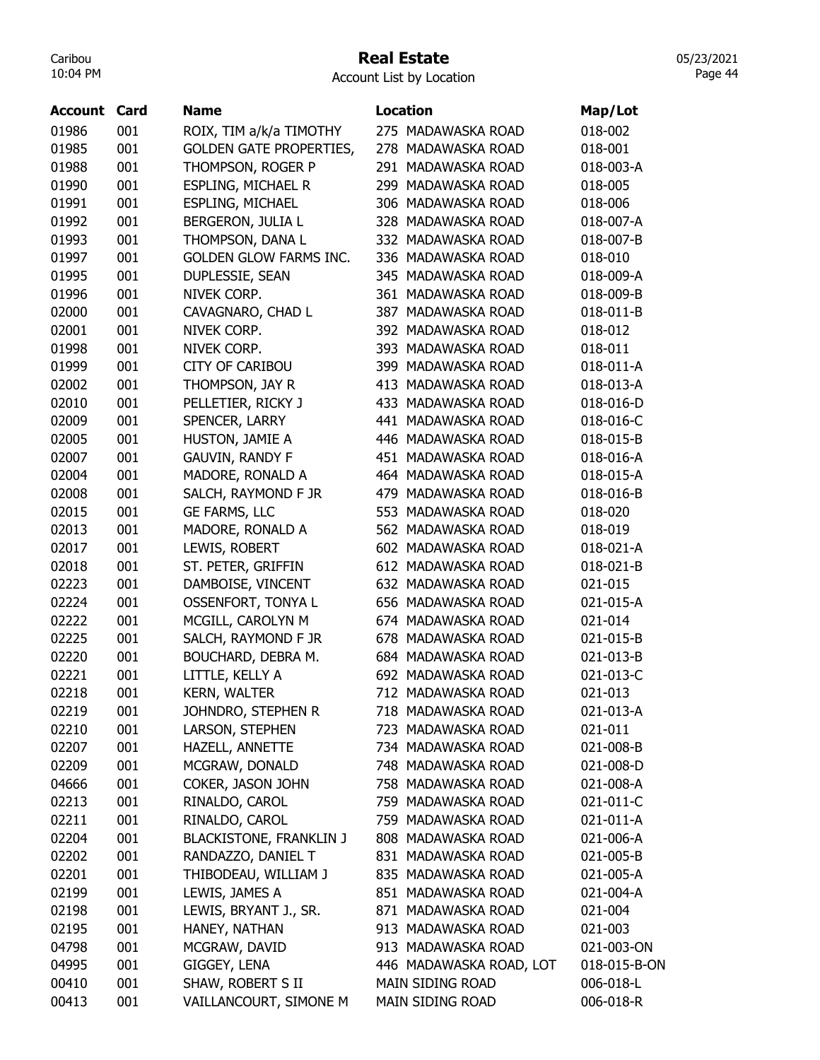# Real Estate

Account List by Location

| Account | Card | Name | Location | Map/Lot |
|---|---|---|---|---|
| 01986 | 001 | ROIX, TIM a/k/a TIMOTHY | 275 MADAWASKA ROAD | 018-002 |
| 01985 | 001 | GOLDEN GATE PROPERTIES, | 278 MADAWASKA ROAD | 018-001 |
| 01988 | 001 | THOMPSON, ROGER P | 291 MADAWASKA ROAD | 018-003-A |
| 01990 | 001 | ESPLING, MICHAEL R | 299 MADAWASKA ROAD | 018-005 |
| 01991 | 001 | ESPLING, MICHAEL | 306 MADAWASKA ROAD | 018-006 |
| 01992 | 001 | BERGERON, JULIA L | 328 MADAWASKA ROAD | 018-007-A |
| 01993 | 001 | THOMPSON, DANA L | 332 MADAWASKA ROAD | 018-007-B |
| 01997 | 001 | GOLDEN GLOW FARMS INC. | 336 MADAWASKA ROAD | 018-010 |
| 01995 | 001 | DUPLESSIE, SEAN | 345 MADAWASKA ROAD | 018-009-A |
| 01996 | 001 | NIVEK CORP. | 361 MADAWASKA ROAD | 018-009-B |
| 02000 | 001 | CAVAGNARO, CHAD L | 387 MADAWASKA ROAD | 018-011-B |
| 02001 | 001 | NIVEK CORP. | 392 MADAWASKA ROAD | 018-012 |
| 01998 | 001 | NIVEK CORP. | 393 MADAWASKA ROAD | 018-011 |
| 01999 | 001 | CITY OF CARIBOU | 399 MADAWASKA ROAD | 018-011-A |
| 02002 | 001 | THOMPSON, JAY R | 413 MADAWASKA ROAD | 018-013-A |
| 02010 | 001 | PELLETIER, RICKY J | 433 MADAWASKA ROAD | 018-016-D |
| 02009 | 001 | SPENCER, LARRY | 441 MADAWASKA ROAD | 018-016-C |
| 02005 | 001 | HUSTON, JAMIE A | 446 MADAWASKA ROAD | 018-015-B |
| 02007 | 001 | GAUVIN, RANDY F | 451 MADAWASKA ROAD | 018-016-A |
| 02004 | 001 | MADORE, RONALD A | 464 MADAWASKA ROAD | 018-015-A |
| 02008 | 001 | SALCH, RAYMOND F JR | 479 MADAWASKA ROAD | 018-016-B |
| 02015 | 001 | GE FARMS, LLC | 553 MADAWASKA ROAD | 018-020 |
| 02013 | 001 | MADORE, RONALD A | 562 MADAWASKA ROAD | 018-019 |
| 02017 | 001 | LEWIS, ROBERT | 602 MADAWASKA ROAD | 018-021-A |
| 02018 | 001 | ST. PETER, GRIFFIN | 612 MADAWASKA ROAD | 018-021-B |
| 02223 | 001 | DAMBOISE, VINCENT | 632 MADAWASKA ROAD | 021-015 |
| 02224 | 001 | OSSENFORT, TONYA L | 656 MADAWASKA ROAD | 021-015-A |
| 02222 | 001 | MCGILL, CAROLYN M | 674 MADAWASKA ROAD | 021-014 |
| 02225 | 001 | SALCH, RAYMOND F JR | 678 MADAWASKA ROAD | 021-015-B |
| 02220 | 001 | BOUCHARD, DEBRA M. | 684 MADAWASKA ROAD | 021-013-B |
| 02221 | 001 | LITTLE, KELLY A | 692 MADAWASKA ROAD | 021-013-C |
| 02218 | 001 | KERN, WALTER | 712 MADAWASKA ROAD | 021-013 |
| 02219 | 001 | JOHNDRO, STEPHEN R | 718 MADAWASKA ROAD | 021-013-A |
| 02210 | 001 | LARSON, STEPHEN | 723 MADAWASKA ROAD | 021-011 |
| 02207 | 001 | HAZELL, ANNETTE | 734 MADAWASKA ROAD | 021-008-B |
| 02209 | 001 | MCGRAW, DONALD | 748 MADAWASKA ROAD | 021-008-D |
| 04666 | 001 | COKER, JASON JOHN | 758 MADAWASKA ROAD | 021-008-A |
| 02213 | 001 | RINALDO, CAROL | 759 MADAWASKA ROAD | 021-011-C |
| 02211 | 001 | RINALDO, CAROL | 759 MADAWASKA ROAD | 021-011-A |
| 02204 | 001 | BLACKISTONE, FRANKLIN J | 808 MADAWASKA ROAD | 021-006-A |
| 02202 | 001 | RANDAZZO, DANIEL T | 831 MADAWASKA ROAD | 021-005-B |
| 02201 | 001 | THIBODEAU, WILLIAM J | 835 MADAWASKA ROAD | 021-005-A |
| 02199 | 001 | LEWIS, JAMES A | 851 MADAWASKA ROAD | 021-004-A |
| 02198 | 001 | LEWIS, BRYANT J., SR. | 871 MADAWASKA ROAD | 021-004 |
| 02195 | 001 | HANEY, NATHAN | 913 MADAWASKA ROAD | 021-003 |
| 04798 | 001 | MCGRAW, DAVID | 913 MADAWASKA ROAD | 021-003-ON |
| 04995 | 001 | GIGGEY, LENA | 446 MADAWASKA ROAD, LOT | 018-015-B-ON |
| 00410 | 001 | SHAW, ROBERT S II | MAIN SIDING ROAD | 006-018-L |
| 00413 | 001 | VAILLANCOURT, SIMONE M | MAIN SIDING ROAD | 006-018-R |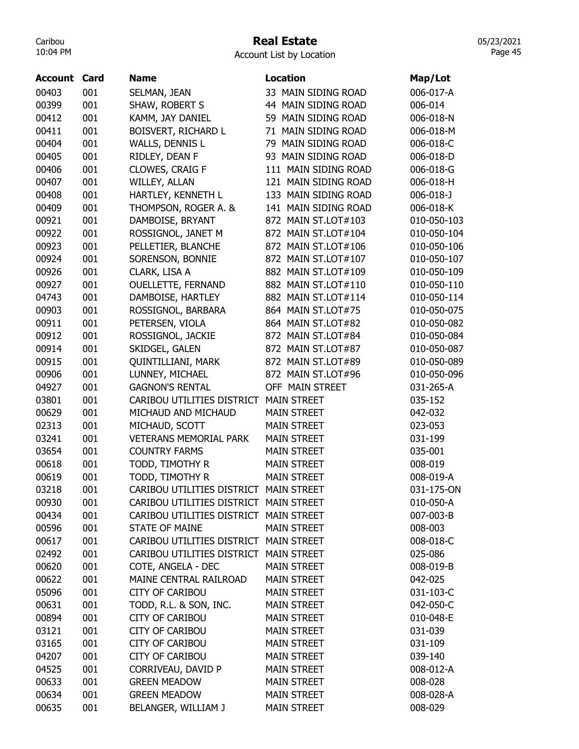# Real Estate

Account List by Location

| Account | Card | Name | Location | Map/Lot |
|---|---|---|---|---|
| 00403 | 001 | SELMAN, JEAN | 33 MAIN SIDING ROAD | 006-017-A |
| 00399 | 001 | SHAW, ROBERT S | 44 MAIN SIDING ROAD | 006-014 |
| 00412 | 001 | KAMM, JAY DANIEL | 59 MAIN SIDING ROAD | 006-018-N |
| 00411 | 001 | BOISVERT, RICHARD L | 71 MAIN SIDING ROAD | 006-018-M |
| 00404 | 001 | WALLS, DENNIS L | 79 MAIN SIDING ROAD | 006-018-C |
| 00405 | 001 | RIDLEY, DEAN F | 93 MAIN SIDING ROAD | 006-018-D |
| 00406 | 001 | CLOWES, CRAIG F | 111 MAIN SIDING ROAD | 006-018-G |
| 00407 | 001 | WILLEY, ALLAN | 121 MAIN SIDING ROAD | 006-018-H |
| 00408 | 001 | HARTLEY, KENNETH L | 133 MAIN SIDING ROAD | 006-018-J |
| 00409 | 001 | THOMPSON, ROGER A. & | 141 MAIN SIDING ROAD | 006-018-K |
| 00921 | 001 | DAMBOISE, BRYANT | 872 MAIN ST.LOT#103 | 010-050-103 |
| 00922 | 001 | ROSSIGNOL, JANET M | 872 MAIN ST.LOT#104 | 010-050-104 |
| 00923 | 001 | PELLETIER, BLANCHE | 872 MAIN ST.LOT#106 | 010-050-106 |
| 00924 | 001 | SORENSON, BONNIE | 872 MAIN ST.LOT#107 | 010-050-107 |
| 00926 | 001 | CLARK, LISA A | 882 MAIN ST.LOT#109 | 010-050-109 |
| 00927 | 001 | OUELLETTE, FERNAND | 882 MAIN ST.LOT#110 | 010-050-110 |
| 04743 | 001 | DAMBOISE, HARTLEY | 882 MAIN ST.LOT#114 | 010-050-114 |
| 00903 | 001 | ROSSIGNOL, BARBARA | 864 MAIN ST.LOT#75 | 010-050-075 |
| 00911 | 001 | PETERSEN, VIOLA | 864 MAIN ST.LOT#82 | 010-050-082 |
| 00912 | 001 | ROSSIGNOL, JACKIE | 872 MAIN ST.LOT#84 | 010-050-084 |
| 00914 | 001 | SKIDGEL, GALEN | 872 MAIN ST.LOT#87 | 010-050-087 |
| 00915 | 001 | QUINTILLIANI, MARK | 872 MAIN ST.LOT#89 | 010-050-089 |
| 00906 | 001 | LUNNEY, MICHAEL | 872 MAIN ST.LOT#96 | 010-050-096 |
| 04927 | 001 | GAGNON'S RENTAL | OFF MAIN STREET | 031-265-A |
| 03801 | 001 | CARIBOU UTILITIES DISTRICT | MAIN STREET | 035-152 |
| 00629 | 001 | MICHAUD AND MICHAUD | MAIN STREET | 042-032 |
| 02313 | 001 | MICHAUD, SCOTT | MAIN STREET | 023-053 |
| 03241 | 001 | VETERANS MEMORIAL PARK | MAIN STREET | 031-199 |
| 03654 | 001 | COUNTRY FARMS | MAIN STREET | 035-001 |
| 00618 | 001 | TODD, TIMOTHY R | MAIN STREET | 008-019 |
| 00619 | 001 | TODD, TIMOTHY R | MAIN STREET | 008-019-A |
| 03218 | 001 | CARIBOU UTILITIES DISTRICT | MAIN STREET | 031-175-ON |
| 00930 | 001 | CARIBOU UTILITIES DISTRICT | MAIN STREET | 010-050-A |
| 00434 | 001 | CARIBOU UTILITIES DISTRICT | MAIN STREET | 007-003-B |
| 00596 | 001 | STATE OF MAINE | MAIN STREET | 008-003 |
| 00617 | 001 | CARIBOU UTILITIES DISTRICT | MAIN STREET | 008-018-C |
| 02492 | 001 | CARIBOU UTILITIES DISTRICT | MAIN STREET | 025-086 |
| 00620 | 001 | COTE, ANGELA - DEC | MAIN STREET | 008-019-B |
| 00622 | 001 | MAINE CENTRAL RAILROAD | MAIN STREET | 042-025 |
| 05096 | 001 | CITY OF CARIBOU | MAIN STREET | 031-103-C |
| 00631 | 001 | TODD, R.L. & SON, INC. | MAIN STREET | 042-050-C |
| 00894 | 001 | CITY OF CARIBOU | MAIN STREET | 010-048-E |
| 03121 | 001 | CITY OF CARIBOU | MAIN STREET | 031-039 |
| 03165 | 001 | CITY OF CARIBOU | MAIN STREET | 031-109 |
| 04207 | 001 | CITY OF CARIBOU | MAIN STREET | 039-140 |
| 04525 | 001 | CORRIVEAU, DAVID P | MAIN STREET | 008-012-A |
| 00633 | 001 | GREEN MEADOW | MAIN STREET | 008-028 |
| 00634 | 001 | GREEN MEADOW | MAIN STREET | 008-028-A |
| 00635 | 001 | BELANGER, WILLIAM J | MAIN STREET | 008-029 |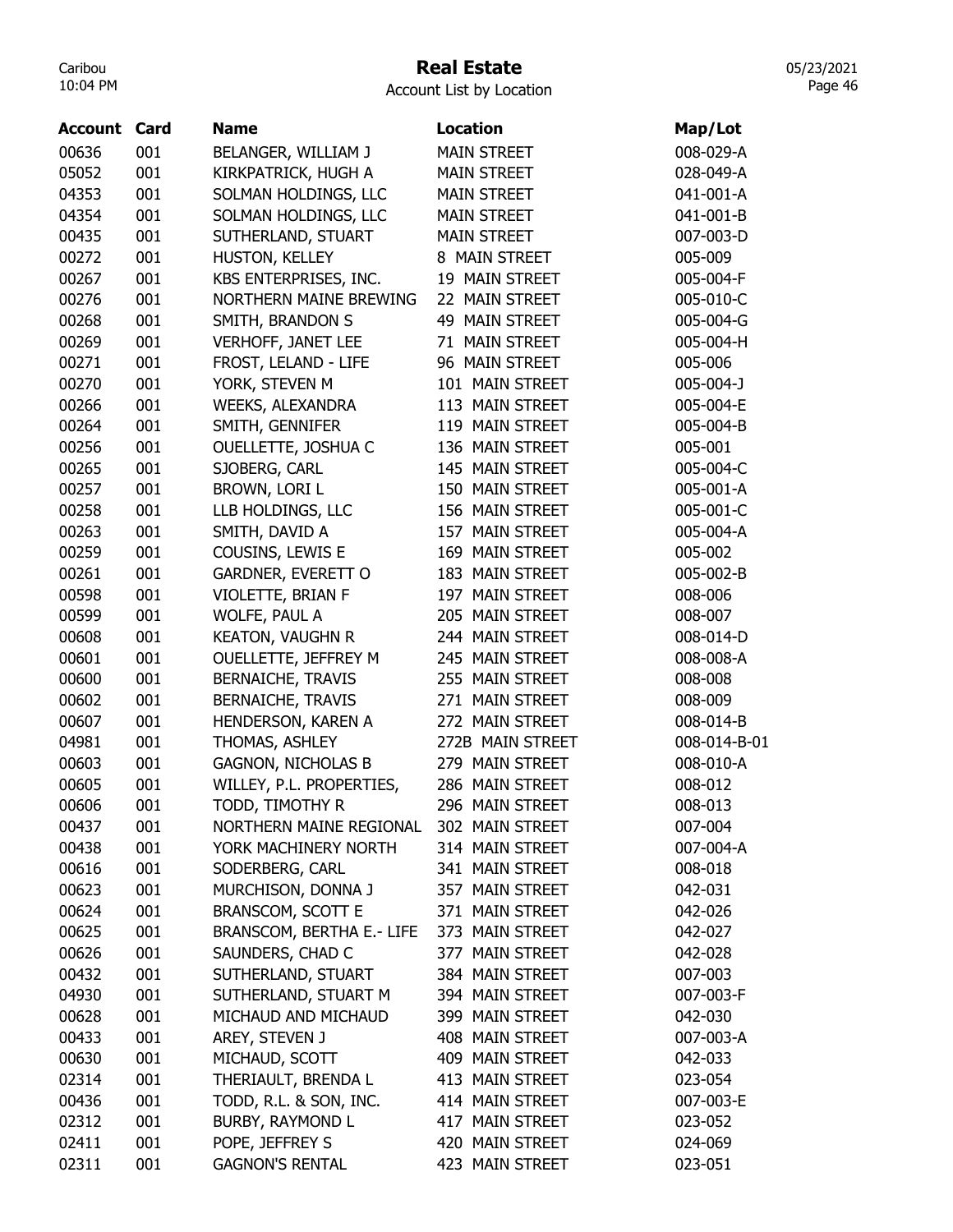# Real Estate

Account List by Location

| Account | Card | Name | Location | Map/Lot |
|---|---|---|---|---|
| 00636 | 001 | BELANGER, WILLIAM J | MAIN STREET | 008-029-A |
| 05052 | 001 | KIRKPATRICK, HUGH A | MAIN STREET | 028-049-A |
| 04353 | 001 | SOLMAN HOLDINGS, LLC | MAIN STREET | 041-001-A |
| 04354 | 001 | SOLMAN HOLDINGS, LLC | MAIN STREET | 041-001-B |
| 00435 | 001 | SUTHERLAND, STUART | MAIN STREET | 007-003-D |
| 00272 | 001 | HUSTON, KELLEY | 8 MAIN STREET | 005-009 |
| 00267 | 001 | KBS ENTERPRISES, INC. | 19 MAIN STREET | 005-004-F |
| 00276 | 001 | NORTHERN MAINE BREWING | 22 MAIN STREET | 005-010-C |
| 00268 | 001 | SMITH, BRANDON S | 49 MAIN STREET | 005-004-G |
| 00269 | 001 | VERHOFF, JANET LEE | 71 MAIN STREET | 005-004-H |
| 00271 | 001 | FROST, LELAND - LIFE | 96 MAIN STREET | 005-006 |
| 00270 | 001 | YORK, STEVEN M | 101 MAIN STREET | 005-004-J |
| 00266 | 001 | WEEKS, ALEXANDRA | 113 MAIN STREET | 005-004-E |
| 00264 | 001 | SMITH, GENNIFER | 119 MAIN STREET | 005-004-B |
| 00256 | 001 | OUELLETTE, JOSHUA C | 136 MAIN STREET | 005-001 |
| 00265 | 001 | SJOBERG, CARL | 145 MAIN STREET | 005-004-C |
| 00257 | 001 | BROWN, LORI L | 150 MAIN STREET | 005-001-A |
| 00258 | 001 | LLB HOLDINGS, LLC | 156 MAIN STREET | 005-001-C |
| 00263 | 001 | SMITH, DAVID A | 157 MAIN STREET | 005-004-A |
| 00259 | 001 | COUSINS, LEWIS E | 169 MAIN STREET | 005-002 |
| 00261 | 001 | GARDNER, EVERETT O | 183 MAIN STREET | 005-002-B |
| 00598 | 001 | VIOLETTE, BRIAN F | 197 MAIN STREET | 008-006 |
| 00599 | 001 | WOLFE, PAUL A | 205 MAIN STREET | 008-007 |
| 00608 | 001 | KEATON, VAUGHN R | 244 MAIN STREET | 008-014-D |
| 00601 | 001 | OUELLETTE, JEFFREY M | 245 MAIN STREET | 008-008-A |
| 00600 | 001 | BERNAICHE, TRAVIS | 255 MAIN STREET | 008-008 |
| 00602 | 001 | BERNAICHE, TRAVIS | 271 MAIN STREET | 008-009 |
| 00607 | 001 | HENDERSON, KAREN A | 272 MAIN STREET | 008-014-B |
| 04981 | 001 | THOMAS, ASHLEY | 272B MAIN STREET | 008-014-B-01 |
| 00603 | 001 | GAGNON, NICHOLAS B | 279 MAIN STREET | 008-010-A |
| 00605 | 001 | WILLEY, P.L. PROPERTIES, | 286 MAIN STREET | 008-012 |
| 00606 | 001 | TODD, TIMOTHY R | 296 MAIN STREET | 008-013 |
| 00437 | 001 | NORTHERN MAINE REGIONAL | 302 MAIN STREET | 007-004 |
| 00438 | 001 | YORK MACHINERY NORTH | 314 MAIN STREET | 007-004-A |
| 00616 | 001 | SODERBERG, CARL | 341 MAIN STREET | 008-018 |
| 00623 | 001 | MURCHISON, DONNA J | 357 MAIN STREET | 042-031 |
| 00624 | 001 | BRANSCOM, SCOTT E | 371 MAIN STREET | 042-026 |
| 00625 | 001 | BRANSCOM, BERTHA E.- LIFE | 373 MAIN STREET | 042-027 |
| 00626 | 001 | SAUNDERS, CHAD C | 377 MAIN STREET | 042-028 |
| 00432 | 001 | SUTHERLAND, STUART | 384 MAIN STREET | 007-003 |
| 04930 | 001 | SUTHERLAND, STUART M | 394 MAIN STREET | 007-003-F |
| 00628 | 001 | MICHAUD AND MICHAUD | 399 MAIN STREET | 042-030 |
| 00433 | 001 | AREY, STEVEN J | 408 MAIN STREET | 007-003-A |
| 00630 | 001 | MICHAUD, SCOTT | 409 MAIN STREET | 042-033 |
| 02314 | 001 | THERIAULT, BRENDA L | 413 MAIN STREET | 023-054 |
| 00436 | 001 | TODD, R.L. & SON, INC. | 414 MAIN STREET | 007-003-E |
| 02312 | 001 | BURBY, RAYMOND L | 417 MAIN STREET | 023-052 |
| 02411 | 001 | POPE, JEFFREY S | 420 MAIN STREET | 024-069 |
| 02311 | 001 | GAGNON'S RENTAL | 423 MAIN STREET | 023-051 |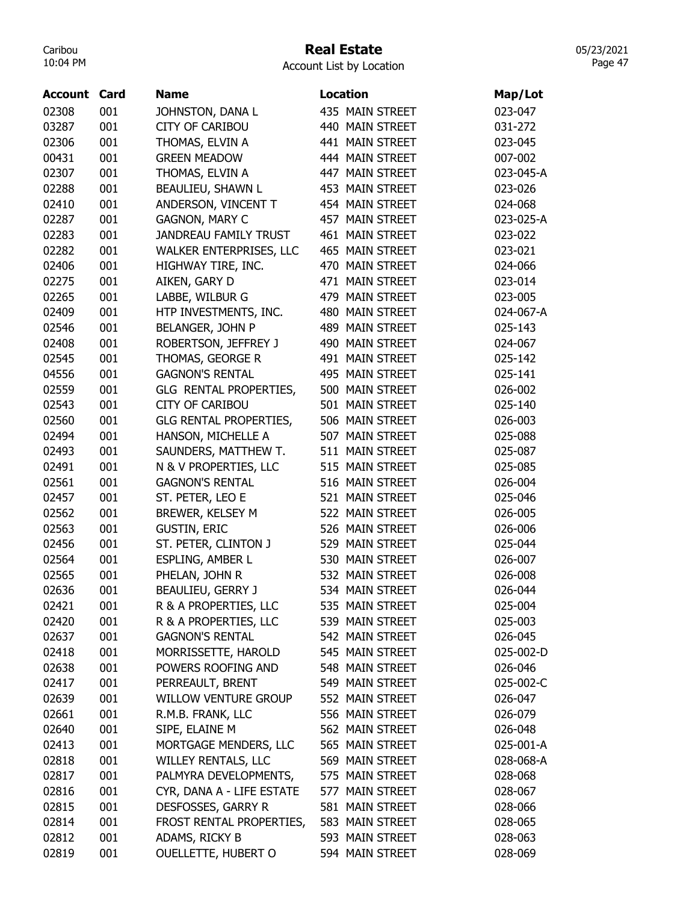# Real Estate

Account List by Location

| Account | Card | Name | Location | Map/Lot |
|---|---|---|---|---|
| 02308 | 001 | JOHNSTON, DANA L | 435 MAIN STREET | 023-047 |
| 03287 | 001 | CITY OF CARIBOU | 440 MAIN STREET | 031-272 |
| 02306 | 001 | THOMAS, ELVIN A | 441 MAIN STREET | 023-045 |
| 00431 | 001 | GREEN MEADOW | 444 MAIN STREET | 007-002 |
| 02307 | 001 | THOMAS, ELVIN A | 447 MAIN STREET | 023-045-A |
| 02288 | 001 | BEAULIEU, SHAWN L | 453 MAIN STREET | 023-026 |
| 02410 | 001 | ANDERSON, VINCENT T | 454 MAIN STREET | 024-068 |
| 02287 | 001 | GAGNON, MARY C | 457 MAIN STREET | 023-025-A |
| 02283 | 001 | JANDREAU FAMILY TRUST | 461 MAIN STREET | 023-022 |
| 02282 | 001 | WALKER ENTERPRISES, LLC | 465 MAIN STREET | 023-021 |
| 02406 | 001 | HIGHWAY TIRE, INC. | 470 MAIN STREET | 024-066 |
| 02275 | 001 | AIKEN, GARY D | 471 MAIN STREET | 023-014 |
| 02265 | 001 | LABBE, WILBUR G | 479 MAIN STREET | 023-005 |
| 02409 | 001 | HTP INVESTMENTS, INC. | 480 MAIN STREET | 024-067-A |
| 02546 | 001 | BELANGER, JOHN P | 489 MAIN STREET | 025-143 |
| 02408 | 001 | ROBERTSON, JEFFREY J | 490 MAIN STREET | 024-067 |
| 02545 | 001 | THOMAS, GEORGE R | 491 MAIN STREET | 025-142 |
| 04556 | 001 | GAGNON'S RENTAL | 495 MAIN STREET | 025-141 |
| 02559 | 001 | GLG RENTAL PROPERTIES, | 500 MAIN STREET | 026-002 |
| 02543 | 001 | CITY OF CARIBOU | 501 MAIN STREET | 025-140 |
| 02560 | 001 | GLG RENTAL PROPERTIES, | 506 MAIN STREET | 026-003 |
| 02494 | 001 | HANSON, MICHELLE A | 507 MAIN STREET | 025-088 |
| 02493 | 001 | SAUNDERS, MATTHEW T. | 511 MAIN STREET | 025-087 |
| 02491 | 001 | N & V PROPERTIES, LLC | 515 MAIN STREET | 025-085 |
| 02561 | 001 | GAGNON'S RENTAL | 516 MAIN STREET | 026-004 |
| 02457 | 001 | ST. PETER, LEO E | 521 MAIN STREET | 025-046 |
| 02562 | 001 | BREWER, KELSEY M | 522 MAIN STREET | 026-005 |
| 02563 | 001 | GUSTIN, ERIC | 526 MAIN STREET | 026-006 |
| 02456 | 001 | ST. PETER, CLINTON J | 529 MAIN STREET | 025-044 |
| 02564 | 001 | ESPLING, AMBER L | 530 MAIN STREET | 026-007 |
| 02565 | 001 | PHELAN, JOHN R | 532 MAIN STREET | 026-008 |
| 02636 | 001 | BEAULIEU, GERRY J | 534 MAIN STREET | 026-044 |
| 02421 | 001 | R & A PROPERTIES, LLC | 535 MAIN STREET | 025-004 |
| 02420 | 001 | R & A PROPERTIES, LLC | 539 MAIN STREET | 025-003 |
| 02637 | 001 | GAGNON'S RENTAL | 542 MAIN STREET | 026-045 |
| 02418 | 001 | MORRISSETTE, HAROLD | 545 MAIN STREET | 025-002-D |
| 02638 | 001 | POWERS ROOFING AND | 548 MAIN STREET | 026-046 |
| 02417 | 001 | PERREAULT, BRENT | 549 MAIN STREET | 025-002-C |
| 02639 | 001 | WILLOW VENTURE GROUP | 552 MAIN STREET | 026-047 |
| 02661 | 001 | R.M.B. FRANK, LLC | 556 MAIN STREET | 026-079 |
| 02640 | 001 | SIPE, ELAINE M | 562 MAIN STREET | 026-048 |
| 02413 | 001 | MORTGAGE MENDERS, LLC | 565 MAIN STREET | 025-001-A |
| 02818 | 001 | WILLEY RENTALS, LLC | 569 MAIN STREET | 028-068-A |
| 02817 | 001 | PALMYRA DEVELOPMENTS, | 575 MAIN STREET | 028-068 |
| 02816 | 001 | CYR, DANA A - LIFE ESTATE | 577 MAIN STREET | 028-067 |
| 02815 | 001 | DESFOSSES, GARRY R | 581 MAIN STREET | 028-066 |
| 02814 | 001 | FROST RENTAL PROPERTIES, | 583 MAIN STREET | 028-065 |
| 02812 | 001 | ADAMS, RICKY B | 593 MAIN STREET | 028-063 |
| 02819 | 001 | OUELLETTE, HUBERT O | 594 MAIN STREET | 028-069 |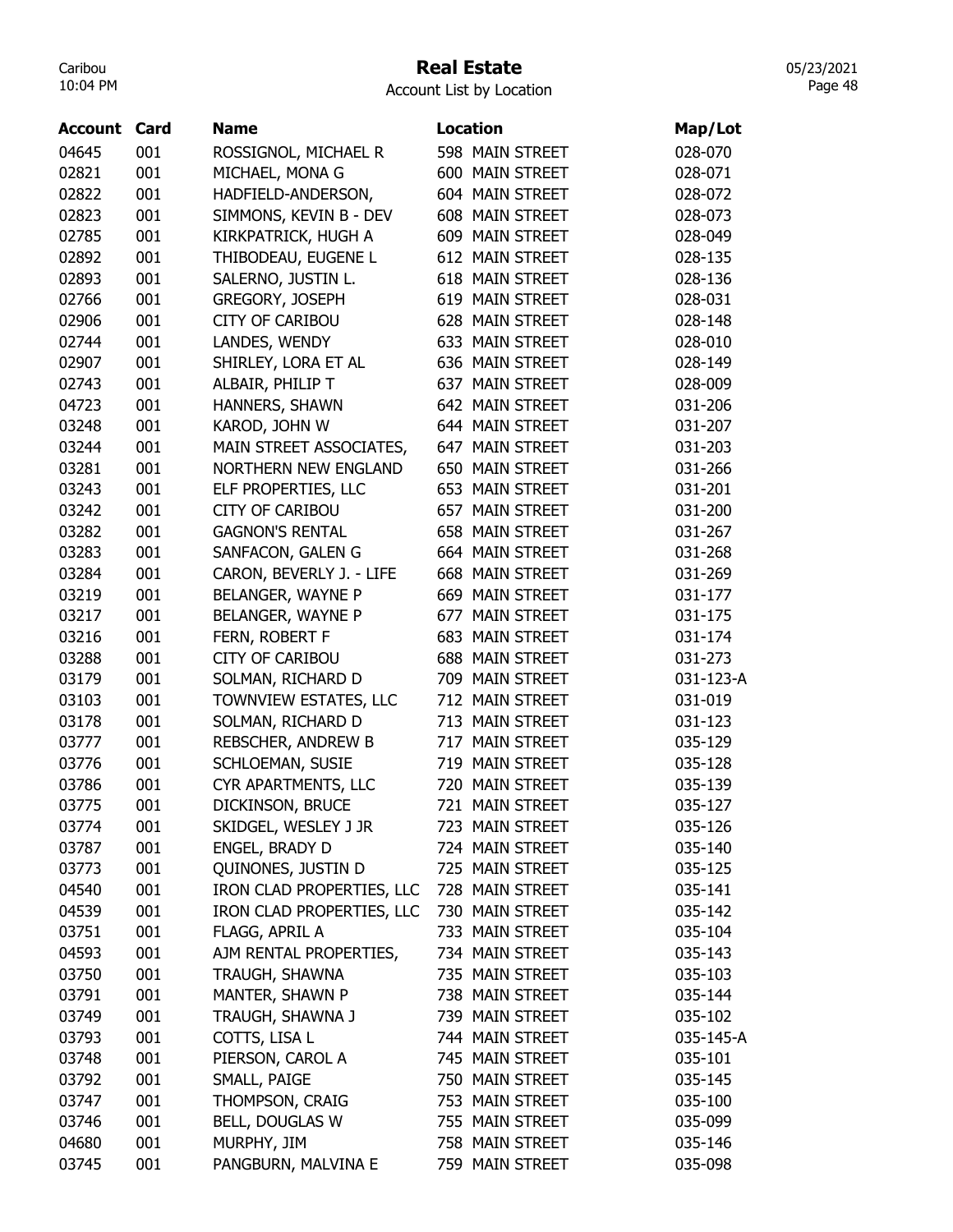# Real Estate

Account List by Location

| Account | Card | Name | Location | Map/Lot |
|---|---|---|---|---|
| 04645 | 001 | ROSSIGNOL, MICHAEL R | 598 MAIN STREET | 028-070 |
| 02821 | 001 | MICHAEL, MONA G | 600 MAIN STREET | 028-071 |
| 02822 | 001 | HADFIELD-ANDERSON, | 604 MAIN STREET | 028-072 |
| 02823 | 001 | SIMMONS, KEVIN B - DEV | 608 MAIN STREET | 028-073 |
| 02785 | 001 | KIRKPATRICK, HUGH A | 609 MAIN STREET | 028-049 |
| 02892 | 001 | THIBODEAU, EUGENE L | 612 MAIN STREET | 028-135 |
| 02893 | 001 | SALERNO, JUSTIN L. | 618 MAIN STREET | 028-136 |
| 02766 | 001 | GREGORY, JOSEPH | 619 MAIN STREET | 028-031 |
| 02906 | 001 | CITY OF CARIBOU | 628 MAIN STREET | 028-148 |
| 02744 | 001 | LANDES, WENDY | 633 MAIN STREET | 028-010 |
| 02907 | 001 | SHIRLEY, LORA ET AL | 636 MAIN STREET | 028-149 |
| 02743 | 001 | ALBAIR, PHILIP T | 637 MAIN STREET | 028-009 |
| 04723 | 001 | HANNERS, SHAWN | 642 MAIN STREET | 031-206 |
| 03248 | 001 | KAROD, JOHN W | 644 MAIN STREET | 031-207 |
| 03244 | 001 | MAIN STREET ASSOCIATES, | 647 MAIN STREET | 031-203 |
| 03281 | 001 | NORTHERN NEW ENGLAND | 650 MAIN STREET | 031-266 |
| 03243 | 001 | ELF PROPERTIES, LLC | 653 MAIN STREET | 031-201 |
| 03242 | 001 | CITY OF CARIBOU | 657 MAIN STREET | 031-200 |
| 03282 | 001 | GAGNON'S RENTAL | 658 MAIN STREET | 031-267 |
| 03283 | 001 | SANFACON, GALEN G | 664 MAIN STREET | 031-268 |
| 03284 | 001 | CARON, BEVERLY J. - LIFE | 668 MAIN STREET | 031-269 |
| 03219 | 001 | BELANGER, WAYNE P | 669 MAIN STREET | 031-177 |
| 03217 | 001 | BELANGER, WAYNE P | 677 MAIN STREET | 031-175 |
| 03216 | 001 | FERN, ROBERT F | 683 MAIN STREET | 031-174 |
| 03288 | 001 | CITY OF CARIBOU | 688 MAIN STREET | 031-273 |
| 03179 | 001 | SOLMAN, RICHARD D | 709 MAIN STREET | 031-123-A |
| 03103 | 001 | TOWNVIEW ESTATES, LLC | 712 MAIN STREET | 031-019 |
| 03178 | 001 | SOLMAN, RICHARD D | 713 MAIN STREET | 031-123 |
| 03777 | 001 | REBSCHER, ANDREW B | 717 MAIN STREET | 035-129 |
| 03776 | 001 | SCHLOEMAN, SUSIE | 719 MAIN STREET | 035-128 |
| 03786 | 001 | CYR APARTMENTS, LLC | 720 MAIN STREET | 035-139 |
| 03775 | 001 | DICKINSON, BRUCE | 721 MAIN STREET | 035-127 |
| 03774 | 001 | SKIDGEL, WESLEY J JR | 723 MAIN STREET | 035-126 |
| 03787 | 001 | ENGEL, BRADY D | 724 MAIN STREET | 035-140 |
| 03773 | 001 | QUINONES, JUSTIN D | 725 MAIN STREET | 035-125 |
| 04540 | 001 | IRON CLAD PROPERTIES, LLC | 728 MAIN STREET | 035-141 |
| 04539 | 001 | IRON CLAD PROPERTIES, LLC | 730 MAIN STREET | 035-142 |
| 03751 | 001 | FLAGG, APRIL A | 733 MAIN STREET | 035-104 |
| 04593 | 001 | AJM RENTAL PROPERTIES, | 734 MAIN STREET | 035-143 |
| 03750 | 001 | TRAUGH, SHAWNA | 735 MAIN STREET | 035-103 |
| 03791 | 001 | MANTER, SHAWN P | 738 MAIN STREET | 035-144 |
| 03749 | 001 | TRAUGH, SHAWNA J | 739 MAIN STREET | 035-102 |
| 03793 | 001 | COTTS, LISA L | 744 MAIN STREET | 035-145-A |
| 03748 | 001 | PIERSON, CAROL A | 745 MAIN STREET | 035-101 |
| 03792 | 001 | SMALL, PAIGE | 750 MAIN STREET | 035-145 |
| 03747 | 001 | THOMPSON, CRAIG | 753 MAIN STREET | 035-100 |
| 03746 | 001 | BELL, DOUGLAS W | 755 MAIN STREET | 035-099 |
| 04680 | 001 | MURPHY, JIM | 758 MAIN STREET | 035-146 |
| 03745 | 001 | PANGBURN, MALVINA E | 759 MAIN STREET | 035-098 |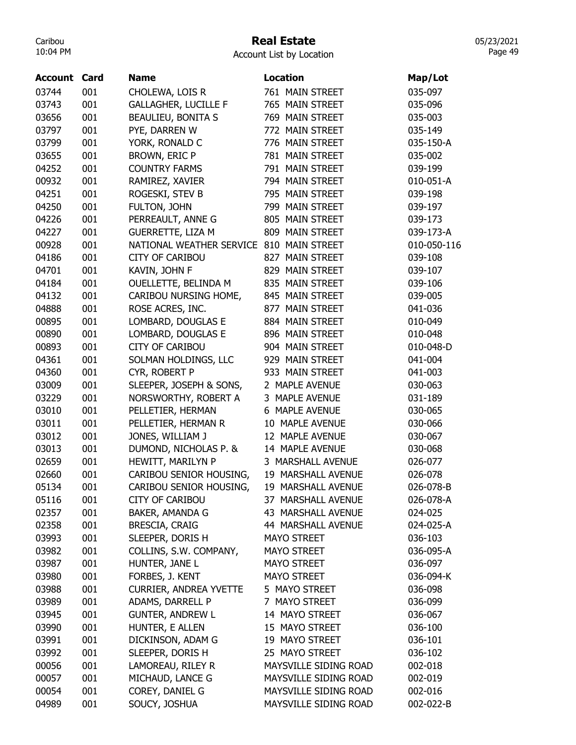# Real Estate

Account List by Location

| Account | Card | Name | Location | Map/Lot |
|---|---|---|---|---|
| 03744 | 001 | CHOLEWA, LOIS R | 761 MAIN STREET | 035-097 |
| 03743 | 001 | GALLAGHER, LUCILLE F | 765 MAIN STREET | 035-096 |
| 03656 | 001 | BEAULIEU, BONITA S | 769 MAIN STREET | 035-003 |
| 03797 | 001 | PYE, DARREN W | 772 MAIN STREET | 035-149 |
| 03799 | 001 | YORK, RONALD C | 776 MAIN STREET | 035-150-A |
| 03655 | 001 | BROWN, ERIC P | 781 MAIN STREET | 035-002 |
| 04252 | 001 | COUNTRY FARMS | 791 MAIN STREET | 039-199 |
| 00932 | 001 | RAMIREZ, XAVIER | 794 MAIN STREET | 010-051-A |
| 04251 | 001 | ROGESKI, STEV B | 795 MAIN STREET | 039-198 |
| 04250 | 001 | FULTON, JOHN | 799 MAIN STREET | 039-197 |
| 04226 | 001 | PERREAULT, ANNE G | 805 MAIN STREET | 039-173 |
| 04227 | 001 | GUERRETTE, LIZA M | 809 MAIN STREET | 039-173-A |
| 00928 | 001 | NATIONAL WEATHER SERVICE | 810 MAIN STREET | 010-050-116 |
| 04186 | 001 | CITY OF CARIBOU | 827 MAIN STREET | 039-108 |
| 04701 | 001 | KAVIN, JOHN F | 829 MAIN STREET | 039-107 |
| 04184 | 001 | OUELLETTE, BELINDA M | 835 MAIN STREET | 039-106 |
| 04132 | 001 | CARIBOU NURSING HOME, | 845 MAIN STREET | 039-005 |
| 04888 | 001 | ROSE ACRES, INC. | 877 MAIN STREET | 041-036 |
| 00895 | 001 | LOMBARD, DOUGLAS E | 884 MAIN STREET | 010-049 |
| 00890 | 001 | LOMBARD, DOUGLAS E | 896 MAIN STREET | 010-048 |
| 00893 | 001 | CITY OF CARIBOU | 904 MAIN STREET | 010-048-D |
| 04361 | 001 | SOLMAN HOLDINGS, LLC | 929 MAIN STREET | 041-004 |
| 04360 | 001 | CYR, ROBERT P | 933 MAIN STREET | 041-003 |
| 03009 | 001 | SLEEPER, JOSEPH & SONS, | 2 MAPLE AVENUE | 030-063 |
| 03229 | 001 | NORSWORTHY, ROBERT A | 3 MAPLE AVENUE | 031-189 |
| 03010 | 001 | PELLETIER, HERMAN | 6 MAPLE AVENUE | 030-065 |
| 03011 | 001 | PELLETIER, HERMAN R | 10 MAPLE AVENUE | 030-066 |
| 03012 | 001 | JONES, WILLIAM J | 12 MAPLE AVENUE | 030-067 |
| 03013 | 001 | DUMOND, NICHOLAS P. & | 14 MAPLE AVENUE | 030-068 |
| 02659 | 001 | HEWITT, MARILYN P | 3 MARSHALL AVENUE | 026-077 |
| 02660 | 001 | CARIBOU SENIOR HOUSING, | 19 MARSHALL AVENUE | 026-078 |
| 05134 | 001 | CARIBOU SENIOR HOUSING, | 19 MARSHALL AVENUE | 026-078-B |
| 05116 | 001 | CITY OF CARIBOU | 37 MARSHALL AVENUE | 026-078-A |
| 02357 | 001 | BAKER, AMANDA G | 43 MARSHALL AVENUE | 024-025 |
| 02358 | 001 | BRESCIA, CRAIG | 44 MARSHALL AVENUE | 024-025-A |
| 03993 | 001 | SLEEPER, DORIS H | MAYO STREET | 036-103 |
| 03982 | 001 | COLLINS, S.W. COMPANY, | MAYO STREET | 036-095-A |
| 03987 | 001 | HUNTER, JANE L | MAYO STREET | 036-097 |
| 03980 | 001 | FORBES, J. KENT | MAYO STREET | 036-094-K |
| 03988 | 001 | CURRIER, ANDREA YVETTE | 5 MAYO STREET | 036-098 |
| 03989 | 001 | ADAMS, DARRELL P | 7 MAYO STREET | 036-099 |
| 03945 | 001 | GUNTER, ANDREW L | 14 MAYO STREET | 036-067 |
| 03990 | 001 | HUNTER, E ALLEN | 15 MAYO STREET | 036-100 |
| 03991 | 001 | DICKINSON, ADAM G | 19 MAYO STREET | 036-101 |
| 03992 | 001 | SLEEPER, DORIS H | 25 MAYO STREET | 036-102 |
| 00056 | 001 | LAMOREAU, RILEY R | MAYSVILLE SIDING ROAD | 002-018 |
| 00057 | 001 | MICHAUD, LANCE G | MAYSVILLE SIDING ROAD | 002-019 |
| 00054 | 001 | COREY, DANIEL G | MAYSVILLE SIDING ROAD | 002-016 |
| 04989 | 001 | SOUCY, JOSHUA | MAYSVILLE SIDING ROAD | 002-022-B |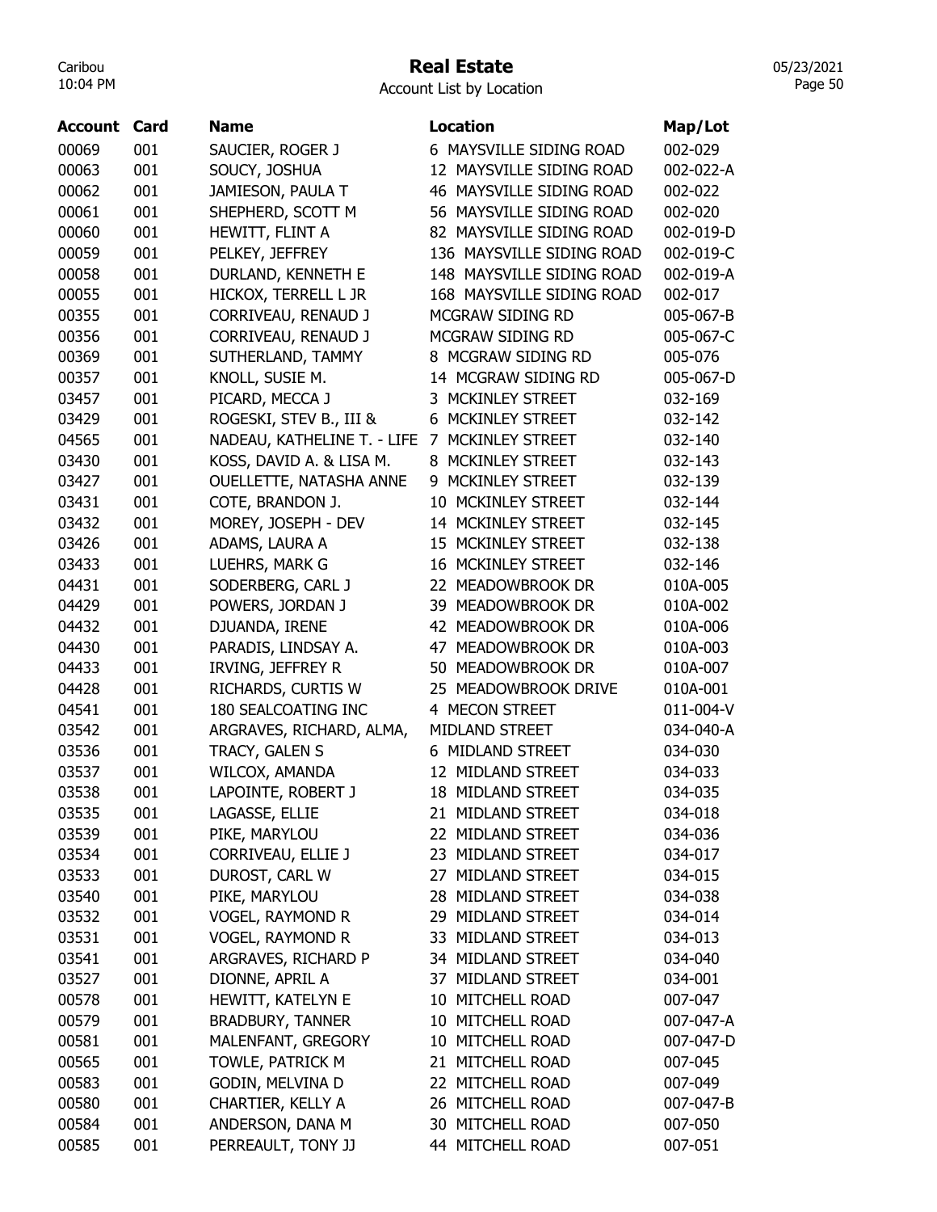# Real Estate

Account List by Location

| Account | Card | Name | Location | Map/Lot |
|---|---|---|---|---|
| 00069 | 001 | SAUCIER, ROGER J | 6 MAYSVILLE SIDING ROAD | 002-029 |
| 00063 | 001 | SOUCY, JOSHUA | 12 MAYSVILLE SIDING ROAD | 002-022-A |
| 00062 | 001 | JAMIESON, PAULA T | 46 MAYSVILLE SIDING ROAD | 002-022 |
| 00061 | 001 | SHEPHERD, SCOTT M | 56 MAYSVILLE SIDING ROAD | 002-020 |
| 00060 | 001 | HEWITT, FLINT A | 82 MAYSVILLE SIDING ROAD | 002-019-D |
| 00059 | 001 | PELKEY, JEFFREY | 136 MAYSVILLE SIDING ROAD | 002-019-C |
| 00058 | 001 | DURLAND, KENNETH E | 148 MAYSVILLE SIDING ROAD | 002-019-A |
| 00055 | 001 | HICKOX, TERRELL L JR | 168 MAYSVILLE SIDING ROAD | 002-017 |
| 00355 | 001 | CORRIVEAU, RENAUD J | MCGRAW SIDING RD | 005-067-B |
| 00356 | 001 | CORRIVEAU, RENAUD J | MCGRAW SIDING RD | 005-067-C |
| 00369 | 001 | SUTHERLAND, TAMMY | 8 MCGRAW SIDING RD | 005-076 |
| 00357 | 001 | KNOLL, SUSIE M. | 14 MCGRAW SIDING RD | 005-067-D |
| 03457 | 001 | PICARD, MECCA J | 3 MCKINLEY STREET | 032-169 |
| 03429 | 001 | ROGESKI, STEV B., III & | 6 MCKINLEY STREET | 032-142 |
| 04565 | 001 | NADEAU, KATHELINE T. - LIFE | 7 MCKINLEY STREET | 032-140 |
| 03430 | 001 | KOSS, DAVID A. & LISA M. | 8 MCKINLEY STREET | 032-143 |
| 03427 | 001 | OUELLETTE, NATASHA ANNE | 9 MCKINLEY STREET | 032-139 |
| 03431 | 001 | COTE, BRANDON J. | 10 MCKINLEY STREET | 032-144 |
| 03432 | 001 | MOREY, JOSEPH - DEV | 14 MCKINLEY STREET | 032-145 |
| 03426 | 001 | ADAMS, LAURA A | 15 MCKINLEY STREET | 032-138 |
| 03433 | 001 | LUEHRS, MARK G | 16 MCKINLEY STREET | 032-146 |
| 04431 | 001 | SODERBERG, CARL J | 22 MEADOWBROOK DR | 010A-005 |
| 04429 | 001 | POWERS, JORDAN J | 39 MEADOWBROOK DR | 010A-002 |
| 04432 | 001 | DJUANDA, IRENE | 42 MEADOWBROOK DR | 010A-006 |
| 04430 | 001 | PARADIS, LINDSAY A. | 47 MEADOWBROOK DR | 010A-003 |
| 04433 | 001 | IRVING, JEFFREY R | 50 MEADOWBROOK DR | 010A-007 |
| 04428 | 001 | RICHARDS, CURTIS W | 25 MEADOWBROOK DRIVE | 010A-001 |
| 04541 | 001 | 180 SEALCOATING INC | 4 MECON STREET | 011-004-V |
| 03542 | 001 | ARGRAVES, RICHARD, ALMA, | MIDLAND STREET | 034-040-A |
| 03536 | 001 | TRACY, GALEN S | 6 MIDLAND STREET | 034-030 |
| 03537 | 001 | WILCOX, AMANDA | 12 MIDLAND STREET | 034-033 |
| 03538 | 001 | LAPOINTE, ROBERT J | 18 MIDLAND STREET | 034-035 |
| 03535 | 001 | LAGASSE, ELLIE | 21 MIDLAND STREET | 034-018 |
| 03539 | 001 | PIKE, MARYLOU | 22 MIDLAND STREET | 034-036 |
| 03534 | 001 | CORRIVEAU, ELLIE J | 23 MIDLAND STREET | 034-017 |
| 03533 | 001 | DUROST, CARL W | 27 MIDLAND STREET | 034-015 |
| 03540 | 001 | PIKE, MARYLOU | 28 MIDLAND STREET | 034-038 |
| 03532 | 001 | VOGEL, RAYMOND R | 29 MIDLAND STREET | 034-014 |
| 03531 | 001 | VOGEL, RAYMOND R | 33 MIDLAND STREET | 034-013 |
| 03541 | 001 | ARGRAVES, RICHARD P | 34 MIDLAND STREET | 034-040 |
| 03527 | 001 | DIONNE, APRIL A | 37 MIDLAND STREET | 034-001 |
| 00578 | 001 | HEWITT, KATELYN E | 10 MITCHELL ROAD | 007-047 |
| 00579 | 001 | BRADBURY, TANNER | 10 MITCHELL ROAD | 007-047-A |
| 00581 | 001 | MALENFANT, GREGORY | 10 MITCHELL ROAD | 007-047-D |
| 00565 | 001 | TOWLE, PATRICK M | 21 MITCHELL ROAD | 007-045 |
| 00583 | 001 | GODIN, MELVINA D | 22 MITCHELL ROAD | 007-049 |
| 00580 | 001 | CHARTIER, KELLY A | 26 MITCHELL ROAD | 007-047-B |
| 00584 | 001 | ANDERSON, DANA M | 30 MITCHELL ROAD | 007-050 |
| 00585 | 001 | PERREAULT, TONY JJ | 44 MITCHELL ROAD | 007-051 |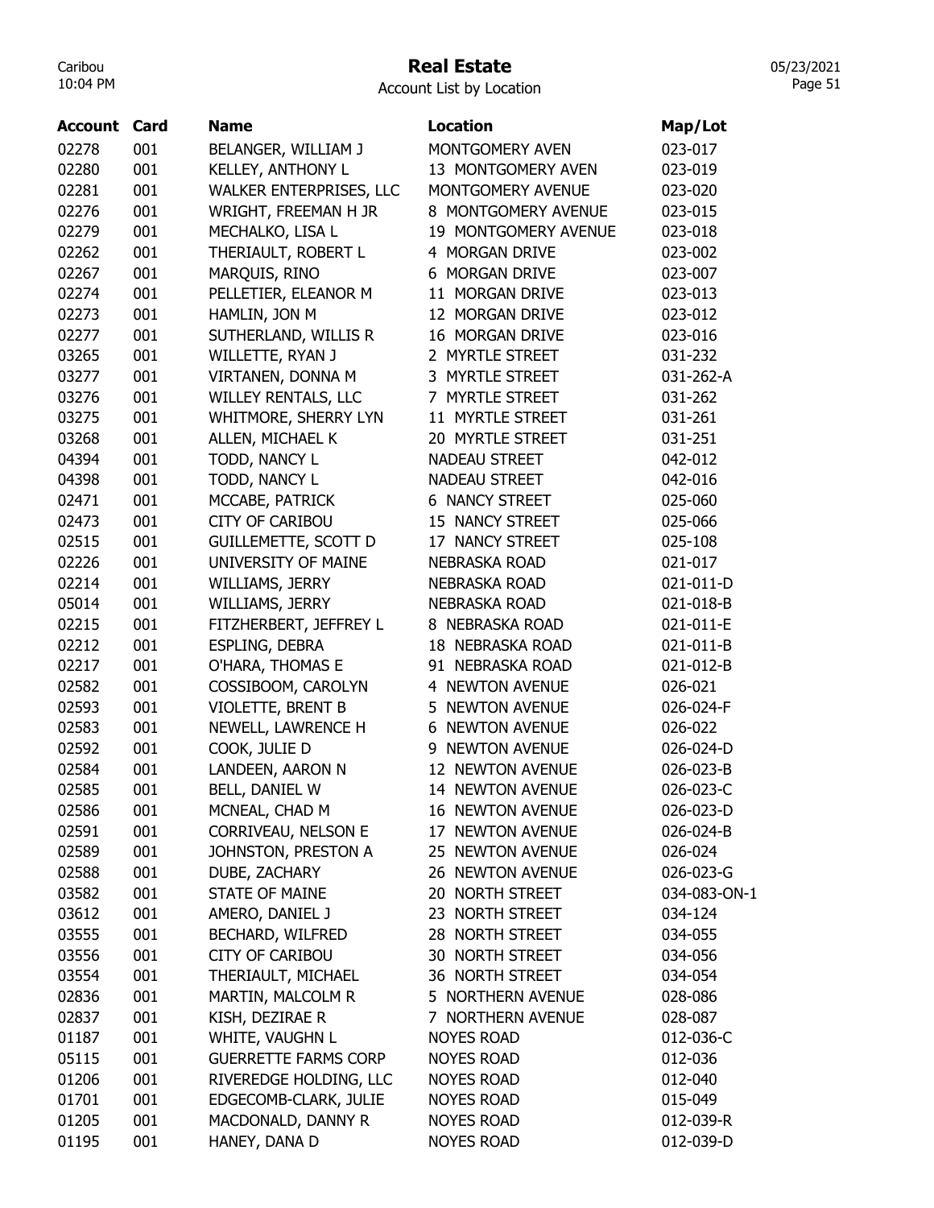| Account | Card | Name | Location | Map/Lot |
|---|---|---|---|---|
| 02278 | 001 | BELANGER, WILLIAM J | MONTGOMERY AVEN | 023-017 |
| 02280 | 001 | KELLEY, ANTHONY L | 13 MONTGOMERY AVEN | 023-019 |
| 02281 | 001 | WALKER ENTERPRISES, LLC | MONTGOMERY AVENUE | 023-020 |
| 02276 | 001 | WRIGHT, FREEMAN H JR | 8 MONTGOMERY AVENUE | 023-015 |
| 02279 | 001 | MECHALKO, LISA L | 19 MONTGOMERY AVENUE | 023-018 |
| 02262 | 001 | THERIAULT, ROBERT L | 4 MORGAN DRIVE | 023-002 |
| 02267 | 001 | MARQUIS, RINO | 6 MORGAN DRIVE | 023-007 |
| 02274 | 001 | PELLETIER, ELEANOR M | 11 MORGAN DRIVE | 023-013 |
| 02273 | 001 | HAMLIN, JON M | 12 MORGAN DRIVE | 023-012 |
| 02277 | 001 | SUTHERLAND, WILLIS R | 16 MORGAN DRIVE | 023-016 |
| 03265 | 001 | WILLETTE, RYAN J | 2 MYRTLE STREET | 031-232 |
| 03277 | 001 | VIRTANEN, DONNA M | 3 MYRTLE STREET | 031-262-A |
| 03276 | 001 | WILLEY RENTALS, LLC | 7 MYRTLE STREET | 031-262 |
| 03275 | 001 | WHITMORE, SHERRY LYN | 11 MYRTLE STREET | 031-261 |
| 03268 | 001 | ALLEN, MICHAEL K | 20 MYRTLE STREET | 031-251 |
| 04394 | 001 | TODD, NANCY L | NADEAU STREET | 042-012 |
| 04398 | 001 | TODD, NANCY L | NADEAU STREET | 042-016 |
| 02471 | 001 | MCCABE, PATRICK | 6 NANCY STREET | 025-060 |
| 02473 | 001 | CITY OF CARIBOU | 15 NANCY STREET | 025-066 |
| 02515 | 001 | GUILLEMETTE, SCOTT D | 17 NANCY STREET | 025-108 |
| 02226 | 001 | UNIVERSITY OF MAINE | NEBRASKA ROAD | 021-017 |
| 02214 | 001 | WILLIAMS, JERRY | NEBRASKA ROAD | 021-011-D |
| 05014 | 001 | WILLIAMS, JERRY | NEBRASKA ROAD | 021-018-B |
| 02215 | 001 | FITZHERBERT, JEFFREY L | 8 NEBRASKA ROAD | 021-011-E |
| 02212 | 001 | ESPLING, DEBRA | 18 NEBRASKA ROAD | 021-011-B |
| 02217 | 001 | O'HARA, THOMAS E | 91 NEBRASKA ROAD | 021-012-B |
| 02582 | 001 | COSSIBOOM, CAROLYN | 4 NEWTON AVENUE | 026-021 |
| 02593 | 001 | VIOLETTE, BRENT B | 5 NEWTON AVENUE | 026-024-F |
| 02583 | 001 | NEWELL, LAWRENCE H | 6 NEWTON AVENUE | 026-022 |
| 02592 | 001 | COOK, JULIE D | 9 NEWTON AVENUE | 026-024-D |
| 02584 | 001 | LANDEEN, AARON N | 12 NEWTON AVENUE | 026-023-B |
| 02585 | 001 | BELL, DANIEL W | 14 NEWTON AVENUE | 026-023-C |
| 02586 | 001 | MCNEAL, CHAD M | 16 NEWTON AVENUE | 026-023-D |
| 02591 | 001 | CORRIVEAU, NELSON E | 17 NEWTON AVENUE | 026-024-B |
| 02589 | 001 | JOHNSTON, PRESTON A | 25 NEWTON AVENUE | 026-024 |
| 02588 | 001 | DUBE, ZACHARY | 26 NEWTON AVENUE | 026-023-G |
| 03582 | 001 | STATE OF MAINE | 20 NORTH STREET | 034-083-ON-1 |
| 03612 | 001 | AMERO, DANIEL J | 23 NORTH STREET | 034-124 |
| 03555 | 001 | BECHARD, WILFRED | 28 NORTH STREET | 034-055 |
| 03556 | 001 | CITY OF CARIBOU | 30 NORTH STREET | 034-056 |
| 03554 | 001 | THERIAULT, MICHAEL | 36 NORTH STREET | 034-054 |
| 02836 | 001 | MARTIN, MALCOLM R | 5 NORTHERN AVENUE | 028-086 |
| 02837 | 001 | KISH, DEZIRAE R | 7 NORTHERN AVENUE | 028-087 |
| 01187 | 001 | WHITE, VAUGHN L | NOYES ROAD | 012-036-C |
| 05115 | 001 | GUERRETTE FARMS CORP | NOYES ROAD | 012-036 |
| 01206 | 001 | RIVEREDGE HOLDING, LLC | NOYES ROAD | 012-040 |
| 01701 | 001 | EDGECOMB-CLARK, JULIE | NOYES ROAD | 015-049 |
| 01205 | 001 | MACDONALD, DANNY R | NOYES ROAD | 012-039-R |
| 01195 | 001 | HANEY, DANA D | NOYES ROAD | 012-039-D |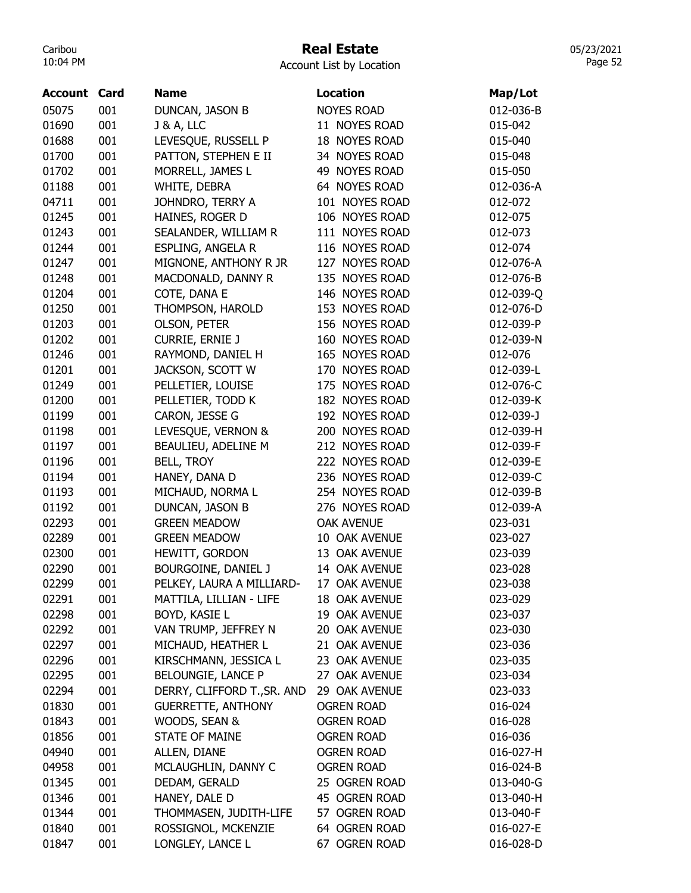# Real Estate

Account List by Location

| Account | Card | Name | Location | Map/Lot |
|---|---|---|---|---|
| 05075 | 001 | DUNCAN, JASON B | NOYES ROAD | 012-036-B |
| 01690 | 001 | J & A, LLC | 11 NOYES ROAD | 015-042 |
| 01688 | 001 | LEVESQUE, RUSSELL P | 18 NOYES ROAD | 015-040 |
| 01700 | 001 | PATTON, STEPHEN E II | 34 NOYES ROAD | 015-048 |
| 01702 | 001 | MORRELL, JAMES L | 49 NOYES ROAD | 015-050 |
| 01188 | 001 | WHITE, DEBRA | 64 NOYES ROAD | 012-036-A |
| 04711 | 001 | JOHNDRO, TERRY A | 101 NOYES ROAD | 012-072 |
| 01245 | 001 | HAINES, ROGER D | 106 NOYES ROAD | 012-075 |
| 01243 | 001 | SEALANDER, WILLIAM R | 111 NOYES ROAD | 012-073 |
| 01244 | 001 | ESPLING, ANGELA R | 116 NOYES ROAD | 012-074 |
| 01247 | 001 | MIGNONE, ANTHONY R JR | 127 NOYES ROAD | 012-076-A |
| 01248 | 001 | MACDONALD, DANNY R | 135 NOYES ROAD | 012-076-B |
| 01204 | 001 | COTE, DANA E | 146 NOYES ROAD | 012-039-Q |
| 01250 | 001 | THOMPSON, HAROLD | 153 NOYES ROAD | 012-076-D |
| 01203 | 001 | OLSON, PETER | 156 NOYES ROAD | 012-039-P |
| 01202 | 001 | CURRIE, ERNIE J | 160 NOYES ROAD | 012-039-N |
| 01246 | 001 | RAYMOND, DANIEL H | 165 NOYES ROAD | 012-076 |
| 01201 | 001 | JACKSON, SCOTT W | 170 NOYES ROAD | 012-039-L |
| 01249 | 001 | PELLETIER, LOUISE | 175 NOYES ROAD | 012-076-C |
| 01200 | 001 | PELLETIER, TODD K | 182 NOYES ROAD | 012-039-K |
| 01199 | 001 | CARON, JESSE G | 192 NOYES ROAD | 012-039-J |
| 01198 | 001 | LEVESQUE, VERNON & | 200 NOYES ROAD | 012-039-H |
| 01197 | 001 | BEAULIEU, ADELINE M | 212 NOYES ROAD | 012-039-F |
| 01196 | 001 | BELL, TROY | 222 NOYES ROAD | 012-039-E |
| 01194 | 001 | HANEY, DANA D | 236 NOYES ROAD | 012-039-C |
| 01193 | 001 | MICHAUD, NORMA L | 254 NOYES ROAD | 012-039-B |
| 01192 | 001 | DUNCAN, JASON B | 276 NOYES ROAD | 012-039-A |
| 02293 | 001 | GREEN MEADOW | OAK AVENUE | 023-031 |
| 02289 | 001 | GREEN MEADOW | 10 OAK AVENUE | 023-027 |
| 02300 | 001 | HEWITT, GORDON | 13 OAK AVENUE | 023-039 |
| 02290 | 001 | BOURGOINE, DANIEL J | 14 OAK AVENUE | 023-028 |
| 02299 | 001 | PELKEY, LAURA A MILLIARD- | 17 OAK AVENUE | 023-038 |
| 02291 | 001 | MATTILA, LILLIAN - LIFE | 18 OAK AVENUE | 023-029 |
| 02298 | 001 | BOYD, KASIE L | 19 OAK AVENUE | 023-037 |
| 02292 | 001 | VAN TRUMP, JEFFREY N | 20 OAK AVENUE | 023-030 |
| 02297 | 001 | MICHAUD, HEATHER L | 21 OAK AVENUE | 023-036 |
| 02296 | 001 | KIRSCHMANN, JESSICA L | 23 OAK AVENUE | 023-035 |
| 02295 | 001 | BELOUNGIE, LANCE P | 27 OAK AVENUE | 023-034 |
| 02294 | 001 | DERRY, CLIFFORD T.,SR. AND | 29 OAK AVENUE | 023-033 |
| 01830 | 001 | GUERRETTE, ANTHONY | OGREN ROAD | 016-024 |
| 01843 | 001 | WOODS, SEAN & | OGREN ROAD | 016-028 |
| 01856 | 001 | STATE OF MAINE | OGREN ROAD | 016-036 |
| 04940 | 001 | ALLEN, DIANE | OGREN ROAD | 016-027-H |
| 04958 | 001 | MCLAUGHLIN, DANNY C | OGREN ROAD | 016-024-B |
| 01345 | 001 | DEDAM, GERALD | 25 OGREN ROAD | 013-040-G |
| 01346 | 001 | HANEY, DALE D | 45 OGREN ROAD | 013-040-H |
| 01344 | 001 | THOMMASEN, JUDITH-LIFE | 57 OGREN ROAD | 013-040-F |
| 01840 | 001 | ROSSIGNOL, MCKENZIE | 64 OGREN ROAD | 016-027-E |
| 01847 | 001 | LONGLEY, LANCE L | 67 OGREN ROAD | 016-028-D |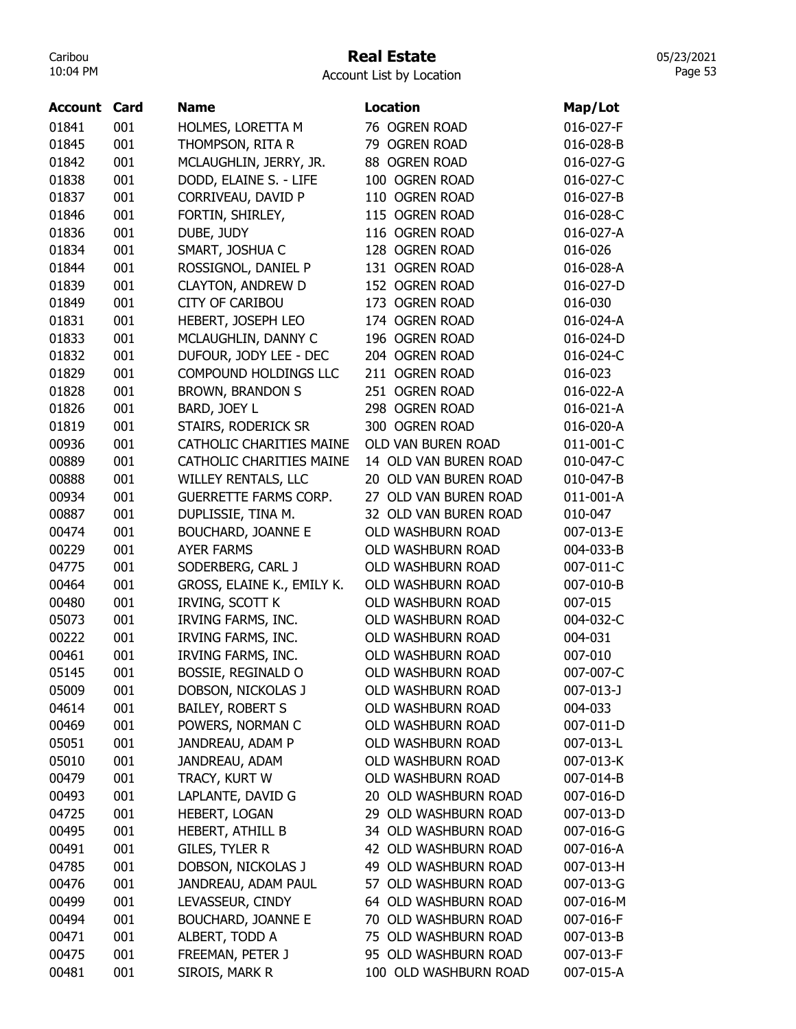# Real Estate

Account List by Location

| Account | Card | Name | Location | Map/Lot |
|---|---|---|---|---|
| 01841 | 001 | HOLMES, LORETTA M | 76 OGREN ROAD | 016-027-F |
| 01845 | 001 | THOMPSON, RITA R | 79 OGREN ROAD | 016-028-B |
| 01842 | 001 | MCLAUGHLIN, JERRY, JR. | 88 OGREN ROAD | 016-027-G |
| 01838 | 001 | DODD, ELAINE S. - LIFE | 100 OGREN ROAD | 016-027-C |
| 01837 | 001 | CORRIVEAU, DAVID P | 110 OGREN ROAD | 016-027-B |
| 01846 | 001 | FORTIN, SHIRLEY, | 115 OGREN ROAD | 016-028-C |
| 01836 | 001 | DUBE, JUDY | 116 OGREN ROAD | 016-027-A |
| 01834 | 001 | SMART, JOSHUA C | 128 OGREN ROAD | 016-026 |
| 01844 | 001 | ROSSIGNOL, DANIEL P | 131 OGREN ROAD | 016-028-A |
| 01839 | 001 | CLAYTON, ANDREW D | 152 OGREN ROAD | 016-027-D |
| 01849 | 001 | CITY OF CARIBOU | 173 OGREN ROAD | 016-030 |
| 01831 | 001 | HEBERT, JOSEPH LEO | 174 OGREN ROAD | 016-024-A |
| 01833 | 001 | MCLAUGHLIN, DANNY C | 196 OGREN ROAD | 016-024-D |
| 01832 | 001 | DUFOUR, JODY LEE - DEC | 204 OGREN ROAD | 016-024-C |
| 01829 | 001 | COMPOUND HOLDINGS LLC | 211 OGREN ROAD | 016-023 |
| 01828 | 001 | BROWN, BRANDON S | 251 OGREN ROAD | 016-022-A |
| 01826 | 001 | BARD, JOEY L | 298 OGREN ROAD | 016-021-A |
| 01819 | 001 | STAIRS, RODERICK SR | 300 OGREN ROAD | 016-020-A |
| 00936 | 001 | CATHOLIC CHARITIES MAINE | OLD VAN BUREN ROAD | 011-001-C |
| 00889 | 001 | CATHOLIC CHARITIES MAINE | 14 OLD VAN BUREN ROAD | 010-047-C |
| 00888 | 001 | WILLEY RENTALS, LLC | 20 OLD VAN BUREN ROAD | 010-047-B |
| 00934 | 001 | GUERRETTE FARMS CORP. | 27 OLD VAN BUREN ROAD | 011-001-A |
| 00887 | 001 | DUPLISSIE, TINA M. | 32 OLD VAN BUREN ROAD | 010-047 |
| 00474 | 001 | BOUCHARD, JOANNE E | OLD WASHBURN ROAD | 007-013-E |
| 00229 | 001 | AYER FARMS | OLD WASHBURN ROAD | 004-033-B |
| 04775 | 001 | SODERBERG, CARL J | OLD WASHBURN ROAD | 007-011-C |
| 00464 | 001 | GROSS, ELAINE K., EMILY K. | OLD WASHBURN ROAD | 007-010-B |
| 00480 | 001 | IRVING, SCOTT K | OLD WASHBURN ROAD | 007-015 |
| 05073 | 001 | IRVING FARMS, INC. | OLD WASHBURN ROAD | 004-032-C |
| 00222 | 001 | IRVING FARMS, INC. | OLD WASHBURN ROAD | 004-031 |
| 00461 | 001 | IRVING FARMS, INC. | OLD WASHBURN ROAD | 007-010 |
| 05145 | 001 | BOSSIE, REGINALD O | OLD WASHBURN ROAD | 007-007-C |
| 05009 | 001 | DOBSON, NICKOLAS J | OLD WASHBURN ROAD | 007-013-J |
| 04614 | 001 | BAILEY, ROBERT S | OLD WASHBURN ROAD | 004-033 |
| 00469 | 001 | POWERS, NORMAN C | OLD WASHBURN ROAD | 007-011-D |
| 05051 | 001 | JANDREAU, ADAM P | OLD WASHBURN ROAD | 007-013-L |
| 05010 | 001 | JANDREAU, ADAM | OLD WASHBURN ROAD | 007-013-K |
| 00479 | 001 | TRACY, KURT W | OLD WASHBURN ROAD | 007-014-B |
| 00493 | 001 | LAPLANTE, DAVID G | 20 OLD WASHBURN ROAD | 007-016-D |
| 04725 | 001 | HEBERT, LOGAN | 29 OLD WASHBURN ROAD | 007-013-D |
| 00495 | 001 | HEBERT, ATHILL B | 34 OLD WASHBURN ROAD | 007-016-G |
| 00491 | 001 | GILES, TYLER R | 42 OLD WASHBURN ROAD | 007-016-A |
| 04785 | 001 | DOBSON, NICKOLAS J | 49 OLD WASHBURN ROAD | 007-013-H |
| 00476 | 001 | JANDREAU, ADAM PAUL | 57 OLD WASHBURN ROAD | 007-013-G |
| 00499 | 001 | LEVASSEUR, CINDY | 64 OLD WASHBURN ROAD | 007-016-M |
| 00494 | 001 | BOUCHARD, JOANNE E | 70 OLD WASHBURN ROAD | 007-016-F |
| 00471 | 001 | ALBERT, TODD A | 75 OLD WASHBURN ROAD | 007-013-B |
| 00475 | 001 | FREEMAN, PETER J | 95 OLD WASHBURN ROAD | 007-013-F |
| 00481 | 001 | SIROIS, MARK R | 100 OLD WASHBURN ROAD | 007-015-A |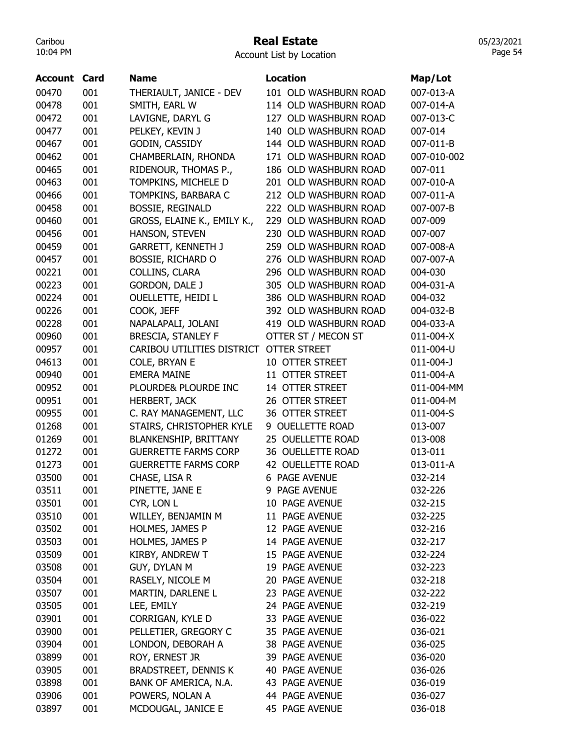# Real Estate

Account List by Location

| Account | Card | Name | Location | Map/Lot |
|---|---|---|---|---|
| 00470 | 001 | THERIAULT, JANICE - DEV | 101 OLD WASHBURN ROAD | 007-013-A |
| 00478 | 001 | SMITH, EARL W | 114 OLD WASHBURN ROAD | 007-014-A |
| 00472 | 001 | LAVIGNE, DARYL G | 127 OLD WASHBURN ROAD | 007-013-C |
| 00477 | 001 | PELKEY, KEVIN J | 140 OLD WASHBURN ROAD | 007-014 |
| 00467 | 001 | GODIN, CASSIDY | 144 OLD WASHBURN ROAD | 007-011-B |
| 00462 | 001 | CHAMBERLAIN, RHONDA | 171 OLD WASHBURN ROAD | 007-010-002 |
| 00465 | 001 | RIDENOUR, THOMAS P., | 186 OLD WASHBURN ROAD | 007-011 |
| 00463 | 001 | TOMPKINS, MICHELE D | 201 OLD WASHBURN ROAD | 007-010-A |
| 00466 | 001 | TOMPKINS, BARBARA C | 212 OLD WASHBURN ROAD | 007-011-A |
| 00458 | 001 | BOSSIE, REGINALD | 222 OLD WASHBURN ROAD | 007-007-B |
| 00460 | 001 | GROSS, ELAINE K., EMILY K., | 229 OLD WASHBURN ROAD | 007-009 |
| 00456 | 001 | HANSON, STEVEN | 230 OLD WASHBURN ROAD | 007-007 |
| 00459 | 001 | GARRETT, KENNETH J | 259 OLD WASHBURN ROAD | 007-008-A |
| 00457 | 001 | BOSSIE, RICHARD O | 276 OLD WASHBURN ROAD | 007-007-A |
| 00221 | 001 | COLLINS, CLARA | 296 OLD WASHBURN ROAD | 004-030 |
| 00223 | 001 | GORDON, DALE J | 305 OLD WASHBURN ROAD | 004-031-A |
| 00224 | 001 | OUELLETTE, HEIDI L | 386 OLD WASHBURN ROAD | 004-032 |
| 00226 | 001 | COOK, JEFF | 392 OLD WASHBURN ROAD | 004-032-B |
| 00228 | 001 | NAPALAPALI, JOLANI | 419 OLD WASHBURN ROAD | 004-033-A |
| 00960 | 001 | BRESCIA, STANLEY F | OTTER ST / MECON ST | 011-004-X |
| 00957 | 001 | CARIBOU UTILITIES DISTRICT | OTTER STREET | 011-004-U |
| 04613 | 001 | COLE, BRYAN E | 10 OTTER STREET | 011-004-J |
| 00940 | 001 | EMERA MAINE | 11 OTTER STREET | 011-004-A |
| 00952 | 001 | PLOURDE& PLOURDE INC | 14 OTTER STREET | 011-004-MM |
| 00951 | 001 | HERBERT, JACK | 26 OTTER STREET | 011-004-M |
| 00955 | 001 | C. RAY MANAGEMENT, LLC | 36 OTTER STREET | 011-004-S |
| 01268 | 001 | STAIRS, CHRISTOPHER KYLE | 9 OUELLETTE ROAD | 013-007 |
| 01269 | 001 | BLANKENSHIP, BRITTANY | 25 OUELLETTE ROAD | 013-008 |
| 01272 | 001 | GUERRETTE FARMS CORP | 36 OUELLETTE ROAD | 013-011 |
| 01273 | 001 | GUERRETTE FARMS CORP | 42 OUELLETTE ROAD | 013-011-A |
| 03500 | 001 | CHASE, LISA R | 6 PAGE AVENUE | 032-214 |
| 03511 | 001 | PINETTE, JANE E | 9 PAGE AVENUE | 032-226 |
| 03501 | 001 | CYR, LON L | 10 PAGE AVENUE | 032-215 |
| 03510 | 001 | WILLEY, BENJAMIN M | 11 PAGE AVENUE | 032-225 |
| 03502 | 001 | HOLMES, JAMES P | 12 PAGE AVENUE | 032-216 |
| 03503 | 001 | HOLMES, JAMES P | 14 PAGE AVENUE | 032-217 |
| 03509 | 001 | KIRBY, ANDREW T | 15 PAGE AVENUE | 032-224 |
| 03508 | 001 | GUY, DYLAN M | 19 PAGE AVENUE | 032-223 |
| 03504 | 001 | RASELY, NICOLE M | 20 PAGE AVENUE | 032-218 |
| 03507 | 001 | MARTIN, DARLENE L | 23 PAGE AVENUE | 032-222 |
| 03505 | 001 | LEE, EMILY | 24 PAGE AVENUE | 032-219 |
| 03901 | 001 | CORRIGAN, KYLE D | 33 PAGE AVENUE | 036-022 |
| 03900 | 001 | PELLETIER, GREGORY C | 35 PAGE AVENUE | 036-021 |
| 03904 | 001 | LONDON, DEBORAH A | 38 PAGE AVENUE | 036-025 |
| 03899 | 001 | ROY, ERNEST JR | 39 PAGE AVENUE | 036-020 |
| 03905 | 001 | BRADSTREET, DENNIS K | 40 PAGE AVENUE | 036-026 |
| 03898 | 001 | BANK OF AMERICA, N.A. | 43 PAGE AVENUE | 036-019 |
| 03906 | 001 | POWERS, NOLAN A | 44 PAGE AVENUE | 036-027 |
| 03897 | 001 | MCDOUGAL, JANICE E | 45 PAGE AVENUE | 036-018 |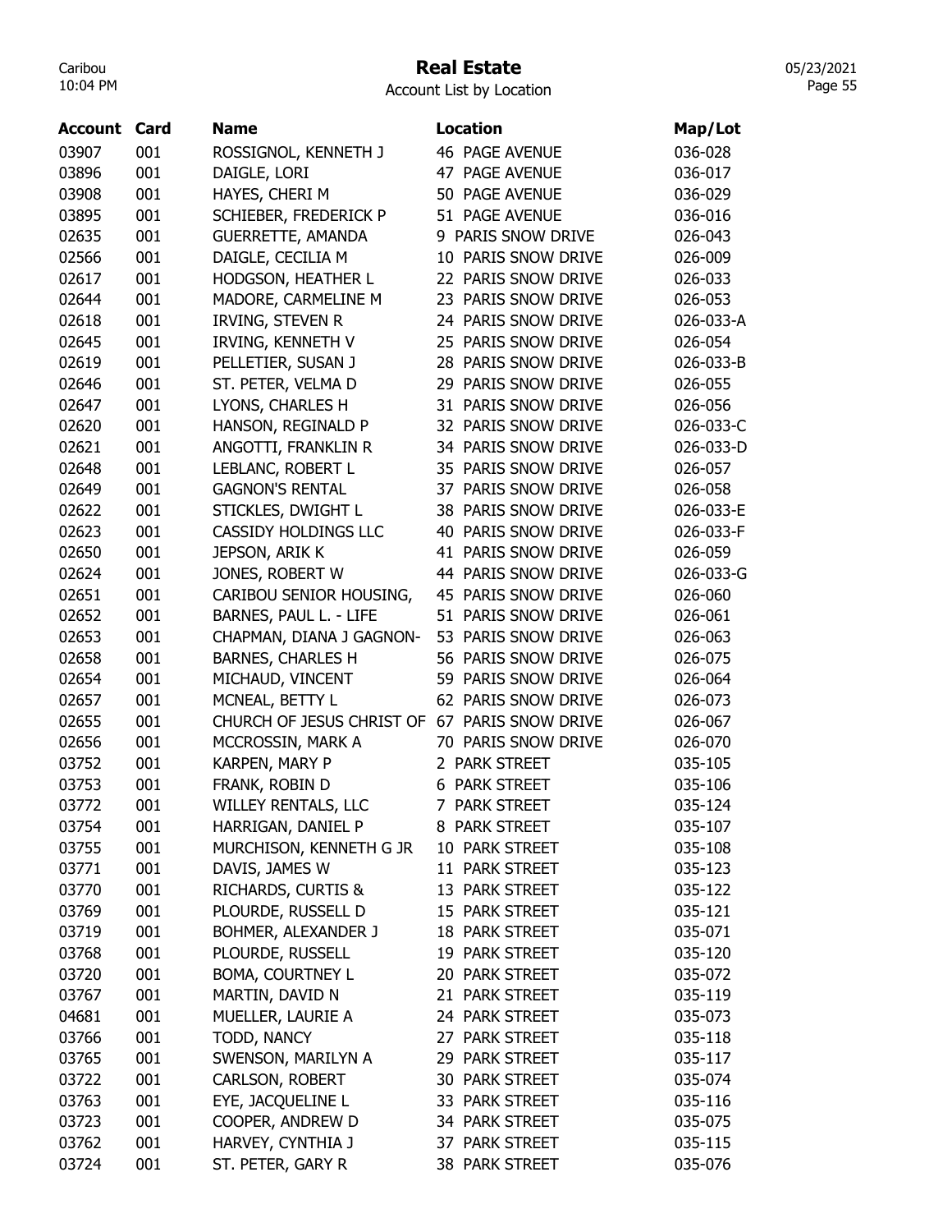# Real Estate

Account List by Location

| Account | Card | Name | Location | Map/Lot |
|---|---|---|---|---|
| 03907 | 001 | ROSSIGNOL, KENNETH J | 46 PAGE AVENUE | 036-028 |
| 03896 | 001 | DAIGLE, LORI | 47 PAGE AVENUE | 036-017 |
| 03908 | 001 | HAYES, CHERI M | 50 PAGE AVENUE | 036-029 |
| 03895 | 001 | SCHIEBER, FREDERICK P | 51 PAGE AVENUE | 036-016 |
| 02635 | 001 | GUERRETTE, AMANDA | 9 PARIS SNOW DRIVE | 026-043 |
| 02566 | 001 | DAIGLE, CECILIA M | 10 PARIS SNOW DRIVE | 026-009 |
| 02617 | 001 | HODGSON, HEATHER L | 22 PARIS SNOW DRIVE | 026-033 |
| 02644 | 001 | MADORE, CARMELINE M | 23 PARIS SNOW DRIVE | 026-053 |
| 02618 | 001 | IRVING, STEVEN R | 24 PARIS SNOW DRIVE | 026-033-A |
| 02645 | 001 | IRVING, KENNETH V | 25 PARIS SNOW DRIVE | 026-054 |
| 02619 | 001 | PELLETIER, SUSAN J | 28 PARIS SNOW DRIVE | 026-033-B |
| 02646 | 001 | ST. PETER, VELMA D | 29 PARIS SNOW DRIVE | 026-055 |
| 02647 | 001 | LYONS, CHARLES H | 31 PARIS SNOW DRIVE | 026-056 |
| 02620 | 001 | HANSON, REGINALD P | 32 PARIS SNOW DRIVE | 026-033-C |
| 02621 | 001 | ANGOTTI, FRANKLIN R | 34 PARIS SNOW DRIVE | 026-033-D |
| 02648 | 001 | LEBLANC, ROBERT L | 35 PARIS SNOW DRIVE | 026-057 |
| 02649 | 001 | GAGNON'S RENTAL | 37 PARIS SNOW DRIVE | 026-058 |
| 02622 | 001 | STICKLES, DWIGHT L | 38 PARIS SNOW DRIVE | 026-033-E |
| 02623 | 001 | CASSIDY HOLDINGS LLC | 40 PARIS SNOW DRIVE | 026-033-F |
| 02650 | 001 | JEPSON, ARIK K | 41 PARIS SNOW DRIVE | 026-059 |
| 02624 | 001 | JONES, ROBERT W | 44 PARIS SNOW DRIVE | 026-033-G |
| 02651 | 001 | CARIBOU SENIOR HOUSING, | 45 PARIS SNOW DRIVE | 026-060 |
| 02652 | 001 | BARNES, PAUL L. - LIFE | 51 PARIS SNOW DRIVE | 026-061 |
| 02653 | 001 | CHAPMAN, DIANA J GAGNON- | 53 PARIS SNOW DRIVE | 026-063 |
| 02658 | 001 | BARNES, CHARLES H | 56 PARIS SNOW DRIVE | 026-075 |
| 02654 | 001 | MICHAUD, VINCENT | 59 PARIS SNOW DRIVE | 026-064 |
| 02657 | 001 | MCNEAL, BETTY L | 62 PARIS SNOW DRIVE | 026-073 |
| 02655 | 001 | CHURCH OF JESUS CHRIST OF | 67 PARIS SNOW DRIVE | 026-067 |
| 02656 | 001 | MCCROSSIN, MARK A | 70 PARIS SNOW DRIVE | 026-070 |
| 03752 | 001 | KARPEN, MARY P | 2 PARK STREET | 035-105 |
| 03753 | 001 | FRANK, ROBIN D | 6 PARK STREET | 035-106 |
| 03772 | 001 | WILLEY RENTALS, LLC | 7 PARK STREET | 035-124 |
| 03754 | 001 | HARRIGAN, DANIEL P | 8 PARK STREET | 035-107 |
| 03755 | 001 | MURCHISON, KENNETH G JR | 10 PARK STREET | 035-108 |
| 03771 | 001 | DAVIS, JAMES W | 11 PARK STREET | 035-123 |
| 03770 | 001 | RICHARDS, CURTIS & | 13 PARK STREET | 035-122 |
| 03769 | 001 | PLOURDE, RUSSELL D | 15 PARK STREET | 035-121 |
| 03719 | 001 | BOHMER, ALEXANDER J | 18 PARK STREET | 035-071 |
| 03768 | 001 | PLOURDE, RUSSELL | 19 PARK STREET | 035-120 |
| 03720 | 001 | BOMA, COURTNEY L | 20 PARK STREET | 035-072 |
| 03767 | 001 | MARTIN, DAVID N | 21 PARK STREET | 035-119 |
| 04681 | 001 | MUELLER, LAURIE A | 24 PARK STREET | 035-073 |
| 03766 | 001 | TODD, NANCY | 27 PARK STREET | 035-118 |
| 03765 | 001 | SWENSON, MARILYN A | 29 PARK STREET | 035-117 |
| 03722 | 001 | CARLSON, ROBERT | 30 PARK STREET | 035-074 |
| 03763 | 001 | EYE, JACQUELINE L | 33 PARK STREET | 035-116 |
| 03723 | 001 | COOPER, ANDREW D | 34 PARK STREET | 035-075 |
| 03762 | 001 | HARVEY, CYNTHIA J | 37 PARK STREET | 035-115 |
| 03724 | 001 | ST. PETER, GARY R | 38 PARK STREET | 035-076 |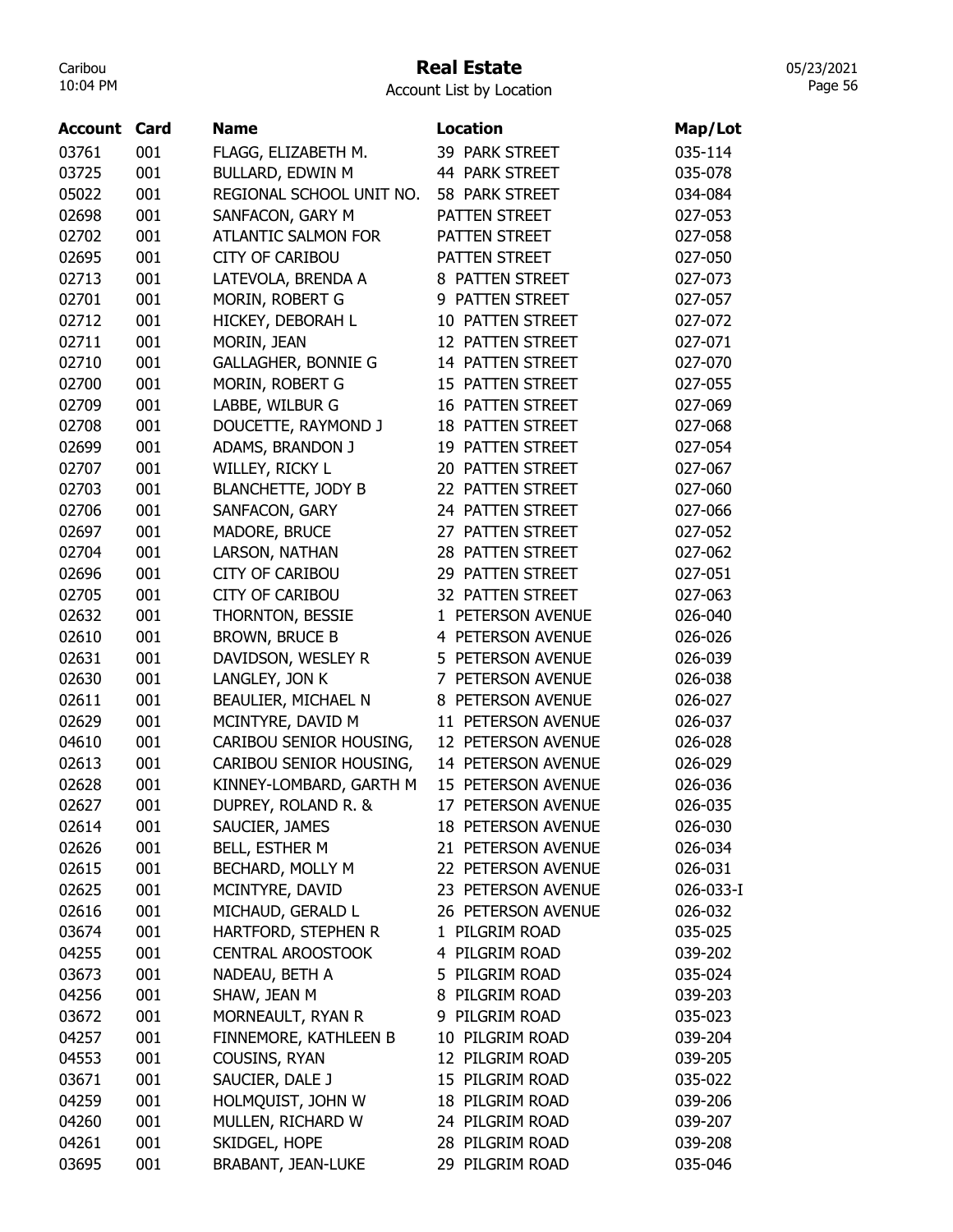# Real Estate

Account List by Location

| Account | Card | Name | Location | Map/Lot |
|---|---|---|---|---|
| 03761 | 001 | FLAGG, ELIZABETH M. | 39 PARK STREET | 035-114 |
| 03725 | 001 | BULLARD, EDWIN M | 44 PARK STREET | 035-078 |
| 05022 | 001 | REGIONAL SCHOOL UNIT NO. | 58 PARK STREET | 034-084 |
| 02698 | 001 | SANFACON, GARY M | PATTEN STREET | 027-053 |
| 02702 | 001 | ATLANTIC SALMON FOR | PATTEN STREET | 027-058 |
| 02695 | 001 | CITY OF CARIBOU | PATTEN STREET | 027-050 |
| 02713 | 001 | LATEVOLA, BRENDA A | 8 PATTEN STREET | 027-073 |
| 02701 | 001 | MORIN, ROBERT G | 9 PATTEN STREET | 027-057 |
| 02712 | 001 | HICKEY, DEBORAH L | 10 PATTEN STREET | 027-072 |
| 02711 | 001 | MORIN, JEAN | 12 PATTEN STREET | 027-071 |
| 02710 | 001 | GALLAGHER, BONNIE G | 14 PATTEN STREET | 027-070 |
| 02700 | 001 | MORIN, ROBERT G | 15 PATTEN STREET | 027-055 |
| 02709 | 001 | LABBE, WILBUR G | 16 PATTEN STREET | 027-069 |
| 02708 | 001 | DOUCETTE, RAYMOND J | 18 PATTEN STREET | 027-068 |
| 02699 | 001 | ADAMS, BRANDON J | 19 PATTEN STREET | 027-054 |
| 02707 | 001 | WILLEY, RICKY L | 20 PATTEN STREET | 027-067 |
| 02703 | 001 | BLANCHETTE, JODY B | 22 PATTEN STREET | 027-060 |
| 02706 | 001 | SANFACON, GARY | 24 PATTEN STREET | 027-066 |
| 02697 | 001 | MADORE, BRUCE | 27 PATTEN STREET | 027-052 |
| 02704 | 001 | LARSON, NATHAN | 28 PATTEN STREET | 027-062 |
| 02696 | 001 | CITY OF CARIBOU | 29 PATTEN STREET | 027-051 |
| 02705 | 001 | CITY OF CARIBOU | 32 PATTEN STREET | 027-063 |
| 02632 | 001 | THORNTON, BESSIE | 1 PETERSON AVENUE | 026-040 |
| 02610 | 001 | BROWN, BRUCE B | 4 PETERSON AVENUE | 026-026 |
| 02631 | 001 | DAVIDSON, WESLEY R | 5 PETERSON AVENUE | 026-039 |
| 02630 | 001 | LANGLEY, JON K | 7 PETERSON AVENUE | 026-038 |
| 02611 | 001 | BEAULIER, MICHAEL N | 8 PETERSON AVENUE | 026-027 |
| 02629 | 001 | MCINTYRE, DAVID M | 11 PETERSON AVENUE | 026-037 |
| 04610 | 001 | CARIBOU SENIOR HOUSING, | 12 PETERSON AVENUE | 026-028 |
| 02613 | 001 | CARIBOU SENIOR HOUSING, | 14 PETERSON AVENUE | 026-029 |
| 02628 | 001 | KINNEY-LOMBARD, GARTH M | 15 PETERSON AVENUE | 026-036 |
| 02627 | 001 | DUPREY, ROLAND R. & | 17 PETERSON AVENUE | 026-035 |
| 02614 | 001 | SAUCIER, JAMES | 18 PETERSON AVENUE | 026-030 |
| 02626 | 001 | BELL, ESTHER M | 21 PETERSON AVENUE | 026-034 |
| 02615 | 001 | BECHARD, MOLLY M | 22 PETERSON AVENUE | 026-031 |
| 02625 | 001 | MCINTYRE, DAVID | 23 PETERSON AVENUE | 026-033-I |
| 02616 | 001 | MICHAUD, GERALD L | 26 PETERSON AVENUE | 026-032 |
| 03674 | 001 | HARTFORD, STEPHEN R | 1 PILGRIM ROAD | 035-025 |
| 04255 | 001 | CENTRAL AROOSTOOK | 4 PILGRIM ROAD | 039-202 |
| 03673 | 001 | NADEAU, BETH A | 5 PILGRIM ROAD | 035-024 |
| 04256 | 001 | SHAW, JEAN M | 8 PILGRIM ROAD | 039-203 |
| 03672 | 001 | MORNEAULT, RYAN R | 9 PILGRIM ROAD | 035-023 |
| 04257 | 001 | FINNEMORE, KATHLEEN B | 10 PILGRIM ROAD | 039-204 |
| 04553 | 001 | COUSINS, RYAN | 12 PILGRIM ROAD | 039-205 |
| 03671 | 001 | SAUCIER, DALE J | 15 PILGRIM ROAD | 035-022 |
| 04259 | 001 | HOLMQUIST, JOHN W | 18 PILGRIM ROAD | 039-206 |
| 04260 | 001 | MULLEN, RICHARD W | 24 PILGRIM ROAD | 039-207 |
| 04261 | 001 | SKIDGEL, HOPE | 28 PILGRIM ROAD | 039-208 |
| 03695 | 001 | BRABANT, JEAN-LUKE | 29 PILGRIM ROAD | 035-046 |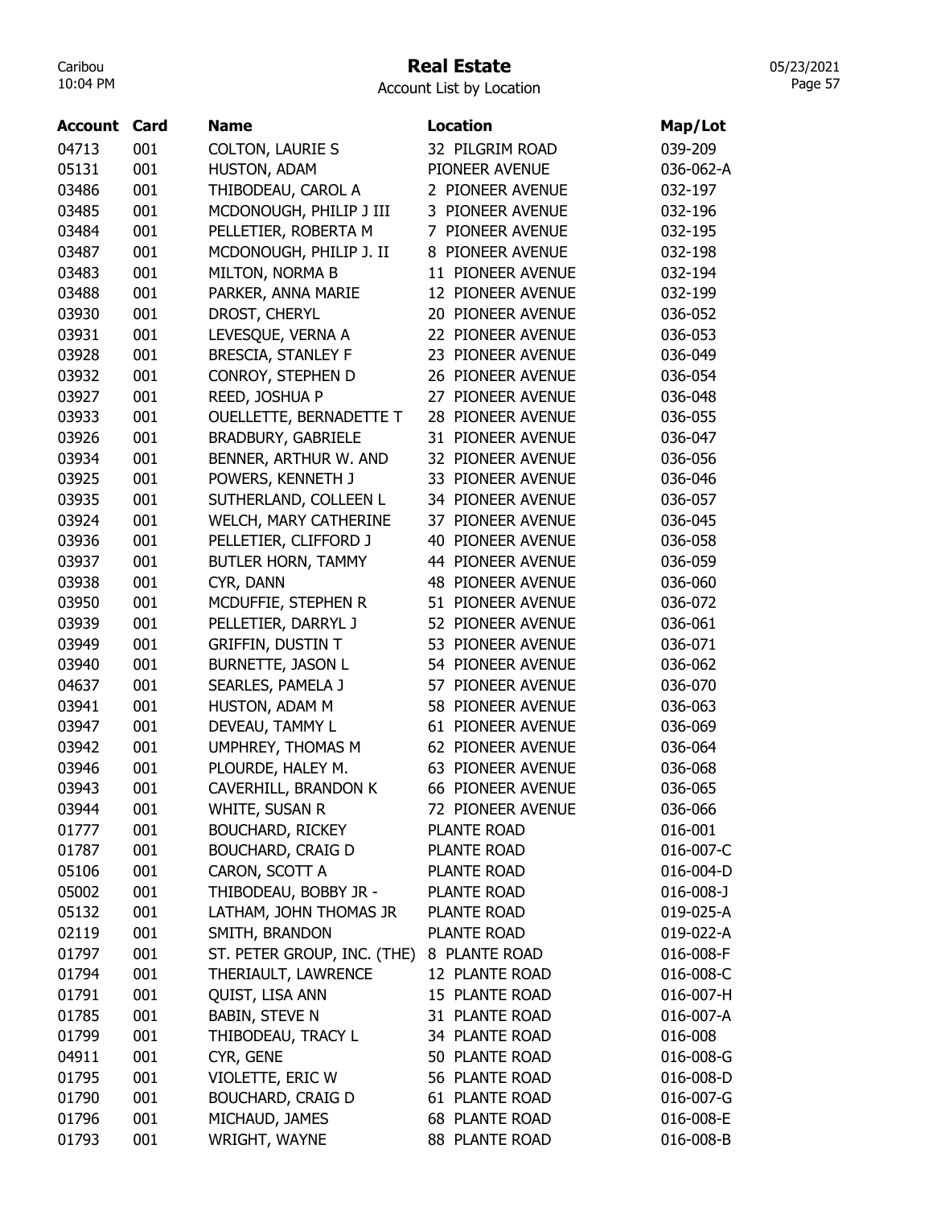# Real Estate

Account List by Location

| Account | Card | Name | Location | Map/Lot |
|---|---|---|---|---|
| 04713 | 001 | COLTON, LAURIE S | 32 PILGRIM ROAD | 039-209 |
| 05131 | 001 | HUSTON, ADAM | PIONEER AVENUE | 036-062-A |
| 03486 | 001 | THIBODEAU, CAROL A | 2 PIONEER AVENUE | 032-197 |
| 03485 | 001 | MCDONOUGH, PHILIP J III | 3 PIONEER AVENUE | 032-196 |
| 03484 | 001 | PELLETIER, ROBERTA M | 7 PIONEER AVENUE | 032-195 |
| 03487 | 001 | MCDONOUGH, PHILIP J. II | 8 PIONEER AVENUE | 032-198 |
| 03483 | 001 | MILTON, NORMA B | 11 PIONEER AVENUE | 032-194 |
| 03488 | 001 | PARKER, ANNA MARIE | 12 PIONEER AVENUE | 032-199 |
| 03930 | 001 | DROST, CHERYL | 20 PIONEER AVENUE | 036-052 |
| 03931 | 001 | LEVESQUE, VERNA A | 22 PIONEER AVENUE | 036-053 |
| 03928 | 001 | BRESCIA, STANLEY F | 23 PIONEER AVENUE | 036-049 |
| 03932 | 001 | CONROY, STEPHEN D | 26 PIONEER AVENUE | 036-054 |
| 03927 | 001 | REED, JOSHUA P | 27 PIONEER AVENUE | 036-048 |
| 03933 | 001 | OUELLETTE, BERNADETTE T | 28 PIONEER AVENUE | 036-055 |
| 03926 | 001 | BRADBURY, GABRIELE | 31 PIONEER AVENUE | 036-047 |
| 03934 | 001 | BENNER, ARTHUR W. AND | 32 PIONEER AVENUE | 036-056 |
| 03925 | 001 | POWERS, KENNETH J | 33 PIONEER AVENUE | 036-046 |
| 03935 | 001 | SUTHERLAND, COLLEEN L | 34 PIONEER AVENUE | 036-057 |
| 03924 | 001 | WELCH, MARY CATHERINE | 37 PIONEER AVENUE | 036-045 |
| 03936 | 001 | PELLETIER, CLIFFORD J | 40 PIONEER AVENUE | 036-058 |
| 03937 | 001 | BUTLER HORN, TAMMY | 44 PIONEER AVENUE | 036-059 |
| 03938 | 001 | CYR, DANN | 48 PIONEER AVENUE | 036-060 |
| 03950 | 001 | MCDUFFIE, STEPHEN R | 51 PIONEER AVENUE | 036-072 |
| 03939 | 001 | PELLETIER, DARRYL J | 52 PIONEER AVENUE | 036-061 |
| 03949 | 001 | GRIFFIN, DUSTIN T | 53 PIONEER AVENUE | 036-071 |
| 03940 | 001 | BURNETTE, JASON L | 54 PIONEER AVENUE | 036-062 |
| 04637 | 001 | SEARLES, PAMELA J | 57 PIONEER AVENUE | 036-070 |
| 03941 | 001 | HUSTON, ADAM M | 58 PIONEER AVENUE | 036-063 |
| 03947 | 001 | DEVEAU, TAMMY L | 61 PIONEER AVENUE | 036-069 |
| 03942 | 001 | UMPHREY, THOMAS M | 62 PIONEER AVENUE | 036-064 |
| 03946 | 001 | PLOURDE, HALEY M. | 63 PIONEER AVENUE | 036-068 |
| 03943 | 001 | CAVERHILL, BRANDON K | 66 PIONEER AVENUE | 036-065 |
| 03944 | 001 | WHITE, SUSAN R | 72 PIONEER AVENUE | 036-066 |
| 01777 | 001 | BOUCHARD, RICKEY | PLANTE ROAD | 016-001 |
| 01787 | 001 | BOUCHARD, CRAIG D | PLANTE ROAD | 016-007-C |
| 05106 | 001 | CARON, SCOTT A | PLANTE ROAD | 016-004-D |
| 05002 | 001 | THIBODEAU, BOBBY JR - | PLANTE ROAD | 016-008-J |
| 05132 | 001 | LATHAM, JOHN THOMAS JR | PLANTE ROAD | 019-025-A |
| 02119 | 001 | SMITH, BRANDON | PLANTE ROAD | 019-022-A |
| 01797 | 001 | ST. PETER GROUP, INC. (THE) | 8 PLANTE ROAD | 016-008-F |
| 01794 | 001 | THERIAULT, LAWRENCE | 12 PLANTE ROAD | 016-008-C |
| 01791 | 001 | QUIST, LISA ANN | 15 PLANTE ROAD | 016-007-H |
| 01785 | 001 | BABIN, STEVE N | 31 PLANTE ROAD | 016-007-A |
| 01799 | 001 | THIBODEAU, TRACY L | 34 PLANTE ROAD | 016-008 |
| 04911 | 001 | CYR, GENE | 50 PLANTE ROAD | 016-008-G |
| 01795 | 001 | VIOLETTE, ERIC W | 56 PLANTE ROAD | 016-008-D |
| 01790 | 001 | BOUCHARD, CRAIG D | 61 PLANTE ROAD | 016-007-G |
| 01796 | 001 | MICHAUD, JAMES | 68 PLANTE ROAD | 016-008-E |
| 01793 | 001 | WRIGHT, WAYNE | 88 PLANTE ROAD | 016-008-B |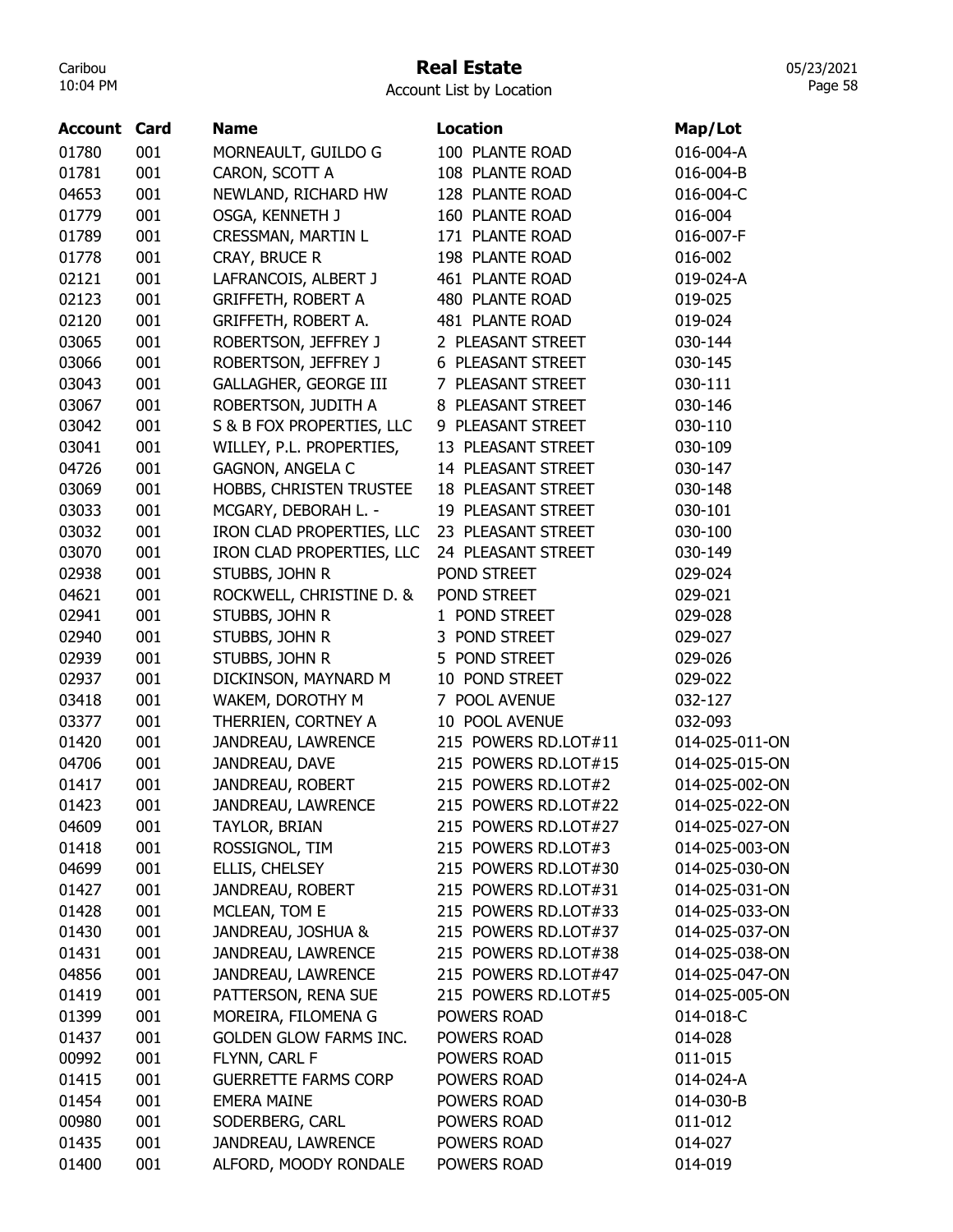# Real Estate

Account List by Location

| Account | Card | Name | Location | Map/Lot |
|---|---|---|---|---|
| 01780 | 001 | MORNEAULT, GUILDO G | 100 PLANTE ROAD | 016-004-A |
| 01781 | 001 | CARON, SCOTT A | 108 PLANTE ROAD | 016-004-B |
| 04653 | 001 | NEWLAND, RICHARD HW | 128 PLANTE ROAD | 016-004-C |
| 01779 | 001 | OSGA, KENNETH J | 160 PLANTE ROAD | 016-004 |
| 01789 | 001 | CRESSMAN, MARTIN L | 171 PLANTE ROAD | 016-007-F |
| 01778 | 001 | CRAY, BRUCE R | 198 PLANTE ROAD | 016-002 |
| 02121 | 001 | LAFRANCOIS, ALBERT J | 461 PLANTE ROAD | 019-024-A |
| 02123 | 001 | GRIFFETH, ROBERT A | 480 PLANTE ROAD | 019-025 |
| 02120 | 001 | GRIFFETH, ROBERT A. | 481 PLANTE ROAD | 019-024 |
| 03065 | 001 | ROBERTSON, JEFFREY J | 2 PLEASANT STREET | 030-144 |
| 03066 | 001 | ROBERTSON, JEFFREY J | 6 PLEASANT STREET | 030-145 |
| 03043 | 001 | GALLAGHER, GEORGE III | 7 PLEASANT STREET | 030-111 |
| 03067 | 001 | ROBERTSON, JUDITH A | 8 PLEASANT STREET | 030-146 |
| 03042 | 001 | S & B FOX PROPERTIES, LLC | 9 PLEASANT STREET | 030-110 |
| 03041 | 001 | WILLEY, P.L. PROPERTIES, | 13 PLEASANT STREET | 030-109 |
| 04726 | 001 | GAGNON, ANGELA C | 14 PLEASANT STREET | 030-147 |
| 03069 | 001 | HOBBS, CHRISTEN TRUSTEE | 18 PLEASANT STREET | 030-148 |
| 03033 | 001 | MCGARY, DEBORAH L. - | 19 PLEASANT STREET | 030-101 |
| 03032 | 001 | IRON CLAD PROPERTIES, LLC | 23 PLEASANT STREET | 030-100 |
| 03070 | 001 | IRON CLAD PROPERTIES, LLC | 24 PLEASANT STREET | 030-149 |
| 02938 | 001 | STUBBS, JOHN R | POND STREET | 029-024 |
| 04621 | 001 | ROCKWELL, CHRISTINE D. & | POND STREET | 029-021 |
| 02941 | 001 | STUBBS, JOHN R | 1 POND STREET | 029-028 |
| 02940 | 001 | STUBBS, JOHN R | 3 POND STREET | 029-027 |
| 02939 | 001 | STUBBS, JOHN R | 5 POND STREET | 029-026 |
| 02937 | 001 | DICKINSON, MAYNARD M | 10 POND STREET | 029-022 |
| 03418 | 001 | WAKEM, DOROTHY M | 7 POOL AVENUE | 032-127 |
| 03377 | 001 | THERRIEN, CORTNEY A | 10 POOL AVENUE | 032-093 |
| 01420 | 001 | JANDREAU, LAWRENCE | 215 POWERS RD.LOT#11 | 014-025-011-ON |
| 04706 | 001 | JANDREAU, DAVE | 215 POWERS RD.LOT#15 | 014-025-015-ON |
| 01417 | 001 | JANDREAU, ROBERT | 215 POWERS RD.LOT#2 | 014-025-002-ON |
| 01423 | 001 | JANDREAU, LAWRENCE | 215 POWERS RD.LOT#22 | 014-025-022-ON |
| 04609 | 001 | TAYLOR, BRIAN | 215 POWERS RD.LOT#27 | 014-025-027-ON |
| 01418 | 001 | ROSSIGNOL, TIM | 215 POWERS RD.LOT#3 | 014-025-003-ON |
| 04699 | 001 | ELLIS, CHELSEY | 215 POWERS RD.LOT#30 | 014-025-030-ON |
| 01427 | 001 | JANDREAU, ROBERT | 215 POWERS RD.LOT#31 | 014-025-031-ON |
| 01428 | 001 | MCLEAN, TOM E | 215 POWERS RD.LOT#33 | 014-025-033-ON |
| 01430 | 001 | JANDREAU, JOSHUA & | 215 POWERS RD.LOT#37 | 014-025-037-ON |
| 01431 | 001 | JANDREAU, LAWRENCE | 215 POWERS RD.LOT#38 | 014-025-038-ON |
| 04856 | 001 | JANDREAU, LAWRENCE | 215 POWERS RD.LOT#47 | 014-025-047-ON |
| 01419 | 001 | PATTERSON, RENA SUE | 215 POWERS RD.LOT#5 | 014-025-005-ON |
| 01399 | 001 | MOREIRA, FILOMENA G | POWERS ROAD | 014-018-C |
| 01437 | 001 | GOLDEN GLOW FARMS INC. | POWERS ROAD | 014-028 |
| 00992 | 001 | FLYNN, CARL F | POWERS ROAD | 011-015 |
| 01415 | 001 | GUERRETTE FARMS CORP | POWERS ROAD | 014-024-A |
| 01454 | 001 | EMERA MAINE | POWERS ROAD | 014-030-B |
| 00980 | 001 | SODERBERG, CARL | POWERS ROAD | 011-012 |
| 01435 | 001 | JANDREAU, LAWRENCE | POWERS ROAD | 014-027 |
| 01400 | 001 | ALFORD, MOODY RONDALE | POWERS ROAD | 014-019 |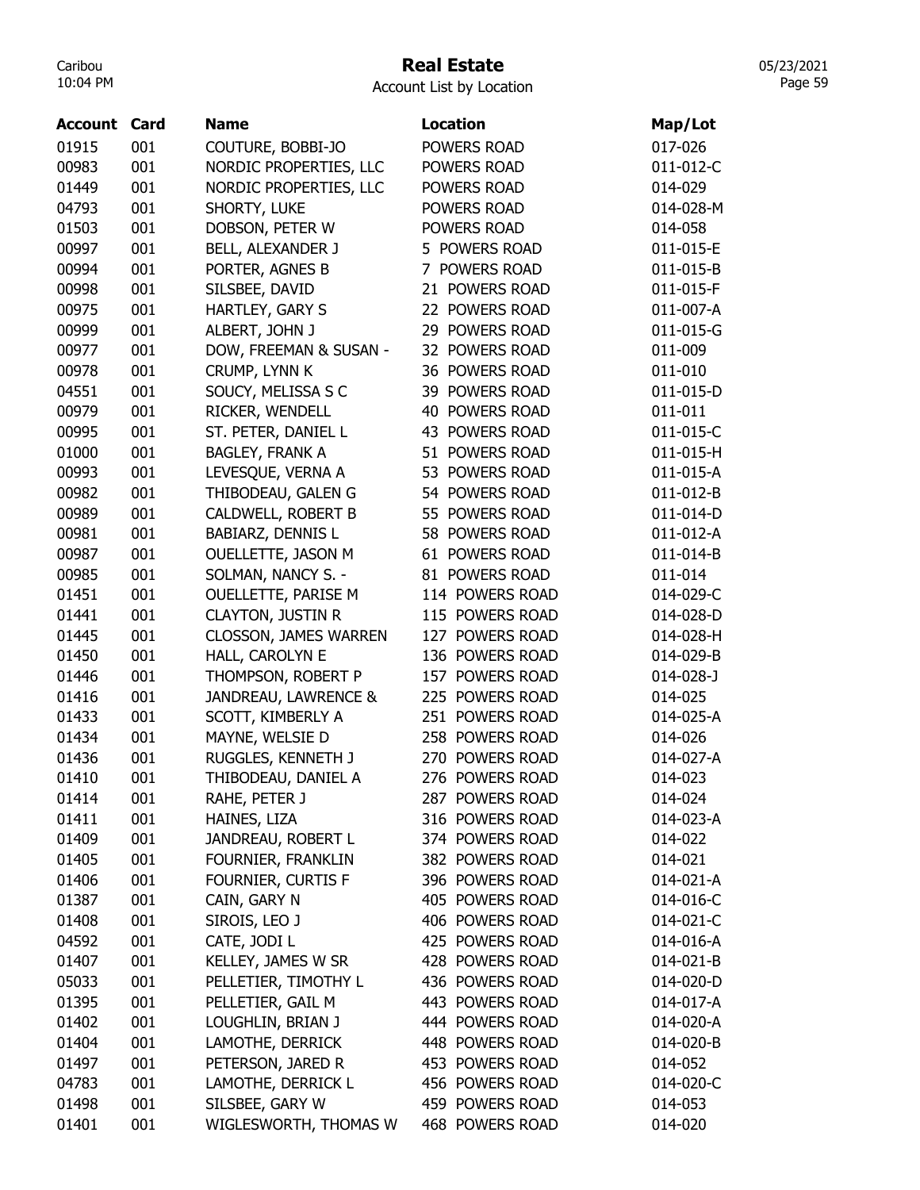# Real Estate

Account List by Location

| Account | Card | Name | Location | Map/Lot |
|---|---|---|---|---|
| 01915 | 001 | COUTURE, BOBBI-JO | POWERS ROAD | 017-026 |
| 00983 | 001 | NORDIC PROPERTIES, LLC | POWERS ROAD | 011-012-C |
| 01449 | 001 | NORDIC PROPERTIES, LLC | POWERS ROAD | 014-029 |
| 04793 | 001 | SHORTY, LUKE | POWERS ROAD | 014-028-M |
| 01503 | 001 | DOBSON, PETER W | POWERS ROAD | 014-058 |
| 00997 | 001 | BELL, ALEXANDER J | 5 POWERS ROAD | 011-015-E |
| 00994 | 001 | PORTER, AGNES B | 7 POWERS ROAD | 011-015-B |
| 00998 | 001 | SILSBEE, DAVID | 21 POWERS ROAD | 011-015-F |
| 00975 | 001 | HARTLEY, GARY S | 22 POWERS ROAD | 011-007-A |
| 00999 | 001 | ALBERT, JOHN J | 29 POWERS ROAD | 011-015-G |
| 00977 | 001 | DOW, FREEMAN & SUSAN - | 32 POWERS ROAD | 011-009 |
| 00978 | 001 | CRUMP, LYNN K | 36 POWERS ROAD | 011-010 |
| 04551 | 001 | SOUCY, MELISSA S C | 39 POWERS ROAD | 011-015-D |
| 00979 | 001 | RICKER, WENDELL | 40 POWERS ROAD | 011-011 |
| 00995 | 001 | ST. PETER, DANIEL L | 43 POWERS ROAD | 011-015-C |
| 01000 | 001 | BAGLEY, FRANK A | 51 POWERS ROAD | 011-015-H |
| 00993 | 001 | LEVESQUE, VERNA A | 53 POWERS ROAD | 011-015-A |
| 00982 | 001 | THIBODEAU, GALEN G | 54 POWERS ROAD | 011-012-B |
| 00989 | 001 | CALDWELL, ROBERT B | 55 POWERS ROAD | 011-014-D |
| 00981 | 001 | BABIARZ, DENNIS L | 58 POWERS ROAD | 011-012-A |
| 00987 | 001 | OUELLETTE, JASON M | 61 POWERS ROAD | 011-014-B |
| 00985 | 001 | SOLMAN, NANCY S. - | 81 POWERS ROAD | 011-014 |
| 01451 | 001 | OUELLETTE, PARISE M | 114 POWERS ROAD | 014-029-C |
| 01441 | 001 | CLAYTON, JUSTIN R | 115 POWERS ROAD | 014-028-D |
| 01445 | 001 | CLOSSON, JAMES WARREN | 127 POWERS ROAD | 014-028-H |
| 01450 | 001 | HALL, CAROLYN E | 136 POWERS ROAD | 014-029-B |
| 01446 | 001 | THOMPSON, ROBERT P | 157 POWERS ROAD | 014-028-J |
| 01416 | 001 | JANDREAU, LAWRENCE & | 225 POWERS ROAD | 014-025 |
| 01433 | 001 | SCOTT, KIMBERLY A | 251 POWERS ROAD | 014-025-A |
| 01434 | 001 | MAYNE, WELSIE D | 258 POWERS ROAD | 014-026 |
| 01436 | 001 | RUGGLES, KENNETH J | 270 POWERS ROAD | 014-027-A |
| 01410 | 001 | THIBODEAU, DANIEL A | 276 POWERS ROAD | 014-023 |
| 01414 | 001 | RAHE, PETER J | 287 POWERS ROAD | 014-024 |
| 01411 | 001 | HAINES, LIZA | 316 POWERS ROAD | 014-023-A |
| 01409 | 001 | JANDREAU, ROBERT L | 374 POWERS ROAD | 014-022 |
| 01405 | 001 | FOURNIER, FRANKLIN | 382 POWERS ROAD | 014-021 |
| 01406 | 001 | FOURNIER, CURTIS F | 396 POWERS ROAD | 014-021-A |
| 01387 | 001 | CAIN, GARY N | 405 POWERS ROAD | 014-016-C |
| 01408 | 001 | SIROIS, LEO J | 406 POWERS ROAD | 014-021-C |
| 04592 | 001 | CATE, JODI L | 425 POWERS ROAD | 014-016-A |
| 01407 | 001 | KELLEY, JAMES W SR | 428 POWERS ROAD | 014-021-B |
| 05033 | 001 | PELLETIER, TIMOTHY L | 436 POWERS ROAD | 014-020-D |
| 01395 | 001 | PELLETIER, GAIL M | 443 POWERS ROAD | 014-017-A |
| 01402 | 001 | LOUGHLIN, BRIAN J | 444 POWERS ROAD | 014-020-A |
| 01404 | 001 | LAMOTHE, DERRICK | 448 POWERS ROAD | 014-020-B |
| 01497 | 001 | PETERSON, JARED R | 453 POWERS ROAD | 014-052 |
| 04783 | 001 | LAMOTHE, DERRICK L | 456 POWERS ROAD | 014-020-C |
| 01498 | 001 | SILSBEE, GARY W | 459 POWERS ROAD | 014-053 |
| 01401 | 001 | WIGLESWORTH, THOMAS W | 468 POWERS ROAD | 014-020 |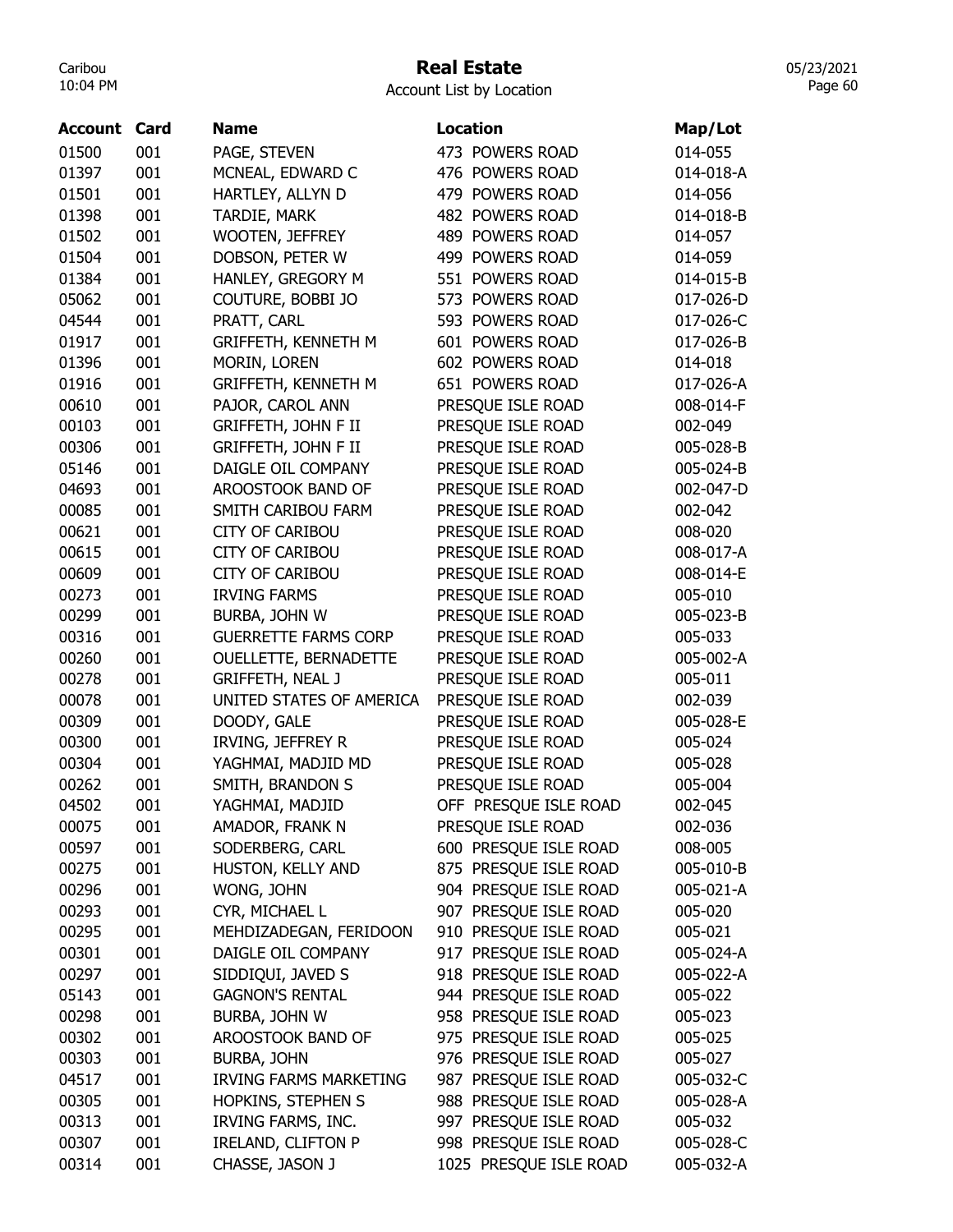# Real Estate

Account List by Location

| Account | Card | Name | Location | Map/Lot |
| --- | --- | --- | --- | --- |
| 01500 | 001 | PAGE, STEVEN | 473 POWERS ROAD | 014-055 |
| 01397 | 001 | MCNEAL, EDWARD C | 476 POWERS ROAD | 014-018-A |
| 01501 | 001 | HARTLEY, ALLYN D | 479 POWERS ROAD | 014-056 |
| 01398 | 001 | TARDIE, MARK | 482 POWERS ROAD | 014-018-B |
| 01502 | 001 | WOOTEN, JEFFREY | 489 POWERS ROAD | 014-057 |
| 01504 | 001 | DOBSON, PETER W | 499 POWERS ROAD | 014-059 |
| 01384 | 001 | HANLEY, GREGORY M | 551 POWERS ROAD | 014-015-B |
| 05062 | 001 | COUTURE, BOBBI JO | 573 POWERS ROAD | 017-026-D |
| 04544 | 001 | PRATT, CARL | 593 POWERS ROAD | 017-026-C |
| 01917 | 001 | GRIFFETH, KENNETH M | 601 POWERS ROAD | 017-026-B |
| 01396 | 001 | MORIN, LOREN | 602 POWERS ROAD | 014-018 |
| 01916 | 001 | GRIFFETH, KENNETH M | 651 POWERS ROAD | 017-026-A |
| 00610 | 001 | PAJOR, CAROL ANN | PRESQUE ISLE ROAD | 008-014-F |
| 00103 | 001 | GRIFFETH, JOHN F II | PRESQUE ISLE ROAD | 002-049 |
| 00306 | 001 | GRIFFETH, JOHN F II | PRESQUE ISLE ROAD | 005-028-B |
| 05146 | 001 | DAIGLE OIL COMPANY | PRESQUE ISLE ROAD | 005-024-B |
| 04693 | 001 | AROOSTOOK BAND OF | PRESQUE ISLE ROAD | 002-047-D |
| 00085 | 001 | SMITH CARIBOU FARM | PRESQUE ISLE ROAD | 002-042 |
| 00621 | 001 | CITY OF CARIBOU | PRESQUE ISLE ROAD | 008-020 |
| 00615 | 001 | CITY OF CARIBOU | PRESQUE ISLE ROAD | 008-017-A |
| 00609 | 001 | CITY OF CARIBOU | PRESQUE ISLE ROAD | 008-014-E |
| 00273 | 001 | IRVING FARMS | PRESQUE ISLE ROAD | 005-010 |
| 00299 | 001 | BURBA, JOHN W | PRESQUE ISLE ROAD | 005-023-B |
| 00316 | 001 | GUERRETTE FARMS CORP | PRESQUE ISLE ROAD | 005-033 |
| 00260 | 001 | OUELLETTE, BERNADETTE | PRESQUE ISLE ROAD | 005-002-A |
| 00278 | 001 | GRIFFETH, NEAL J | PRESQUE ISLE ROAD | 005-011 |
| 00078 | 001 | UNITED STATES OF AMERICA | PRESQUE ISLE ROAD | 002-039 |
| 00309 | 001 | DOODY, GALE | PRESQUE ISLE ROAD | 005-028-E |
| 00300 | 001 | IRVING, JEFFREY R | PRESQUE ISLE ROAD | 005-024 |
| 00304 | 001 | YAGHMAI, MADJID MD | PRESQUE ISLE ROAD | 005-028 |
| 00262 | 001 | SMITH, BRANDON S | PRESQUE ISLE ROAD | 005-004 |
| 04502 | 001 | YAGHMAI, MADJID | OFF PRESQUE ISLE ROAD | 002-045 |
| 00075 | 001 | AMADOR, FRANK N | PRESQUE ISLE ROAD | 002-036 |
| 00597 | 001 | SODERBERG, CARL | 600 PRESQUE ISLE ROAD | 008-005 |
| 00275 | 001 | HUSTON, KELLY AND | 875 PRESQUE ISLE ROAD | 005-010-B |
| 00296 | 001 | WONG, JOHN | 904 PRESQUE ISLE ROAD | 005-021-A |
| 00293 | 001 | CYR, MICHAEL L | 907 PRESQUE ISLE ROAD | 005-020 |
| 00295 | 001 | MEHDIZADEGAN, FERIDOON | 910 PRESQUE ISLE ROAD | 005-021 |
| 00301 | 001 | DAIGLE OIL COMPANY | 917 PRESQUE ISLE ROAD | 005-024-A |
| 00297 | 001 | SIDDIQUI, JAVED S | 918 PRESQUE ISLE ROAD | 005-022-A |
| 05143 | 001 | GAGNON'S RENTAL | 944 PRESQUE ISLE ROAD | 005-022 |
| 00298 | 001 | BURBA, JOHN W | 958 PRESQUE ISLE ROAD | 005-023 |
| 00302 | 001 | AROOSTOOK BAND OF | 975 PRESQUE ISLE ROAD | 005-025 |
| 00303 | 001 | BURBA, JOHN | 976 PRESQUE ISLE ROAD | 005-027 |
| 04517 | 001 | IRVING FARMS MARKETING | 987 PRESQUE ISLE ROAD | 005-032-C |
| 00305 | 001 | HOPKINS, STEPHEN S | 988 PRESQUE ISLE ROAD | 005-028-A |
| 00313 | 001 | IRVING FARMS, INC. | 997 PRESQUE ISLE ROAD | 005-032 |
| 00307 | 001 | IRELAND, CLIFTON P | 998 PRESQUE ISLE ROAD | 005-028-C |
| 00314 | 001 | CHASSE, JASON J | 1025 PRESQUE ISLE ROAD | 005-032-A |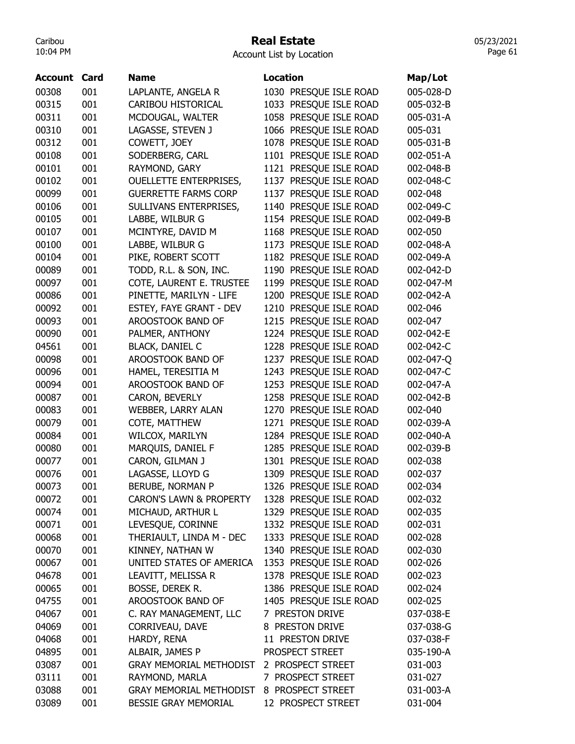# Real Estate

Account List by Location

| Account | Card | Name | Location | Map/Lot |
|---|---|---|---|---|
| 00308 | 001 | LAPLANTE, ANGELA R | 1030 PRESQUE ISLE ROAD | 005-028-D |
| 00315 | 001 | CARIBOU HISTORICAL | 1033 PRESQUE ISLE ROAD | 005-032-B |
| 00311 | 001 | MCDOUGAL, WALTER | 1058 PRESQUE ISLE ROAD | 005-031-A |
| 00310 | 001 | LAGASSE, STEVEN J | 1066 PRESQUE ISLE ROAD | 005-031 |
| 00312 | 001 | COWETT, JOEY | 1078 PRESQUE ISLE ROAD | 005-031-B |
| 00108 | 001 | SODERBERG, CARL | 1101 PRESQUE ISLE ROAD | 002-051-A |
| 00101 | 001 | RAYMOND, GARY | 1121 PRESQUE ISLE ROAD | 002-048-B |
| 00102 | 001 | OUELLETTE ENTERPRISES, | 1137 PRESQUE ISLE ROAD | 002-048-C |
| 00099 | 001 | GUERRETTE FARMS CORP | 1137 PRESQUE ISLE ROAD | 002-048 |
| 00106 | 001 | SULLIVANS ENTERPRISES, | 1140 PRESQUE ISLE ROAD | 002-049-C |
| 00105 | 001 | LABBE, WILBUR G | 1154 PRESQUE ISLE ROAD | 002-049-B |
| 00107 | 001 | MCINTYRE, DAVID M | 1168 PRESQUE ISLE ROAD | 002-050 |
| 00100 | 001 | LABBE, WILBUR G | 1173 PRESQUE ISLE ROAD | 002-048-A |
| 00104 | 001 | PIKE, ROBERT SCOTT | 1182 PRESQUE ISLE ROAD | 002-049-A |
| 00089 | 001 | TODD, R.L. & SON, INC. | 1190 PRESQUE ISLE ROAD | 002-042-D |
| 00097 | 001 | COTE, LAURENT E. TRUSTEE | 1199 PRESQUE ISLE ROAD | 002-047-M |
| 00086 | 001 | PINETTE, MARILYN - LIFE | 1200 PRESQUE ISLE ROAD | 002-042-A |
| 00092 | 001 | ESTEY, FAYE GRANT - DEV | 1210 PRESQUE ISLE ROAD | 002-046 |
| 00093 | 001 | AROOSTOOK BAND OF | 1215 PRESQUE ISLE ROAD | 002-047 |
| 00090 | 001 | PALMER, ANTHONY | 1224 PRESQUE ISLE ROAD | 002-042-E |
| 04561 | 001 | BLACK, DANIEL C | 1228 PRESQUE ISLE ROAD | 002-042-C |
| 00098 | 001 | AROOSTOOK BAND OF | 1237 PRESQUE ISLE ROAD | 002-047-Q |
| 00096 | 001 | HAMEL, TERESITIA M | 1243 PRESQUE ISLE ROAD | 002-047-C |
| 00094 | 001 | AROOSTOOK BAND OF | 1253 PRESQUE ISLE ROAD | 002-047-A |
| 00087 | 001 | CARON, BEVERLY | 1258 PRESQUE ISLE ROAD | 002-042-B |
| 00083 | 001 | WEBBER, LARRY ALAN | 1270 PRESQUE ISLE ROAD | 002-040 |
| 00079 | 001 | COTE, MATTHEW | 1271 PRESQUE ISLE ROAD | 002-039-A |
| 00084 | 001 | WILCOX, MARILYN | 1284 PRESQUE ISLE ROAD | 002-040-A |
| 00080 | 001 | MARQUIS, DANIEL F | 1285 PRESQUE ISLE ROAD | 002-039-B |
| 00077 | 001 | CARON, GILMAN J | 1301 PRESQUE ISLE ROAD | 002-038 |
| 00076 | 001 | LAGASSE, LLOYD G | 1309 PRESQUE ISLE ROAD | 002-037 |
| 00073 | 001 | BERUBE, NORMAN P | 1326 PRESQUE ISLE ROAD | 002-034 |
| 00072 | 001 | CARON'S LAWN & PROPERTY | 1328 PRESQUE ISLE ROAD | 002-032 |
| 00074 | 001 | MICHAUD, ARTHUR L | 1329 PRESQUE ISLE ROAD | 002-035 |
| 00071 | 001 | LEVESQUE, CORINNE | 1332 PRESQUE ISLE ROAD | 002-031 |
| 00068 | 001 | THERIAULT, LINDA M - DEC | 1333 PRESQUE ISLE ROAD | 002-028 |
| 00070 | 001 | KINNEY, NATHAN W | 1340 PRESQUE ISLE ROAD | 002-030 |
| 00067 | 001 | UNITED STATES OF AMERICA | 1353 PRESQUE ISLE ROAD | 002-026 |
| 04678 | 001 | LEAVITT, MELISSA R | 1378 PRESQUE ISLE ROAD | 002-023 |
| 00065 | 001 | BOSSE, DEREK R. | 1386 PRESQUE ISLE ROAD | 002-024 |
| 04755 | 001 | AROOSTOOK BAND OF | 1405 PRESQUE ISLE ROAD | 002-025 |
| 04067 | 001 | C. RAY MANAGEMENT, LLC | 7 PRESTON DRIVE | 037-038-E |
| 04069 | 001 | CORRIVEAU, DAVE | 8 PRESTON DRIVE | 037-038-G |
| 04068 | 001 | HARDY, RENA | 11 PRESTON DRIVE | 037-038-F |
| 04895 | 001 | ALBAIR, JAMES P | PROSPECT STREET | 035-190-A |
| 03087 | 001 | GRAY MEMORIAL METHODIST | 2 PROSPECT STREET | 031-003 |
| 03111 | 001 | RAYMOND, MARLA | 7 PROSPECT STREET | 031-027 |
| 03088 | 001 | GRAY MEMORIAL METHODIST | 8 PROSPECT STREET | 031-003-A |
| 03089 | 001 | BESSIE GRAY MEMORIAL | 12 PROSPECT STREET | 031-004 |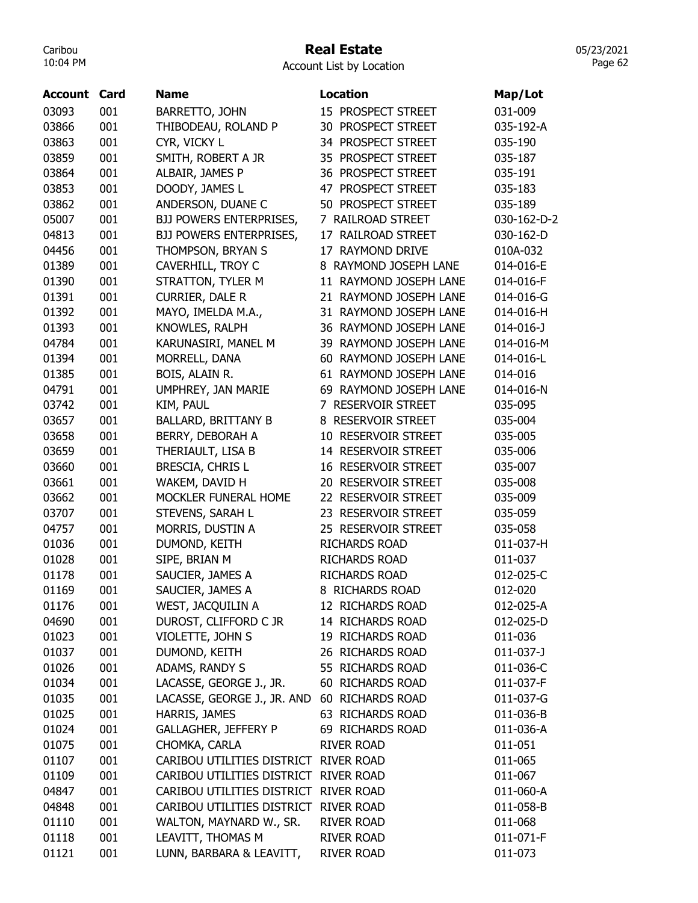# Real Estate

Account List by Location

| Account | Card | Name | Location | Map/Lot |
|---|---|---|---|---|
| 03093 | 001 | BARRETTO, JOHN | 15 PROSPECT STREET | 031-009 |
| 03866 | 001 | THIBODEAU, ROLAND P | 30 PROSPECT STREET | 035-192-A |
| 03863 | 001 | CYR, VICKY L | 34 PROSPECT STREET | 035-190 |
| 03859 | 001 | SMITH, ROBERT A JR | 35 PROSPECT STREET | 035-187 |
| 03864 | 001 | ALBAIR, JAMES P | 36 PROSPECT STREET | 035-191 |
| 03853 | 001 | DOODY, JAMES L | 47 PROSPECT STREET | 035-183 |
| 03862 | 001 | ANDERSON, DUANE C | 50 PROSPECT STREET | 035-189 |
| 05007 | 001 | BJJ POWERS ENTERPRISES, | 7 RAILROAD STREET | 030-162-D-2 |
| 04813 | 001 | BJJ POWERS ENTERPRISES, | 17 RAILROAD STREET | 030-162-D |
| 04456 | 001 | THOMPSON, BRYAN S | 17 RAYMOND DRIVE | 010A-032 |
| 01389 | 001 | CAVERHILL, TROY C | 8 RAYMOND JOSEPH LANE | 014-016-E |
| 01390 | 001 | STRATTON, TYLER M | 11 RAYMOND JOSEPH LANE | 014-016-F |
| 01391 | 001 | CURRIER, DALE R | 21 RAYMOND JOSEPH LANE | 014-016-G |
| 01392 | 001 | MAYO, IMELDA M.A., | 31 RAYMOND JOSEPH LANE | 014-016-H |
| 01393 | 001 | KNOWLES, RALPH | 36 RAYMOND JOSEPH LANE | 014-016-J |
| 04784 | 001 | KARUNASIRI, MANEL M | 39 RAYMOND JOSEPH LANE | 014-016-M |
| 01394 | 001 | MORRELL, DANA | 60 RAYMOND JOSEPH LANE | 014-016-L |
| 01385 | 001 | BOIS, ALAIN R. | 61 RAYMOND JOSEPH LANE | 014-016 |
| 04791 | 001 | UMPHREY, JAN MARIE | 69 RAYMOND JOSEPH LANE | 014-016-N |
| 03742 | 001 | KIM, PAUL | 7 RESERVOIR STREET | 035-095 |
| 03657 | 001 | BALLARD, BRITTANY B | 8 RESERVOIR STREET | 035-004 |
| 03658 | 001 | BERRY, DEBORAH A | 10 RESERVOIR STREET | 035-005 |
| 03659 | 001 | THERIAULT, LISA B | 14 RESERVOIR STREET | 035-006 |
| 03660 | 001 | BRESCIA, CHRIS L | 16 RESERVOIR STREET | 035-007 |
| 03661 | 001 | WAKEM, DAVID H | 20 RESERVOIR STREET | 035-008 |
| 03662 | 001 | MOCKLER FUNERAL HOME | 22 RESERVOIR STREET | 035-009 |
| 03707 | 001 | STEVENS, SARAH L | 23 RESERVOIR STREET | 035-059 |
| 04757 | 001 | MORRIS, DUSTIN A | 25 RESERVOIR STREET | 035-058 |
| 01036 | 001 | DUMOND, KEITH | RICHARDS ROAD | 011-037-H |
| 01028 | 001 | SIPE, BRIAN M | RICHARDS ROAD | 011-037 |
| 01178 | 001 | SAUCIER, JAMES A | RICHARDS ROAD | 012-025-C |
| 01169 | 001 | SAUCIER, JAMES A | 8 RICHARDS ROAD | 012-020 |
| 01176 | 001 | WEST, JACQUILIN A | 12 RICHARDS ROAD | 012-025-A |
| 04690 | 001 | DUROST, CLIFFORD C JR | 14 RICHARDS ROAD | 012-025-D |
| 01023 | 001 | VIOLETTE, JOHN S | 19 RICHARDS ROAD | 011-036 |
| 01037 | 001 | DUMOND, KEITH | 26 RICHARDS ROAD | 011-037-J |
| 01026 | 001 | ADAMS, RANDY S | 55 RICHARDS ROAD | 011-036-C |
| 01034 | 001 | LACASSE, GEORGE J., JR. | 60 RICHARDS ROAD | 011-037-F |
| 01035 | 001 | LACASSE, GEORGE J., JR. AND | 60 RICHARDS ROAD | 011-037-G |
| 01025 | 001 | HARRIS, JAMES | 63 RICHARDS ROAD | 011-036-B |
| 01024 | 001 | GALLAGHER, JEFFERY P | 69 RICHARDS ROAD | 011-036-A |
| 01075 | 001 | CHOMKA, CARLA | RIVER ROAD | 011-051 |
| 01107 | 001 | CARIBOU UTILITIES DISTRICT | RIVER ROAD | 011-065 |
| 01109 | 001 | CARIBOU UTILITIES DISTRICT | RIVER ROAD | 011-067 |
| 04847 | 001 | CARIBOU UTILITIES DISTRICT | RIVER ROAD | 011-060-A |
| 04848 | 001 | CARIBOU UTILITIES DISTRICT | RIVER ROAD | 011-058-B |
| 01110 | 001 | WALTON, MAYNARD W., SR. | RIVER ROAD | 011-068 |
| 01118 | 001 | LEAVITT, THOMAS M | RIVER ROAD | 011-071-F |
| 01121 | 001 | LUNN, BARBARA & LEAVITT, | RIVER ROAD | 011-073 |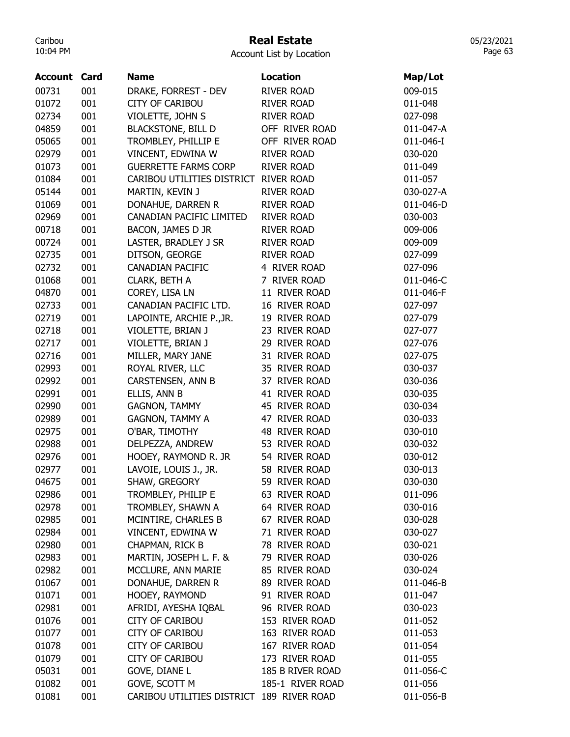# Real Estate

Account List by Location

| Account | Card | Name | Location | Map/Lot |
|---|---|---|---|---|
| 00731 | 001 | DRAKE, FORREST - DEV | RIVER ROAD | 009-015 |
| 01072 | 001 | CITY OF CARIBOU | RIVER ROAD | 011-048 |
| 02734 | 001 | VIOLETTE, JOHN S | RIVER ROAD | 027-098 |
| 04859 | 001 | BLACKSTONE, BILL D | OFF RIVER ROAD | 011-047-A |
| 05065 | 001 | TROMBLEY, PHILLIP E | OFF RIVER ROAD | 011-046-I |
| 02979 | 001 | VINCENT, EDWINA W | RIVER ROAD | 030-020 |
| 01073 | 001 | GUERRETTE FARMS CORP | RIVER ROAD | 011-049 |
| 01084 | 001 | CARIBOU UTILITIES DISTRICT | RIVER ROAD | 011-057 |
| 05144 | 001 | MARTIN, KEVIN J | RIVER ROAD | 030-027-A |
| 01069 | 001 | DONAHUE, DARREN R | RIVER ROAD | 011-046-D |
| 02969 | 001 | CANADIAN PACIFIC LIMITED | RIVER ROAD | 030-003 |
| 00718 | 001 | BACON, JAMES D JR | RIVER ROAD | 009-006 |
| 00724 | 001 | LASTER, BRADLEY J SR | RIVER ROAD | 009-009 |
| 02735 | 001 | DITSON, GEORGE | RIVER ROAD | 027-099 |
| 02732 | 001 | CANADIAN PACIFIC | 4 RIVER ROAD | 027-096 |
| 01068 | 001 | CLARK, BETH A | 7 RIVER ROAD | 011-046-C |
| 04870 | 001 | COREY, LISA LN | 11 RIVER ROAD | 011-046-F |
| 02733 | 001 | CANADIAN PACIFIC LTD. | 16 RIVER ROAD | 027-097 |
| 02719 | 001 | LAPOINTE, ARCHIE P.,JR. | 19 RIVER ROAD | 027-079 |
| 02718 | 001 | VIOLETTE, BRIAN J | 23 RIVER ROAD | 027-077 |
| 02717 | 001 | VIOLETTE, BRIAN J | 29 RIVER ROAD | 027-076 |
| 02716 | 001 | MILLER, MARY JANE | 31 RIVER ROAD | 027-075 |
| 02993 | 001 | ROYAL RIVER, LLC | 35 RIVER ROAD | 030-037 |
| 02992 | 001 | CARSTENSEN, ANN B | 37 RIVER ROAD | 030-036 |
| 02991 | 001 | ELLIS, ANN B | 41 RIVER ROAD | 030-035 |
| 02990 | 001 | GAGNON, TAMMY | 45 RIVER ROAD | 030-034 |
| 02989 | 001 | GAGNON, TAMMY A | 47 RIVER ROAD | 030-033 |
| 02975 | 001 | O'BAR, TIMOTHY | 48 RIVER ROAD | 030-010 |
| 02988 | 001 | DELPEZZA, ANDREW | 53 RIVER ROAD | 030-032 |
| 02976 | 001 | HOOEY, RAYMOND R. JR | 54 RIVER ROAD | 030-012 |
| 02977 | 001 | LAVOIE, LOUIS J., JR. | 58 RIVER ROAD | 030-013 |
| 04675 | 001 | SHAW, GREGORY | 59 RIVER ROAD | 030-030 |
| 02986 | 001 | TROMBLEY, PHILIP E | 63 RIVER ROAD | 011-096 |
| 02978 | 001 | TROMBLEY, SHAWN A | 64 RIVER ROAD | 030-016 |
| 02985 | 001 | MCINTIRE, CHARLES B | 67 RIVER ROAD | 030-028 |
| 02984 | 001 | VINCENT, EDWINA W | 71 RIVER ROAD | 030-027 |
| 02980 | 001 | CHAPMAN, RICK B | 78 RIVER ROAD | 030-021 |
| 02983 | 001 | MARTIN, JOSEPH L. F. & | 79 RIVER ROAD | 030-026 |
| 02982 | 001 | MCCLURE, ANN MARIE | 85 RIVER ROAD | 030-024 |
| 01067 | 001 | DONAHUE, DARREN R | 89 RIVER ROAD | 011-046-B |
| 01071 | 001 | HOOEY, RAYMOND | 91 RIVER ROAD | 011-047 |
| 02981 | 001 | AFRIDI, AYESHA IQBAL | 96 RIVER ROAD | 030-023 |
| 01076 | 001 | CITY OF CARIBOU | 153 RIVER ROAD | 011-052 |
| 01077 | 001 | CITY OF CARIBOU | 163 RIVER ROAD | 011-053 |
| 01078 | 001 | CITY OF CARIBOU | 167 RIVER ROAD | 011-054 |
| 01079 | 001 | CITY OF CARIBOU | 173 RIVER ROAD | 011-055 |
| 05031 | 001 | GOVE, DIANE L | 185 B RIVER ROAD | 011-056-C |
| 01082 | 001 | GOVE, SCOTT M | 185-1 RIVER ROAD | 011-056 |
| 01081 | 001 | CARIBOU UTILITIES DISTRICT | 189 RIVER ROAD | 011-056-B |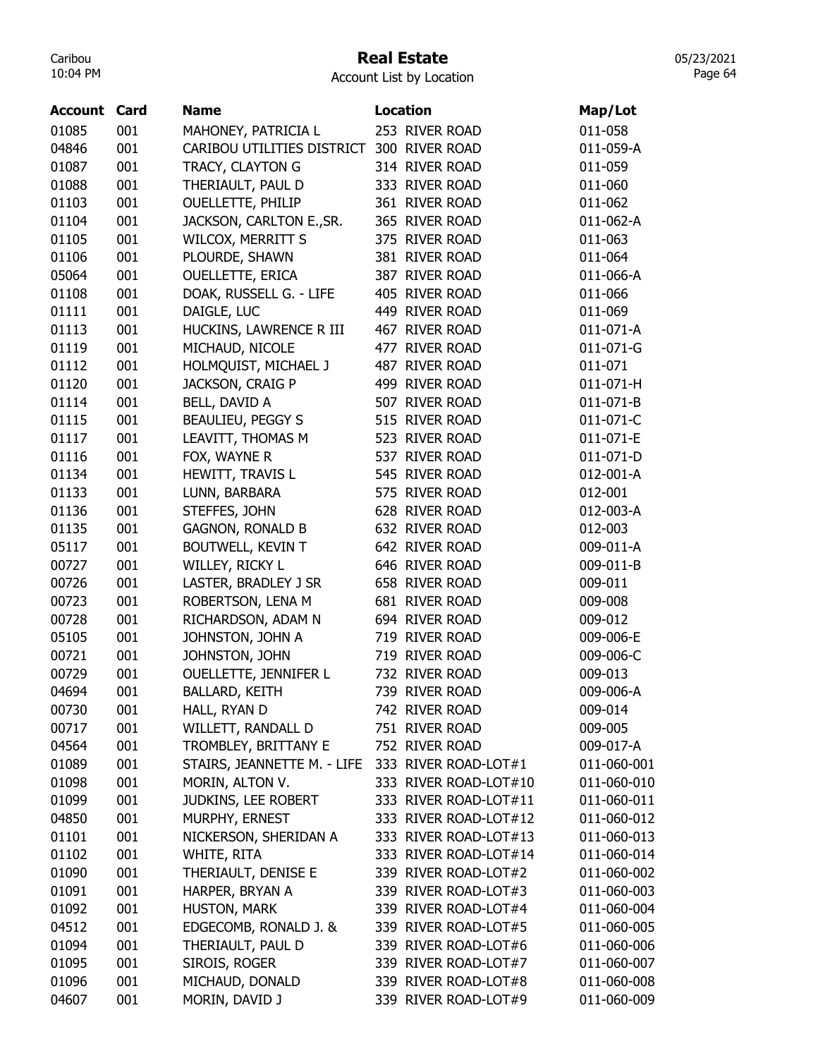# Real Estate

Account List by Location

| Account | Card | Name | Location | Map/Lot |
|---|---|---|---|---|
| 01085 | 001 | MAHONEY, PATRICIA L | 253 RIVER ROAD | 011-058 |
| 04846 | 001 | CARIBOU UTILITIES DISTRICT | 300 RIVER ROAD | 011-059-A |
| 01087 | 001 | TRACY, CLAYTON G | 314 RIVER ROAD | 011-059 |
| 01088 | 001 | THERIAULT, PAUL D | 333 RIVER ROAD | 011-060 |
| 01103 | 001 | OUELLETTE, PHILIP | 361 RIVER ROAD | 011-062 |
| 01104 | 001 | JACKSON, CARLTON E.,SR. | 365 RIVER ROAD | 011-062-A |
| 01105 | 001 | WILCOX, MERRITT S | 375 RIVER ROAD | 011-063 |
| 01106 | 001 | PLOURDE, SHAWN | 381 RIVER ROAD | 011-064 |
| 05064 | 001 | OUELLETTE, ERICA | 387 RIVER ROAD | 011-066-A |
| 01108 | 001 | DOAK, RUSSELL G. - LIFE | 405 RIVER ROAD | 011-066 |
| 01111 | 001 | DAIGLE, LUC | 449 RIVER ROAD | 011-069 |
| 01113 | 001 | HUCKINS, LAWRENCE R III | 467 RIVER ROAD | 011-071-A |
| 01119 | 001 | MICHAUD, NICOLE | 477 RIVER ROAD | 011-071-G |
| 01112 | 001 | HOLMQUIST, MICHAEL J | 487 RIVER ROAD | 011-071 |
| 01120 | 001 | JACKSON, CRAIG P | 499 RIVER ROAD | 011-071-H |
| 01114 | 001 | BELL, DAVID A | 507 RIVER ROAD | 011-071-B |
| 01115 | 001 | BEAULIEU, PEGGY S | 515 RIVER ROAD | 011-071-C |
| 01117 | 001 | LEAVITT, THOMAS M | 523 RIVER ROAD | 011-071-E |
| 01116 | 001 | FOX, WAYNE R | 537 RIVER ROAD | 011-071-D |
| 01134 | 001 | HEWITT, TRAVIS L | 545 RIVER ROAD | 012-001-A |
| 01133 | 001 | LUNN, BARBARA | 575 RIVER ROAD | 012-001 |
| 01136 | 001 | STEFFES, JOHN | 628 RIVER ROAD | 012-003-A |
| 01135 | 001 | GAGNON, RONALD B | 632 RIVER ROAD | 012-003 |
| 05117 | 001 | BOUTWELL, KEVIN T | 642 RIVER ROAD | 009-011-A |
| 00727 | 001 | WILLEY, RICKY L | 646 RIVER ROAD | 009-011-B |
| 00726 | 001 | LASTER, BRADLEY J SR | 658 RIVER ROAD | 009-011 |
| 00723 | 001 | ROBERTSON, LENA M | 681 RIVER ROAD | 009-008 |
| 00728 | 001 | RICHARDSON, ADAM N | 694 RIVER ROAD | 009-012 |
| 05105 | 001 | JOHNSTON, JOHN A | 719 RIVER ROAD | 009-006-E |
| 00721 | 001 | JOHNSTON, JOHN | 719 RIVER ROAD | 009-006-C |
| 00729 | 001 | OUELLETTE, JENNIFER L | 732 RIVER ROAD | 009-013 |
| 04694 | 001 | BALLARD, KEITH | 739 RIVER ROAD | 009-006-A |
| 00730 | 001 | HALL, RYAN D | 742 RIVER ROAD | 009-014 |
| 00717 | 001 | WILLETT, RANDALL D | 751 RIVER ROAD | 009-005 |
| 04564 | 001 | TROMBLEY, BRITTANY E | 752 RIVER ROAD | 009-017-A |
| 01089 | 001 | STAIRS, JEANNETTE M. - LIFE | 333 RIVER ROAD-LOT#1 | 011-060-001 |
| 01098 | 001 | MORIN, ALTON V. | 333 RIVER ROAD-LOT#10 | 011-060-010 |
| 01099 | 001 | JUDKINS, LEE ROBERT | 333 RIVER ROAD-LOT#11 | 011-060-011 |
| 04850 | 001 | MURPHY, ERNEST | 333 RIVER ROAD-LOT#12 | 011-060-012 |
| 01101 | 001 | NICKERSON, SHERIDAN A | 333 RIVER ROAD-LOT#13 | 011-060-013 |
| 01102 | 001 | WHITE, RITA | 333 RIVER ROAD-LOT#14 | 011-060-014 |
| 01090 | 001 | THERIAULT, DENISE E | 339 RIVER ROAD-LOT#2 | 011-060-002 |
| 01091 | 001 | HARPER, BRYAN A | 339 RIVER ROAD-LOT#3 | 011-060-003 |
| 01092 | 001 | HUSTON, MARK | 339 RIVER ROAD-LOT#4 | 011-060-004 |
| 04512 | 001 | EDGECOMB, RONALD J. & | 339 RIVER ROAD-LOT#5 | 011-060-005 |
| 01094 | 001 | THERIAULT, PAUL D | 339 RIVER ROAD-LOT#6 | 011-060-006 |
| 01095 | 001 | SIROIS, ROGER | 339 RIVER ROAD-LOT#7 | 011-060-007 |
| 01096 | 001 | MICHAUD, DONALD | 339 RIVER ROAD-LOT#8 | 011-060-008 |
| 04607 | 001 | MORIN, DAVID J | 339 RIVER ROAD-LOT#9 | 011-060-009 |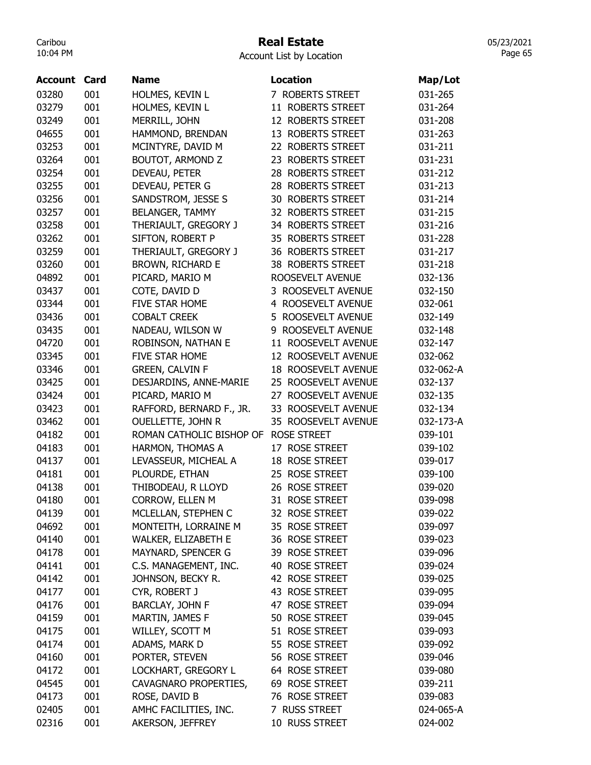# Real Estate

Account List by Location

| Account | Card | Name | Location | Map/Lot |
|---|---|---|---|---|
| 03280 | 001 | HOLMES, KEVIN L | 7 ROBERTS STREET | 031-265 |
| 03279 | 001 | HOLMES, KEVIN L | 11 ROBERTS STREET | 031-264 |
| 03249 | 001 | MERRILL, JOHN | 12 ROBERTS STREET | 031-208 |
| 04655 | 001 | HAMMOND, BRENDAN | 13 ROBERTS STREET | 031-263 |
| 03253 | 001 | MCINTYRE, DAVID M | 22 ROBERTS STREET | 031-211 |
| 03264 | 001 | BOUTOT, ARMOND Z | 23 ROBERTS STREET | 031-231 |
| 03254 | 001 | DEVEAU, PETER | 28 ROBERTS STREET | 031-212 |
| 03255 | 001 | DEVEAU, PETER G | 28 ROBERTS STREET | 031-213 |
| 03256 | 001 | SANDSTROM, JESSE S | 30 ROBERTS STREET | 031-214 |
| 03257 | 001 | BELANGER, TAMMY | 32 ROBERTS STREET | 031-215 |
| 03258 | 001 | THERIAULT, GREGORY J | 34 ROBERTS STREET | 031-216 |
| 03262 | 001 | SIFTON, ROBERT P | 35 ROBERTS STREET | 031-228 |
| 03259 | 001 | THERIAULT, GREGORY J | 36 ROBERTS STREET | 031-217 |
| 03260 | 001 | BROWN, RICHARD E | 38 ROBERTS STREET | 031-218 |
| 04892 | 001 | PICARD, MARIO M | ROOSEVELT AVENUE | 032-136 |
| 03437 | 001 | COTE, DAVID D | 3 ROOSEVELT AVENUE | 032-150 |
| 03344 | 001 | FIVE STAR HOME | 4 ROOSEVELT AVENUE | 032-061 |
| 03436 | 001 | COBALT CREEK | 5 ROOSEVELT AVENUE | 032-149 |
| 03435 | 001 | NADEAU, WILSON W | 9 ROOSEVELT AVENUE | 032-148 |
| 04720 | 001 | ROBINSON, NATHAN E | 11 ROOSEVELT AVENUE | 032-147 |
| 03345 | 001 | FIVE STAR HOME | 12 ROOSEVELT AVENUE | 032-062 |
| 03346 | 001 | GREEN, CALVIN F | 18 ROOSEVELT AVENUE | 032-062-A |
| 03425 | 001 | DESJARDINS, ANNE-MARIE | 25 ROOSEVELT AVENUE | 032-137 |
| 03424 | 001 | PICARD, MARIO M | 27 ROOSEVELT AVENUE | 032-135 |
| 03423 | 001 | RAFFORD, BERNARD F., JR. | 33 ROOSEVELT AVENUE | 032-134 |
| 03462 | 001 | OUELLETTE, JOHN R | 35 ROOSEVELT AVENUE | 032-173-A |
| 04182 | 001 | ROMAN CATHOLIC BISHOP OF | ROSE STREET | 039-101 |
| 04183 | 001 | HARMON, THOMAS A | 17 ROSE STREET | 039-102 |
| 04137 | 001 | LEVASSEUR, MICHEAL A | 18 ROSE STREET | 039-017 |
| 04181 | 001 | PLOURDE, ETHAN | 25 ROSE STREET | 039-100 |
| 04138 | 001 | THIBODEAU, R LLOYD | 26 ROSE STREET | 039-020 |
| 04180 | 001 | CORROW, ELLEN M | 31 ROSE STREET | 039-098 |
| 04139 | 001 | MCLELLAN, STEPHEN C | 32 ROSE STREET | 039-022 |
| 04692 | 001 | MONTEITH, LORRAINE M | 35 ROSE STREET | 039-097 |
| 04140 | 001 | WALKER, ELIZABETH E | 36 ROSE STREET | 039-023 |
| 04178 | 001 | MAYNARD, SPENCER G | 39 ROSE STREET | 039-096 |
| 04141 | 001 | C.S. MANAGEMENT, INC. | 40 ROSE STREET | 039-024 |
| 04142 | 001 | JOHNSON, BECKY R. | 42 ROSE STREET | 039-025 |
| 04177 | 001 | CYR, ROBERT J | 43 ROSE STREET | 039-095 |
| 04176 | 001 | BARCLAY, JOHN F | 47 ROSE STREET | 039-094 |
| 04159 | 001 | MARTIN, JAMES F | 50 ROSE STREET | 039-045 |
| 04175 | 001 | WILLEY, SCOTT M | 51 ROSE STREET | 039-093 |
| 04174 | 001 | ADAMS, MARK D | 55 ROSE STREET | 039-092 |
| 04160 | 001 | PORTER, STEVEN | 56 ROSE STREET | 039-046 |
| 04172 | 001 | LOCKHART, GREGORY L | 64 ROSE STREET | 039-080 |
| 04545 | 001 | CAVAGNARO PROPERTIES, | 69 ROSE STREET | 039-211 |
| 04173 | 001 | ROSE, DAVID B | 76 ROSE STREET | 039-083 |
| 02405 | 001 | AMHC FACILITIES, INC. | 7 RUSS STREET | 024-065-A |
| 02316 | 001 | AKERSON, JEFFREY | 10 RUSS STREET | 024-002 |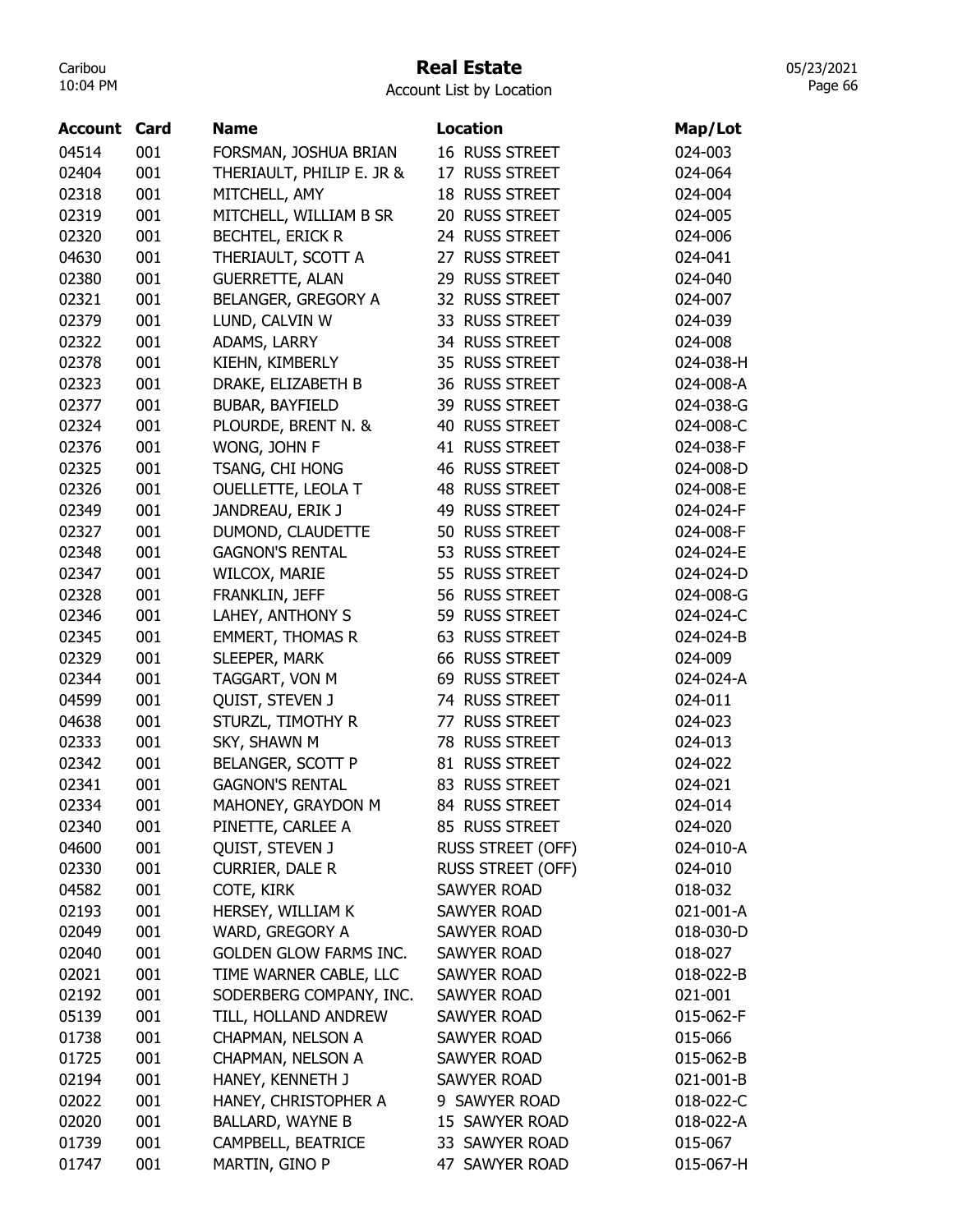# Real Estate

Account List by Location

| Account | Card | Name | Location | Map/Lot |
|---|---|---|---|---|
| 04514 | 001 | FORSMAN, JOSHUA BRIAN | 16 RUSS STREET | 024-003 |
| 02404 | 001 | THERIAULT, PHILIP E. JR & | 17 RUSS STREET | 024-064 |
| 02318 | 001 | MITCHELL, AMY | 18 RUSS STREET | 024-004 |
| 02319 | 001 | MITCHELL, WILLIAM B SR | 20 RUSS STREET | 024-005 |
| 02320 | 001 | BECHTEL, ERICK R | 24 RUSS STREET | 024-006 |
| 04630 | 001 | THERIAULT, SCOTT A | 27 RUSS STREET | 024-041 |
| 02380 | 001 | GUERRETTE, ALAN | 29 RUSS STREET | 024-040 |
| 02321 | 001 | BELANGER, GREGORY A | 32 RUSS STREET | 024-007 |
| 02379 | 001 | LUND, CALVIN W | 33 RUSS STREET | 024-039 |
| 02322 | 001 | ADAMS, LARRY | 34 RUSS STREET | 024-008 |
| 02378 | 001 | KIEHN, KIMBERLY | 35 RUSS STREET | 024-038-H |
| 02323 | 001 | DRAKE, ELIZABETH B | 36 RUSS STREET | 024-008-A |
| 02377 | 001 | BUBAR, BAYFIELD | 39 RUSS STREET | 024-038-G |
| 02324 | 001 | PLOURDE, BRENT N. & | 40 RUSS STREET | 024-008-C |
| 02376 | 001 | WONG, JOHN F | 41 RUSS STREET | 024-038-F |
| 02325 | 001 | TSANG, CHI HONG | 46 RUSS STREET | 024-008-D |
| 02326 | 001 | OUELLETTE, LEOLA T | 48 RUSS STREET | 024-008-E |
| 02349 | 001 | JANDREAU, ERIK J | 49 RUSS STREET | 024-024-F |
| 02327 | 001 | DUMOND, CLAUDETTE | 50 RUSS STREET | 024-008-F |
| 02348 | 001 | GAGNON'S RENTAL | 53 RUSS STREET | 024-024-E |
| 02347 | 001 | WILCOX, MARIE | 55 RUSS STREET | 024-024-D |
| 02328 | 001 | FRANKLIN, JEFF | 56 RUSS STREET | 024-008-G |
| 02346 | 001 | LAHEY, ANTHONY S | 59 RUSS STREET | 024-024-C |
| 02345 | 001 | EMMERT, THOMAS R | 63 RUSS STREET | 024-024-B |
| 02329 | 001 | SLEEPER, MARK | 66 RUSS STREET | 024-009 |
| 02344 | 001 | TAGGART, VON M | 69 RUSS STREET | 024-024-A |
| 04599 | 001 | QUIST, STEVEN J | 74 RUSS STREET | 024-011 |
| 04638 | 001 | STURZL, TIMOTHY R | 77 RUSS STREET | 024-023 |
| 02333 | 001 | SKY, SHAWN M | 78 RUSS STREET | 024-013 |
| 02342 | 001 | BELANGER, SCOTT P | 81 RUSS STREET | 024-022 |
| 02341 | 001 | GAGNON'S RENTAL | 83 RUSS STREET | 024-021 |
| 02334 | 001 | MAHONEY, GRAYDON M | 84 RUSS STREET | 024-014 |
| 02340 | 001 | PINETTE, CARLEE A | 85 RUSS STREET | 024-020 |
| 04600 | 001 | QUIST, STEVEN J | RUSS STREET (OFF) | 024-010-A |
| 02330 | 001 | CURRIER, DALE R | RUSS STREET (OFF) | 024-010 |
| 04582 | 001 | COTE, KIRK | SAWYER ROAD | 018-032 |
| 02193 | 001 | HERSEY, WILLIAM K | SAWYER ROAD | 021-001-A |
| 02049 | 001 | WARD, GREGORY A | SAWYER ROAD | 018-030-D |
| 02040 | 001 | GOLDEN GLOW FARMS INC. | SAWYER ROAD | 018-027 |
| 02021 | 001 | TIME WARNER CABLE, LLC | SAWYER ROAD | 018-022-B |
| 02192 | 001 | SODERBERG COMPANY, INC. | SAWYER ROAD | 021-001 |
| 05139 | 001 | TILL, HOLLAND ANDREW | SAWYER ROAD | 015-062-F |
| 01738 | 001 | CHAPMAN, NELSON A | SAWYER ROAD | 015-066 |
| 01725 | 001 | CHAPMAN, NELSON A | SAWYER ROAD | 015-062-B |
| 02194 | 001 | HANEY, KENNETH J | SAWYER ROAD | 021-001-B |
| 02022 | 001 | HANEY, CHRISTOPHER A | 9 SAWYER ROAD | 018-022-C |
| 02020 | 001 | BALLARD, WAYNE B | 15 SAWYER ROAD | 018-022-A |
| 01739 | 001 | CAMPBELL, BEATRICE | 33 SAWYER ROAD | 015-067 |
| 01747 | 001 | MARTIN, GINO P | 47 SAWYER ROAD | 015-067-H |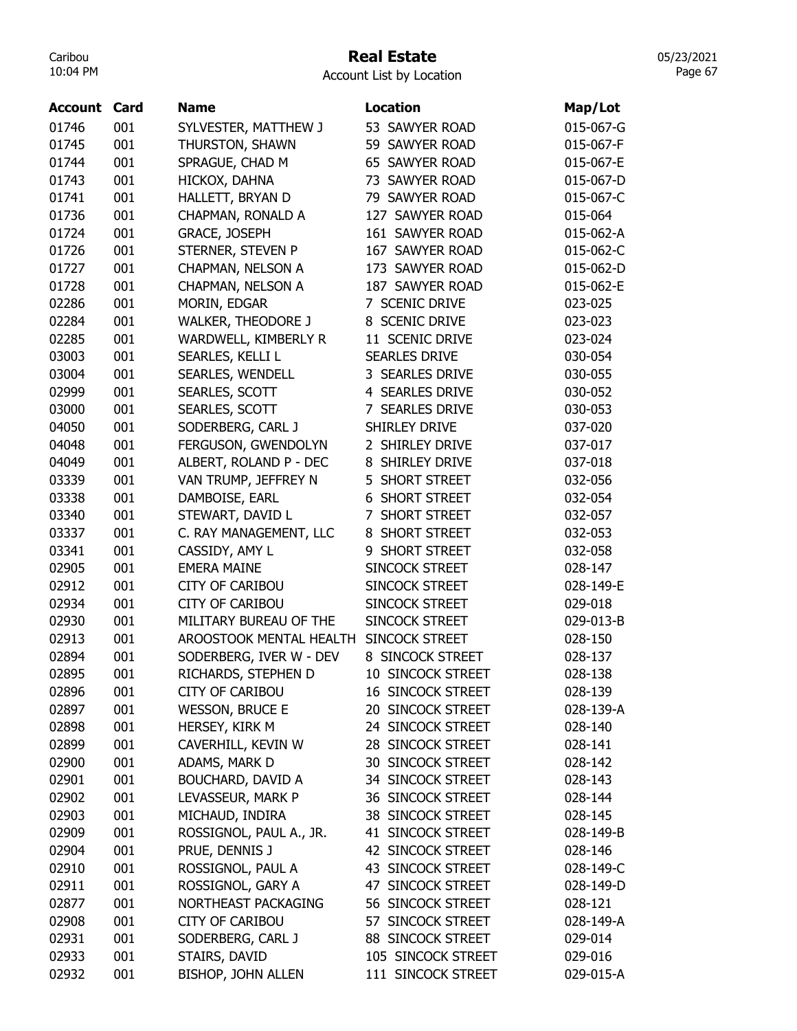# Real Estate

Account List by Location

| Account | Card | Name | Location | Map/Lot |
|---|---|---|---|---|
| 01746 | 001 | SYLVESTER, MATTHEW J | 53 SAWYER ROAD | 015-067-G |
| 01745 | 001 | THURSTON, SHAWN | 59 SAWYER ROAD | 015-067-F |
| 01744 | 001 | SPRAGUE, CHAD M | 65 SAWYER ROAD | 015-067-E |
| 01743 | 001 | HICKOX, DAHNA | 73 SAWYER ROAD | 015-067-D |
| 01741 | 001 | HALLETT, BRYAN D | 79 SAWYER ROAD | 015-067-C |
| 01736 | 001 | CHAPMAN, RONALD A | 127 SAWYER ROAD | 015-064 |
| 01724 | 001 | GRACE, JOSEPH | 161 SAWYER ROAD | 015-062-A |
| 01726 | 001 | STERNER, STEVEN P | 167 SAWYER ROAD | 015-062-C |
| 01727 | 001 | CHAPMAN, NELSON A | 173 SAWYER ROAD | 015-062-D |
| 01728 | 001 | CHAPMAN, NELSON A | 187 SAWYER ROAD | 015-062-E |
| 02286 | 001 | MORIN, EDGAR | 7 SCENIC DRIVE | 023-025 |
| 02284 | 001 | WALKER, THEODORE J | 8 SCENIC DRIVE | 023-023 |
| 02285 | 001 | WARDWELL, KIMBERLY R | 11 SCENIC DRIVE | 023-024 |
| 03003 | 001 | SEARLES, KELLI L | SEARLES DRIVE | 030-054 |
| 03004 | 001 | SEARLES, WENDELL | 3 SEARLES DRIVE | 030-055 |
| 02999 | 001 | SEARLES, SCOTT | 4 SEARLES DRIVE | 030-052 |
| 03000 | 001 | SEARLES, SCOTT | 7 SEARLES DRIVE | 030-053 |
| 04050 | 001 | SODERBERG, CARL J | SHIRLEY DRIVE | 037-020 |
| 04048 | 001 | FERGUSON, GWENDOLYN | 2 SHIRLEY DRIVE | 037-017 |
| 04049 | 001 | ALBERT, ROLAND P - DEC | 8 SHIRLEY DRIVE | 037-018 |
| 03339 | 001 | VAN TRUMP, JEFFREY N | 5 SHORT STREET | 032-056 |
| 03338 | 001 | DAMBOISE, EARL | 6 SHORT STREET | 032-054 |
| 03340 | 001 | STEWART, DAVID L | 7 SHORT STREET | 032-057 |
| 03337 | 001 | C. RAY MANAGEMENT, LLC | 8 SHORT STREET | 032-053 |
| 03341 | 001 | CASSIDY, AMY L | 9 SHORT STREET | 032-058 |
| 02905 | 001 | EMERA MAINE | SINCOCK STREET | 028-147 |
| 02912 | 001 | CITY OF CARIBOU | SINCOCK STREET | 028-149-E |
| 02934 | 001 | CITY OF CARIBOU | SINCOCK STREET | 029-018 |
| 02930 | 001 | MILITARY BUREAU OF THE | SINCOCK STREET | 029-013-B |
| 02913 | 001 | AROOSTOOK MENTAL HEALTH | SINCOCK STREET | 028-150 |
| 02894 | 001 | SODERBERG, IVER W - DEV | 8 SINCOCK STREET | 028-137 |
| 02895 | 001 | RICHARDS, STEPHEN D | 10 SINCOCK STREET | 028-138 |
| 02896 | 001 | CITY OF CARIBOU | 16 SINCOCK STREET | 028-139 |
| 02897 | 001 | WESSON, BRUCE E | 20 SINCOCK STREET | 028-139-A |
| 02898 | 001 | HERSEY, KIRK M | 24 SINCOCK STREET | 028-140 |
| 02899 | 001 | CAVERHILL, KEVIN W | 28 SINCOCK STREET | 028-141 |
| 02900 | 001 | ADAMS, MARK D | 30 SINCOCK STREET | 028-142 |
| 02901 | 001 | BOUCHARD, DAVID A | 34 SINCOCK STREET | 028-143 |
| 02902 | 001 | LEVASSEUR, MARK P | 36 SINCOCK STREET | 028-144 |
| 02903 | 001 | MICHAUD, INDIRA | 38 SINCOCK STREET | 028-145 |
| 02909 | 001 | ROSSIGNOL, PAUL A., JR. | 41 SINCOCK STREET | 028-149-B |
| 02904 | 001 | PRUE, DENNIS J | 42 SINCOCK STREET | 028-146 |
| 02910 | 001 | ROSSIGNOL, PAUL A | 43 SINCOCK STREET | 028-149-C |
| 02911 | 001 | ROSSIGNOL, GARY A | 47 SINCOCK STREET | 028-149-D |
| 02877 | 001 | NORTHEAST PACKAGING | 56 SINCOCK STREET | 028-121 |
| 02908 | 001 | CITY OF CARIBOU | 57 SINCOCK STREET | 028-149-A |
| 02931 | 001 | SODERBERG, CARL J | 88 SINCOCK STREET | 029-014 |
| 02933 | 001 | STAIRS, DAVID | 105 SINCOCK STREET | 029-016 |
| 02932 | 001 | BISHOP, JOHN ALLEN | 111 SINCOCK STREET | 029-015-A |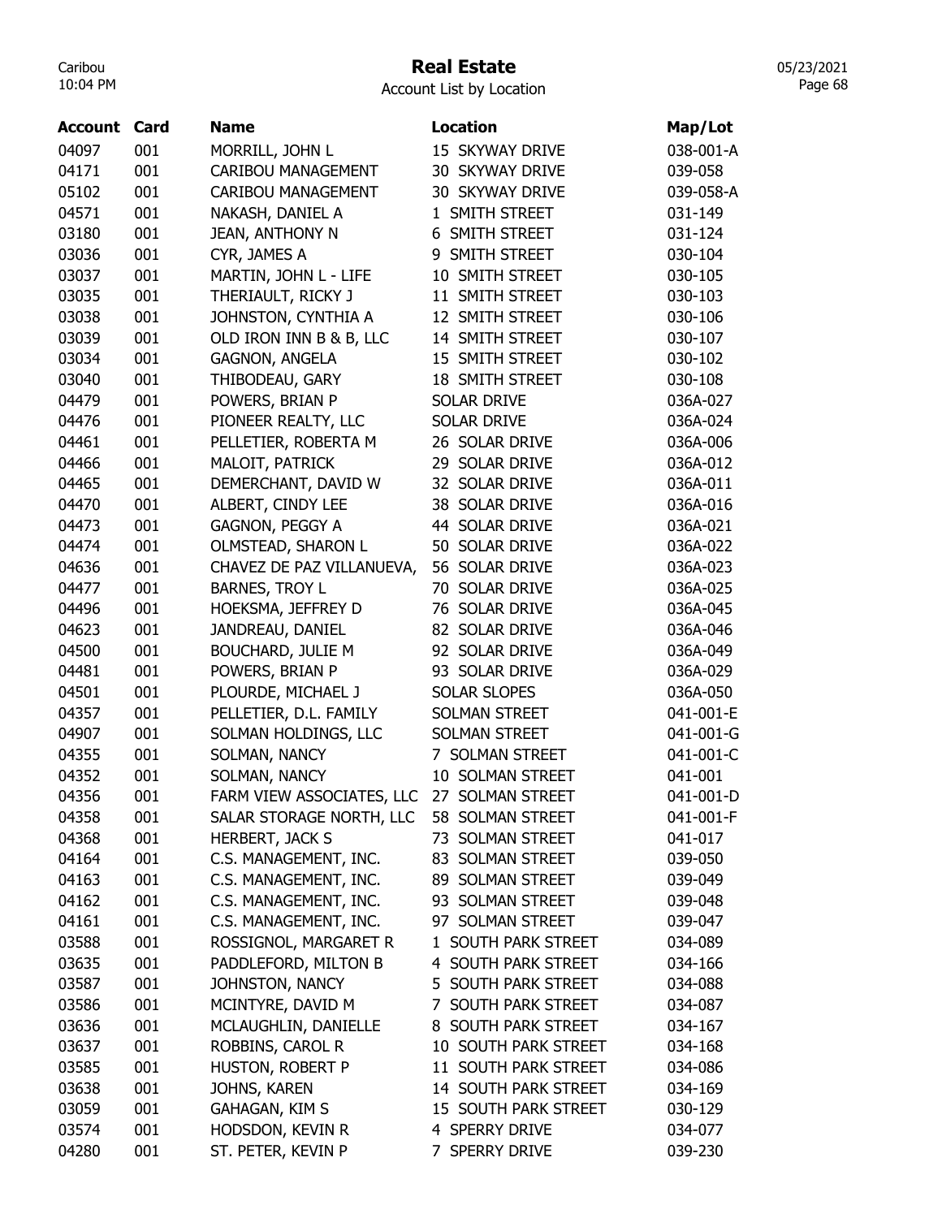# Real Estate

Account List by Location

| Account | Card | Name | Location | Map/Lot |
|---|---|---|---|---|
| 04097 | 001 | MORRILL, JOHN L | 15 SKYWAY DRIVE | 038-001-A |
| 04171 | 001 | CARIBOU MANAGEMENT | 30 SKYWAY DRIVE | 039-058 |
| 05102 | 001 | CARIBOU MANAGEMENT | 30 SKYWAY DRIVE | 039-058-A |
| 04571 | 001 | NAKASH, DANIEL A | 1 SMITH STREET | 031-149 |
| 03180 | 001 | JEAN, ANTHONY N | 6 SMITH STREET | 031-124 |
| 03036 | 001 | CYR, JAMES A | 9 SMITH STREET | 030-104 |
| 03037 | 001 | MARTIN, JOHN L - LIFE | 10 SMITH STREET | 030-105 |
| 03035 | 001 | THERIAULT, RICKY J | 11 SMITH STREET | 030-103 |
| 03038 | 001 | JOHNSTON, CYNTHIA A | 12 SMITH STREET | 030-106 |
| 03039 | 001 | OLD IRON INN B & B, LLC | 14 SMITH STREET | 030-107 |
| 03034 | 001 | GAGNON, ANGELA | 15 SMITH STREET | 030-102 |
| 03040 | 001 | THIBODEAU, GARY | 18 SMITH STREET | 030-108 |
| 04479 | 001 | POWERS, BRIAN P | SOLAR DRIVE | 036A-027 |
| 04476 | 001 | PIONEER REALTY, LLC | SOLAR DRIVE | 036A-024 |
| 04461 | 001 | PELLETIER, ROBERTA M | 26 SOLAR DRIVE | 036A-006 |
| 04466 | 001 | MALOIT, PATRICK | 29 SOLAR DRIVE | 036A-012 |
| 04465 | 001 | DEMERCHANT, DAVID W | 32 SOLAR DRIVE | 036A-011 |
| 04470 | 001 | ALBERT, CINDY LEE | 38 SOLAR DRIVE | 036A-016 |
| 04473 | 001 | GAGNON, PEGGY A | 44 SOLAR DRIVE | 036A-021 |
| 04474 | 001 | OLMSTEAD, SHARON L | 50 SOLAR DRIVE | 036A-022 |
| 04636 | 001 | CHAVEZ DE PAZ VILLANUEVA, | 56 SOLAR DRIVE | 036A-023 |
| 04477 | 001 | BARNES, TROY L | 70 SOLAR DRIVE | 036A-025 |
| 04496 | 001 | HOEKSMA, JEFFREY D | 76 SOLAR DRIVE | 036A-045 |
| 04623 | 001 | JANDREAU, DANIEL | 82 SOLAR DRIVE | 036A-046 |
| 04500 | 001 | BOUCHARD, JULIE M | 92 SOLAR DRIVE | 036A-049 |
| 04481 | 001 | POWERS, BRIAN P | 93 SOLAR DRIVE | 036A-029 |
| 04501 | 001 | PLOURDE, MICHAEL J | SOLAR SLOPES | 036A-050 |
| 04357 | 001 | PELLETIER, D.L. FAMILY | SOLMAN STREET | 041-001-E |
| 04907 | 001 | SOLMAN HOLDINGS, LLC | SOLMAN STREET | 041-001-G |
| 04355 | 001 | SOLMAN, NANCY | 7 SOLMAN STREET | 041-001-C |
| 04352 | 001 | SOLMAN, NANCY | 10 SOLMAN STREET | 041-001 |
| 04356 | 001 | FARM VIEW ASSOCIATES, LLC | 27 SOLMAN STREET | 041-001-D |
| 04358 | 001 | SALAR STORAGE NORTH, LLC | 58 SOLMAN STREET | 041-001-F |
| 04368 | 001 | HERBERT, JACK S | 73 SOLMAN STREET | 041-017 |
| 04164 | 001 | C.S. MANAGEMENT, INC. | 83 SOLMAN STREET | 039-050 |
| 04163 | 001 | C.S. MANAGEMENT, INC. | 89 SOLMAN STREET | 039-049 |
| 04162 | 001 | C.S. MANAGEMENT, INC. | 93 SOLMAN STREET | 039-048 |
| 04161 | 001 | C.S. MANAGEMENT, INC. | 97 SOLMAN STREET | 039-047 |
| 03588 | 001 | ROSSIGNOL, MARGARET R | 1 SOUTH PARK STREET | 034-089 |
| 03635 | 001 | PADDLEFORD, MILTON B | 4 SOUTH PARK STREET | 034-166 |
| 03587 | 001 | JOHNSTON, NANCY | 5 SOUTH PARK STREET | 034-088 |
| 03586 | 001 | MCINTYRE, DAVID M | 7 SOUTH PARK STREET | 034-087 |
| 03636 | 001 | MCLAUGHLIN, DANIELLE | 8 SOUTH PARK STREET | 034-167 |
| 03637 | 001 | ROBBINS, CAROL R | 10 SOUTH PARK STREET | 034-168 |
| 03585 | 001 | HUSTON, ROBERT P | 11 SOUTH PARK STREET | 034-086 |
| 03638 | 001 | JOHNS, KAREN | 14 SOUTH PARK STREET | 034-169 |
| 03059 | 001 | GAHAGAN, KIM S | 15 SOUTH PARK STREET | 030-129 |
| 03574 | 001 | HODSDON, KEVIN R | 4 SPERRY DRIVE | 034-077 |
| 04280 | 001 | ST. PETER, KEVIN P | 7 SPERRY DRIVE | 039-230 |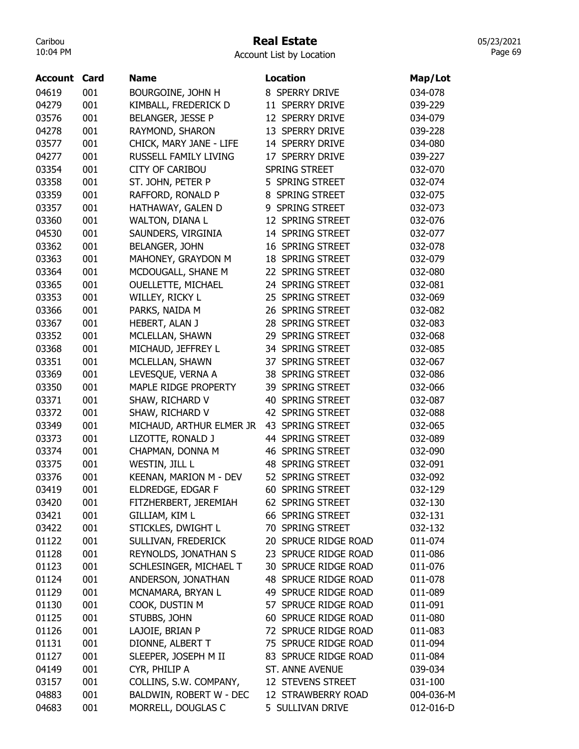# Real Estate

Account List by Location

| Account | Card | Name | Location | Map/Lot |
|---|---|---|---|---|
| 04619 | 001 | BOURGOINE, JOHN H | 8 SPERRY DRIVE | 034-078 |
| 04279 | 001 | KIMBALL, FREDERICK D | 11 SPERRY DRIVE | 039-229 |
| 03576 | 001 | BELANGER, JESSE P | 12 SPERRY DRIVE | 034-079 |
| 04278 | 001 | RAYMOND, SHARON | 13 SPERRY DRIVE | 039-228 |
| 03577 | 001 | CHICK, MARY JANE - LIFE | 14 SPERRY DRIVE | 034-080 |
| 04277 | 001 | RUSSELL FAMILY LIVING | 17 SPERRY DRIVE | 039-227 |
| 03354 | 001 | CITY OF CARIBOU | SPRING STREET | 032-070 |
| 03358 | 001 | ST. JOHN, PETER P | 5 SPRING STREET | 032-074 |
| 03359 | 001 | RAFFORD, RONALD P | 8 SPRING STREET | 032-075 |
| 03357 | 001 | HATHAWAY, GALEN D | 9 SPRING STREET | 032-073 |
| 03360 | 001 | WALTON, DIANA L | 12 SPRING STREET | 032-076 |
| 04530 | 001 | SAUNDERS, VIRGINIA | 14 SPRING STREET | 032-077 |
| 03362 | 001 | BELANGER, JOHN | 16 SPRING STREET | 032-078 |
| 03363 | 001 | MAHONEY, GRAYDON M | 18 SPRING STREET | 032-079 |
| 03364 | 001 | MCDOUGALL, SHANE M | 22 SPRING STREET | 032-080 |
| 03365 | 001 | OUELLETTE, MICHAEL | 24 SPRING STREET | 032-081 |
| 03353 | 001 | WILLEY, RICKY L | 25 SPRING STREET | 032-069 |
| 03366 | 001 | PARKS, NAIDA M | 26 SPRING STREET | 032-082 |
| 03367 | 001 | HEBERT, ALAN J | 28 SPRING STREET | 032-083 |
| 03352 | 001 | MCLELLAN, SHAWN | 29 SPRING STREET | 032-068 |
| 03368 | 001 | MICHAUD, JEFFREY L | 34 SPRING STREET | 032-085 |
| 03351 | 001 | MCLELLAN, SHAWN | 37 SPRING STREET | 032-067 |
| 03369 | 001 | LEVESQUE, VERNA A | 38 SPRING STREET | 032-086 |
| 03350 | 001 | MAPLE RIDGE PROPERTY | 39 SPRING STREET | 032-066 |
| 03371 | 001 | SHAW, RICHARD V | 40 SPRING STREET | 032-087 |
| 03372 | 001 | SHAW, RICHARD V | 42 SPRING STREET | 032-088 |
| 03349 | 001 | MICHAUD, ARTHUR ELMER JR | 43 SPRING STREET | 032-065 |
| 03373 | 001 | LIZOTTE, RONALD J | 44 SPRING STREET | 032-089 |
| 03374 | 001 | CHAPMAN, DONNA M | 46 SPRING STREET | 032-090 |
| 03375 | 001 | WESTIN, JILL L | 48 SPRING STREET | 032-091 |
| 03376 | 001 | KEENAN, MARION M - DEV | 52 SPRING STREET | 032-092 |
| 03419 | 001 | ELDREDGE, EDGAR F | 60 SPRING STREET | 032-129 |
| 03420 | 001 | FITZHERBERT, JEREMIAH | 62 SPRING STREET | 032-130 |
| 03421 | 001 | GILLIAM, KIM L | 66 SPRING STREET | 032-131 |
| 03422 | 001 | STICKLES, DWIGHT L | 70 SPRING STREET | 032-132 |
| 01122 | 001 | SULLIVAN, FREDERICK | 20 SPRUCE RIDGE ROAD | 011-074 |
| 01128 | 001 | REYNOLDS, JONATHAN S | 23 SPRUCE RIDGE ROAD | 011-086 |
| 01123 | 001 | SCHLESINGER, MICHAEL T | 30 SPRUCE RIDGE ROAD | 011-076 |
| 01124 | 001 | ANDERSON, JONATHAN | 48 SPRUCE RIDGE ROAD | 011-078 |
| 01129 | 001 | MCNAMARA, BRYAN L | 49 SPRUCE RIDGE ROAD | 011-089 |
| 01130 | 001 | COOK, DUSTIN M | 57 SPRUCE RIDGE ROAD | 011-091 |
| 01125 | 001 | STUBBS, JOHN | 60 SPRUCE RIDGE ROAD | 011-080 |
| 01126 | 001 | LAJOIE, BRIAN P | 72 SPRUCE RIDGE ROAD | 011-083 |
| 01131 | 001 | DIONNE, ALBERT T | 75 SPRUCE RIDGE ROAD | 011-094 |
| 01127 | 001 | SLEEPER, JOSEPH M II | 83 SPRUCE RIDGE ROAD | 011-084 |
| 04149 | 001 | CYR, PHILIP A | ST. ANNE AVENUE | 039-034 |
| 03157 | 001 | COLLINS, S.W. COMPANY, | 12 STEVENS STREET | 031-100 |
| 04883 | 001 | BALDWIN, ROBERT W - DEC | 12 STRAWBERRY ROAD | 004-036-M |
| 04683 | 001 | MORRELL, DOUGLAS C | 5 SULLIVAN DRIVE | 012-016-D |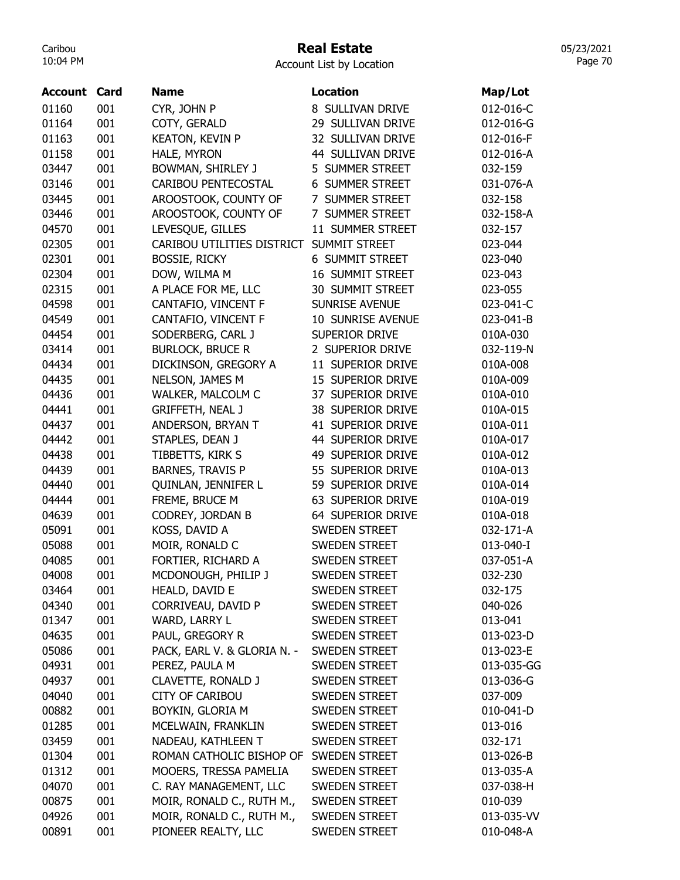# Real Estate

Account List by Location

| Account | Card | Name | Location | Map/Lot |
|---|---|---|---|---|
| 01160 | 001 | CYR, JOHN P | 8 SULLIVAN DRIVE | 012-016-C |
| 01164 | 001 | COTY, GERALD | 29 SULLIVAN DRIVE | 012-016-G |
| 01163 | 001 | KEATON, KEVIN P | 32 SULLIVAN DRIVE | 012-016-F |
| 01158 | 001 | HALE, MYRON | 44 SULLIVAN DRIVE | 012-016-A |
| 03447 | 001 | BOWMAN, SHIRLEY J | 5 SUMMER STREET | 032-159 |
| 03146 | 001 | CARIBOU PENTECOSTAL | 6 SUMMER STREET | 031-076-A |
| 03445 | 001 | AROOSTOOK, COUNTY OF | 7 SUMMER STREET | 032-158 |
| 03446 | 001 | AROOSTOOK, COUNTY OF | 7 SUMMER STREET | 032-158-A |
| 04570 | 001 | LEVESQUE, GILLES | 11 SUMMER STREET | 032-157 |
| 02305 | 001 | CARIBOU UTILITIES DISTRICT | SUMMIT STREET | 023-044 |
| 02301 | 001 | BOSSIE, RICKY | 6 SUMMIT STREET | 023-040 |
| 02304 | 001 | DOW, WILMA M | 16 SUMMIT STREET | 023-043 |
| 02315 | 001 | A PLACE FOR ME, LLC | 30 SUMMIT STREET | 023-055 |
| 04598 | 001 | CANTAFIO, VINCENT F | SUNRISE AVENUE | 023-041-C |
| 04549 | 001 | CANTAFIO, VINCENT F | 10 SUNRISE AVENUE | 023-041-B |
| 04454 | 001 | SODERBERG, CARL J | SUPERIOR DRIVE | 010A-030 |
| 03414 | 001 | BURLOCK, BRUCE R | 2 SUPERIOR DRIVE | 032-119-N |
| 04434 | 001 | DICKINSON, GREGORY A | 11 SUPERIOR DRIVE | 010A-008 |
| 04435 | 001 | NELSON, JAMES M | 15 SUPERIOR DRIVE | 010A-009 |
| 04436 | 001 | WALKER, MALCOLM C | 37 SUPERIOR DRIVE | 010A-010 |
| 04441 | 001 | GRIFFETH, NEAL J | 38 SUPERIOR DRIVE | 010A-015 |
| 04437 | 001 | ANDERSON, BRYAN T | 41 SUPERIOR DRIVE | 010A-011 |
| 04442 | 001 | STAPLES, DEAN J | 44 SUPERIOR DRIVE | 010A-017 |
| 04438 | 001 | TIBBETTS, KIRK S | 49 SUPERIOR DRIVE | 010A-012 |
| 04439 | 001 | BARNES, TRAVIS P | 55 SUPERIOR DRIVE | 010A-013 |
| 04440 | 001 | QUINLAN, JENNIFER L | 59 SUPERIOR DRIVE | 010A-014 |
| 04444 | 001 | FREME, BRUCE M | 63 SUPERIOR DRIVE | 010A-019 |
| 04639 | 001 | CODREY, JORDAN B | 64 SUPERIOR DRIVE | 010A-018 |
| 05091 | 001 | KOSS, DAVID A | SWEDEN STREET | 032-171-A |
| 05088 | 001 | MOIR, RONALD C | SWEDEN STREET | 013-040-I |
| 04085 | 001 | FORTIER, RICHARD A | SWEDEN STREET | 037-051-A |
| 04008 | 001 | MCDONOUGH, PHILIP J | SWEDEN STREET | 032-230 |
| 03464 | 001 | HEALD, DAVID E | SWEDEN STREET | 032-175 |
| 04340 | 001 | CORRIVEAU, DAVID P | SWEDEN STREET | 040-026 |
| 01347 | 001 | WARD, LARRY L | SWEDEN STREET | 013-041 |
| 04635 | 001 | PAUL, GREGORY R | SWEDEN STREET | 013-023-D |
| 05086 | 001 | PACK, EARL V. & GLORIA N. - | SWEDEN STREET | 013-023-E |
| 04931 | 001 | PEREZ, PAULA M | SWEDEN STREET | 013-035-GG |
| 04937 | 001 | CLAVETTE, RONALD J | SWEDEN STREET | 013-036-G |
| 04040 | 001 | CITY OF CARIBOU | SWEDEN STREET | 037-009 |
| 00882 | 001 | BOYKIN, GLORIA M | SWEDEN STREET | 010-041-D |
| 01285 | 001 | MCELWAIN, FRANKLIN | SWEDEN STREET | 013-016 |
| 03459 | 001 | NADEAU, KATHLEEN T | SWEDEN STREET | 032-171 |
| 01304 | 001 | ROMAN CATHOLIC BISHOP OF | SWEDEN STREET | 013-026-B |
| 01312 | 001 | MOOERS, TRESSA PAMELIA | SWEDEN STREET | 013-035-A |
| 04070 | 001 | C. RAY MANAGEMENT, LLC | SWEDEN STREET | 037-038-H |
| 00875 | 001 | MOIR, RONALD C., RUTH M., | SWEDEN STREET | 010-039 |
| 04926 | 001 | MOIR, RONALD C., RUTH M., | SWEDEN STREET | 013-035-VV |
| 00891 | 001 | PIONEER REALTY, LLC | SWEDEN STREET | 010-048-A |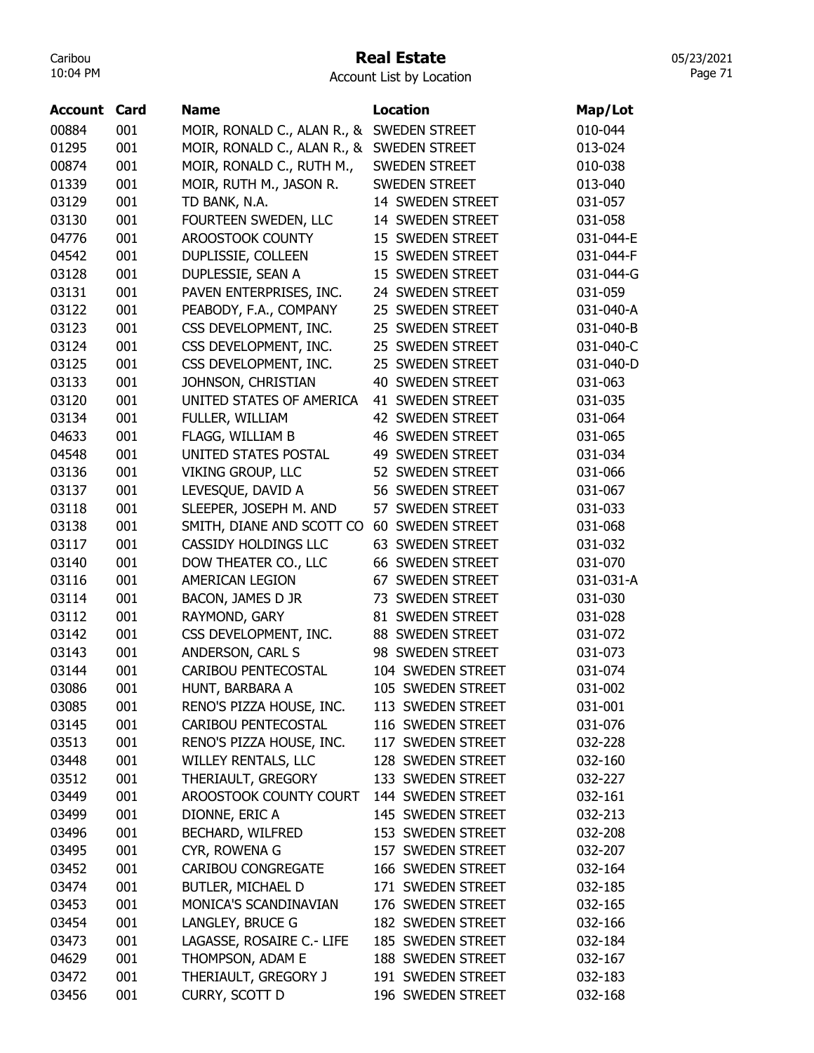# Real Estate

Account List by Location

| Account | Card | Name | Location | Map/Lot |
|---|---|---|---|---|
| 00884 | 001 | MOIR, RONALD C., ALAN R., & | SWEDEN STREET | 010-044 |
| 01295 | 001 | MOIR, RONALD C., ALAN R., & | SWEDEN STREET | 013-024 |
| 00874 | 001 | MOIR, RONALD C., RUTH M., | SWEDEN STREET | 010-038 |
| 01339 | 001 | MOIR, RUTH M., JASON R. | SWEDEN STREET | 013-040 |
| 03129 | 001 | TD BANK, N.A. | 14 SWEDEN STREET | 031-057 |
| 03130 | 001 | FOURTEEN SWEDEN, LLC | 14 SWEDEN STREET | 031-058 |
| 04776 | 001 | AROOSTOOK COUNTY | 15 SWEDEN STREET | 031-044-E |
| 04542 | 001 | DUPLISSIE, COLLEEN | 15 SWEDEN STREET | 031-044-F |
| 03128 | 001 | DUPLESSIE, SEAN A | 15 SWEDEN STREET | 031-044-G |
| 03131 | 001 | PAVEN ENTERPRISES, INC. | 24 SWEDEN STREET | 031-059 |
| 03122 | 001 | PEABODY, F.A., COMPANY | 25 SWEDEN STREET | 031-040-A |
| 03123 | 001 | CSS DEVELOPMENT, INC. | 25 SWEDEN STREET | 031-040-B |
| 03124 | 001 | CSS DEVELOPMENT, INC. | 25 SWEDEN STREET | 031-040-C |
| 03125 | 001 | CSS DEVELOPMENT, INC. | 25 SWEDEN STREET | 031-040-D |
| 03133 | 001 | JOHNSON, CHRISTIAN | 40 SWEDEN STREET | 031-063 |
| 03120 | 001 | UNITED STATES OF AMERICA | 41 SWEDEN STREET | 031-035 |
| 03134 | 001 | FULLER, WILLIAM | 42 SWEDEN STREET | 031-064 |
| 04633 | 001 | FLAGG, WILLIAM B | 46 SWEDEN STREET | 031-065 |
| 04548 | 001 | UNITED STATES POSTAL | 49 SWEDEN STREET | 031-034 |
| 03136 | 001 | VIKING GROUP, LLC | 52 SWEDEN STREET | 031-066 |
| 03137 | 001 | LEVESQUE, DAVID A | 56 SWEDEN STREET | 031-067 |
| 03118 | 001 | SLEEPER, JOSEPH M. AND | 57 SWEDEN STREET | 031-033 |
| 03138 | 001 | SMITH, DIANE AND SCOTT CO | 60 SWEDEN STREET | 031-068 |
| 03117 | 001 | CASSIDY HOLDINGS LLC | 63 SWEDEN STREET | 031-032 |
| 03140 | 001 | DOW THEATER CO., LLC | 66 SWEDEN STREET | 031-070 |
| 03116 | 001 | AMERICAN LEGION | 67 SWEDEN STREET | 031-031-A |
| 03114 | 001 | BACON, JAMES D JR | 73 SWEDEN STREET | 031-030 |
| 03112 | 001 | RAYMOND, GARY | 81 SWEDEN STREET | 031-028 |
| 03142 | 001 | CSS DEVELOPMENT, INC. | 88 SWEDEN STREET | 031-072 |
| 03143 | 001 | ANDERSON, CARL S | 98 SWEDEN STREET | 031-073 |
| 03144 | 001 | CARIBOU PENTECOSTAL | 104 SWEDEN STREET | 031-074 |
| 03086 | 001 | HUNT, BARBARA A | 105 SWEDEN STREET | 031-002 |
| 03085 | 001 | RENO'S PIZZA HOUSE, INC. | 113 SWEDEN STREET | 031-001 |
| 03145 | 001 | CARIBOU PENTECOSTAL | 116 SWEDEN STREET | 031-076 |
| 03513 | 001 | RENO'S PIZZA HOUSE, INC. | 117 SWEDEN STREET | 032-228 |
| 03448 | 001 | WILLEY RENTALS, LLC | 128 SWEDEN STREET | 032-160 |
| 03512 | 001 | THERIAULT, GREGORY | 133 SWEDEN STREET | 032-227 |
| 03449 | 001 | AROOSTOOK COUNTY COURT | 144 SWEDEN STREET | 032-161 |
| 03499 | 001 | DIONNE, ERIC A | 145 SWEDEN STREET | 032-213 |
| 03496 | 001 | BECHARD, WILFRED | 153 SWEDEN STREET | 032-208 |
| 03495 | 001 | CYR, ROWENA G | 157 SWEDEN STREET | 032-207 |
| 03452 | 001 | CARIBOU CONGREGATE | 166 SWEDEN STREET | 032-164 |
| 03474 | 001 | BUTLER, MICHAEL D | 171 SWEDEN STREET | 032-185 |
| 03453 | 001 | MONICA'S SCANDINAVIAN | 176 SWEDEN STREET | 032-165 |
| 03454 | 001 | LANGLEY, BRUCE G | 182 SWEDEN STREET | 032-166 |
| 03473 | 001 | LAGASSE, ROSAIRE C.- LIFE | 185 SWEDEN STREET | 032-184 |
| 04629 | 001 | THOMPSON, ADAM E | 188 SWEDEN STREET | 032-167 |
| 03472 | 001 | THERIAULT, GREGORY J | 191 SWEDEN STREET | 032-183 |
| 03456 | 001 | CURRY, SCOTT D | 196 SWEDEN STREET | 032-168 |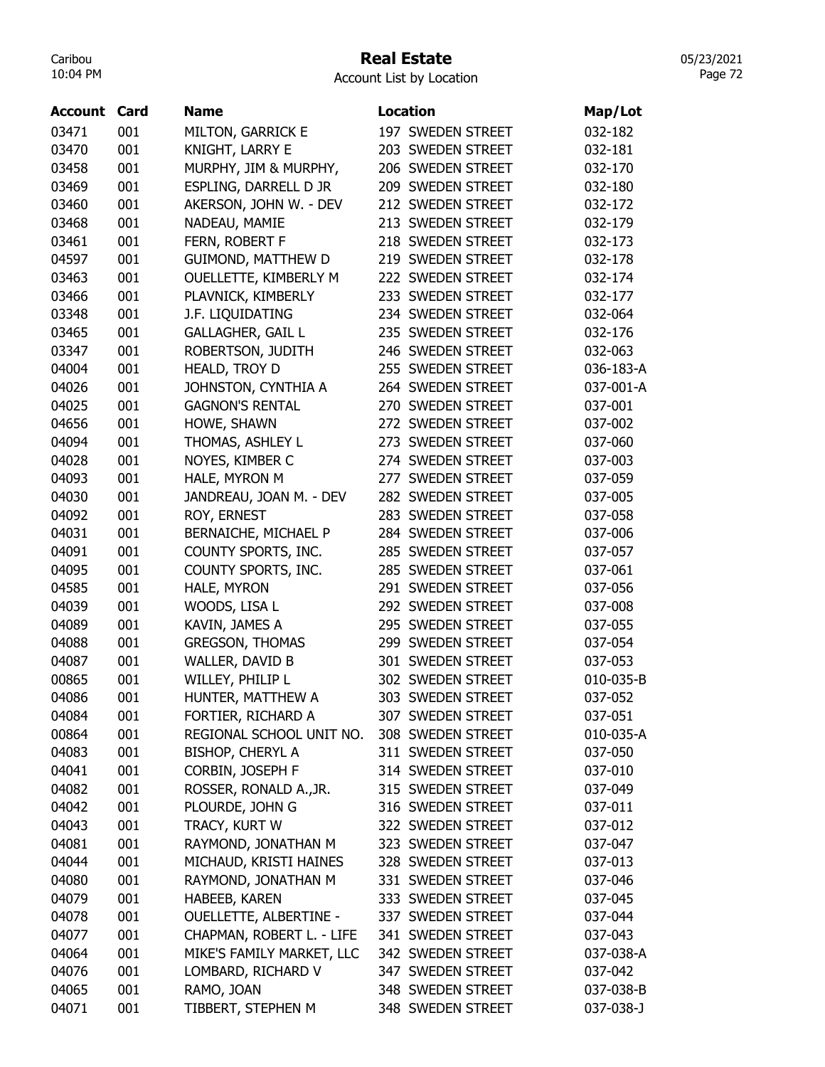# Real Estate

Account List by Location

| Account | Card | Name | Location | Map/Lot |
|---|---|---|---|---|
| 03471 | 001 | MILTON, GARRICK E | 197 SWEDEN STREET | 032-182 |
| 03470 | 001 | KNIGHT, LARRY E | 203 SWEDEN STREET | 032-181 |
| 03458 | 001 | MURPHY, JIM & MURPHY, | 206 SWEDEN STREET | 032-170 |
| 03469 | 001 | ESPLING, DARRELL D JR | 209 SWEDEN STREET | 032-180 |
| 03460 | 001 | AKERSON, JOHN W. - DEV | 212 SWEDEN STREET | 032-172 |
| 03468 | 001 | NADEAU, MAMIE | 213 SWEDEN STREET | 032-179 |
| 03461 | 001 | FERN, ROBERT F | 218 SWEDEN STREET | 032-173 |
| 04597 | 001 | GUIMOND, MATTHEW D | 219 SWEDEN STREET | 032-178 |
| 03463 | 001 | OUELLETTE, KIMBERLY M | 222 SWEDEN STREET | 032-174 |
| 03466 | 001 | PLAVNICK, KIMBERLY | 233 SWEDEN STREET | 032-177 |
| 03348 | 001 | J.F. LIQUIDATING | 234 SWEDEN STREET | 032-064 |
| 03465 | 001 | GALLAGHER, GAIL L | 235 SWEDEN STREET | 032-176 |
| 03347 | 001 | ROBERTSON, JUDITH | 246 SWEDEN STREET | 032-063 |
| 04004 | 001 | HEALD, TROY D | 255 SWEDEN STREET | 036-183-A |
| 04026 | 001 | JOHNSTON, CYNTHIA A | 264 SWEDEN STREET | 037-001-A |
| 04025 | 001 | GAGNON'S RENTAL | 270 SWEDEN STREET | 037-001 |
| 04656 | 001 | HOWE, SHAWN | 272 SWEDEN STREET | 037-002 |
| 04094 | 001 | THOMAS, ASHLEY L | 273 SWEDEN STREET | 037-060 |
| 04028 | 001 | NOYES, KIMBER C | 274 SWEDEN STREET | 037-003 |
| 04093 | 001 | HALE, MYRON M | 277 SWEDEN STREET | 037-059 |
| 04030 | 001 | JANDREAU, JOAN M. - DEV | 282 SWEDEN STREET | 037-005 |
| 04092 | 001 | ROY, ERNEST | 283 SWEDEN STREET | 037-058 |
| 04031 | 001 | BERNAICHE, MICHAEL P | 284 SWEDEN STREET | 037-006 |
| 04091 | 001 | COUNTY SPORTS, INC. | 285 SWEDEN STREET | 037-057 |
| 04095 | 001 | COUNTY SPORTS, INC. | 285 SWEDEN STREET | 037-061 |
| 04585 | 001 | HALE, MYRON | 291 SWEDEN STREET | 037-056 |
| 04039 | 001 | WOODS, LISA L | 292 SWEDEN STREET | 037-008 |
| 04089 | 001 | KAVIN, JAMES A | 295 SWEDEN STREET | 037-055 |
| 04088 | 001 | GREGSON, THOMAS | 299 SWEDEN STREET | 037-054 |
| 04087 | 001 | WALLER, DAVID B | 301 SWEDEN STREET | 037-053 |
| 00865 | 001 | WILLEY, PHILIP L | 302 SWEDEN STREET | 010-035-B |
| 04086 | 001 | HUNTER, MATTHEW A | 303 SWEDEN STREET | 037-052 |
| 04084 | 001 | FORTIER, RICHARD A | 307 SWEDEN STREET | 037-051 |
| 00864 | 001 | REGIONAL SCHOOL UNIT NO. | 308 SWEDEN STREET | 010-035-A |
| 04083 | 001 | BISHOP, CHERYL A | 311 SWEDEN STREET | 037-050 |
| 04041 | 001 | CORBIN, JOSEPH F | 314 SWEDEN STREET | 037-010 |
| 04082 | 001 | ROSSER, RONALD A.,JR. | 315 SWEDEN STREET | 037-049 |
| 04042 | 001 | PLOURDE, JOHN G | 316 SWEDEN STREET | 037-011 |
| 04043 | 001 | TRACY, KURT W | 322 SWEDEN STREET | 037-012 |
| 04081 | 001 | RAYMOND, JONATHAN M | 323 SWEDEN STREET | 037-047 |
| 04044 | 001 | MICHAUD, KRISTI HAINES | 328 SWEDEN STREET | 037-013 |
| 04080 | 001 | RAYMOND, JONATHAN M | 331 SWEDEN STREET | 037-046 |
| 04079 | 001 | HABEEB, KAREN | 333 SWEDEN STREET | 037-045 |
| 04078 | 001 | OUELLETTE, ALBERTINE - | 337 SWEDEN STREET | 037-044 |
| 04077 | 001 | CHAPMAN, ROBERT L. - LIFE | 341 SWEDEN STREET | 037-043 |
| 04064 | 001 | MIKE'S FAMILY MARKET, LLC | 342 SWEDEN STREET | 037-038-A |
| 04076 | 001 | LOMBARD, RICHARD V | 347 SWEDEN STREET | 037-042 |
| 04065 | 001 | RAMO, JOAN | 348 SWEDEN STREET | 037-038-B |
| 04071 | 001 | TIBBERT, STEPHEN M | 348 SWEDEN STREET | 037-038-J |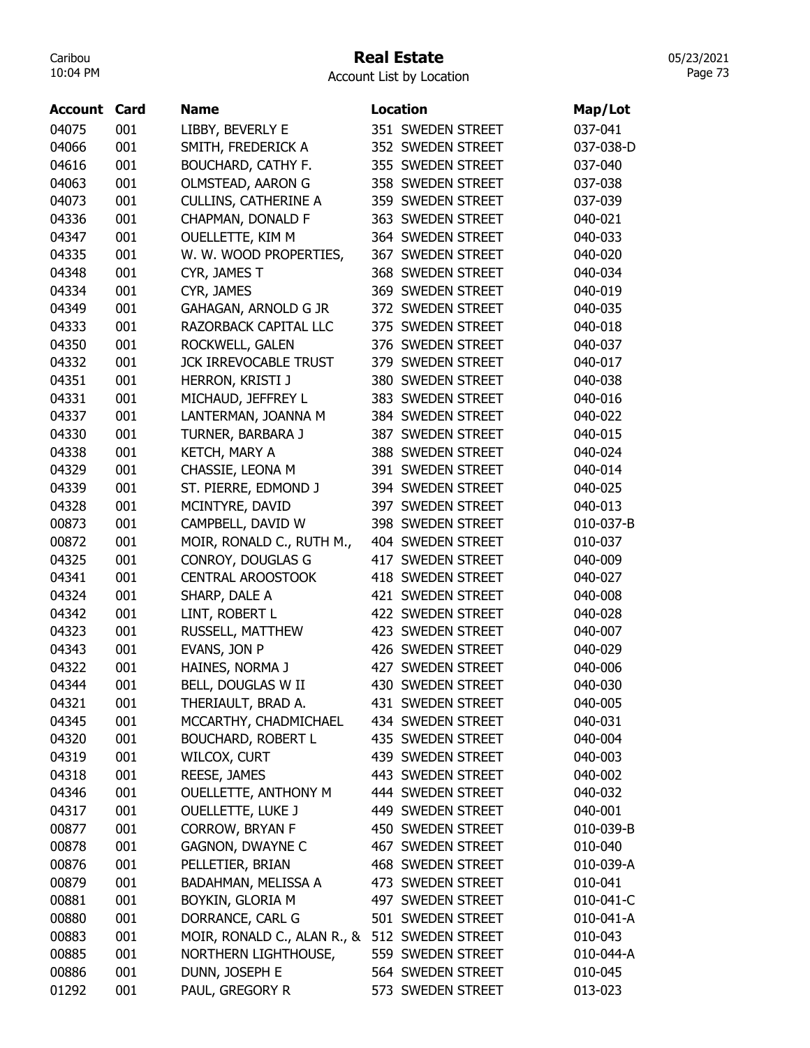# Real Estate

Account List by Location

| Account | Card | Name | Location | Map/Lot |
|---|---|---|---|---|
| 04075 | 001 | LIBBY, BEVERLY E | 351 SWEDEN STREET | 037-041 |
| 04066 | 001 | SMITH, FREDERICK A | 352 SWEDEN STREET | 037-038-D |
| 04616 | 001 | BOUCHARD, CATHY F. | 355 SWEDEN STREET | 037-040 |
| 04063 | 001 | OLMSTEAD, AARON G | 358 SWEDEN STREET | 037-038 |
| 04073 | 001 | CULLINS, CATHERINE A | 359 SWEDEN STREET | 037-039 |
| 04336 | 001 | CHAPMAN, DONALD F | 363 SWEDEN STREET | 040-021 |
| 04347 | 001 | OUELLETTE, KIM M | 364 SWEDEN STREET | 040-033 |
| 04335 | 001 | W. W. WOOD PROPERTIES, | 367 SWEDEN STREET | 040-020 |
| 04348 | 001 | CYR, JAMES T | 368 SWEDEN STREET | 040-034 |
| 04334 | 001 | CYR, JAMES | 369 SWEDEN STREET | 040-019 |
| 04349 | 001 | GAHAGAN, ARNOLD G JR | 372 SWEDEN STREET | 040-035 |
| 04333 | 001 | RAZORBACK CAPITAL LLC | 375 SWEDEN STREET | 040-018 |
| 04350 | 001 | ROCKWELL, GALEN | 376 SWEDEN STREET | 040-037 |
| 04332 | 001 | JCK IRREVOCABLE TRUST | 379 SWEDEN STREET | 040-017 |
| 04351 | 001 | HERRON, KRISTI J | 380 SWEDEN STREET | 040-038 |
| 04331 | 001 | MICHAUD, JEFFREY L | 383 SWEDEN STREET | 040-016 |
| 04337 | 001 | LANTERMAN, JOANNA M | 384 SWEDEN STREET | 040-022 |
| 04330 | 001 | TURNER, BARBARA J | 387 SWEDEN STREET | 040-015 |
| 04338 | 001 | KETCH, MARY A | 388 SWEDEN STREET | 040-024 |
| 04329 | 001 | CHASSIE, LEONA M | 391 SWEDEN STREET | 040-014 |
| 04339 | 001 | ST. PIERRE, EDMOND J | 394 SWEDEN STREET | 040-025 |
| 04328 | 001 | MCINTYRE, DAVID | 397 SWEDEN STREET | 040-013 |
| 00873 | 001 | CAMPBELL, DAVID W | 398 SWEDEN STREET | 010-037-B |
| 00872 | 001 | MOIR, RONALD C., RUTH M., | 404 SWEDEN STREET | 010-037 |
| 04325 | 001 | CONROY, DOUGLAS G | 417 SWEDEN STREET | 040-009 |
| 04341 | 001 | CENTRAL AROOSTOOK | 418 SWEDEN STREET | 040-027 |
| 04324 | 001 | SHARP, DALE A | 421 SWEDEN STREET | 040-008 |
| 04342 | 001 | LINT, ROBERT L | 422 SWEDEN STREET | 040-028 |
| 04323 | 001 | RUSSELL, MATTHEW | 423 SWEDEN STREET | 040-007 |
| 04343 | 001 | EVANS, JON P | 426 SWEDEN STREET | 040-029 |
| 04322 | 001 | HAINES, NORMA J | 427 SWEDEN STREET | 040-006 |
| 04344 | 001 | BELL, DOUGLAS W II | 430 SWEDEN STREET | 040-030 |
| 04321 | 001 | THERIAULT, BRAD A. | 431 SWEDEN STREET | 040-005 |
| 04345 | 001 | MCCARTHY, CHADMICHAEL | 434 SWEDEN STREET | 040-031 |
| 04320 | 001 | BOUCHARD, ROBERT L | 435 SWEDEN STREET | 040-004 |
| 04319 | 001 | WILCOX, CURT | 439 SWEDEN STREET | 040-003 |
| 04318 | 001 | REESE, JAMES | 443 SWEDEN STREET | 040-002 |
| 04346 | 001 | OUELLETTE, ANTHONY M | 444 SWEDEN STREET | 040-032 |
| 04317 | 001 | OUELLETTE, LUKE J | 449 SWEDEN STREET | 040-001 |
| 00877 | 001 | CORROW, BRYAN F | 450 SWEDEN STREET | 010-039-B |
| 00878 | 001 | GAGNON, DWAYNE C | 467 SWEDEN STREET | 010-040 |
| 00876 | 001 | PELLETIER, BRIAN | 468 SWEDEN STREET | 010-039-A |
| 00879 | 001 | BADAHMAN, MELISSA A | 473 SWEDEN STREET | 010-041 |
| 00881 | 001 | BOYKIN, GLORIA M | 497 SWEDEN STREET | 010-041-C |
| 00880 | 001 | DORRANCE, CARL G | 501 SWEDEN STREET | 010-041-A |
| 00883 | 001 | MOIR, RONALD C., ALAN R., & | 512 SWEDEN STREET | 010-043 |
| 00885 | 001 | NORTHERN LIGHTHOUSE, | 559 SWEDEN STREET | 010-044-A |
| 00886 | 001 | DUNN, JOSEPH E | 564 SWEDEN STREET | 010-045 |
| 01292 | 001 | PAUL, GREGORY R | 573 SWEDEN STREET | 013-023 |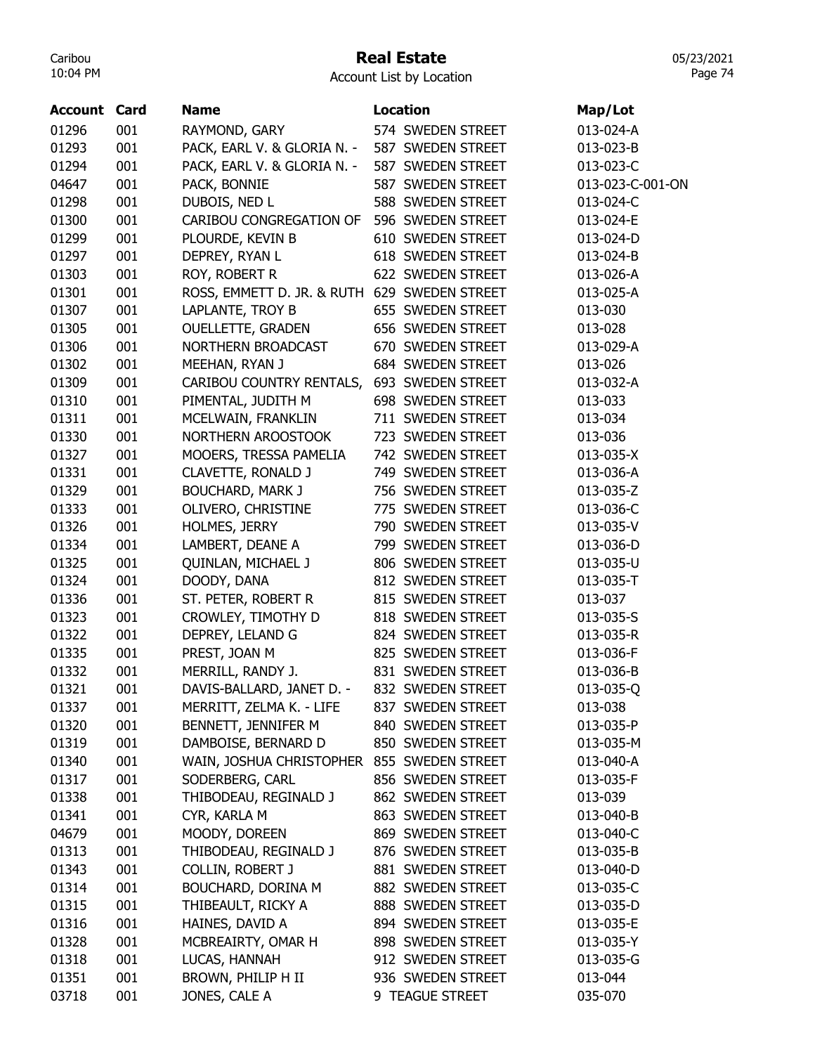# Real Estate

Account List by Location

| Account | Card | Name | Location | Map/Lot |
|---|---|---|---|---|
| 01296 | 001 | RAYMOND, GARY | 574 SWEDEN STREET | 013-024-A |
| 01293 | 001 | PACK, EARL V. & GLORIA N. - | 587 SWEDEN STREET | 013-023-B |
| 01294 | 001 | PACK, EARL V. & GLORIA N. - | 587 SWEDEN STREET | 013-023-C |
| 04647 | 001 | PACK, BONNIE | 587 SWEDEN STREET | 013-023-C-001-ON |
| 01298 | 001 | DUBOIS, NED L | 588 SWEDEN STREET | 013-024-C |
| 01300 | 001 | CARIBOU CONGREGATION OF | 596 SWEDEN STREET | 013-024-E |
| 01299 | 001 | PLOURDE, KEVIN B | 610 SWEDEN STREET | 013-024-D |
| 01297 | 001 | DEPREY, RYAN L | 618 SWEDEN STREET | 013-024-B |
| 01303 | 001 | ROY, ROBERT R | 622 SWEDEN STREET | 013-026-A |
| 01301 | 001 | ROSS, EMMETT D. JR. & RUTH | 629 SWEDEN STREET | 013-025-A |
| 01307 | 001 | LAPLANTE, TROY B | 655 SWEDEN STREET | 013-030 |
| 01305 | 001 | OUELLETTE, GRADEN | 656 SWEDEN STREET | 013-028 |
| 01306 | 001 | NORTHERN BROADCAST | 670 SWEDEN STREET | 013-029-A |
| 01302 | 001 | MEEHAN, RYAN J | 684 SWEDEN STREET | 013-026 |
| 01309 | 001 | CARIBOU COUNTRY RENTALS, | 693 SWEDEN STREET | 013-032-A |
| 01310 | 001 | PIMENTAL, JUDITH M | 698 SWEDEN STREET | 013-033 |
| 01311 | 001 | MCELWAIN, FRANKLIN | 711 SWEDEN STREET | 013-034 |
| 01330 | 001 | NORTHERN AROOSTOOK | 723 SWEDEN STREET | 013-036 |
| 01327 | 001 | MOOERS, TRESSA PAMELIA | 742 SWEDEN STREET | 013-035-X |
| 01331 | 001 | CLAVETTE, RONALD J | 749 SWEDEN STREET | 013-036-A |
| 01329 | 001 | BOUCHARD, MARK J | 756 SWEDEN STREET | 013-035-Z |
| 01333 | 001 | OLIVERO, CHRISTINE | 775 SWEDEN STREET | 013-036-C |
| 01326 | 001 | HOLMES, JERRY | 790 SWEDEN STREET | 013-035-V |
| 01334 | 001 | LAMBERT, DEANE A | 799 SWEDEN STREET | 013-036-D |
| 01325 | 001 | QUINLAN, MICHAEL J | 806 SWEDEN STREET | 013-035-U |
| 01324 | 001 | DOODY, DANA | 812 SWEDEN STREET | 013-035-T |
| 01336 | 001 | ST. PETER, ROBERT R | 815 SWEDEN STREET | 013-037 |
| 01323 | 001 | CROWLEY, TIMOTHY D | 818 SWEDEN STREET | 013-035-S |
| 01322 | 001 | DEPREY, LELAND G | 824 SWEDEN STREET | 013-035-R |
| 01335 | 001 | PREST, JOAN M | 825 SWEDEN STREET | 013-036-F |
| 01332 | 001 | MERRILL, RANDY J. | 831 SWEDEN STREET | 013-036-B |
| 01321 | 001 | DAVIS-BALLARD, JANET D. - | 832 SWEDEN STREET | 013-035-Q |
| 01337 | 001 | MERRITT, ZELMA K. - LIFE | 837 SWEDEN STREET | 013-038 |
| 01320 | 001 | BENNETT, JENNIFER M | 840 SWEDEN STREET | 013-035-P |
| 01319 | 001 | DAMBOISE, BERNARD D | 850 SWEDEN STREET | 013-035-M |
| 01340 | 001 | WAIN, JOSHUA CHRISTOPHER | 855 SWEDEN STREET | 013-040-A |
| 01317 | 001 | SODERBERG, CARL | 856 SWEDEN STREET | 013-035-F |
| 01338 | 001 | THIBODEAU, REGINALD J | 862 SWEDEN STREET | 013-039 |
| 01341 | 001 | CYR, KARLA M | 863 SWEDEN STREET | 013-040-B |
| 04679 | 001 | MOODY, DOREEN | 869 SWEDEN STREET | 013-040-C |
| 01313 | 001 | THIBODEAU, REGINALD J | 876 SWEDEN STREET | 013-035-B |
| 01343 | 001 | COLLIN, ROBERT J | 881 SWEDEN STREET | 013-040-D |
| 01314 | 001 | BOUCHARD, DORINA M | 882 SWEDEN STREET | 013-035-C |
| 01315 | 001 | THIBEAULT, RICKY A | 888 SWEDEN STREET | 013-035-D |
| 01316 | 001 | HAINES, DAVID A | 894 SWEDEN STREET | 013-035-E |
| 01328 | 001 | MCBREAIRTY, OMAR H | 898 SWEDEN STREET | 013-035-Y |
| 01318 | 001 | LUCAS, HANNAH | 912 SWEDEN STREET | 013-035-G |
| 01351 | 001 | BROWN, PHILIP H II | 936 SWEDEN STREET | 013-044 |
| 03718 | 001 | JONES, CALE A | 9 TEAGUE STREET | 035-070 |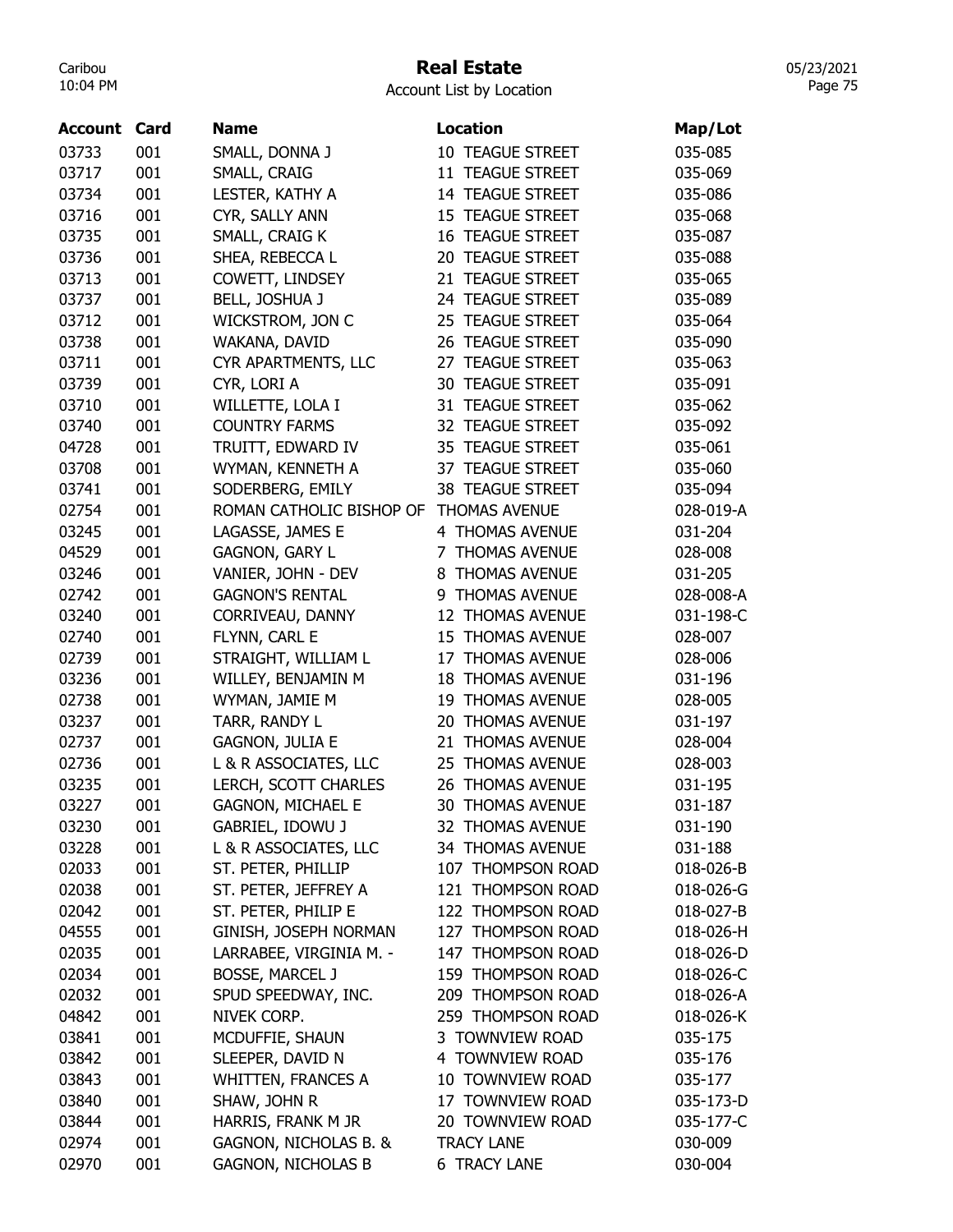# Real Estate

Account List by Location

| Account | Card | Name | Location | Map/Lot |
|---|---|---|---|---|
| 03733 | 001 | SMALL, DONNA J | 10 TEAGUE STREET | 035-085 |
| 03717 | 001 | SMALL, CRAIG | 11 TEAGUE STREET | 035-069 |
| 03734 | 001 | LESTER, KATHY A | 14 TEAGUE STREET | 035-086 |
| 03716 | 001 | CYR, SALLY ANN | 15 TEAGUE STREET | 035-068 |
| 03735 | 001 | SMALL, CRAIG K | 16 TEAGUE STREET | 035-087 |
| 03736 | 001 | SHEA, REBECCA L | 20 TEAGUE STREET | 035-088 |
| 03713 | 001 | COWETT, LINDSEY | 21 TEAGUE STREET | 035-065 |
| 03737 | 001 | BELL, JOSHUA J | 24 TEAGUE STREET | 035-089 |
| 03712 | 001 | WICKSTROM, JON C | 25 TEAGUE STREET | 035-064 |
| 03738 | 001 | WAKANA, DAVID | 26 TEAGUE STREET | 035-090 |
| 03711 | 001 | CYR APARTMENTS, LLC | 27 TEAGUE STREET | 035-063 |
| 03739 | 001 | CYR, LORI A | 30 TEAGUE STREET | 035-091 |
| 03710 | 001 | WILLETTE, LOLA I | 31 TEAGUE STREET | 035-062 |
| 03740 | 001 | COUNTRY FARMS | 32 TEAGUE STREET | 035-092 |
| 04728 | 001 | TRUITT, EDWARD IV | 35 TEAGUE STREET | 035-061 |
| 03708 | 001 | WYMAN, KENNETH A | 37 TEAGUE STREET | 035-060 |
| 03741 | 001 | SODERBERG, EMILY | 38 TEAGUE STREET | 035-094 |
| 02754 | 001 | ROMAN CATHOLIC BISHOP OF | THOMAS AVENUE | 028-019-A |
| 03245 | 001 | LAGASSE, JAMES E | 4 THOMAS AVENUE | 031-204 |
| 04529 | 001 | GAGNON, GARY L | 7 THOMAS AVENUE | 028-008 |
| 03246 | 001 | VANIER, JOHN - DEV | 8 THOMAS AVENUE | 031-205 |
| 02742 | 001 | GAGNON'S RENTAL | 9 THOMAS AVENUE | 028-008-A |
| 03240 | 001 | CORRIVEAU, DANNY | 12 THOMAS AVENUE | 031-198-C |
| 02740 | 001 | FLYNN, CARL E | 15 THOMAS AVENUE | 028-007 |
| 02739 | 001 | STRAIGHT, WILLIAM L | 17 THOMAS AVENUE | 028-006 |
| 03236 | 001 | WILLEY, BENJAMIN M | 18 THOMAS AVENUE | 031-196 |
| 02738 | 001 | WYMAN, JAMIE M | 19 THOMAS AVENUE | 028-005 |
| 03237 | 001 | TARR, RANDY L | 20 THOMAS AVENUE | 031-197 |
| 02737 | 001 | GAGNON, JULIA E | 21 THOMAS AVENUE | 028-004 |
| 02736 | 001 | L & R ASSOCIATES, LLC | 25 THOMAS AVENUE | 028-003 |
| 03235 | 001 | LERCH, SCOTT CHARLES | 26 THOMAS AVENUE | 031-195 |
| 03227 | 001 | GAGNON, MICHAEL E | 30 THOMAS AVENUE | 031-187 |
| 03230 | 001 | GABRIEL, IDOWU J | 32 THOMAS AVENUE | 031-190 |
| 03228 | 001 | L & R ASSOCIATES, LLC | 34 THOMAS AVENUE | 031-188 |
| 02033 | 001 | ST. PETER, PHILLIP | 107 THOMPSON ROAD | 018-026-B |
| 02038 | 001 | ST. PETER, JEFFREY A | 121 THOMPSON ROAD | 018-026-G |
| 02042 | 001 | ST. PETER, PHILIP E | 122 THOMPSON ROAD | 018-027-B |
| 04555 | 001 | GINISH, JOSEPH NORMAN | 127 THOMPSON ROAD | 018-026-H |
| 02035 | 001 | LARRABEE, VIRGINIA M. - | 147 THOMPSON ROAD | 018-026-D |
| 02034 | 001 | BOSSE, MARCEL J | 159 THOMPSON ROAD | 018-026-C |
| 02032 | 001 | SPUD SPEEDWAY, INC. | 209 THOMPSON ROAD | 018-026-A |
| 04842 | 001 | NIVEK CORP. | 259 THOMPSON ROAD | 018-026-K |
| 03841 | 001 | MCDUFFIE, SHAUN | 3 TOWNVIEW ROAD | 035-175 |
| 03842 | 001 | SLEEPER, DAVID N | 4 TOWNVIEW ROAD | 035-176 |
| 03843 | 001 | WHITTEN, FRANCES A | 10 TOWNVIEW ROAD | 035-177 |
| 03840 | 001 | SHAW, JOHN R | 17 TOWNVIEW ROAD | 035-173-D |
| 03844 | 001 | HARRIS, FRANK M JR | 20 TOWNVIEW ROAD | 035-177-C |
| 02974 | 001 | GAGNON, NICHOLAS B. & | TRACY LANE | 030-009 |
| 02970 | 001 | GAGNON, NICHOLAS B | 6 TRACY LANE | 030-004 |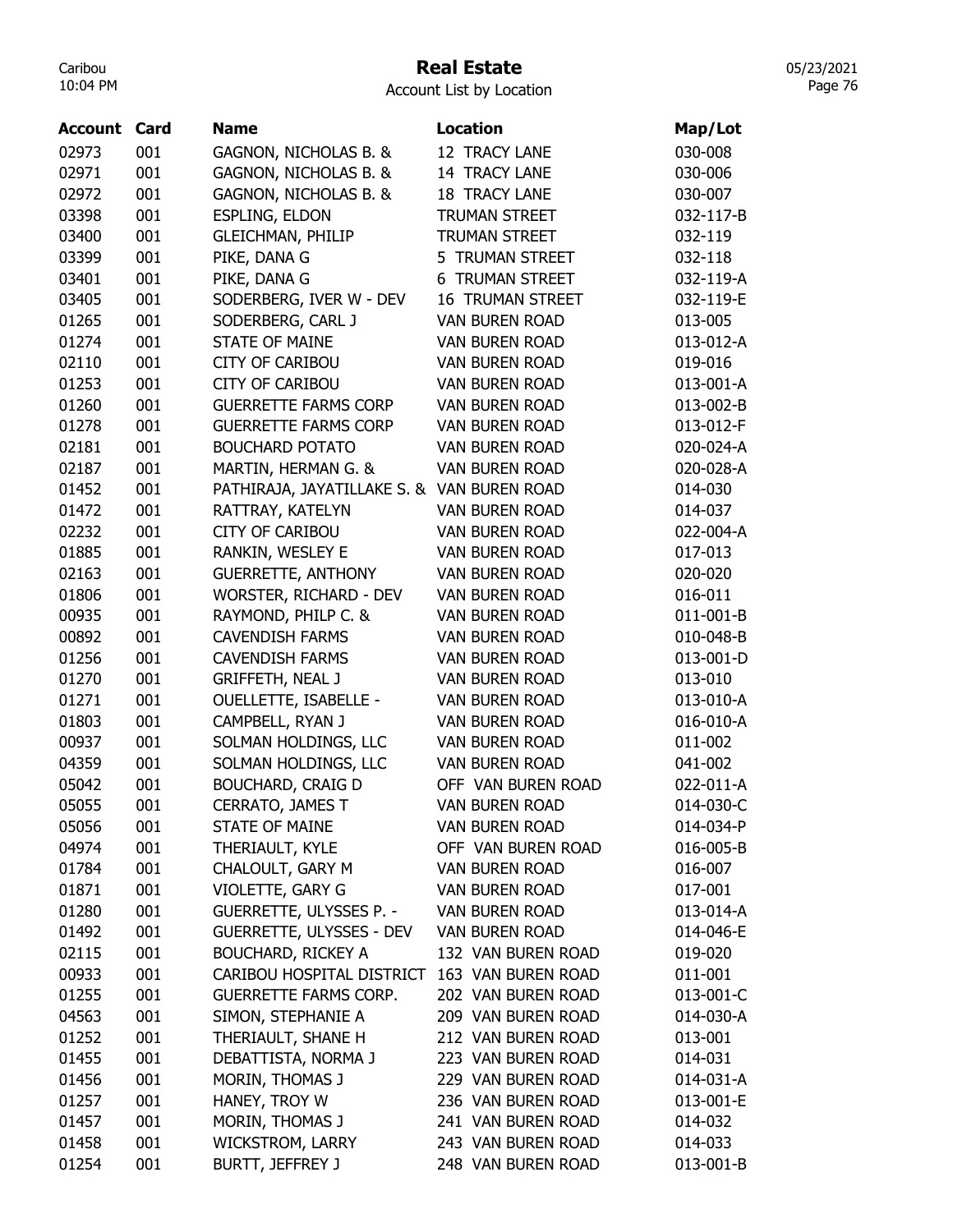# Real Estate

Account List by Location

| Account | Card | Name | Location | Map/Lot |
|---|---|---|---|---|
| 02973 | 001 | GAGNON, NICHOLAS B. & | 12 TRACY LANE | 030-008 |
| 02971 | 001 | GAGNON, NICHOLAS B. & | 14 TRACY LANE | 030-006 |
| 02972 | 001 | GAGNON, NICHOLAS B. & | 18 TRACY LANE | 030-007 |
| 03398 | 001 | ESPLING, ELDON | TRUMAN STREET | 032-117-B |
| 03400 | 001 | GLEICHMAN, PHILIP | TRUMAN STREET | 032-119 |
| 03399 | 001 | PIKE, DANA G | 5 TRUMAN STREET | 032-118 |
| 03401 | 001 | PIKE, DANA G | 6 TRUMAN STREET | 032-119-A |
| 03405 | 001 | SODERBERG, IVER W - DEV | 16 TRUMAN STREET | 032-119-E |
| 01265 | 001 | SODERBERG, CARL J | VAN BUREN ROAD | 013-005 |
| 01274 | 001 | STATE OF MAINE | VAN BUREN ROAD | 013-012-A |
| 02110 | 001 | CITY OF CARIBOU | VAN BUREN ROAD | 019-016 |
| 01253 | 001 | CITY OF CARIBOU | VAN BUREN ROAD | 013-001-A |
| 01260 | 001 | GUERRETTE FARMS CORP | VAN BUREN ROAD | 013-002-B |
| 01278 | 001 | GUERRETTE FARMS CORP | VAN BUREN ROAD | 013-012-F |
| 02181 | 001 | BOUCHARD POTATO | VAN BUREN ROAD | 020-024-A |
| 02187 | 001 | MARTIN, HERMAN G. & | VAN BUREN ROAD | 020-028-A |
| 01452 | 001 | PATHIRAJA, JAYATILLAKE S. & | VAN BUREN ROAD | 014-030 |
| 01472 | 001 | RATTRAY, KATELYN | VAN BUREN ROAD | 014-037 |
| 02232 | 001 | CITY OF CARIBOU | VAN BUREN ROAD | 022-004-A |
| 01885 | 001 | RANKIN, WESLEY E | VAN BUREN ROAD | 017-013 |
| 02163 | 001 | GUERRETTE, ANTHONY | VAN BUREN ROAD | 020-020 |
| 01806 | 001 | WORSTER, RICHARD - DEV | VAN BUREN ROAD | 016-011 |
| 00935 | 001 | RAYMOND, PHILP C. & | VAN BUREN ROAD | 011-001-B |
| 00892 | 001 | CAVENDISH FARMS | VAN BUREN ROAD | 010-048-B |
| 01256 | 001 | CAVENDISH FARMS | VAN BUREN ROAD | 013-001-D |
| 01270 | 001 | GRIFFETH, NEAL J | VAN BUREN ROAD | 013-010 |
| 01271 | 001 | OUELLETTE, ISABELLE - | VAN BUREN ROAD | 013-010-A |
| 01803 | 001 | CAMPBELL, RYAN J | VAN BUREN ROAD | 016-010-A |
| 00937 | 001 | SOLMAN HOLDINGS, LLC | VAN BUREN ROAD | 011-002 |
| 04359 | 001 | SOLMAN HOLDINGS, LLC | VAN BUREN ROAD | 041-002 |
| 05042 | 001 | BOUCHARD, CRAIG D | OFF VAN BUREN ROAD | 022-011-A |
| 05055 | 001 | CERRATO, JAMES T | VAN BUREN ROAD | 014-030-C |
| 05056 | 001 | STATE OF MAINE | VAN BUREN ROAD | 014-034-P |
| 04974 | 001 | THERIAULT, KYLE | OFF VAN BUREN ROAD | 016-005-B |
| 01784 | 001 | CHALOULT, GARY M | VAN BUREN ROAD | 016-007 |
| 01871 | 001 | VIOLETTE, GARY G | VAN BUREN ROAD | 017-001 |
| 01280 | 001 | GUERRETTE, ULYSSES P. - | VAN BUREN ROAD | 013-014-A |
| 01492 | 001 | GUERRETTE, ULYSSES - DEV | VAN BUREN ROAD | 014-046-E |
| 02115 | 001 | BOUCHARD, RICKEY A | 132 VAN BUREN ROAD | 019-020 |
| 00933 | 001 | CARIBOU HOSPITAL DISTRICT | 163 VAN BUREN ROAD | 011-001 |
| 01255 | 001 | GUERRETTE FARMS CORP. | 202 VAN BUREN ROAD | 013-001-C |
| 04563 | 001 | SIMON, STEPHANIE A | 209 VAN BUREN ROAD | 014-030-A |
| 01252 | 001 | THERIAULT, SHANE H | 212 VAN BUREN ROAD | 013-001 |
| 01455 | 001 | DEBATTISTA, NORMA J | 223 VAN BUREN ROAD | 014-031 |
| 01456 | 001 | MORIN, THOMAS J | 229 VAN BUREN ROAD | 014-031-A |
| 01257 | 001 | HANEY, TROY W | 236 VAN BUREN ROAD | 013-001-E |
| 01457 | 001 | MORIN, THOMAS J | 241 VAN BUREN ROAD | 014-032 |
| 01458 | 001 | WICKSTROM, LARRY | 243 VAN BUREN ROAD | 014-033 |
| 01254 | 001 | BURTT, JEFFREY J | 248 VAN BUREN ROAD | 013-001-B |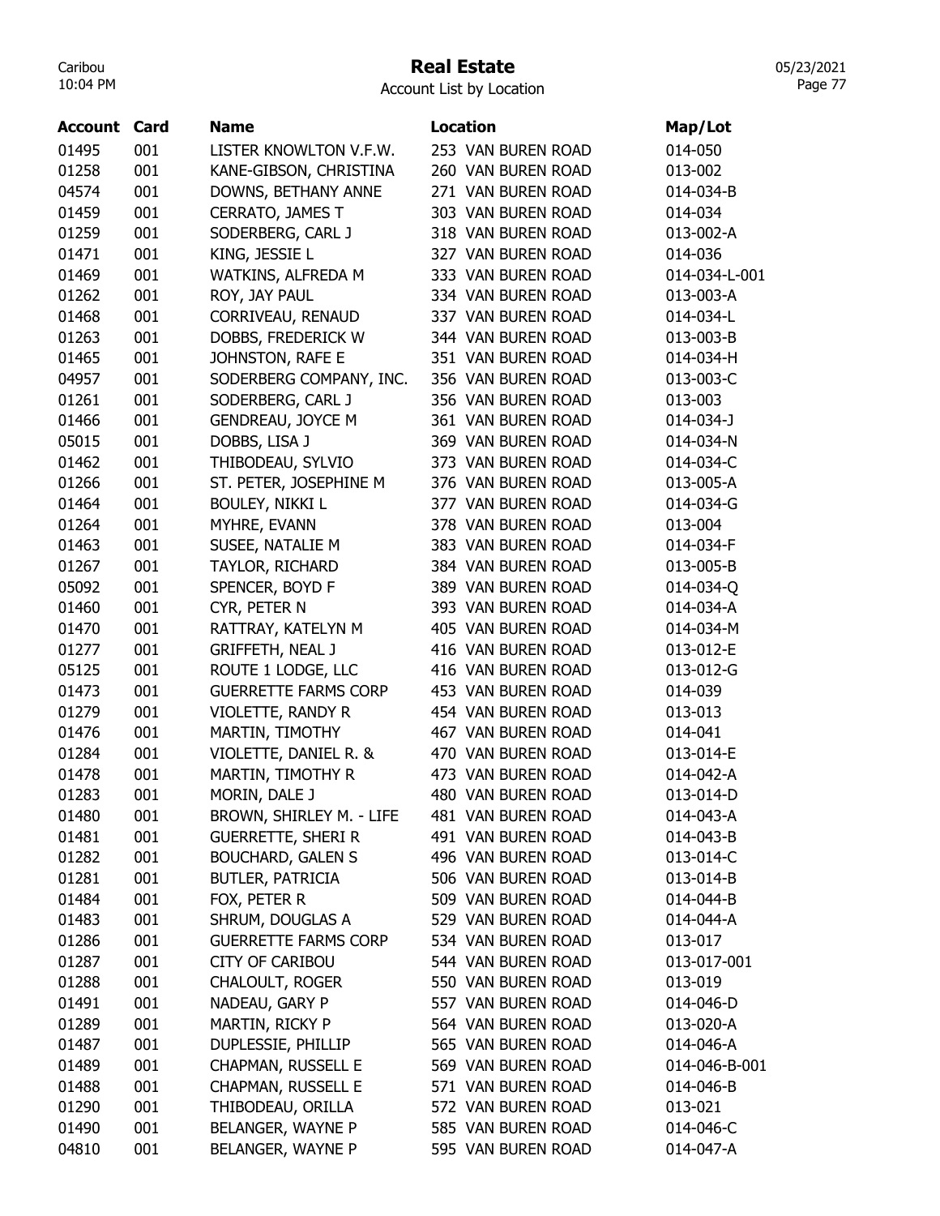# Real Estate

Account List by Location

| Account | Card | Name | Location | Map/Lot |
|---|---|---|---|---|
| 01495 | 001 | LISTER KNOWLTON V.F.W. | 253 VAN BUREN ROAD | 014-050 |
| 01258 | 001 | KANE-GIBSON, CHRISTINA | 260 VAN BUREN ROAD | 013-002 |
| 04574 | 001 | DOWNS, BETHANY ANNE | 271 VAN BUREN ROAD | 014-034-B |
| 01459 | 001 | CERRATO, JAMES T | 303 VAN BUREN ROAD | 014-034 |
| 01259 | 001 | SODERBERG, CARL J | 318 VAN BUREN ROAD | 013-002-A |
| 01471 | 001 | KING, JESSIE L | 327 VAN BUREN ROAD | 014-036 |
| 01469 | 001 | WATKINS, ALFREDA M | 333 VAN BUREN ROAD | 014-034-L-001 |
| 01262 | 001 | ROY, JAY PAUL | 334 VAN BUREN ROAD | 013-003-A |
| 01468 | 001 | CORRIVEAU, RENAUD | 337 VAN BUREN ROAD | 014-034-L |
| 01263 | 001 | DOBBS, FREDERICK W | 344 VAN BUREN ROAD | 013-003-B |
| 01465 | 001 | JOHNSTON, RAFE E | 351 VAN BUREN ROAD | 014-034-H |
| 04957 | 001 | SODERBERG COMPANY, INC. | 356 VAN BUREN ROAD | 013-003-C |
| 01261 | 001 | SODERBERG, CARL J | 356 VAN BUREN ROAD | 013-003 |
| 01466 | 001 | GENDREAU, JOYCE M | 361 VAN BUREN ROAD | 014-034-J |
| 05015 | 001 | DOBBS, LISA J | 369 VAN BUREN ROAD | 014-034-N |
| 01462 | 001 | THIBODEAU, SYLVIO | 373 VAN BUREN ROAD | 014-034-C |
| 01266 | 001 | ST. PETER, JOSEPHINE M | 376 VAN BUREN ROAD | 013-005-A |
| 01464 | 001 | BOULEY, NIKKI L | 377 VAN BUREN ROAD | 014-034-G |
| 01264 | 001 | MYHRE, EVANN | 378 VAN BUREN ROAD | 013-004 |
| 01463 | 001 | SUSEE, NATALIE M | 383 VAN BUREN ROAD | 014-034-F |
| 01267 | 001 | TAYLOR, RICHARD | 384 VAN BUREN ROAD | 013-005-B |
| 05092 | 001 | SPENCER, BOYD F | 389 VAN BUREN ROAD | 014-034-Q |
| 01460 | 001 | CYR, PETER N | 393 VAN BUREN ROAD | 014-034-A |
| 01470 | 001 | RATTRAY, KATELYN M | 405 VAN BUREN ROAD | 014-034-M |
| 01277 | 001 | GRIFFETH, NEAL J | 416 VAN BUREN ROAD | 013-012-E |
| 05125 | 001 | ROUTE 1 LODGE, LLC | 416 VAN BUREN ROAD | 013-012-G |
| 01473 | 001 | GUERRETTE FARMS CORP | 453 VAN BUREN ROAD | 014-039 |
| 01279 | 001 | VIOLETTE, RANDY R | 454 VAN BUREN ROAD | 013-013 |
| 01476 | 001 | MARTIN, TIMOTHY | 467 VAN BUREN ROAD | 014-041 |
| 01284 | 001 | VIOLETTE, DANIEL R. & | 470 VAN BUREN ROAD | 013-014-E |
| 01478 | 001 | MARTIN, TIMOTHY R | 473 VAN BUREN ROAD | 014-042-A |
| 01283 | 001 | MORIN, DALE J | 480 VAN BUREN ROAD | 013-014-D |
| 01480 | 001 | BROWN, SHIRLEY M. - LIFE | 481 VAN BUREN ROAD | 014-043-A |
| 01481 | 001 | GUERRETTE, SHERI R | 491 VAN BUREN ROAD | 014-043-B |
| 01282 | 001 | BOUCHARD, GALEN S | 496 VAN BUREN ROAD | 013-014-C |
| 01281 | 001 | BUTLER, PATRICIA | 506 VAN BUREN ROAD | 013-014-B |
| 01484 | 001 | FOX, PETER R | 509 VAN BUREN ROAD | 014-044-B |
| 01483 | 001 | SHRUM, DOUGLAS A | 529 VAN BUREN ROAD | 014-044-A |
| 01286 | 001 | GUERRETTE FARMS CORP | 534 VAN BUREN ROAD | 013-017 |
| 01287 | 001 | CITY OF CARIBOU | 544 VAN BUREN ROAD | 013-017-001 |
| 01288 | 001 | CHALOULT, ROGER | 550 VAN BUREN ROAD | 013-019 |
| 01491 | 001 | NADEAU, GARY P | 557 VAN BUREN ROAD | 014-046-D |
| 01289 | 001 | MARTIN, RICKY P | 564 VAN BUREN ROAD | 013-020-A |
| 01487 | 001 | DUPLESSIE, PHILLIP | 565 VAN BUREN ROAD | 014-046-A |
| 01489 | 001 | CHAPMAN, RUSSELL E | 569 VAN BUREN ROAD | 014-046-B-001 |
| 01488 | 001 | CHAPMAN, RUSSELL E | 571 VAN BUREN ROAD | 014-046-B |
| 01290 | 001 | THIBODEAU, ORILLA | 572 VAN BUREN ROAD | 013-021 |
| 01490 | 001 | BELANGER, WAYNE P | 585 VAN BUREN ROAD | 014-046-C |
| 04810 | 001 | BELANGER, WAYNE P | 595 VAN BUREN ROAD | 014-047-A |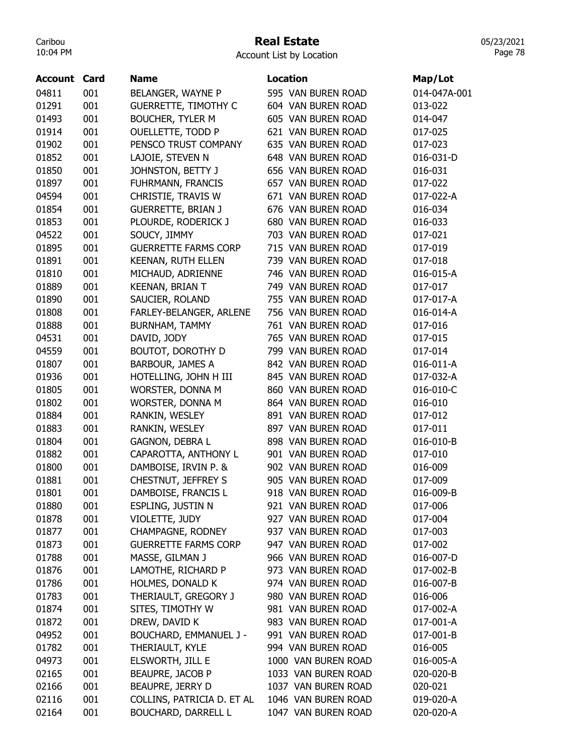# Real Estate

Account List by Location

| Account | Card | Name | Location | Map/Lot |
|---|---|---|---|---|
| 04811 | 001 | BELANGER, WAYNE P | 595 VAN BUREN ROAD | 014-047A-001 |
| 01291 | 001 | GUERRETTE, TIMOTHY C | 604 VAN BUREN ROAD | 013-022 |
| 01493 | 001 | BOUCHER, TYLER M | 605 VAN BUREN ROAD | 014-047 |
| 01914 | 001 | OUELLETTE, TODD P | 621 VAN BUREN ROAD | 017-025 |
| 01902 | 001 | PENSCO TRUST COMPANY | 635 VAN BUREN ROAD | 017-023 |
| 01852 | 001 | LAJOIE, STEVEN N | 648 VAN BUREN ROAD | 016-031-D |
| 01850 | 001 | JOHNSTON, BETTY J | 656 VAN BUREN ROAD | 016-031 |
| 01897 | 001 | FUHRMANN, FRANCIS | 657 VAN BUREN ROAD | 017-022 |
| 04594 | 001 | CHRISTIE, TRAVIS W | 671 VAN BUREN ROAD | 017-022-A |
| 01854 | 001 | GUERRETTE, BRIAN J | 676 VAN BUREN ROAD | 016-034 |
| 01853 | 001 | PLOURDE, RODERICK J | 680 VAN BUREN ROAD | 016-033 |
| 04522 | 001 | SOUCY, JIMMY | 703 VAN BUREN ROAD | 017-021 |
| 01895 | 001 | GUERRETTE FARMS CORP | 715 VAN BUREN ROAD | 017-019 |
| 01891 | 001 | KEENAN, RUTH ELLEN | 739 VAN BUREN ROAD | 017-018 |
| 01810 | 001 | MICHAUD, ADRIENNE | 746 VAN BUREN ROAD | 016-015-A |
| 01889 | 001 | KEENAN, BRIAN T | 749 VAN BUREN ROAD | 017-017 |
| 01890 | 001 | SAUCIER, ROLAND | 755 VAN BUREN ROAD | 017-017-A |
| 01808 | 001 | FARLEY-BELANGER, ARLENE | 756 VAN BUREN ROAD | 016-014-A |
| 01888 | 001 | BURNHAM, TAMMY | 761 VAN BUREN ROAD | 017-016 |
| 04531 | 001 | DAVID, JODY | 765 VAN BUREN ROAD | 017-015 |
| 04559 | 001 | BOUTOT, DOROTHY D | 799 VAN BUREN ROAD | 017-014 |
| 01807 | 001 | BARBOUR, JAMES A | 842 VAN BUREN ROAD | 016-011-A |
| 01936 | 001 | HOTELLING, JOHN H III | 845 VAN BUREN ROAD | 017-032-A |
| 01805 | 001 | WORSTER, DONNA M | 860 VAN BUREN ROAD | 016-010-C |
| 01802 | 001 | WORSTER, DONNA M | 864 VAN BUREN ROAD | 016-010 |
| 01884 | 001 | RANKIN, WESLEY | 891 VAN BUREN ROAD | 017-012 |
| 01883 | 001 | RANKIN, WESLEY | 897 VAN BUREN ROAD | 017-011 |
| 01804 | 001 | GAGNON, DEBRA L | 898 VAN BUREN ROAD | 016-010-B |
| 01882 | 001 | CAPAROTTA, ANTHONY L | 901 VAN BUREN ROAD | 017-010 |
| 01800 | 001 | DAMBOISE, IRVIN P. & | 902 VAN BUREN ROAD | 016-009 |
| 01881 | 001 | CHESTNUT, JEFFREY S | 905 VAN BUREN ROAD | 017-009 |
| 01801 | 001 | DAMBOISE, FRANCIS L | 918 VAN BUREN ROAD | 016-009-B |
| 01880 | 001 | ESPLING, JUSTIN N | 921 VAN BUREN ROAD | 017-006 |
| 01878 | 001 | VIOLETTE, JUDY | 927 VAN BUREN ROAD | 017-004 |
| 01877 | 001 | CHAMPAGNE, RODNEY | 937 VAN BUREN ROAD | 017-003 |
| 01873 | 001 | GUERRETTE FARMS CORP | 947 VAN BUREN ROAD | 017-002 |
| 01788 | 001 | MASSE, GILMAN J | 966 VAN BUREN ROAD | 016-007-D |
| 01876 | 001 | LAMOTHE, RICHARD P | 973 VAN BUREN ROAD | 017-002-B |
| 01786 | 001 | HOLMES, DONALD K | 974 VAN BUREN ROAD | 016-007-B |
| 01783 | 001 | THERIAULT, GREGORY J | 980 VAN BUREN ROAD | 016-006 |
| 01874 | 001 | SITES, TIMOTHY W | 981 VAN BUREN ROAD | 017-002-A |
| 01872 | 001 | DREW, DAVID K | 983 VAN BUREN ROAD | 017-001-A |
| 04952 | 001 | BOUCHARD, EMMANUEL J - | 991 VAN BUREN ROAD | 017-001-B |
| 01782 | 001 | THERIAULT, KYLE | 994 VAN BUREN ROAD | 016-005 |
| 04973 | 001 | ELSWORTH, JILL E | 1000 VAN BUREN ROAD | 016-005-A |
| 02165 | 001 | BEAUPRE, JACOB P | 1033 VAN BUREN ROAD | 020-020-B |
| 02166 | 001 | BEAUPRE, JERRY D | 1037 VAN BUREN ROAD | 020-021 |
| 02116 | 001 | COLLINS, PATRICIA D. ET AL | 1046 VAN BUREN ROAD | 019-020-A |
| 02164 | 001 | BOUCHARD, DARRELL L | 1047 VAN BUREN ROAD | 020-020-A |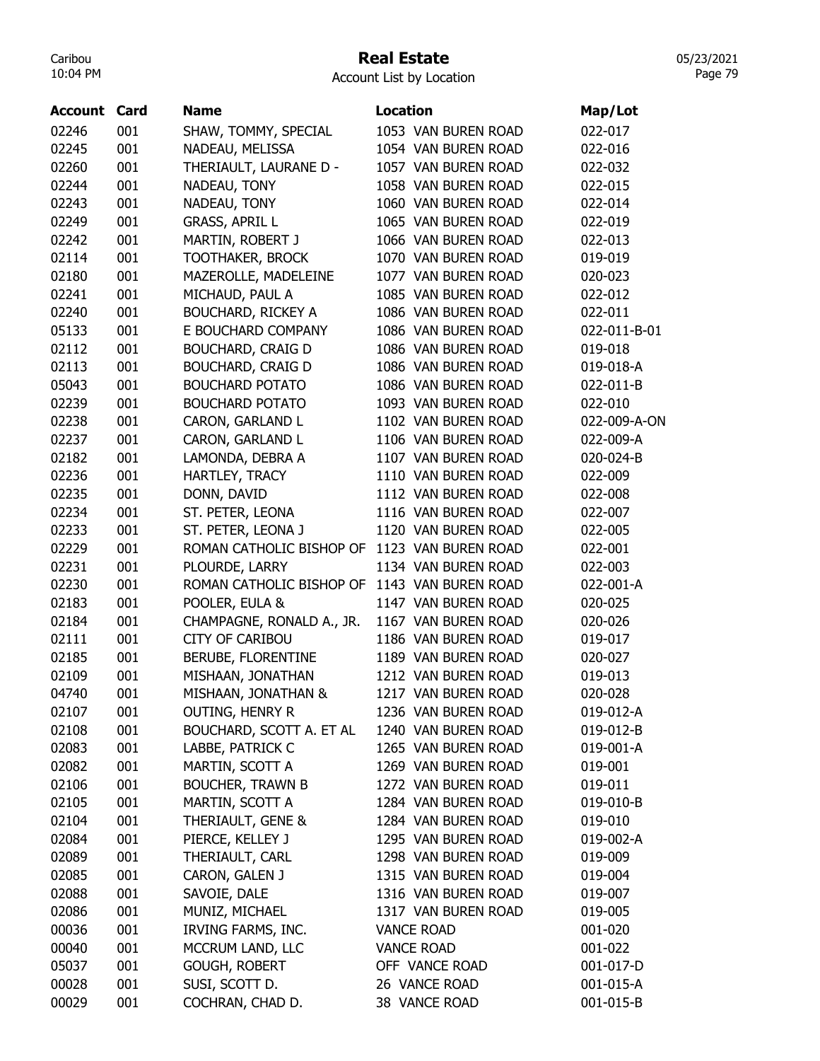# Real Estate

Account List by Location

| Account | Card | Name | Location | Map/Lot |
|---|---|---|---|---|
| 02246 | 001 | SHAW, TOMMY, SPECIAL | 1053 VAN BUREN ROAD | 022-017 |
| 02245 | 001 | NADEAU, MELISSA | 1054 VAN BUREN ROAD | 022-016 |
| 02260 | 001 | THERIAULT, LAURANE D - | 1057 VAN BUREN ROAD | 022-032 |
| 02244 | 001 | NADEAU, TONY | 1058 VAN BUREN ROAD | 022-015 |
| 02243 | 001 | NADEAU, TONY | 1060 VAN BUREN ROAD | 022-014 |
| 02249 | 001 | GRASS, APRIL L | 1065 VAN BUREN ROAD | 022-019 |
| 02242 | 001 | MARTIN, ROBERT J | 1066 VAN BUREN ROAD | 022-013 |
| 02114 | 001 | TOOTHAKER, BROCK | 1070 VAN BUREN ROAD | 019-019 |
| 02180 | 001 | MAZEROLLE, MADELEINE | 1077 VAN BUREN ROAD | 020-023 |
| 02241 | 001 | MICHAUD, PAUL A | 1085 VAN BUREN ROAD | 022-012 |
| 02240 | 001 | BOUCHARD, RICKEY A | 1086 VAN BUREN ROAD | 022-011 |
| 05133 | 001 | E BOUCHARD COMPANY | 1086 VAN BUREN ROAD | 022-011-B-01 |
| 02112 | 001 | BOUCHARD, CRAIG D | 1086 VAN BUREN ROAD | 019-018 |
| 02113 | 001 | BOUCHARD, CRAIG D | 1086 VAN BUREN ROAD | 019-018-A |
| 05043 | 001 | BOUCHARD POTATO | 1086 VAN BUREN ROAD | 022-011-B |
| 02239 | 001 | BOUCHARD POTATO | 1093 VAN BUREN ROAD | 022-010 |
| 02238 | 001 | CARON, GARLAND L | 1102 VAN BUREN ROAD | 022-009-A-ON |
| 02237 | 001 | CARON, GARLAND L | 1106 VAN BUREN ROAD | 022-009-A |
| 02182 | 001 | LAMONDA, DEBRA A | 1107 VAN BUREN ROAD | 020-024-B |
| 02236 | 001 | HARTLEY, TRACY | 1110 VAN BUREN ROAD | 022-009 |
| 02235 | 001 | DONN, DAVID | 1112 VAN BUREN ROAD | 022-008 |
| 02234 | 001 | ST. PETER, LEONA | 1116 VAN BUREN ROAD | 022-007 |
| 02233 | 001 | ST. PETER, LEONA J | 1120 VAN BUREN ROAD | 022-005 |
| 02229 | 001 | ROMAN CATHOLIC BISHOP OF | 1123 VAN BUREN ROAD | 022-001 |
| 02231 | 001 | PLOURDE, LARRY | 1134 VAN BUREN ROAD | 022-003 |
| 02230 | 001 | ROMAN CATHOLIC BISHOP OF | 1143 VAN BUREN ROAD | 022-001-A |
| 02183 | 001 | POOLER, EULA & | 1147 VAN BUREN ROAD | 020-025 |
| 02184 | 001 | CHAMPAGNE, RONALD A., JR. | 1167 VAN BUREN ROAD | 020-026 |
| 02111 | 001 | CITY OF CARIBOU | 1186 VAN BUREN ROAD | 019-017 |
| 02185 | 001 | BERUBE, FLORENTINE | 1189 VAN BUREN ROAD | 020-027 |
| 02109 | 001 | MISHAAN, JONATHAN | 1212 VAN BUREN ROAD | 019-013 |
| 04740 | 001 | MISHAAN, JONATHAN & | 1217 VAN BUREN ROAD | 020-028 |
| 02107 | 001 | OUTING, HENRY R | 1236 VAN BUREN ROAD | 019-012-A |
| 02108 | 001 | BOUCHARD, SCOTT A. ET AL | 1240 VAN BUREN ROAD | 019-012-B |
| 02083 | 001 | LABBE, PATRICK C | 1265 VAN BUREN ROAD | 019-001-A |
| 02082 | 001 | MARTIN, SCOTT A | 1269 VAN BUREN ROAD | 019-001 |
| 02106 | 001 | BOUCHER, TRAWN B | 1272 VAN BUREN ROAD | 019-011 |
| 02105 | 001 | MARTIN, SCOTT A | 1284 VAN BUREN ROAD | 019-010-B |
| 02104 | 001 | THERIAULT, GENE & | 1284 VAN BUREN ROAD | 019-010 |
| 02084 | 001 | PIERCE, KELLEY J | 1295 VAN BUREN ROAD | 019-002-A |
| 02089 | 001 | THERIAULT, CARL | 1298 VAN BUREN ROAD | 019-009 |
| 02085 | 001 | CARON, GALEN J | 1315 VAN BUREN ROAD | 019-004 |
| 02088 | 001 | SAVOIE, DALE | 1316 VAN BUREN ROAD | 019-007 |
| 02086 | 001 | MUNIZ, MICHAEL | 1317 VAN BUREN ROAD | 019-005 |
| 00036 | 001 | IRVING FARMS, INC. | VANCE ROAD | 001-020 |
| 00040 | 001 | MCCRUM LAND, LLC | VANCE ROAD | 001-022 |
| 05037 | 001 | GOUGH, ROBERT | OFF VANCE ROAD | 001-017-D |
| 00028 | 001 | SUSI, SCOTT D. | 26 VANCE ROAD | 001-015-A |
| 00029 | 001 | COCHRAN, CHAD D. | 38 VANCE ROAD | 001-015-B |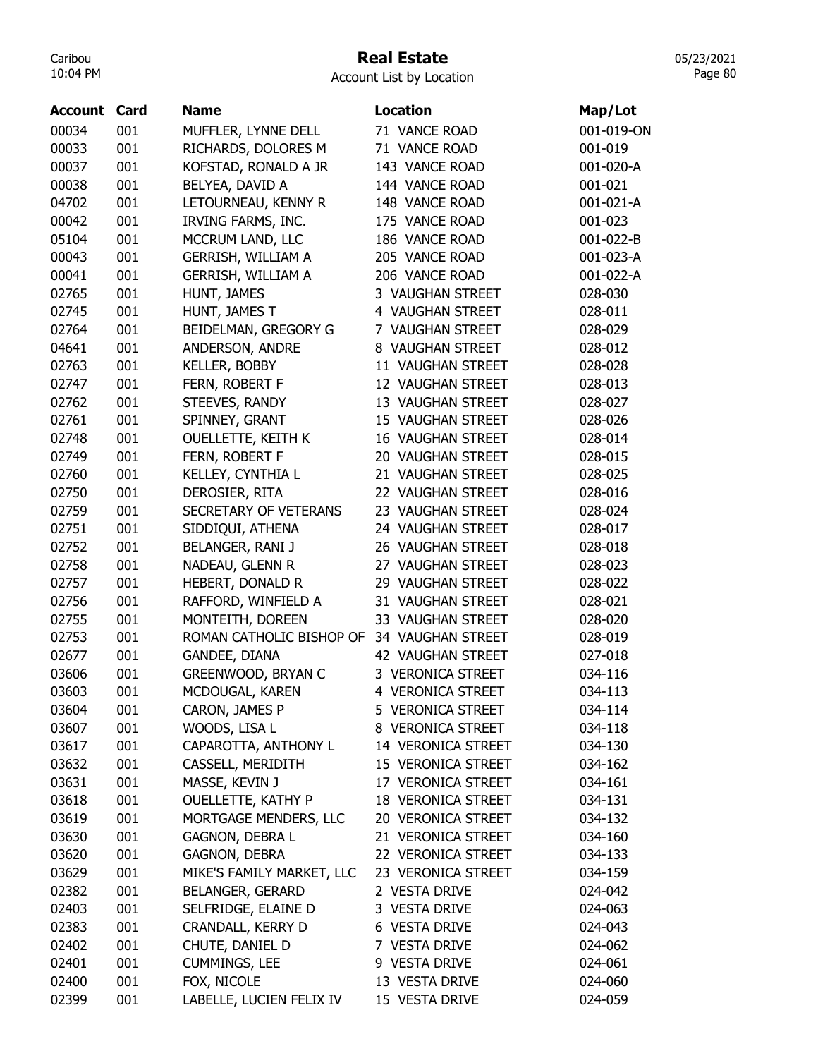# Real Estate

Account List by Location

| Account | Card | Name | Location | Map/Lot |
|---|---|---|---|---|
| 00034 | 001 | MUFFLER, LYNNE DELL | 71 VANCE ROAD | 001-019-ON |
| 00033 | 001 | RICHARDS, DOLORES M | 71 VANCE ROAD | 001-019 |
| 00037 | 001 | KOFSTAD, RONALD A JR | 143 VANCE ROAD | 001-020-A |
| 00038 | 001 | BELYEA, DAVID A | 144 VANCE ROAD | 001-021 |
| 04702 | 001 | LETOURNEAU, KENNY R | 148 VANCE ROAD | 001-021-A |
| 00042 | 001 | IRVING FARMS, INC. | 175 VANCE ROAD | 001-023 |
| 05104 | 001 | MCCRUM LAND, LLC | 186 VANCE ROAD | 001-022-B |
| 00043 | 001 | GERRISH, WILLIAM A | 205 VANCE ROAD | 001-023-A |
| 00041 | 001 | GERRISH, WILLIAM A | 206 VANCE ROAD | 001-022-A |
| 02765 | 001 | HUNT, JAMES | 3 VAUGHAN STREET | 028-030 |
| 02745 | 001 | HUNT, JAMES T | 4 VAUGHAN STREET | 028-011 |
| 02764 | 001 | BEIDELMAN, GREGORY G | 7 VAUGHAN STREET | 028-029 |
| 04641 | 001 | ANDERSON, ANDRE | 8 VAUGHAN STREET | 028-012 |
| 02763 | 001 | KELLER, BOBBY | 11 VAUGHAN STREET | 028-028 |
| 02747 | 001 | FERN, ROBERT F | 12 VAUGHAN STREET | 028-013 |
| 02762 | 001 | STEEVES, RANDY | 13 VAUGHAN STREET | 028-027 |
| 02761 | 001 | SPINNEY, GRANT | 15 VAUGHAN STREET | 028-026 |
| 02748 | 001 | OUELLETTE, KEITH K | 16 VAUGHAN STREET | 028-014 |
| 02749 | 001 | FERN, ROBERT F | 20 VAUGHAN STREET | 028-015 |
| 02760 | 001 | KELLEY, CYNTHIA L | 21 VAUGHAN STREET | 028-025 |
| 02750 | 001 | DEROSIER, RITA | 22 VAUGHAN STREET | 028-016 |
| 02759 | 001 | SECRETARY OF VETERANS | 23 VAUGHAN STREET | 028-024 |
| 02751 | 001 | SIDDIQUI, ATHENA | 24 VAUGHAN STREET | 028-017 |
| 02752 | 001 | BELANGER, RANI J | 26 VAUGHAN STREET | 028-018 |
| 02758 | 001 | NADEAU, GLENN R | 27 VAUGHAN STREET | 028-023 |
| 02757 | 001 | HEBERT, DONALD R | 29 VAUGHAN STREET | 028-022 |
| 02756 | 001 | RAFFORD, WINFIELD A | 31 VAUGHAN STREET | 028-021 |
| 02755 | 001 | MONTEITH, DOREEN | 33 VAUGHAN STREET | 028-020 |
| 02753 | 001 | ROMAN CATHOLIC BISHOP OF | 34 VAUGHAN STREET | 028-019 |
| 02677 | 001 | GANDEE, DIANA | 42 VAUGHAN STREET | 027-018 |
| 03606 | 001 | GREENWOOD, BRYAN C | 3 VERONICA STREET | 034-116 |
| 03603 | 001 | MCDOUGAL, KAREN | 4 VERONICA STREET | 034-113 |
| 03604 | 001 | CARON, JAMES P | 5 VERONICA STREET | 034-114 |
| 03607 | 001 | WOODS, LISA L | 8 VERONICA STREET | 034-118 |
| 03617 | 001 | CAPAROTTA, ANTHONY L | 14 VERONICA STREET | 034-130 |
| 03632 | 001 | CASSELL, MERIDITH | 15 VERONICA STREET | 034-162 |
| 03631 | 001 | MASSE, KEVIN J | 17 VERONICA STREET | 034-161 |
| 03618 | 001 | OUELLETTE, KATHY P | 18 VERONICA STREET | 034-131 |
| 03619 | 001 | MORTGAGE MENDERS, LLC | 20 VERONICA STREET | 034-132 |
| 03630 | 001 | GAGNON, DEBRA L | 21 VERONICA STREET | 034-160 |
| 03620 | 001 | GAGNON, DEBRA | 22 VERONICA STREET | 034-133 |
| 03629 | 001 | MIKE'S FAMILY MARKET, LLC | 23 VERONICA STREET | 034-159 |
| 02382 | 001 | BELANGER, GERARD | 2 VESTA DRIVE | 024-042 |
| 02403 | 001 | SELFRIDGE, ELAINE D | 3 VESTA DRIVE | 024-063 |
| 02383 | 001 | CRANDALL, KERRY D | 6 VESTA DRIVE | 024-043 |
| 02402 | 001 | CHUTE, DANIEL D | 7 VESTA DRIVE | 024-062 |
| 02401 | 001 | CUMMINGS, LEE | 9 VESTA DRIVE | 024-061 |
| 02400 | 001 | FOX, NICOLE | 13 VESTA DRIVE | 024-060 |
| 02399 | 001 | LABELLE, LUCIEN FELIX IV | 15 VESTA DRIVE | 024-059 |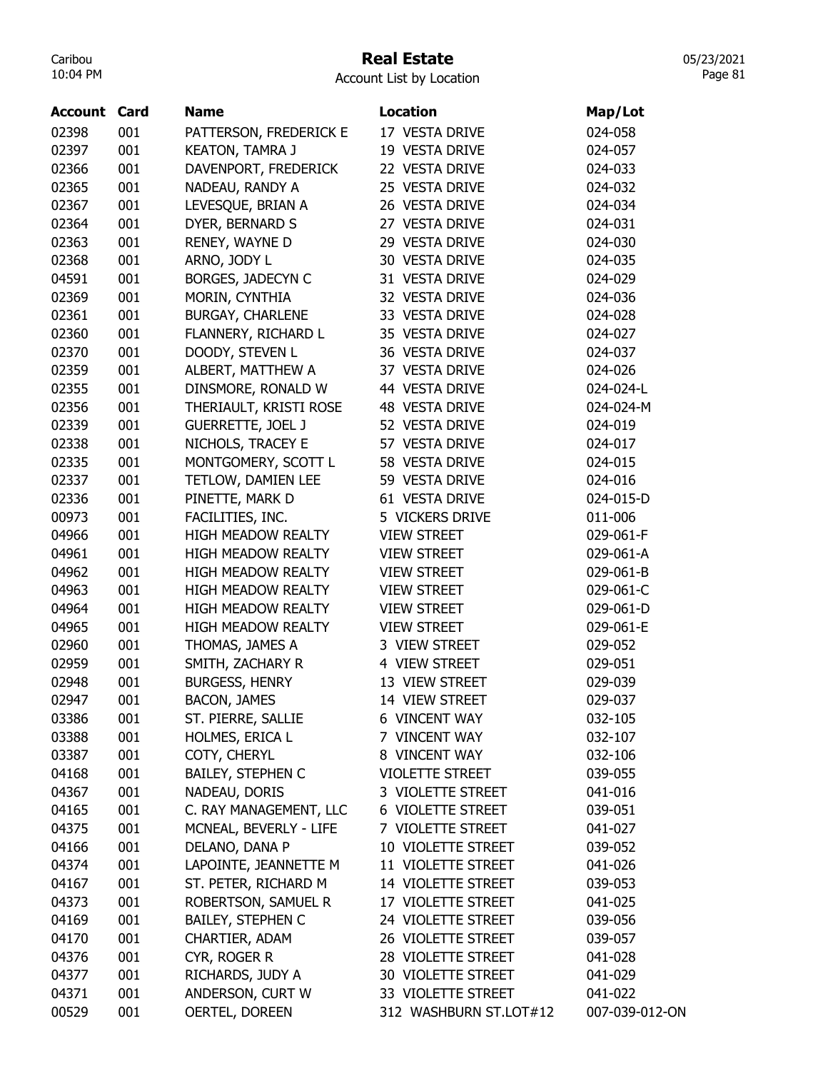# Real Estate

Account List by Location

| Account | Card | Name | Location | Map/Lot |
|---|---|---|---|---|
| 02398 | 001 | PATTERSON, FREDERICK E | 17 VESTA DRIVE | 024-058 |
| 02397 | 001 | KEATON, TAMRA J | 19 VESTA DRIVE | 024-057 |
| 02366 | 001 | DAVENPORT, FREDERICK | 22 VESTA DRIVE | 024-033 |
| 02365 | 001 | NADEAU, RANDY A | 25 VESTA DRIVE | 024-032 |
| 02367 | 001 | LEVESQUE, BRIAN A | 26 VESTA DRIVE | 024-034 |
| 02364 | 001 | DYER, BERNARD S | 27 VESTA DRIVE | 024-031 |
| 02363 | 001 | RENEY, WAYNE D | 29 VESTA DRIVE | 024-030 |
| 02368 | 001 | ARNO, JODY L | 30 VESTA DRIVE | 024-035 |
| 04591 | 001 | BORGES, JADECYN C | 31 VESTA DRIVE | 024-029 |
| 02369 | 001 | MORIN, CYNTHIA | 32 VESTA DRIVE | 024-036 |
| 02361 | 001 | BURGAY, CHARLENE | 33 VESTA DRIVE | 024-028 |
| 02360 | 001 | FLANNERY, RICHARD L | 35 VESTA DRIVE | 024-027 |
| 02370 | 001 | DOODY, STEVEN L | 36 VESTA DRIVE | 024-037 |
| 02359 | 001 | ALBERT, MATTHEW A | 37 VESTA DRIVE | 024-026 |
| 02355 | 001 | DINSMORE, RONALD W | 44 VESTA DRIVE | 024-024-L |
| 02356 | 001 | THERIAULT, KRISTI ROSE | 48 VESTA DRIVE | 024-024-M |
| 02339 | 001 | GUERRETTE, JOEL J | 52 VESTA DRIVE | 024-019 |
| 02338 | 001 | NICHOLS, TRACEY E | 57 VESTA DRIVE | 024-017 |
| 02335 | 001 | MONTGOMERY, SCOTT L | 58 VESTA DRIVE | 024-015 |
| 02337 | 001 | TETLOW, DAMIEN LEE | 59 VESTA DRIVE | 024-016 |
| 02336 | 001 | PINETTE, MARK D | 61 VESTA DRIVE | 024-015-D |
| 00973 | 001 | FACILITIES, INC. | 5 VICKERS DRIVE | 011-006 |
| 04966 | 001 | HIGH MEADOW REALTY | VIEW STREET | 029-061-F |
| 04961 | 001 | HIGH MEADOW REALTY | VIEW STREET | 029-061-A |
| 04962 | 001 | HIGH MEADOW REALTY | VIEW STREET | 029-061-B |
| 04963 | 001 | HIGH MEADOW REALTY | VIEW STREET | 029-061-C |
| 04964 | 001 | HIGH MEADOW REALTY | VIEW STREET | 029-061-D |
| 04965 | 001 | HIGH MEADOW REALTY | VIEW STREET | 029-061-E |
| 02960 | 001 | THOMAS, JAMES A | 3 VIEW STREET | 029-052 |
| 02959 | 001 | SMITH, ZACHARY R | 4 VIEW STREET | 029-051 |
| 02948 | 001 | BURGESS, HENRY | 13 VIEW STREET | 029-039 |
| 02947 | 001 | BACON, JAMES | 14 VIEW STREET | 029-037 |
| 03386 | 001 | ST. PIERRE, SALLIE | 6 VINCENT WAY | 032-105 |
| 03388 | 001 | HOLMES, ERICA L | 7 VINCENT WAY | 032-107 |
| 03387 | 001 | COTY, CHERYL | 8 VINCENT WAY | 032-106 |
| 04168 | 001 | BAILEY, STEPHEN C | VIOLETTE STREET | 039-055 |
| 04367 | 001 | NADEAU, DORIS | 3 VIOLETTE STREET | 041-016 |
| 04165 | 001 | C. RAY MANAGEMENT, LLC | 6 VIOLETTE STREET | 039-051 |
| 04375 | 001 | MCNEAL, BEVERLY - LIFE | 7 VIOLETTE STREET | 041-027 |
| 04166 | 001 | DELANO, DANA P | 10 VIOLETTE STREET | 039-052 |
| 04374 | 001 | LAPOINTE, JEANNETTE M | 11 VIOLETTE STREET | 041-026 |
| 04167 | 001 | ST. PETER, RICHARD M | 14 VIOLETTE STREET | 039-053 |
| 04373 | 001 | ROBERTSON, SAMUEL R | 17 VIOLETTE STREET | 041-025 |
| 04169 | 001 | BAILEY, STEPHEN C | 24 VIOLETTE STREET | 039-056 |
| 04170 | 001 | CHARTIER, ADAM | 26 VIOLETTE STREET | 039-057 |
| 04376 | 001 | CYR, ROGER R | 28 VIOLETTE STREET | 041-028 |
| 04377 | 001 | RICHARDS, JUDY A | 30 VIOLETTE STREET | 041-029 |
| 04371 | 001 | ANDERSON, CURT W | 33 VIOLETTE STREET | 041-022 |
| 00529 | 001 | OERTEL, DOREEN | 312 WASHBURN ST.LOT#12 | 007-039-012-ON |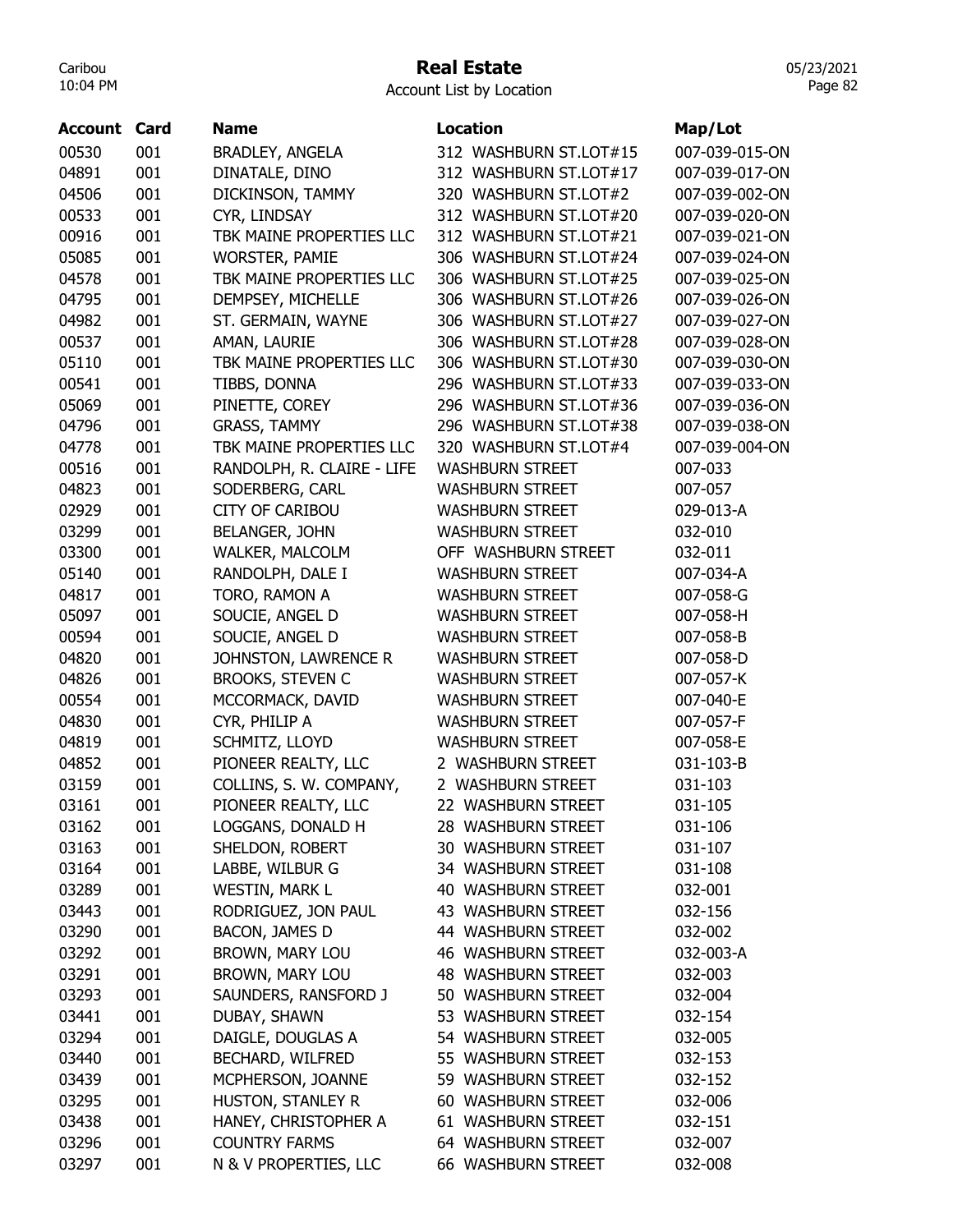# Real Estate

Account List by Location

| Account | Card | Name | Location | Map/Lot |
|---|---|---|---|---|
| 00530 | 001 | BRADLEY, ANGELA | 312 WASHBURN ST.LOT#15 | 007-039-015-ON |
| 04891 | 001 | DINATALE, DINO | 312 WASHBURN ST.LOT#17 | 007-039-017-ON |
| 04506 | 001 | DICKINSON, TAMMY | 320 WASHBURN ST.LOT#2 | 007-039-002-ON |
| 00533 | 001 | CYR, LINDSAY | 312 WASHBURN ST.LOT#20 | 007-039-020-ON |
| 00916 | 001 | TBK MAINE PROPERTIES LLC | 312 WASHBURN ST.LOT#21 | 007-039-021-ON |
| 05085 | 001 | WORSTER, PAMIE | 306 WASHBURN ST.LOT#24 | 007-039-024-ON |
| 04578 | 001 | TBK MAINE PROPERTIES LLC | 306 WASHBURN ST.LOT#25 | 007-039-025-ON |
| 04795 | 001 | DEMPSEY, MICHELLE | 306 WASHBURN ST.LOT#26 | 007-039-026-ON |
| 04982 | 001 | ST. GERMAIN, WAYNE | 306 WASHBURN ST.LOT#27 | 007-039-027-ON |
| 00537 | 001 | AMAN, LAURIE | 306 WASHBURN ST.LOT#28 | 007-039-028-ON |
| 05110 | 001 | TBK MAINE PROPERTIES LLC | 306 WASHBURN ST.LOT#30 | 007-039-030-ON |
| 00541 | 001 | TIBBS, DONNA | 296 WASHBURN ST.LOT#33 | 007-039-033-ON |
| 05069 | 001 | PINETTE, COREY | 296 WASHBURN ST.LOT#36 | 007-039-036-ON |
| 04796 | 001 | GRASS, TAMMY | 296 WASHBURN ST.LOT#38 | 007-039-038-ON |
| 04778 | 001 | TBK MAINE PROPERTIES LLC | 320 WASHBURN ST.LOT#4 | 007-039-004-ON |
| 00516 | 001 | RANDOLPH, R. CLAIRE - LIFE | WASHBURN STREET | 007-033 |
| 04823 | 001 | SODERBERG, CARL | WASHBURN STREET | 007-057 |
| 02929 | 001 | CITY OF CARIBOU | WASHBURN STREET | 029-013-A |
| 03299 | 001 | BELANGER, JOHN | WASHBURN STREET | 032-010 |
| 03300 | 001 | WALKER, MALCOLM | OFF WASHBURN STREET | 032-011 |
| 05140 | 001 | RANDOLPH, DALE I | WASHBURN STREET | 007-034-A |
| 04817 | 001 | TORO, RAMON A | WASHBURN STREET | 007-058-G |
| 05097 | 001 | SOUCIE, ANGEL D | WASHBURN STREET | 007-058-H |
| 00594 | 001 | SOUCIE, ANGEL D | WASHBURN STREET | 007-058-B |
| 04820 | 001 | JOHNSTON, LAWRENCE R | WASHBURN STREET | 007-058-D |
| 04826 | 001 | BROOKS, STEVEN C | WASHBURN STREET | 007-057-K |
| 00554 | 001 | MCCORMACK, DAVID | WASHBURN STREET | 007-040-E |
| 04830 | 001 | CYR, PHILIP A | WASHBURN STREET | 007-057-F |
| 04819 | 001 | SCHMITZ, LLOYD | WASHBURN STREET | 007-058-E |
| 04852 | 001 | PIONEER REALTY, LLC | 2 WASHBURN STREET | 031-103-B |
| 03159 | 001 | COLLINS, S. W. COMPANY, | 2 WASHBURN STREET | 031-103 |
| 03161 | 001 | PIONEER REALTY, LLC | 22 WASHBURN STREET | 031-105 |
| 03162 | 001 | LOGGANS, DONALD H | 28 WASHBURN STREET | 031-106 |
| 03163 | 001 | SHELDON, ROBERT | 30 WASHBURN STREET | 031-107 |
| 03164 | 001 | LABBE, WILBUR G | 34 WASHBURN STREET | 031-108 |
| 03289 | 001 | WESTIN, MARK L | 40 WASHBURN STREET | 032-001 |
| 03443 | 001 | RODRIGUEZ, JON PAUL | 43 WASHBURN STREET | 032-156 |
| 03290 | 001 | BACON, JAMES D | 44 WASHBURN STREET | 032-002 |
| 03292 | 001 | BROWN, MARY LOU | 46 WASHBURN STREET | 032-003-A |
| 03291 | 001 | BROWN, MARY LOU | 48 WASHBURN STREET | 032-003 |
| 03293 | 001 | SAUNDERS, RANSFORD J | 50 WASHBURN STREET | 032-004 |
| 03441 | 001 | DUBAY, SHAWN | 53 WASHBURN STREET | 032-154 |
| 03294 | 001 | DAIGLE, DOUGLAS A | 54 WASHBURN STREET | 032-005 |
| 03440 | 001 | BECHARD, WILFRED | 55 WASHBURN STREET | 032-153 |
| 03439 | 001 | MCPHERSON, JOANNE | 59 WASHBURN STREET | 032-152 |
| 03295 | 001 | HUSTON, STANLEY R | 60 WASHBURN STREET | 032-006 |
| 03438 | 001 | HANEY, CHRISTOPHER A | 61 WASHBURN STREET | 032-151 |
| 03296 | 001 | COUNTRY FARMS | 64 WASHBURN STREET | 032-007 |
| 03297 | 001 | N & V PROPERTIES, LLC | 66 WASHBURN STREET | 032-008 |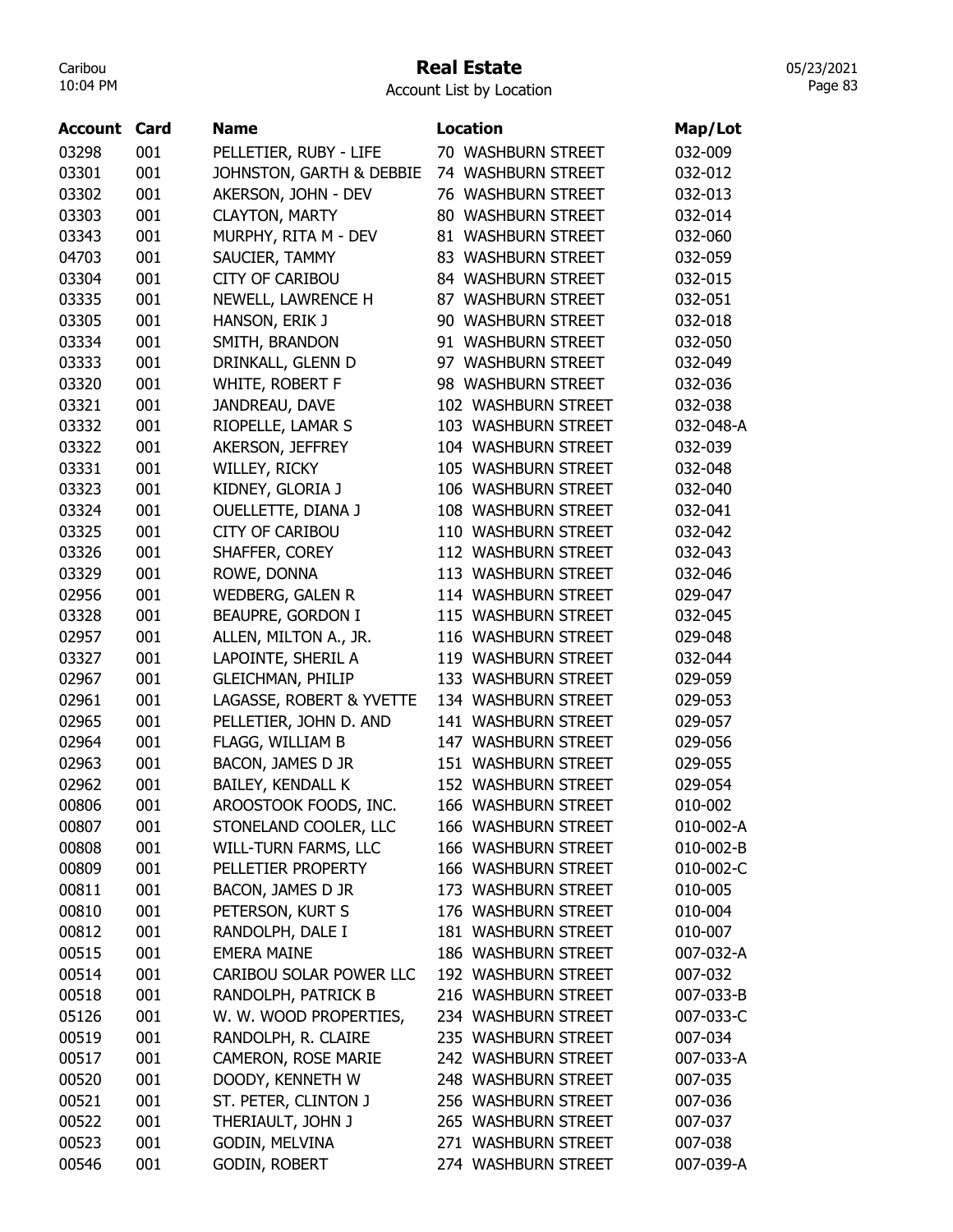# Real Estate

Account List by Location

| Account | Card | Name | Location | Map/Lot |
|---|---|---|---|---|
| 03298 | 001 | PELLETIER, RUBY - LIFE | 70 WASHBURN STREET | 032-009 |
| 03301 | 001 | JOHNSTON, GARTH & DEBBIE | 74 WASHBURN STREET | 032-012 |
| 03302 | 001 | AKERSON, JOHN - DEV | 76 WASHBURN STREET | 032-013 |
| 03303 | 001 | CLAYTON, MARTY | 80 WASHBURN STREET | 032-014 |
| 03343 | 001 | MURPHY, RITA M - DEV | 81 WASHBURN STREET | 032-060 |
| 04703 | 001 | SAUCIER, TAMMY | 83 WASHBURN STREET | 032-059 |
| 03304 | 001 | CITY OF CARIBOU | 84 WASHBURN STREET | 032-015 |
| 03335 | 001 | NEWELL, LAWRENCE H | 87 WASHBURN STREET | 032-051 |
| 03305 | 001 | HANSON, ERIK J | 90 WASHBURN STREET | 032-018 |
| 03334 | 001 | SMITH, BRANDON | 91 WASHBURN STREET | 032-050 |
| 03333 | 001 | DRINKALL, GLENN D | 97 WASHBURN STREET | 032-049 |
| 03320 | 001 | WHITE, ROBERT F | 98 WASHBURN STREET | 032-036 |
| 03321 | 001 | JANDREAU, DAVE | 102 WASHBURN STREET | 032-038 |
| 03332 | 001 | RIOPELLE, LAMAR S | 103 WASHBURN STREET | 032-048-A |
| 03322 | 001 | AKERSON, JEFFREY | 104 WASHBURN STREET | 032-039 |
| 03331 | 001 | WILLEY, RICKY | 105 WASHBURN STREET | 032-048 |
| 03323 | 001 | KIDNEY, GLORIA J | 106 WASHBURN STREET | 032-040 |
| 03324 | 001 | OUELLETTE, DIANA J | 108 WASHBURN STREET | 032-041 |
| 03325 | 001 | CITY OF CARIBOU | 110 WASHBURN STREET | 032-042 |
| 03326 | 001 | SHAFFER, COREY | 112 WASHBURN STREET | 032-043 |
| 03329 | 001 | ROWE, DONNA | 113 WASHBURN STREET | 032-046 |
| 02956 | 001 | WEDBERG, GALEN R | 114 WASHBURN STREET | 029-047 |
| 03328 | 001 | BEAUPRE, GORDON I | 115 WASHBURN STREET | 032-045 |
| 02957 | 001 | ALLEN, MILTON A., JR. | 116 WASHBURN STREET | 029-048 |
| 03327 | 001 | LAPOINTE, SHERIL A | 119 WASHBURN STREET | 032-044 |
| 02967 | 001 | GLEICHMAN, PHILIP | 133 WASHBURN STREET | 029-059 |
| 02961 | 001 | LAGASSE, ROBERT & YVETTE | 134 WASHBURN STREET | 029-053 |
| 02965 | 001 | PELLETIER, JOHN D. AND | 141 WASHBURN STREET | 029-057 |
| 02964 | 001 | FLAGG, WILLIAM B | 147 WASHBURN STREET | 029-056 |
| 02963 | 001 | BACON, JAMES D JR | 151 WASHBURN STREET | 029-055 |
| 02962 | 001 | BAILEY, KENDALL K | 152 WASHBURN STREET | 029-054 |
| 00806 | 001 | AROOSTOOK FOODS, INC. | 166 WASHBURN STREET | 010-002 |
| 00807 | 001 | STONELAND COOLER, LLC | 166 WASHBURN STREET | 010-002-A |
| 00808 | 001 | WILL-TURN FARMS, LLC | 166 WASHBURN STREET | 010-002-B |
| 00809 | 001 | PELLETIER PROPERTY | 166 WASHBURN STREET | 010-002-C |
| 00811 | 001 | BACON, JAMES D JR | 173 WASHBURN STREET | 010-005 |
| 00810 | 001 | PETERSON, KURT S | 176 WASHBURN STREET | 010-004 |
| 00812 | 001 | RANDOLPH, DALE I | 181 WASHBURN STREET | 010-007 |
| 00515 | 001 | EMERA MAINE | 186 WASHBURN STREET | 007-032-A |
| 00514 | 001 | CARIBOU SOLAR POWER LLC | 192 WASHBURN STREET | 007-032 |
| 00518 | 001 | RANDOLPH, PATRICK B | 216 WASHBURN STREET | 007-033-B |
| 05126 | 001 | W. W. WOOD PROPERTIES, | 234 WASHBURN STREET | 007-033-C |
| 00519 | 001 | RANDOLPH, R. CLAIRE | 235 WASHBURN STREET | 007-034 |
| 00517 | 001 | CAMERON, ROSE MARIE | 242 WASHBURN STREET | 007-033-A |
| 00520 | 001 | DOODY, KENNETH W | 248 WASHBURN STREET | 007-035 |
| 00521 | 001 | ST. PETER, CLINTON J | 256 WASHBURN STREET | 007-036 |
| 00522 | 001 | THERIAULT, JOHN J | 265 WASHBURN STREET | 007-037 |
| 00523 | 001 | GODIN, MELVINA | 271 WASHBURN STREET | 007-038 |
| 00546 | 001 | GODIN, ROBERT | 274 WASHBURN STREET | 007-039-A |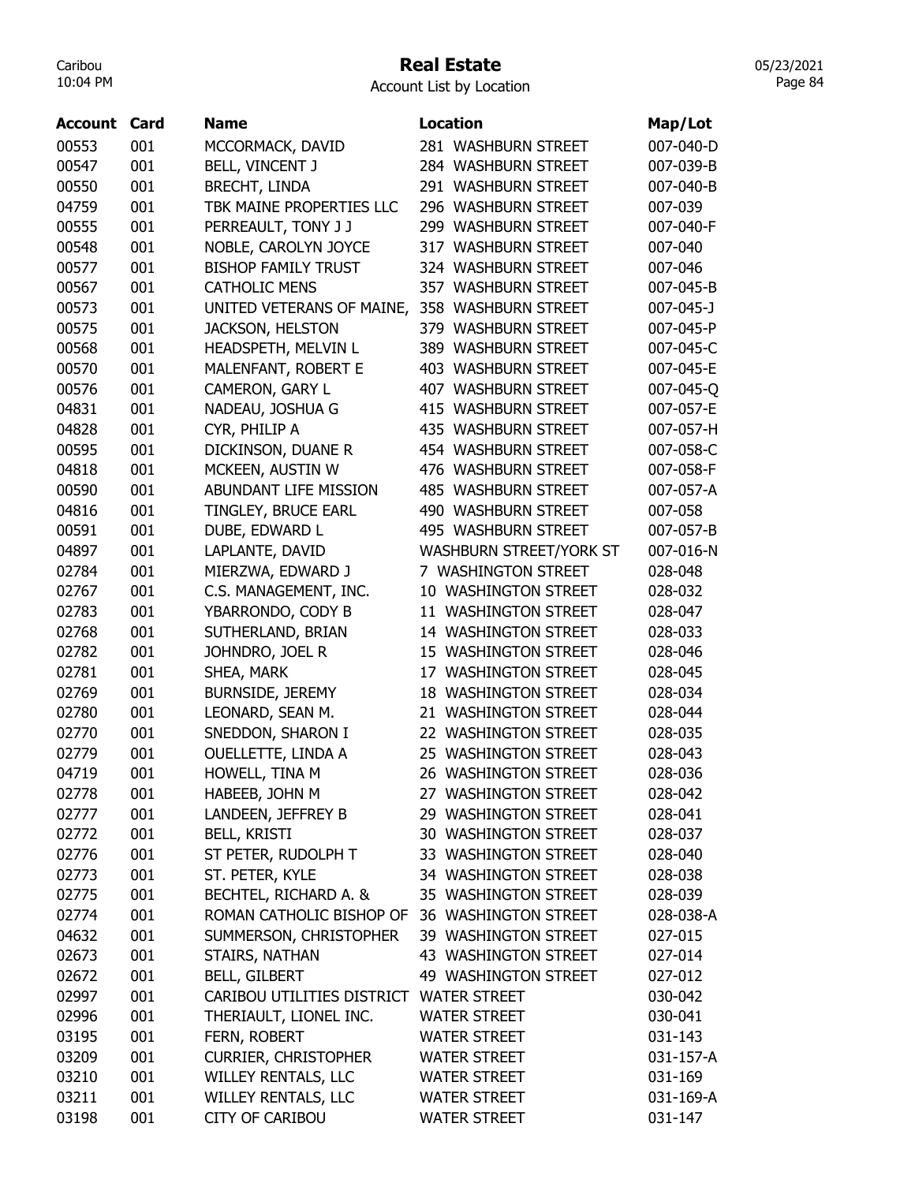# Real Estate

Account List by Location

| Account | Card | Name | Location | Map/Lot |
|---|---|---|---|---|
| 00553 | 001 | MCCORMACK, DAVID | 281 WASHBURN STREET | 007-040-D |
| 00547 | 001 | BELL, VINCENT J | 284 WASHBURN STREET | 007-039-B |
| 00550 | 001 | BRECHT, LINDA | 291 WASHBURN STREET | 007-040-B |
| 04759 | 001 | TBK MAINE PROPERTIES LLC | 296 WASHBURN STREET | 007-039 |
| 00555 | 001 | PERREAULT, TONY J J | 299 WASHBURN STREET | 007-040-F |
| 00548 | 001 | NOBLE, CAROLYN JOYCE | 317 WASHBURN STREET | 007-040 |
| 00577 | 001 | BISHOP FAMILY TRUST | 324 WASHBURN STREET | 007-046 |
| 00567 | 001 | CATHOLIC MENS | 357 WASHBURN STREET | 007-045-B |
| 00573 | 001 | UNITED VETERANS OF MAINE, | 358 WASHBURN STREET | 007-045-J |
| 00575 | 001 | JACKSON, HELSTON | 379 WASHBURN STREET | 007-045-P |
| 00568 | 001 | HEADSPETH, MELVIN L | 389 WASHBURN STREET | 007-045-C |
| 00570 | 001 | MALENFANT, ROBERT E | 403 WASHBURN STREET | 007-045-E |
| 00576 | 001 | CAMERON, GARY L | 407 WASHBURN STREET | 007-045-Q |
| 04831 | 001 | NADEAU, JOSHUA G | 415 WASHBURN STREET | 007-057-E |
| 04828 | 001 | CYR, PHILIP A | 435 WASHBURN STREET | 007-057-H |
| 00595 | 001 | DICKINSON, DUANE R | 454 WASHBURN STREET | 007-058-C |
| 04818 | 001 | MCKEEN, AUSTIN W | 476 WASHBURN STREET | 007-058-F |
| 00590 | 001 | ABUNDANT LIFE MISSION | 485 WASHBURN STREET | 007-057-A |
| 04816 | 001 | TINGLEY, BRUCE EARL | 490 WASHBURN STREET | 007-058 |
| 00591 | 001 | DUBE, EDWARD L | 495 WASHBURN STREET | 007-057-B |
| 04897 | 001 | LAPLANTE, DAVID | WASHBURN STREET/YORK ST | 007-016-N |
| 02784 | 001 | MIERZWA, EDWARD J | 7 WASHINGTON STREET | 028-048 |
| 02767 | 001 | C.S. MANAGEMENT, INC. | 10 WASHINGTON STREET | 028-032 |
| 02783 | 001 | YBARRONDO, CODY B | 11 WASHINGTON STREET | 028-047 |
| 02768 | 001 | SUTHERLAND, BRIAN | 14 WASHINGTON STREET | 028-033 |
| 02782 | 001 | JOHNDRO, JOEL R | 15 WASHINGTON STREET | 028-046 |
| 02781 | 001 | SHEA, MARK | 17 WASHINGTON STREET | 028-045 |
| 02769 | 001 | BURNSIDE, JEREMY | 18 WASHINGTON STREET | 028-034 |
| 02780 | 001 | LEONARD, SEAN M. | 21 WASHINGTON STREET | 028-044 |
| 02770 | 001 | SNEDDON, SHARON I | 22 WASHINGTON STREET | 028-035 |
| 02779 | 001 | OUELLETTE, LINDA A | 25 WASHINGTON STREET | 028-043 |
| 04719 | 001 | HOWELL, TINA M | 26 WASHINGTON STREET | 028-036 |
| 02778 | 001 | HABEEB, JOHN M | 27 WASHINGTON STREET | 028-042 |
| 02777 | 001 | LANDEEN, JEFFREY B | 29 WASHINGTON STREET | 028-041 |
| 02772 | 001 | BELL, KRISTI | 30 WASHINGTON STREET | 028-037 |
| 02776 | 001 | ST PETER, RUDOLPH T | 33 WASHINGTON STREET | 028-040 |
| 02773 | 001 | ST. PETER, KYLE | 34 WASHINGTON STREET | 028-038 |
| 02775 | 001 | BECHTEL, RICHARD A. & | 35 WASHINGTON STREET | 028-039 |
| 02774 | 001 | ROMAN CATHOLIC BISHOP OF | 36 WASHINGTON STREET | 028-038-A |
| 04632 | 001 | SUMMERSON, CHRISTOPHER | 39 WASHINGTON STREET | 027-015 |
| 02673 | 001 | STAIRS, NATHAN | 43 WASHINGTON STREET | 027-014 |
| 02672 | 001 | BELL, GILBERT | 49 WASHINGTON STREET | 027-012 |
| 02997 | 001 | CARIBOU UTILITIES DISTRICT | WATER STREET | 030-042 |
| 02996 | 001 | THERIAULT, LIONEL INC. | WATER STREET | 030-041 |
| 03195 | 001 | FERN, ROBERT | WATER STREET | 031-143 |
| 03209 | 001 | CURRIER, CHRISTOPHER | WATER STREET | 031-157-A |
| 03210 | 001 | WILLEY RENTALS, LLC | WATER STREET | 031-169 |
| 03211 | 001 | WILLEY RENTALS, LLC | WATER STREET | 031-169-A |
| 03198 | 001 | CITY OF CARIBOU | WATER STREET | 031-147 |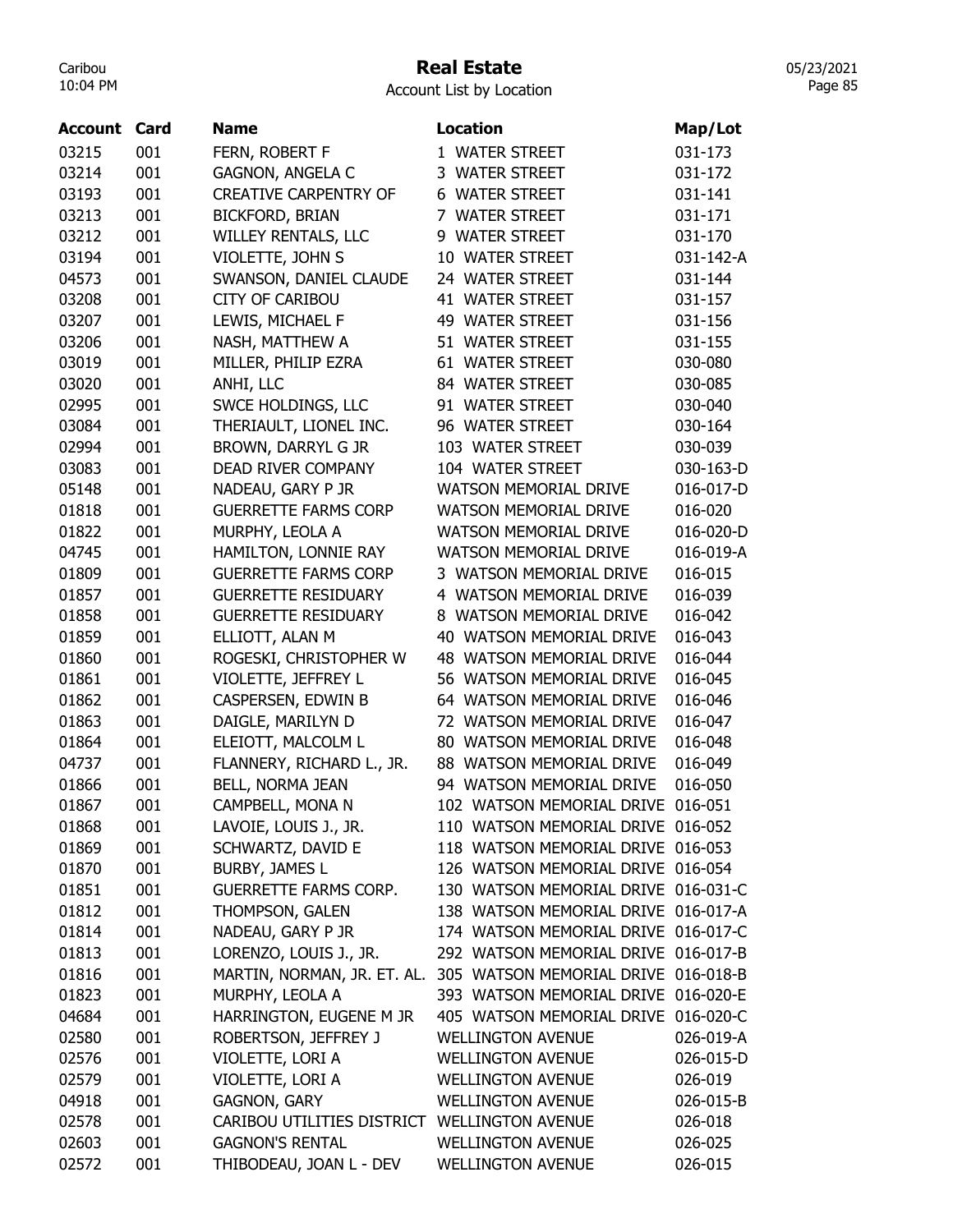# Real Estate

Account List by Location

| Account | Card | Name | Location | Map/Lot |
|---|---|---|---|---|
| 03215 | 001 | FERN, ROBERT F | 1 WATER STREET | 031-173 |
| 03214 | 001 | GAGNON, ANGELA C | 3 WATER STREET | 031-172 |
| 03193 | 001 | CREATIVE CARPENTRY OF | 6 WATER STREET | 031-141 |
| 03213 | 001 | BICKFORD, BRIAN | 7 WATER STREET | 031-171 |
| 03212 | 001 | WILLEY RENTALS, LLC | 9 WATER STREET | 031-170 |
| 03194 | 001 | VIOLETTE, JOHN S | 10 WATER STREET | 031-142-A |
| 04573 | 001 | SWANSON, DANIEL CLAUDE | 24 WATER STREET | 031-144 |
| 03208 | 001 | CITY OF CARIBOU | 41 WATER STREET | 031-157 |
| 03207 | 001 | LEWIS, MICHAEL F | 49 WATER STREET | 031-156 |
| 03206 | 001 | NASH, MATTHEW A | 51 WATER STREET | 031-155 |
| 03019 | 001 | MILLER, PHILIP EZRA | 61 WATER STREET | 030-080 |
| 03020 | 001 | ANHI, LLC | 84 WATER STREET | 030-085 |
| 02995 | 001 | SWCE HOLDINGS, LLC | 91 WATER STREET | 030-040 |
| 03084 | 001 | THERIAULT, LIONEL INC. | 96 WATER STREET | 030-164 |
| 02994 | 001 | BROWN, DARRYL G JR | 103 WATER STREET | 030-039 |
| 03083 | 001 | DEAD RIVER COMPANY | 104 WATER STREET | 030-163-D |
| 05148 | 001 | NADEAU, GARY P JR | WATSON MEMORIAL DRIVE | 016-017-D |
| 01818 | 001 | GUERRETTE FARMS CORP | WATSON MEMORIAL DRIVE | 016-020 |
| 01822 | 001 | MURPHY, LEOLA A | WATSON MEMORIAL DRIVE | 016-020-D |
| 04745 | 001 | HAMILTON, LONNIE RAY | WATSON MEMORIAL DRIVE | 016-019-A |
| 01809 | 001 | GUERRETTE FARMS CORP | 3 WATSON MEMORIAL DRIVE | 016-015 |
| 01857 | 001 | GUERRETTE RESIDUARY | 4 WATSON MEMORIAL DRIVE | 016-039 |
| 01858 | 001 | GUERRETTE RESIDUARY | 8 WATSON MEMORIAL DRIVE | 016-042 |
| 01859 | 001 | ELLIOTT, ALAN M | 40 WATSON MEMORIAL DRIVE | 016-043 |
| 01860 | 001 | ROGESKI, CHRISTOPHER W | 48 WATSON MEMORIAL DRIVE | 016-044 |
| 01861 | 001 | VIOLETTE, JEFFREY L | 56 WATSON MEMORIAL DRIVE | 016-045 |
| 01862 | 001 | CASPERSEN, EDWIN B | 64 WATSON MEMORIAL DRIVE | 016-046 |
| 01863 | 001 | DAIGLE, MARILYN D | 72 WATSON MEMORIAL DRIVE | 016-047 |
| 01864 | 001 | ELEIOTT, MALCOLM L | 80 WATSON MEMORIAL DRIVE | 016-048 |
| 04737 | 001 | FLANNERY, RICHARD L., JR. | 88 WATSON MEMORIAL DRIVE | 016-049 |
| 01866 | 001 | BELL, NORMA JEAN | 94 WATSON MEMORIAL DRIVE | 016-050 |
| 01867 | 001 | CAMPBELL, MONA N | 102 WATSON MEMORIAL DRIVE | 016-051 |
| 01868 | 001 | LAVOIE, LOUIS J., JR. | 110 WATSON MEMORIAL DRIVE | 016-052 |
| 01869 | 001 | SCHWARTZ, DAVID E | 118 WATSON MEMORIAL DRIVE | 016-053 |
| 01870 | 001 | BURBY, JAMES L | 126 WATSON MEMORIAL DRIVE | 016-054 |
| 01851 | 001 | GUERRETTE FARMS CORP. | 130 WATSON MEMORIAL DRIVE | 016-031-C |
| 01812 | 001 | THOMPSON, GALEN | 138 WATSON MEMORIAL DRIVE | 016-017-A |
| 01814 | 001 | NADEAU, GARY P JR | 174 WATSON MEMORIAL DRIVE | 016-017-C |
| 01813 | 001 | LORENZO, LOUIS J., JR. | 292 WATSON MEMORIAL DRIVE | 016-017-B |
| 01816 | 001 | MARTIN, NORMAN, JR. ET. AL. | 305 WATSON MEMORIAL DRIVE | 016-018-B |
| 01823 | 001 | MURPHY, LEOLA A | 393 WATSON MEMORIAL DRIVE | 016-020-E |
| 04684 | 001 | HARRINGTON, EUGENE M JR | 405 WATSON MEMORIAL DRIVE | 016-020-C |
| 02580 | 001 | ROBERTSON, JEFFREY J | WELLINGTON AVENUE | 026-019-A |
| 02576 | 001 | VIOLETTE, LORI A | WELLINGTON AVENUE | 026-015-D |
| 02579 | 001 | VIOLETTE, LORI A | WELLINGTON AVENUE | 026-019 |
| 04918 | 001 | GAGNON, GARY | WELLINGTON AVENUE | 026-015-B |
| 02578 | 001 | CARIBOU UTILITIES DISTRICT | WELLINGTON AVENUE | 026-018 |
| 02603 | 001 | GAGNON'S RENTAL | WELLINGTON AVENUE | 026-025 |
| 02572 | 001 | THIBODEAU, JOAN L - DEV | WELLINGTON AVENUE | 026-015 |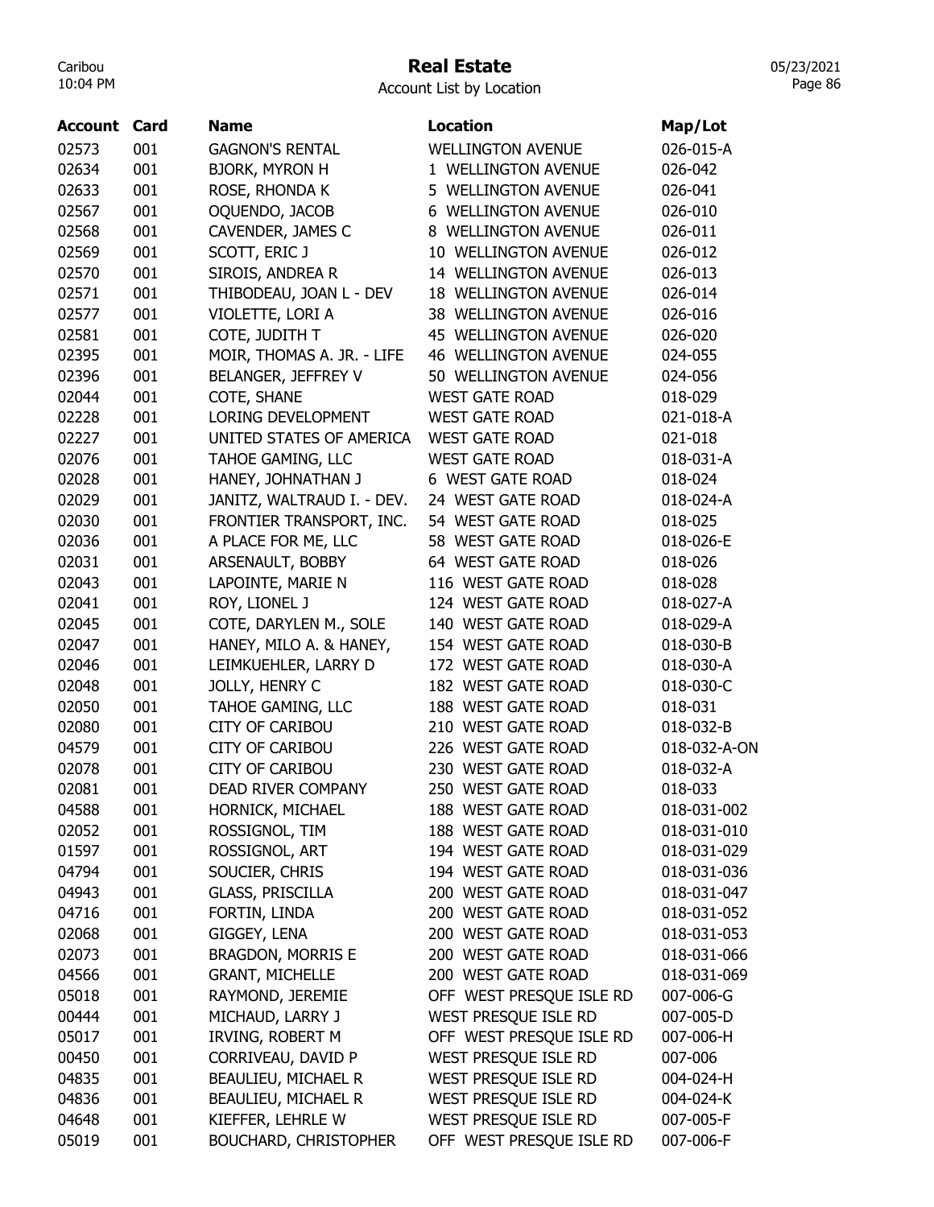# Real Estate

Account List by Location

| Account | Card | Name | Location | Map/Lot |
|---|---|---|---|---|
| 02573 | 001 | GAGNON'S RENTAL | WELLINGTON AVENUE | 026-015-A |
| 02634 | 001 | BJORK, MYRON H | 1 WELLINGTON AVENUE | 026-042 |
| 02633 | 001 | ROSE, RHONDA K | 5 WELLINGTON AVENUE | 026-041 |
| 02567 | 001 | OQUENDO, JACOB | 6 WELLINGTON AVENUE | 026-010 |
| 02568 | 001 | CAVENDER, JAMES C | 8 WELLINGTON AVENUE | 026-011 |
| 02569 | 001 | SCOTT, ERIC J | 10 WELLINGTON AVENUE | 026-012 |
| 02570 | 001 | SIROIS, ANDREA R | 14 WELLINGTON AVENUE | 026-013 |
| 02571 | 001 | THIBODEAU, JOAN L - DEV | 18 WELLINGTON AVENUE | 026-014 |
| 02577 | 001 | VIOLETTE, LORI A | 38 WELLINGTON AVENUE | 026-016 |
| 02581 | 001 | COTE, JUDITH T | 45 WELLINGTON AVENUE | 026-020 |
| 02395 | 001 | MOIR, THOMAS A. JR. - LIFE | 46 WELLINGTON AVENUE | 024-055 |
| 02396 | 001 | BELANGER, JEFFREY V | 50 WELLINGTON AVENUE | 024-056 |
| 02044 | 001 | COTE, SHANE | WEST GATE ROAD | 018-029 |
| 02228 | 001 | LORING DEVELOPMENT | WEST GATE ROAD | 021-018-A |
| 02227 | 001 | UNITED STATES OF AMERICA | WEST GATE ROAD | 021-018 |
| 02076 | 001 | TAHOE GAMING, LLC | WEST GATE ROAD | 018-031-A |
| 02028 | 001 | HANEY, JOHNATHAN J | 6 WEST GATE ROAD | 018-024 |
| 02029 | 001 | JANITZ, WALTRAUD I. - DEV. | 24 WEST GATE ROAD | 018-024-A |
| 02030 | 001 | FRONTIER TRANSPORT, INC. | 54 WEST GATE ROAD | 018-025 |
| 02036 | 001 | A PLACE FOR ME, LLC | 58 WEST GATE ROAD | 018-026-E |
| 02031 | 001 | ARSENAULT, BOBBY | 64 WEST GATE ROAD | 018-026 |
| 02043 | 001 | LAPOINTE, MARIE N | 116 WEST GATE ROAD | 018-028 |
| 02041 | 001 | ROY, LIONEL J | 124 WEST GATE ROAD | 018-027-A |
| 02045 | 001 | COTE, DARYLEN M., SOLE | 140 WEST GATE ROAD | 018-029-A |
| 02047 | 001 | HANEY, MILO A. & HANEY, | 154 WEST GATE ROAD | 018-030-B |
| 02046 | 001 | LEIMKUEHLER, LARRY D | 172 WEST GATE ROAD | 018-030-A |
| 02048 | 001 | JOLLY, HENRY C | 182 WEST GATE ROAD | 018-030-C |
| 02050 | 001 | TAHOE GAMING, LLC | 188 WEST GATE ROAD | 018-031 |
| 02080 | 001 | CITY OF CARIBOU | 210 WEST GATE ROAD | 018-032-B |
| 04579 | 001 | CITY OF CARIBOU | 226 WEST GATE ROAD | 018-032-A-ON |
| 02078 | 001 | CITY OF CARIBOU | 230 WEST GATE ROAD | 018-032-A |
| 02081 | 001 | DEAD RIVER COMPANY | 250 WEST GATE ROAD | 018-033 |
| 04588 | 001 | HORNICK, MICHAEL | 188 WEST GATE ROAD | 018-031-002 |
| 02052 | 001 | ROSSIGNOL, TIM | 188 WEST GATE ROAD | 018-031-010 |
| 01597 | 001 | ROSSIGNOL, ART | 194 WEST GATE ROAD | 018-031-029 |
| 04794 | 001 | SOUCIER, CHRIS | 194 WEST GATE ROAD | 018-031-036 |
| 04943 | 001 | GLASS, PRISCILLA | 200 WEST GATE ROAD | 018-031-047 |
| 04716 | 001 | FORTIN, LINDA | 200 WEST GATE ROAD | 018-031-052 |
| 02068 | 001 | GIGGEY, LENA | 200 WEST GATE ROAD | 018-031-053 |
| 02073 | 001 | BRAGDON, MORRIS E | 200 WEST GATE ROAD | 018-031-066 |
| 04566 | 001 | GRANT, MICHELLE | 200 WEST GATE ROAD | 018-031-069 |
| 05018 | 001 | RAYMOND, JEREMIE | OFF WEST PRESQUE ISLE RD | 007-006-G |
| 00444 | 001 | MICHAUD, LARRY J | WEST PRESQUE ISLE RD | 007-005-D |
| 05017 | 001 | IRVING, ROBERT M | OFF WEST PRESQUE ISLE RD | 007-006-H |
| 00450 | 001 | CORRIVEAU, DAVID P | WEST PRESQUE ISLE RD | 007-006 |
| 04835 | 001 | BEAULIEU, MICHAEL R | WEST PRESQUE ISLE RD | 004-024-H |
| 04836 | 001 | BEAULIEU, MICHAEL R | WEST PRESQUE ISLE RD | 004-024-K |
| 04648 | 001 | KIEFFER, LEHRLE W | WEST PRESQUE ISLE RD | 007-005-F |
| 05019 | 001 | BOUCHARD, CHRISTOPHER | OFF WEST PRESQUE ISLE RD | 007-006-F |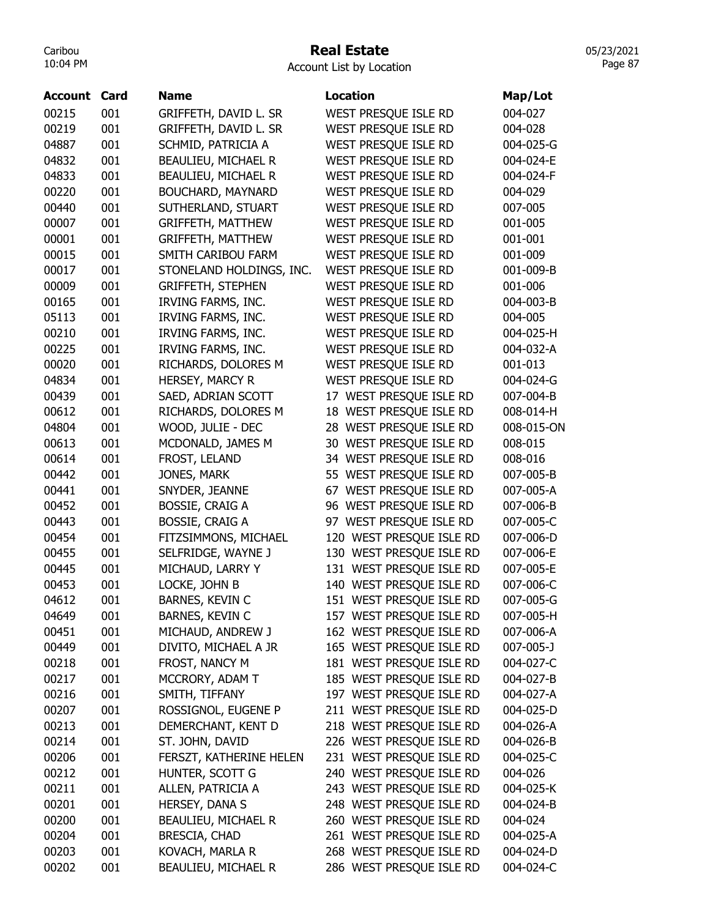# Real Estate

Account List by Location

| Account | Card | Name | Location | Map/Lot |
|---|---|---|---|---|
| 00215 | 001 | GRIFFETH, DAVID L. SR | WEST PRESQUE ISLE RD | 004-027 |
| 00219 | 001 | GRIFFETH, DAVID L. SR | WEST PRESQUE ISLE RD | 004-028 |
| 04887 | 001 | SCHMID, PATRICIA A | WEST PRESQUE ISLE RD | 004-025-G |
| 04832 | 001 | BEAULIEU, MICHAEL R | WEST PRESQUE ISLE RD | 004-024-E |
| 04833 | 001 | BEAULIEU, MICHAEL R | WEST PRESQUE ISLE RD | 004-024-F |
| 00220 | 001 | BOUCHARD, MAYNARD | WEST PRESQUE ISLE RD | 004-029 |
| 00440 | 001 | SUTHERLAND, STUART | WEST PRESQUE ISLE RD | 007-005 |
| 00007 | 001 | GRIFFETH, MATTHEW | WEST PRESQUE ISLE RD | 001-005 |
| 00001 | 001 | GRIFFETH, MATTHEW | WEST PRESQUE ISLE RD | 001-001 |
| 00015 | 001 | SMITH CARIBOU FARM | WEST PRESQUE ISLE RD | 001-009 |
| 00017 | 001 | STONELAND HOLDINGS, INC. | WEST PRESQUE ISLE RD | 001-009-B |
| 00009 | 001 | GRIFFETH, STEPHEN | WEST PRESQUE ISLE RD | 001-006 |
| 00165 | 001 | IRVING FARMS, INC. | WEST PRESQUE ISLE RD | 004-003-B |
| 05113 | 001 | IRVING FARMS, INC. | WEST PRESQUE ISLE RD | 004-005 |
| 00210 | 001 | IRVING FARMS, INC. | WEST PRESQUE ISLE RD | 004-025-H |
| 00225 | 001 | IRVING FARMS, INC. | WEST PRESQUE ISLE RD | 004-032-A |
| 00020 | 001 | RICHARDS, DOLORES M | WEST PRESQUE ISLE RD | 001-013 |
| 04834 | 001 | HERSEY, MARCY R | WEST PRESQUE ISLE RD | 004-024-G |
| 00439 | 001 | SAED, ADRIAN SCOTT | 17 WEST PRESQUE ISLE RD | 007-004-B |
| 00612 | 001 | RICHARDS, DOLORES M | 18 WEST PRESQUE ISLE RD | 008-014-H |
| 04804 | 001 | WOOD, JULIE - DEC | 28 WEST PRESQUE ISLE RD | 008-015-ON |
| 00613 | 001 | MCDONALD, JAMES M | 30 WEST PRESQUE ISLE RD | 008-015 |
| 00614 | 001 | FROST, LELAND | 34 WEST PRESQUE ISLE RD | 008-016 |
| 00442 | 001 | JONES, MARK | 55 WEST PRESQUE ISLE RD | 007-005-B |
| 00441 | 001 | SNYDER, JEANNE | 67 WEST PRESQUE ISLE RD | 007-005-A |
| 00452 | 001 | BOSSIE, CRAIG A | 96 WEST PRESQUE ISLE RD | 007-006-B |
| 00443 | 001 | BOSSIE, CRAIG A | 97 WEST PRESQUE ISLE RD | 007-005-C |
| 00454 | 001 | FITZSIMMONS, MICHAEL | 120 WEST PRESQUE ISLE RD | 007-006-D |
| 00455 | 001 | SELFRIDGE, WAYNE J | 130 WEST PRESQUE ISLE RD | 007-006-E |
| 00445 | 001 | MICHAUD, LARRY Y | 131 WEST PRESQUE ISLE RD | 007-005-E |
| 00453 | 001 | LOCKE, JOHN B | 140 WEST PRESQUE ISLE RD | 007-006-C |
| 04612 | 001 | BARNES, KEVIN C | 151 WEST PRESQUE ISLE RD | 007-005-G |
| 04649 | 001 | BARNES, KEVIN C | 157 WEST PRESQUE ISLE RD | 007-005-H |
| 00451 | 001 | MICHAUD, ANDREW J | 162 WEST PRESQUE ISLE RD | 007-006-A |
| 00449 | 001 | DIVITO, MICHAEL A JR | 165 WEST PRESQUE ISLE RD | 007-005-J |
| 00218 | 001 | FROST, NANCY M | 181 WEST PRESQUE ISLE RD | 004-027-C |
| 00217 | 001 | MCCRORY, ADAM T | 185 WEST PRESQUE ISLE RD | 004-027-B |
| 00216 | 001 | SMITH, TIFFANY | 197 WEST PRESQUE ISLE RD | 004-027-A |
| 00207 | 001 | ROSSIGNOL, EUGENE P | 211 WEST PRESQUE ISLE RD | 004-025-D |
| 00213 | 001 | DEMERCHANT, KENT D | 218 WEST PRESQUE ISLE RD | 004-026-A |
| 00214 | 001 | ST. JOHN, DAVID | 226 WEST PRESQUE ISLE RD | 004-026-B |
| 00206 | 001 | FERSZT, KATHERINE HELEN | 231 WEST PRESQUE ISLE RD | 004-025-C |
| 00212 | 001 | HUNTER, SCOTT G | 240 WEST PRESQUE ISLE RD | 004-026 |
| 00211 | 001 | ALLEN, PATRICIA A | 243 WEST PRESQUE ISLE RD | 004-025-K |
| 00201 | 001 | HERSEY, DANA S | 248 WEST PRESQUE ISLE RD | 004-024-B |
| 00200 | 001 | BEAULIEU, MICHAEL R | 260 WEST PRESQUE ISLE RD | 004-024 |
| 00204 | 001 | BRESCIA, CHAD | 261 WEST PRESQUE ISLE RD | 004-025-A |
| 00203 | 001 | KOVACH, MARLA R | 268 WEST PRESQUE ISLE RD | 004-024-D |
| 00202 | 001 | BEAULIEU, MICHAEL R | 286 WEST PRESQUE ISLE RD | 004-024-C |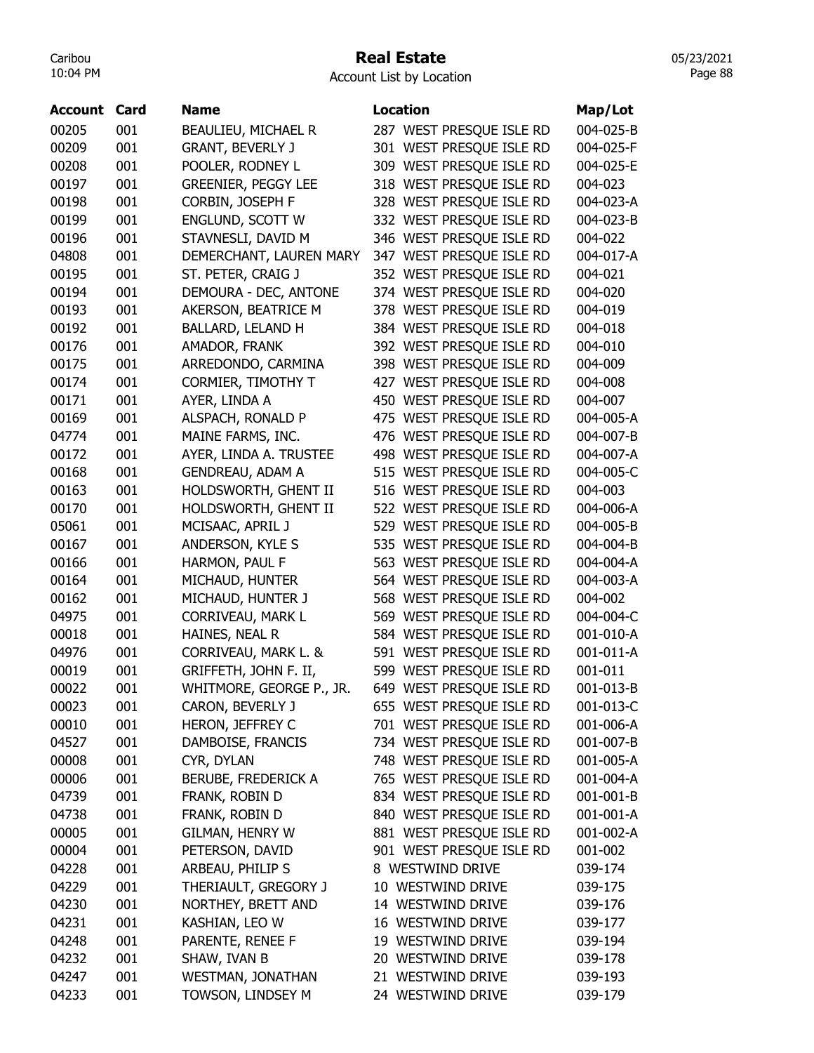# Real Estate

Account List by Location

| Account | Card | Name | Location | Map/Lot |
|---|---|---|---|---|
| 00205 | 001 | BEAULIEU, MICHAEL R | 287 WEST PRESQUE ISLE RD | 004-025-B |
| 00209 | 001 | GRANT, BEVERLY J | 301 WEST PRESQUE ISLE RD | 004-025-F |
| 00208 | 001 | POOLER, RODNEY L | 309 WEST PRESQUE ISLE RD | 004-025-E |
| 00197 | 001 | GREENIER, PEGGY LEE | 318 WEST PRESQUE ISLE RD | 004-023 |
| 00198 | 001 | CORBIN, JOSEPH F | 328 WEST PRESQUE ISLE RD | 004-023-A |
| 00199 | 001 | ENGLUND, SCOTT W | 332 WEST PRESQUE ISLE RD | 004-023-B |
| 00196 | 001 | STAVNESLI, DAVID M | 346 WEST PRESQUE ISLE RD | 004-022 |
| 04808 | 001 | DEMERCHANT, LAUREN MARY | 347 WEST PRESQUE ISLE RD | 004-017-A |
| 00195 | 001 | ST. PETER, CRAIG J | 352 WEST PRESQUE ISLE RD | 004-021 |
| 00194 | 001 | DEMOURA - DEC, ANTONE | 374 WEST PRESQUE ISLE RD | 004-020 |
| 00193 | 001 | AKERSON, BEATRICE M | 378 WEST PRESQUE ISLE RD | 004-019 |
| 00192 | 001 | BALLARD, LELAND H | 384 WEST PRESQUE ISLE RD | 004-018 |
| 00176 | 001 | AMADOR, FRANK | 392 WEST PRESQUE ISLE RD | 004-010 |
| 00175 | 001 | ARREDONDO, CARMINA | 398 WEST PRESQUE ISLE RD | 004-009 |
| 00174 | 001 | CORMIER, TIMOTHY T | 427 WEST PRESQUE ISLE RD | 004-008 |
| 00171 | 001 | AYER, LINDA A | 450 WEST PRESQUE ISLE RD | 004-007 |
| 00169 | 001 | ALSPACH, RONALD P | 475 WEST PRESQUE ISLE RD | 004-005-A |
| 04774 | 001 | MAINE FARMS, INC. | 476 WEST PRESQUE ISLE RD | 004-007-B |
| 00172 | 001 | AYER, LINDA A. TRUSTEE | 498 WEST PRESQUE ISLE RD | 004-007-A |
| 00168 | 001 | GENDREAU, ADAM A | 515 WEST PRESQUE ISLE RD | 004-005-C |
| 00163 | 001 | HOLDSWORTH, GHENT II | 516 WEST PRESQUE ISLE RD | 004-003 |
| 00170 | 001 | HOLDSWORTH, GHENT II | 522 WEST PRESQUE ISLE RD | 004-006-A |
| 05061 | 001 | MCISAAC, APRIL J | 529 WEST PRESQUE ISLE RD | 004-005-B |
| 00167 | 001 | ANDERSON, KYLE S | 535 WEST PRESQUE ISLE RD | 004-004-B |
| 00166 | 001 | HARMON, PAUL F | 563 WEST PRESQUE ISLE RD | 004-004-A |
| 00164 | 001 | MICHAUD, HUNTER | 564 WEST PRESQUE ISLE RD | 004-003-A |
| 00162 | 001 | MICHAUD, HUNTER J | 568 WEST PRESQUE ISLE RD | 004-002 |
| 04975 | 001 | CORRIVEAU, MARK L | 569 WEST PRESQUE ISLE RD | 004-004-C |
| 00018 | 001 | HAINES, NEAL R | 584 WEST PRESQUE ISLE RD | 001-010-A |
| 04976 | 001 | CORRIVEAU, MARK L. & | 591 WEST PRESQUE ISLE RD | 001-011-A |
| 00019 | 001 | GRIFFETH, JOHN F. II, | 599 WEST PRESQUE ISLE RD | 001-011 |
| 00022 | 001 | WHITMORE, GEORGE P., JR. | 649 WEST PRESQUE ISLE RD | 001-013-B |
| 00023 | 001 | CARON, BEVERLY J | 655 WEST PRESQUE ISLE RD | 001-013-C |
| 00010 | 001 | HERON, JEFFREY C | 701 WEST PRESQUE ISLE RD | 001-006-A |
| 04527 | 001 | DAMBOISE, FRANCIS | 734 WEST PRESQUE ISLE RD | 001-007-B |
| 00008 | 001 | CYR, DYLAN | 748 WEST PRESQUE ISLE RD | 001-005-A |
| 00006 | 001 | BERUBE, FREDERICK A | 765 WEST PRESQUE ISLE RD | 001-004-A |
| 04739 | 001 | FRANK, ROBIN D | 834 WEST PRESQUE ISLE RD | 001-001-B |
| 04738 | 001 | FRANK, ROBIN D | 840 WEST PRESQUE ISLE RD | 001-001-A |
| 00005 | 001 | GILMAN, HENRY W | 881 WEST PRESQUE ISLE RD | 001-002-A |
| 00004 | 001 | PETERSON, DAVID | 901 WEST PRESQUE ISLE RD | 001-002 |
| 04228 | 001 | ARBEAU, PHILIP S | 8 WESTWIND DRIVE | 039-174 |
| 04229 | 001 | THERIAULT, GREGORY J | 10 WESTWIND DRIVE | 039-175 |
| 04230 | 001 | NORTHEY, BRETT AND | 14 WESTWIND DRIVE | 039-176 |
| 04231 | 001 | KASHIAN, LEO W | 16 WESTWIND DRIVE | 039-177 |
| 04248 | 001 | PARENTE, RENEE F | 19 WESTWIND DRIVE | 039-194 |
| 04232 | 001 | SHAW, IVAN B | 20 WESTWIND DRIVE | 039-178 |
| 04247 | 001 | WESTMAN, JONATHAN | 21 WESTWIND DRIVE | 039-193 |
| 04233 | 001 | TOWSON, LINDSEY M | 24 WESTWIND DRIVE | 039-179 |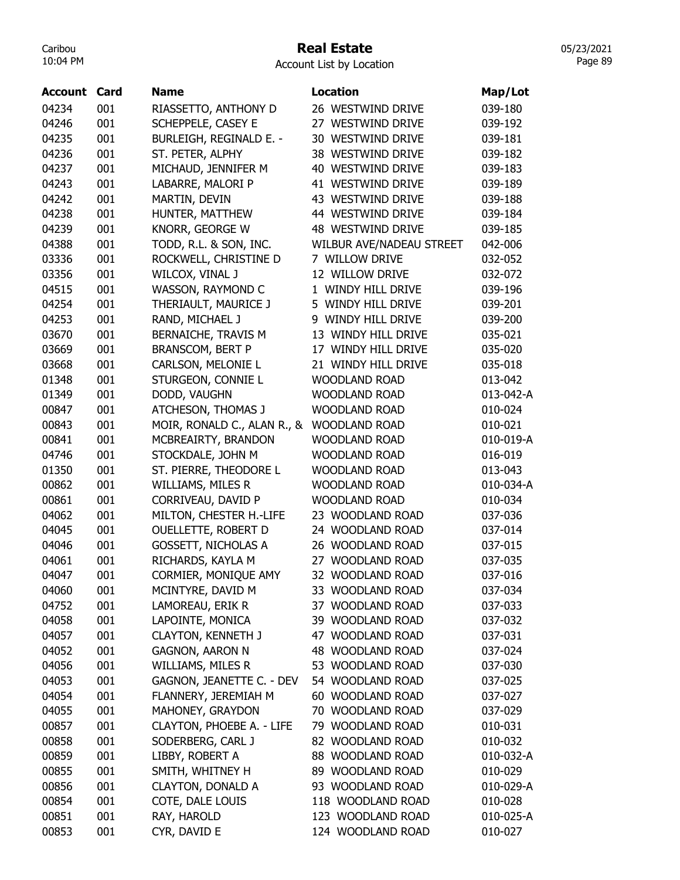# Real Estate

Account List by Location

| Account | Card | Name | Location | Map/Lot |
|---|---|---|---|---|
| 04234 | 001 | RIASSETTO, ANTHONY D | 26 WESTWIND DRIVE | 039-180 |
| 04246 | 001 | SCHEPPELE, CASEY E | 27 WESTWIND DRIVE | 039-192 |
| 04235 | 001 | BURLEIGH, REGINALD E. - | 30 WESTWIND DRIVE | 039-181 |
| 04236 | 001 | ST. PETER, ALPHY | 38 WESTWIND DRIVE | 039-182 |
| 04237 | 001 | MICHAUD, JENNIFER M | 40 WESTWIND DRIVE | 039-183 |
| 04243 | 001 | LABARRE, MALORI P | 41 WESTWIND DRIVE | 039-189 |
| 04242 | 001 | MARTIN, DEVIN | 43 WESTWIND DRIVE | 039-188 |
| 04238 | 001 | HUNTER, MATTHEW | 44 WESTWIND DRIVE | 039-184 |
| 04239 | 001 | KNORR, GEORGE W | 48 WESTWIND DRIVE | 039-185 |
| 04388 | 001 | TODD, R.L. & SON, INC. | WILBUR AVE/NADEAU STREET | 042-006 |
| 03336 | 001 | ROCKWELL, CHRISTINE D | 7 WILLOW DRIVE | 032-052 |
| 03356 | 001 | WILCOX, VINAL J | 12 WILLOW DRIVE | 032-072 |
| 04515 | 001 | WASSON, RAYMOND C | 1 WINDY HILL DRIVE | 039-196 |
| 04254 | 001 | THERIAULT, MAURICE J | 5 WINDY HILL DRIVE | 039-201 |
| 04253 | 001 | RAND, MICHAEL J | 9 WINDY HILL DRIVE | 039-200 |
| 03670 | 001 | BERNAICHE, TRAVIS M | 13 WINDY HILL DRIVE | 035-021 |
| 03669 | 001 | BRANSCOM, BERT P | 17 WINDY HILL DRIVE | 035-020 |
| 03668 | 001 | CARLSON, MELONIE L | 21 WINDY HILL DRIVE | 035-018 |
| 01348 | 001 | STURGEON, CONNIE L | WOODLAND ROAD | 013-042 |
| 01349 | 001 | DODD, VAUGHN | WOODLAND ROAD | 013-042-A |
| 00847 | 001 | ATCHESON, THOMAS J | WOODLAND ROAD | 010-024 |
| 00843 | 001 | MOIR, RONALD C., ALAN R., & | WOODLAND ROAD | 010-021 |
| 00841 | 001 | MCBREAIRTY, BRANDON | WOODLAND ROAD | 010-019-A |
| 04746 | 001 | STOCKDALE, JOHN M | WOODLAND ROAD | 016-019 |
| 01350 | 001 | ST. PIERRE, THEODORE L | WOODLAND ROAD | 013-043 |
| 00862 | 001 | WILLIAMS, MILES R | WOODLAND ROAD | 010-034-A |
| 00861 | 001 | CORRIVEAU, DAVID P | WOODLAND ROAD | 010-034 |
| 04062 | 001 | MILTON, CHESTER H.-LIFE | 23 WOODLAND ROAD | 037-036 |
| 04045 | 001 | OUELLETTE, ROBERT D | 24 WOODLAND ROAD | 037-014 |
| 04046 | 001 | GOSSETT, NICHOLAS A | 26 WOODLAND ROAD | 037-015 |
| 04061 | 001 | RICHARDS, KAYLA M | 27 WOODLAND ROAD | 037-035 |
| 04047 | 001 | CORMIER, MONIQUE AMY | 32 WOODLAND ROAD | 037-016 |
| 04060 | 001 | MCINTYRE, DAVID M | 33 WOODLAND ROAD | 037-034 |
| 04752 | 001 | LAMOREAU, ERIK R | 37 WOODLAND ROAD | 037-033 |
| 04058 | 001 | LAPOINTE, MONICA | 39 WOODLAND ROAD | 037-032 |
| 04057 | 001 | CLAYTON, KENNETH J | 47 WOODLAND ROAD | 037-031 |
| 04052 | 001 | GAGNON, AARON N | 48 WOODLAND ROAD | 037-024 |
| 04056 | 001 | WILLIAMS, MILES R | 53 WOODLAND ROAD | 037-030 |
| 04053 | 001 | GAGNON, JEANETTE C. - DEV | 54 WOODLAND ROAD | 037-025 |
| 04054 | 001 | FLANNERY, JEREMIAH M | 60 WOODLAND ROAD | 037-027 |
| 04055 | 001 | MAHONEY, GRAYDON | 70 WOODLAND ROAD | 037-029 |
| 00857 | 001 | CLAYTON, PHOEBE A. - LIFE | 79 WOODLAND ROAD | 010-031 |
| 00858 | 001 | SODERBERG, CARL J | 82 WOODLAND ROAD | 010-032 |
| 00859 | 001 | LIBBY, ROBERT A | 88 WOODLAND ROAD | 010-032-A |
| 00855 | 001 | SMITH, WHITNEY H | 89 WOODLAND ROAD | 010-029 |
| 00856 | 001 | CLAYTON, DONALD A | 93 WOODLAND ROAD | 010-029-A |
| 00854 | 001 | COTE, DALE LOUIS | 118 WOODLAND ROAD | 010-028 |
| 00851 | 001 | RAY, HAROLD | 123 WOODLAND ROAD | 010-025-A |
| 00853 | 001 | CYR, DAVID E | 124 WOODLAND ROAD | 010-027 |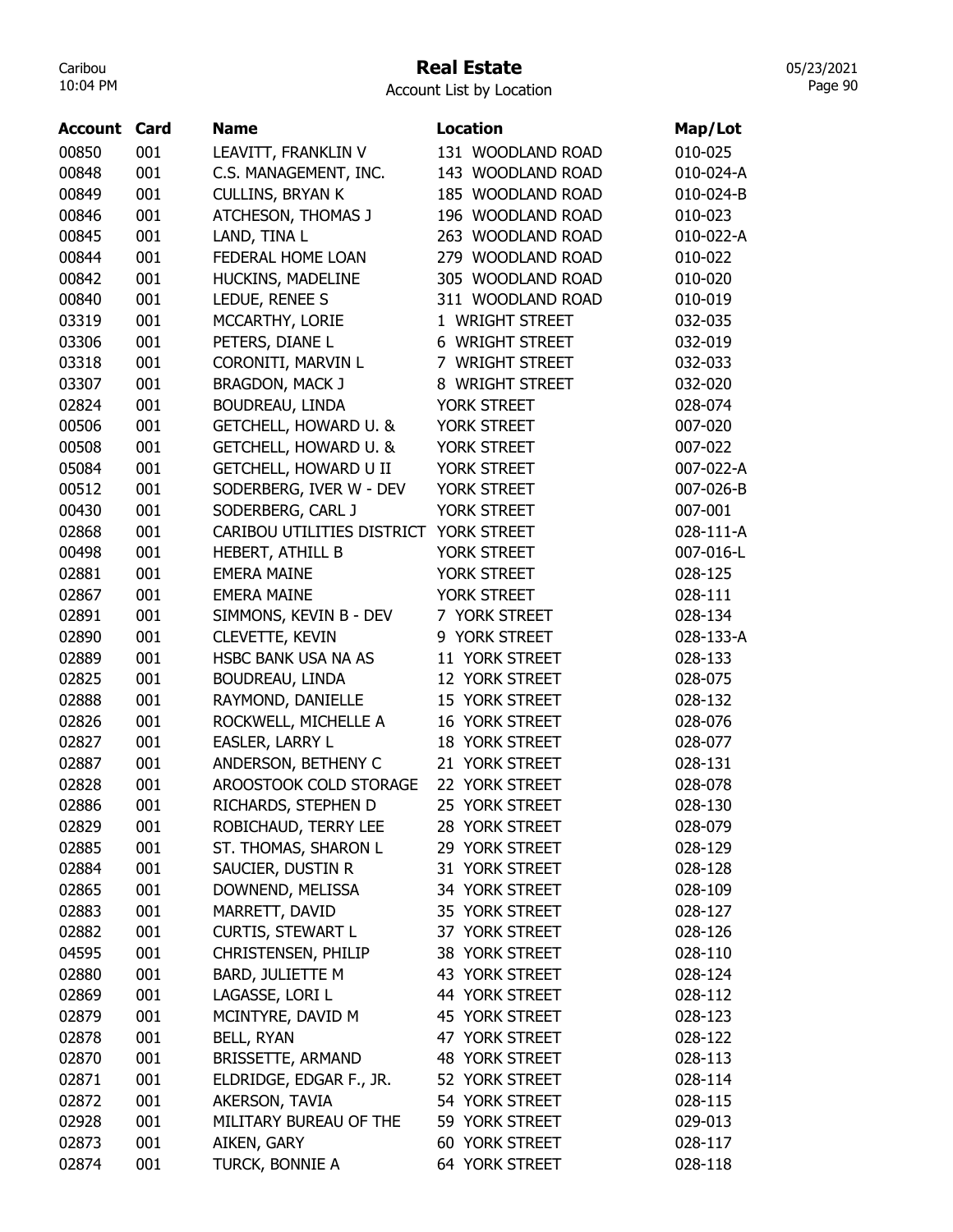# Real Estate

Account List by Location

| Account | Card | Name | Location | Map/Lot |
|---|---|---|---|---|
| 00850 | 001 | LEAVITT, FRANKLIN V | 131 WOODLAND ROAD | 010-025 |
| 00848 | 001 | C.S. MANAGEMENT, INC. | 143 WOODLAND ROAD | 010-024-A |
| 00849 | 001 | CULLINS, BRYAN K | 185 WOODLAND ROAD | 010-024-B |
| 00846 | 001 | ATCHESON, THOMAS J | 196 WOODLAND ROAD | 010-023 |
| 00845 | 001 | LAND, TINA L | 263 WOODLAND ROAD | 010-022-A |
| 00844 | 001 | FEDERAL HOME LOAN | 279 WOODLAND ROAD | 010-022 |
| 00842 | 001 | HUCKINS, MADELINE | 305 WOODLAND ROAD | 010-020 |
| 00840 | 001 | LEDUE, RENEE S | 311 WOODLAND ROAD | 010-019 |
| 03319 | 001 | MCCARTHY, LORIE | 1 WRIGHT STREET | 032-035 |
| 03306 | 001 | PETERS, DIANE L | 6 WRIGHT STREET | 032-019 |
| 03318 | 001 | CORONITI, MARVIN L | 7 WRIGHT STREET | 032-033 |
| 03307 | 001 | BRAGDON, MACK J | 8 WRIGHT STREET | 032-020 |
| 02824 | 001 | BOUDREAU, LINDA | YORK STREET | 028-074 |
| 00506 | 001 | GETCHELL, HOWARD U. & | YORK STREET | 007-020 |
| 00508 | 001 | GETCHELL, HOWARD U. & | YORK STREET | 007-022 |
| 05084 | 001 | GETCHELL, HOWARD U II | YORK STREET | 007-022-A |
| 00512 | 001 | SODERBERG, IVER W - DEV | YORK STREET | 007-026-B |
| 00430 | 001 | SODERBERG, CARL J | YORK STREET | 007-001 |
| 02868 | 001 | CARIBOU UTILITIES DISTRICT | YORK STREET | 028-111-A |
| 00498 | 001 | HEBERT, ATHILL B | YORK STREET | 007-016-L |
| 02881 | 001 | EMERA MAINE | YORK STREET | 028-125 |
| 02867 | 001 | EMERA MAINE | YORK STREET | 028-111 |
| 02891 | 001 | SIMMONS, KEVIN B - DEV | 7 YORK STREET | 028-134 |
| 02890 | 001 | CLEVETTE, KEVIN | 9 YORK STREET | 028-133-A |
| 02889 | 001 | HSBC BANK USA NA AS | 11 YORK STREET | 028-133 |
| 02825 | 001 | BOUDREAU, LINDA | 12 YORK STREET | 028-075 |
| 02888 | 001 | RAYMOND, DANIELLE | 15 YORK STREET | 028-132 |
| 02826 | 001 | ROCKWELL, MICHELLE A | 16 YORK STREET | 028-076 |
| 02827 | 001 | EASLER, LARRY L | 18 YORK STREET | 028-077 |
| 02887 | 001 | ANDERSON, BETHENY C | 21 YORK STREET | 028-131 |
| 02828 | 001 | AROOSTOOK COLD STORAGE | 22 YORK STREET | 028-078 |
| 02886 | 001 | RICHARDS, STEPHEN D | 25 YORK STREET | 028-130 |
| 02829 | 001 | ROBICHAUD, TERRY LEE | 28 YORK STREET | 028-079 |
| 02885 | 001 | ST. THOMAS, SHARON L | 29 YORK STREET | 028-129 |
| 02884 | 001 | SAUCIER, DUSTIN R | 31 YORK STREET | 028-128 |
| 02865 | 001 | DOWNEND, MELISSA | 34 YORK STREET | 028-109 |
| 02883 | 001 | MARRETT, DAVID | 35 YORK STREET | 028-127 |
| 02882 | 001 | CURTIS, STEWART L | 37 YORK STREET | 028-126 |
| 04595 | 001 | CHRISTENSEN, PHILIP | 38 YORK STREET | 028-110 |
| 02880 | 001 | BARD, JULIETTE M | 43 YORK STREET | 028-124 |
| 02869 | 001 | LAGASSE, LORI L | 44 YORK STREET | 028-112 |
| 02879 | 001 | MCINTYRE, DAVID M | 45 YORK STREET | 028-123 |
| 02878 | 001 | BELL, RYAN | 47 YORK STREET | 028-122 |
| 02870 | 001 | BRISSETTE, ARMAND | 48 YORK STREET | 028-113 |
| 02871 | 001 | ELDRIDGE, EDGAR F., JR. | 52 YORK STREET | 028-114 |
| 02872 | 001 | AKERSON, TAVIA | 54 YORK STREET | 028-115 |
| 02928 | 001 | MILITARY BUREAU OF THE | 59 YORK STREET | 029-013 |
| 02873 | 001 | AIKEN, GARY | 60 YORK STREET | 028-117 |
| 02874 | 001 | TURCK, BONNIE A | 64 YORK STREET | 028-118 |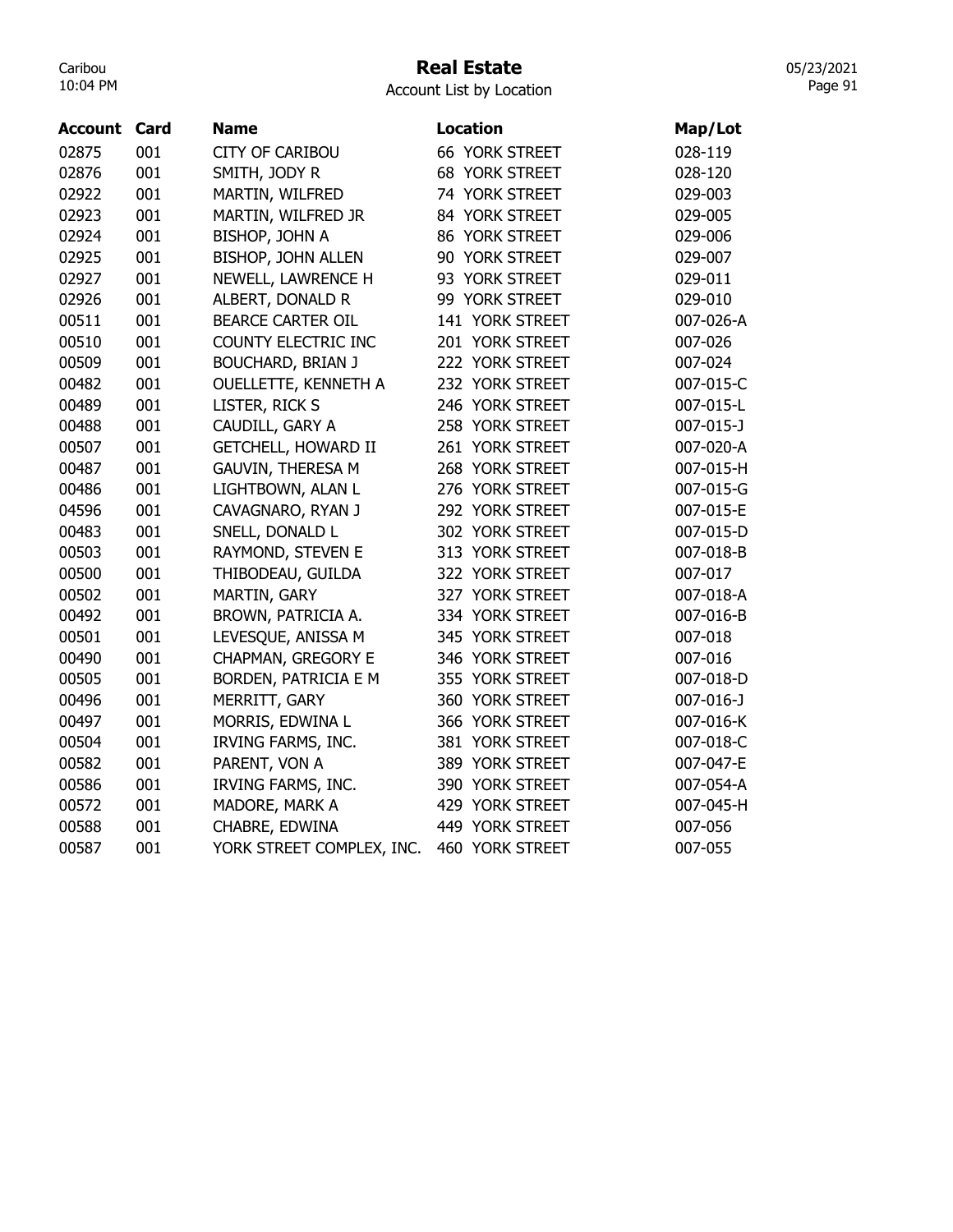# Real Estate

Account List by Location

| Account | Card | Name | Location | Map/Lot |
|---|---|---|---|---|
| 02875 | 001 | CITY OF CARIBOU | 66 YORK STREET | 028-119 |
| 02876 | 001 | SMITH, JODY R | 68 YORK STREET | 028-120 |
| 02922 | 001 | MARTIN, WILFRED | 74 YORK STREET | 029-003 |
| 02923 | 001 | MARTIN, WILFRED JR | 84 YORK STREET | 029-005 |
| 02924 | 001 | BISHOP, JOHN A | 86 YORK STREET | 029-006 |
| 02925 | 001 | BISHOP, JOHN ALLEN | 90 YORK STREET | 029-007 |
| 02927 | 001 | NEWELL, LAWRENCE H | 93 YORK STREET | 029-011 |
| 02926 | 001 | ALBERT, DONALD R | 99 YORK STREET | 029-010 |
| 00511 | 001 | BEARCE CARTER OIL | 141 YORK STREET | 007-026-A |
| 00510 | 001 | COUNTY ELECTRIC INC | 201 YORK STREET | 007-026 |
| 00509 | 001 | BOUCHARD, BRIAN J | 222 YORK STREET | 007-024 |
| 00482 | 001 | OUELLETTE, KENNETH A | 232 YORK STREET | 007-015-C |
| 00489 | 001 | LISTER, RICK S | 246 YORK STREET | 007-015-L |
| 00488 | 001 | CAUDILL, GARY A | 258 YORK STREET | 007-015-J |
| 00507 | 001 | GETCHELL, HOWARD II | 261 YORK STREET | 007-020-A |
| 00487 | 001 | GAUVIN, THERESA M | 268 YORK STREET | 007-015-H |
| 00486 | 001 | LIGHTBOWN, ALAN L | 276 YORK STREET | 007-015-G |
| 04596 | 001 | CAVAGNARO, RYAN J | 292 YORK STREET | 007-015-E |
| 00483 | 001 | SNELL, DONALD L | 302 YORK STREET | 007-015-D |
| 00503 | 001 | RAYMOND, STEVEN E | 313 YORK STREET | 007-018-B |
| 00500 | 001 | THIBODEAU, GUILDA | 322 YORK STREET | 007-017 |
| 00502 | 001 | MARTIN, GARY | 327 YORK STREET | 007-018-A |
| 00492 | 001 | BROWN, PATRICIA A. | 334 YORK STREET | 007-016-B |
| 00501 | 001 | LEVESQUE, ANISSA M | 345 YORK STREET | 007-018 |
| 00490 | 001 | CHAPMAN, GREGORY E | 346 YORK STREET | 007-016 |
| 00505 | 001 | BORDEN, PATRICIA E M | 355 YORK STREET | 007-018-D |
| 00496 | 001 | MERRITT, GARY | 360 YORK STREET | 007-016-J |
| 00497 | 001 | MORRIS, EDWINA L | 366 YORK STREET | 007-016-K |
| 00504 | 001 | IRVING FARMS, INC. | 381 YORK STREET | 007-018-C |
| 00582 | 001 | PARENT, VON A | 389 YORK STREET | 007-047-E |
| 00586 | 001 | IRVING FARMS, INC. | 390 YORK STREET | 007-054-A |
| 00572 | 001 | MADORE, MARK A | 429 YORK STREET | 007-045-H |
| 00588 | 001 | CHABRE, EDWINA | 449 YORK STREET | 007-056 |
| 00587 | 001 | YORK STREET COMPLEX, INC. | 460 YORK STREET | 007-055 |